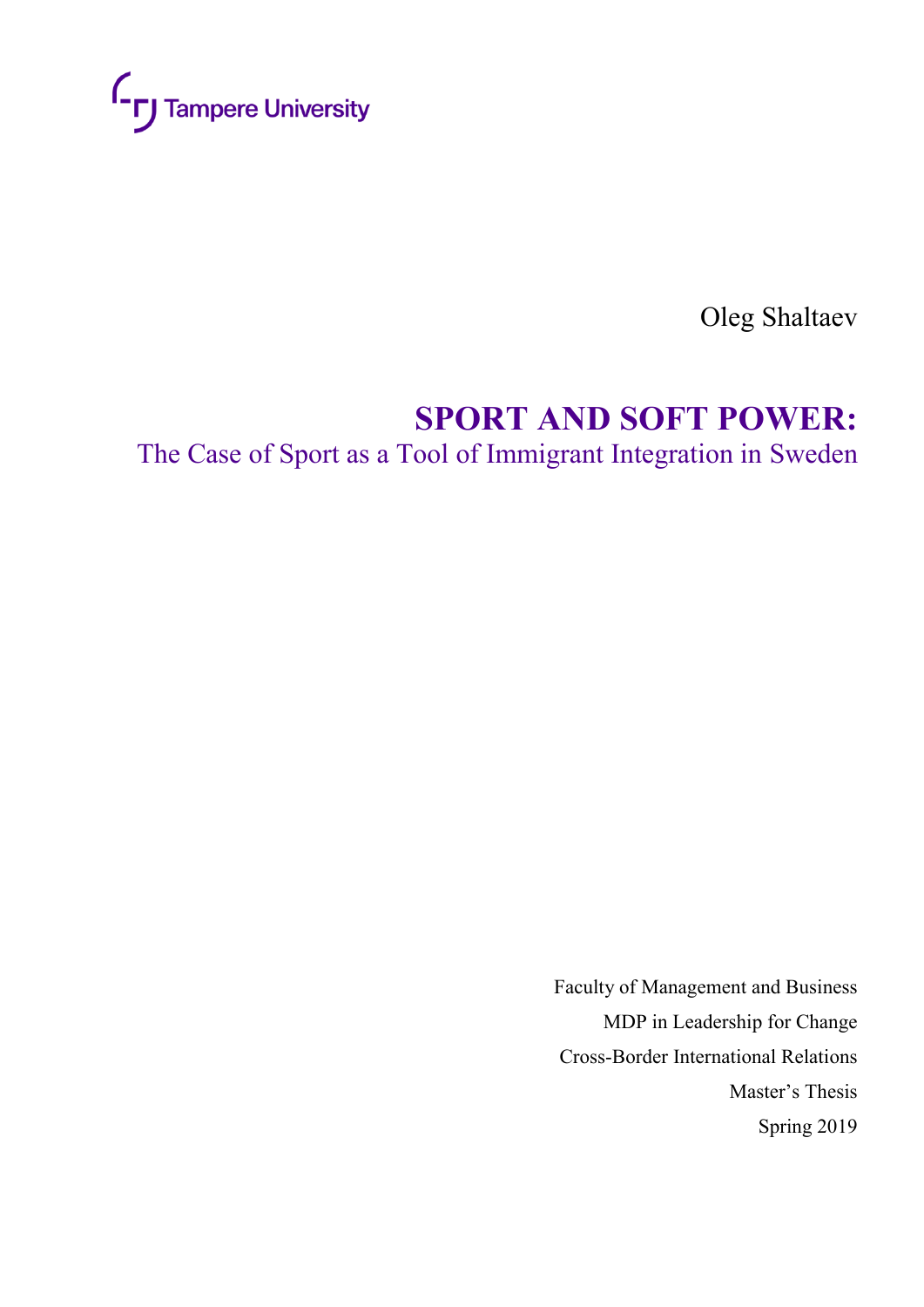Tampere University

Oleg Shaltaev

# SPORT AND SOFT POWER:

## The Case of Sport as a Tool of Immigrant Integration in Sweden

Faculty of Management and Business

MDP in Leadership for Change

Cross-Border International Relations

Master's Thesis

Spring 2019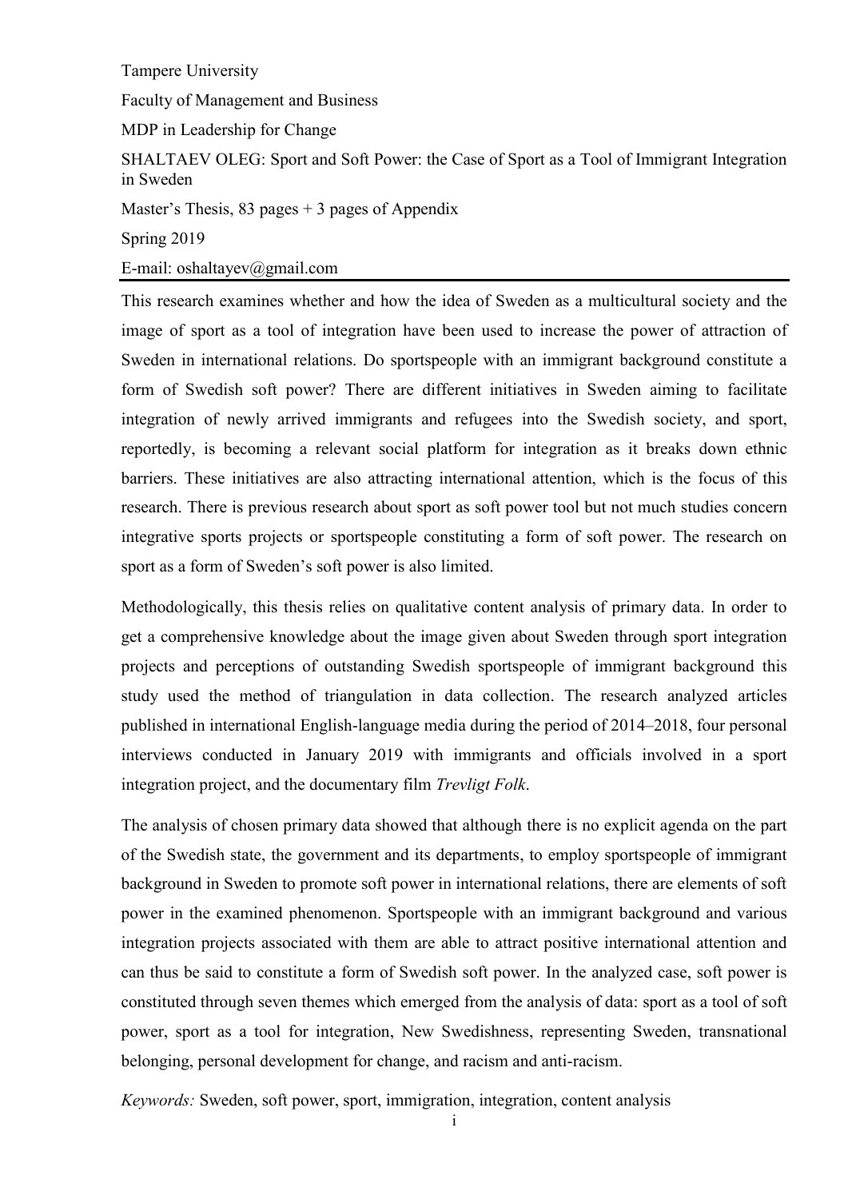Tampere University

Faculty of Management and Business

MDP in Leadership for Change

SHALTAEV OLEG: Sport and Soft Power: the Case of Sport as a Tool of Immigrant Integration in Sweden

Master's Thesis, 83 pages + 3 pages of Appendix

Spring 2019

E-mail: oshaltayev@gmail.com

---

This research examines whether and how the idea of Sweden as a multicultural society and the image of sport as a tool of integration have been used to increase the power of attraction of Sweden in international relations. Do sportspeople with an immigrant background constitute a form of Swedish soft power? There are different initiatives in Sweden aiming to facilitate integration of newly arrived immigrants and refugees into the Swedish society, and sport, reportedly, is becoming a relevant social platform for integration as it breaks down ethnic barriers. These initiatives are also attracting international attention, which is the focus of this research. There is previous research about sport as soft power tool but not much studies concern integrative sports projects or sportspeople constituting a form of soft power. The research on sport as a form of Sweden's soft power is also limited.

Methodologically, this thesis relies on qualitative content analysis of primary data. In order to get a comprehensive knowledge about the image given about Sweden through sport integration projects and perceptions of outstanding Swedish sportspeople of immigrant background this study used the method of triangulation in data collection. The research analyzed articles published in international English-language media during the period of 2014–2018, four personal interviews conducted in January 2019 with immigrants and officials involved in a sport integration project, and the documentary film *Trevligt Folk*.

The analysis of chosen primary data showed that although there is no explicit agenda on the part of the Swedish state, the government and its departments, to employ sportspeople of immigrant background in Sweden to promote soft power in international relations, there are elements of soft power in the examined phenomenon. Sportspeople with an immigrant background and various integration projects associated with them are able to attract positive international attention and can thus be said to constitute a form of Swedish soft power. In the analyzed case, soft power is constituted through seven themes which emerged from the analysis of data: sport as a tool of soft power, sport as a tool for integration, New Swedishness, representing Sweden, transnational belonging, personal development for change, and racism and anti-racism.

*Keywords:* Sweden, soft power, sport, immigration, integration, content analysis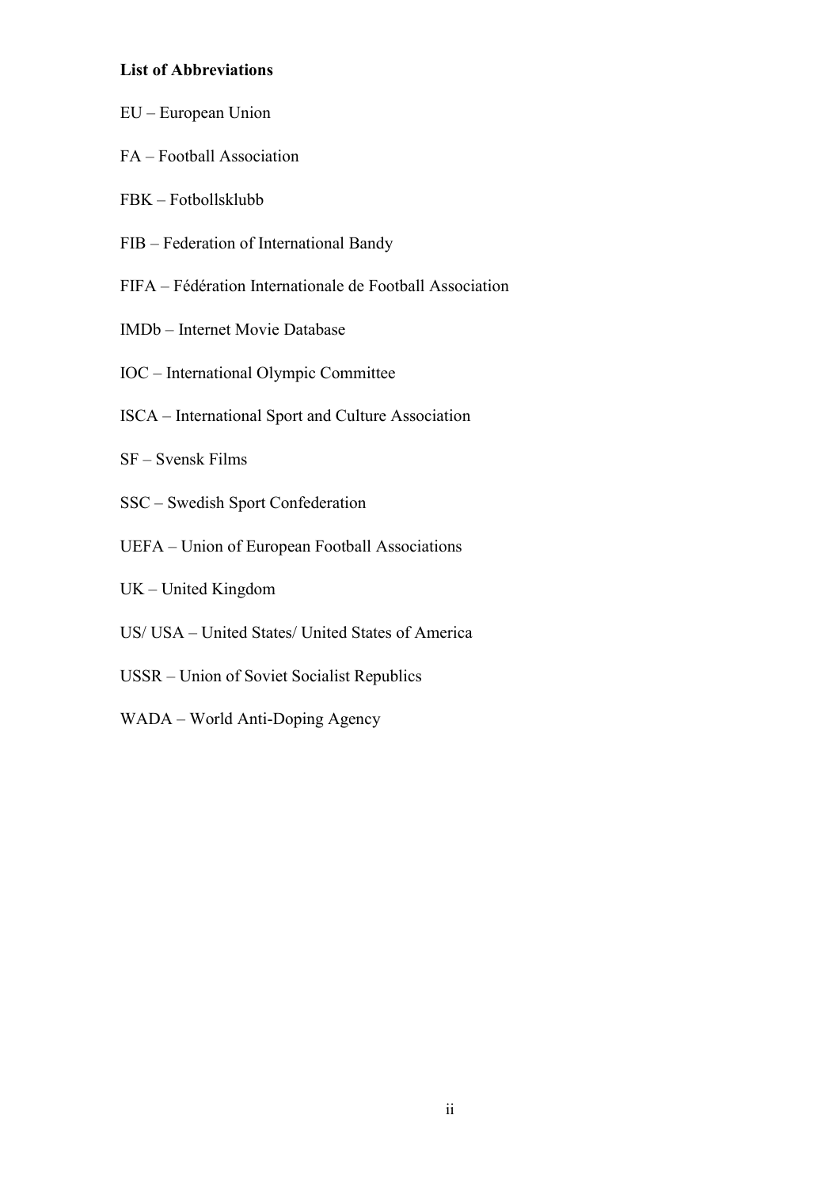**List of Abbreviations**

EU – European Union

FA – Football Association

FBK – Fotbollsklubb

FIB – Federation of International Bandy

FIFA – Fédération Internationale de Football Association

IMDb – Internet Movie Database

IOC – International Olympic Committee

ISCA – International Sport and Culture Association

SF – Svensk Films

SSC – Swedish Sport Confederation

UEFA – Union of European Football Associations

UK – United Kingdom

US/ USA – United States/ United States of America

USSR – Union of Soviet Socialist Republics

WADA – World Anti-Doping Agency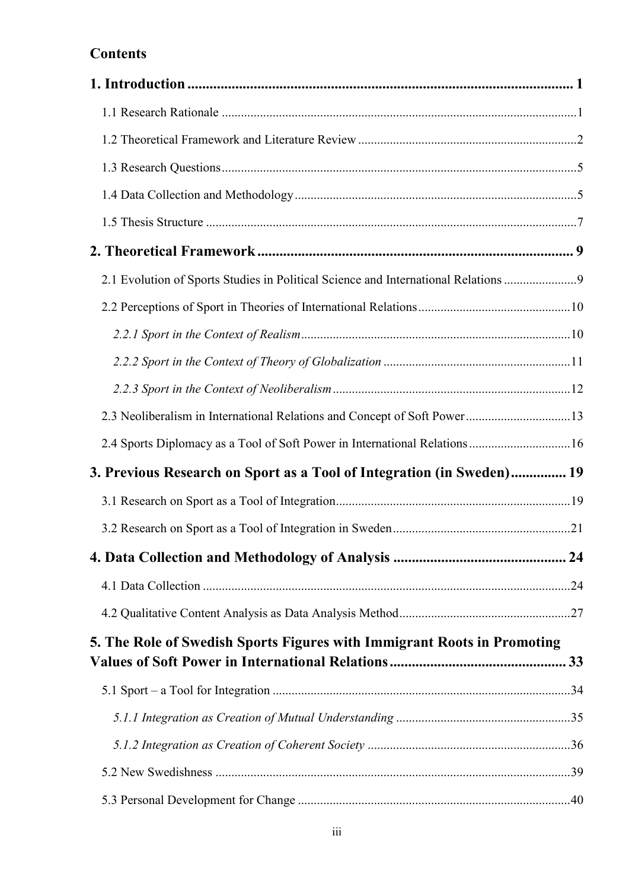## Contents

**1. Introduction ... 1**

1.1 Research Rationale ... 1

1.2 Theoretical Framework and Literature Review ... 2

1.3 Research Questions ... 5

1.4 Data Collection and Methodology ... 5

1.5 Thesis Structure ... 7

**2. Theoretical Framework ... 9**

2.1 Evolution of Sports Studies in Political Science and International Relations ... 9

2.2 Perceptions of Sport in Theories of International Relations ... 10

*2.2.1 Sport in the Context of Realism ... 10*

*2.2.2 Sport in the Context of Theory of Globalization ... 11*

*2.2.3 Sport in the Context of Neoliberalism ... 12*

2.3 Neoliberalism in International Relations and Concept of Soft Power ... 13

2.4 Sports Diplomacy as a Tool of Soft Power in International Relations ... 16

**3. Previous Research on Sport as a Tool of Integration (in Sweden) ... 19**

3.1 Research on Sport as a Tool of Integration ... 19

3.2 Research on Sport as a Tool of Integration in Sweden ... 21

**4. Data Collection and Methodology of Analysis ... 24**

4.1 Data Collection ... 24

4.2 Qualitative Content Analysis as Data Analysis Method ... 27

**5. The Role of Swedish Sports Figures with Immigrant Roots in Promoting Values of Soft Power in International Relations ... 33**

5.1 Sport – a Tool for Integration ... 34

*5.1.1 Integration as Creation of Mutual Understanding ... 35*

*5.1.2 Integration as Creation of Coherent Society ... 36*

5.2 New Swedishness ... 39

5.3 Personal Development for Change ... 40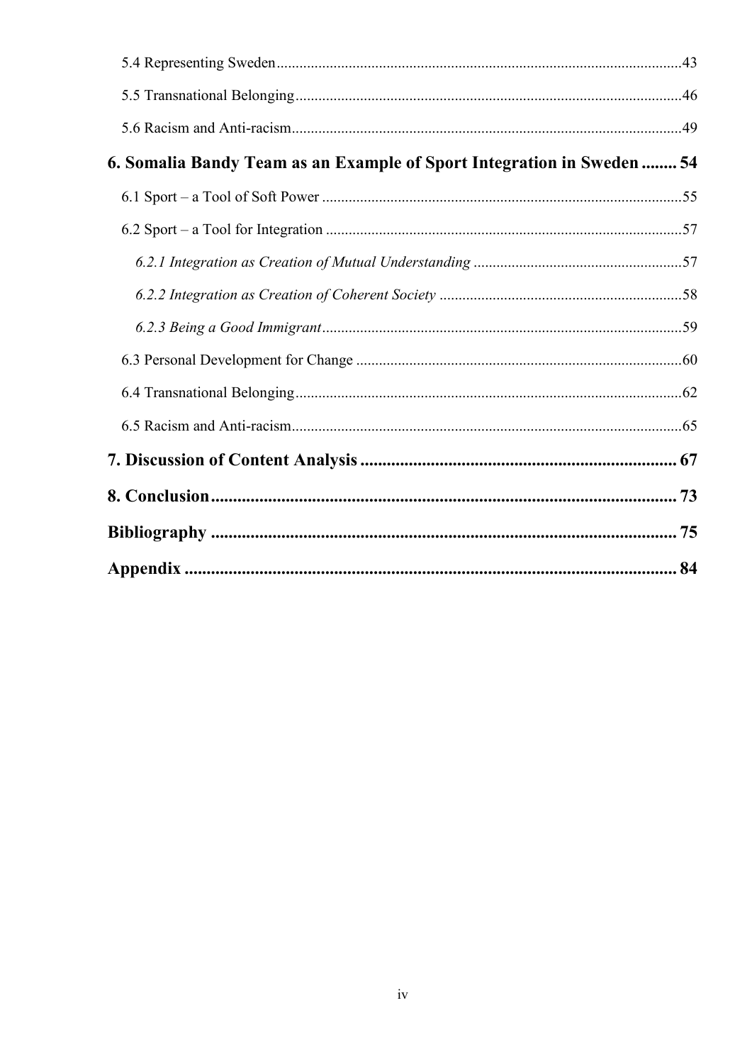5.4 Representing Sweden ....................................................................................................43

5.5 Transnational Belonging ...............................................................................................46

5.6 Racism and Anti-racism ................................................................................................49

**6. Somalia Bandy Team as an Example of Sport Integration in Sweden ........ 54**

6.1 Sport – a Tool of Soft Power ........................................................................................55

6.2 Sport – a Tool for Integration .......................................................................................57

*6.2.1 Integration as Creation of Mutual Understanding* .................................................57

*6.2.2 Integration as Creation of Coherent Society* ..........................................................58

*6.2.3 Being a Good Immigrant* ........................................................................................59

6.3 Personal Development for Change ...............................................................................60

6.4 Transnational Belonging ...............................................................................................62

6.5 Racism and Anti-racism ................................................................................................65

**7. Discussion of Content Analysis ........................................................................ 67**

**8. Conclusion ........................................................................................................... 73**

**Bibliography ............................................................................................................ 75**

**Appendix ................................................................................................................... 84**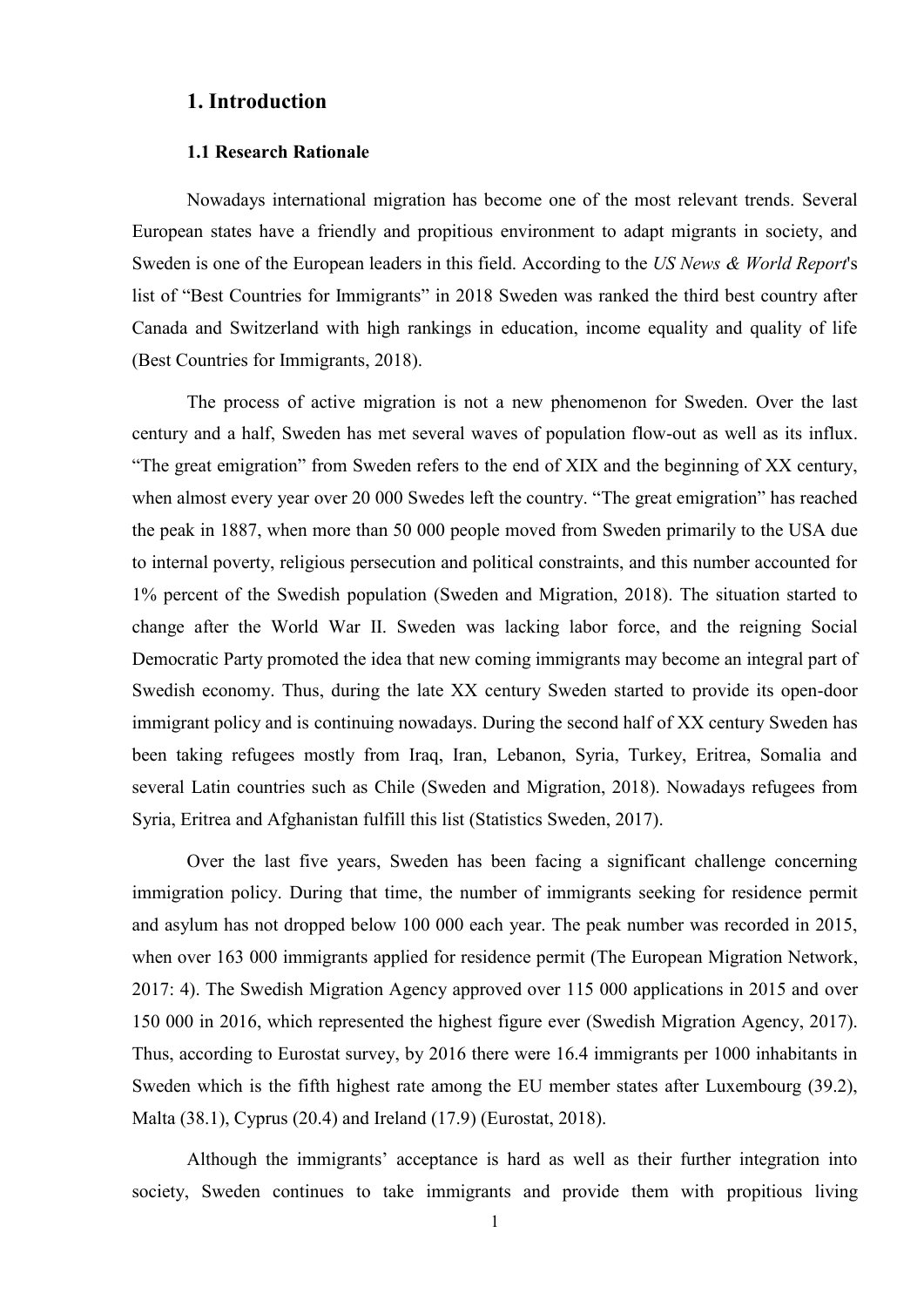# 1. Introduction

## 1.1 Research Rationale

Nowadays international migration has become one of the most relevant trends. Several European states have a friendly and propitious environment to adapt migrants in society, and Sweden is one of the European leaders in this field. According to the *US News & World Report*'s list of "Best Countries for Immigrants" in 2018 Sweden was ranked the third best country after Canada and Switzerland with high rankings in education, income equality and quality of life (Best Countries for Immigrants, 2018).

The process of active migration is not a new phenomenon for Sweden. Over the last century and a half, Sweden has met several waves of population flow-out as well as its influx. "The great emigration" from Sweden refers to the end of XIX and the beginning of XX century, when almost every year over 20 000 Swedes left the country. "The great emigration" has reached the peak in 1887, when more than 50 000 people moved from Sweden primarily to the USA due to internal poverty, religious persecution and political constraints, and this number accounted for 1% percent of the Swedish population (Sweden and Migration, 2018). The situation started to change after the World War II. Sweden was lacking labor force, and the reigning Social Democratic Party promoted the idea that new coming immigrants may become an integral part of Swedish economy. Thus, during the late XX century Sweden started to provide its open-door immigrant policy and is continuing nowadays. During the second half of XX century Sweden has been taking refugees mostly from Iraq, Iran, Lebanon, Syria, Turkey, Eritrea, Somalia and several Latin countries such as Chile (Sweden and Migration, 2018). Nowadays refugees from Syria, Eritrea and Afghanistan fulfill this list (Statistics Sweden, 2017).

Over the last five years, Sweden has been facing a significant challenge concerning immigration policy. During that time, the number of immigrants seeking for residence permit and asylum has not dropped below 100 000 each year. The peak number was recorded in 2015, when over 163 000 immigrants applied for residence permit (The European Migration Network, 2017: 4). The Swedish Migration Agency approved over 115 000 applications in 2015 and over 150 000 in 2016, which represented the highest figure ever (Swedish Migration Agency, 2017). Thus, according to Eurostat survey, by 2016 there were 16.4 immigrants per 1000 inhabitants in Sweden which is the fifth highest rate among the EU member states after Luxembourg (39.2), Malta (38.1), Cyprus (20.4) and Ireland (17.9) (Eurostat, 2018).

Although the immigrants' acceptance is hard as well as their further integration into society, Sweden continues to take immigrants and provide them with propitious living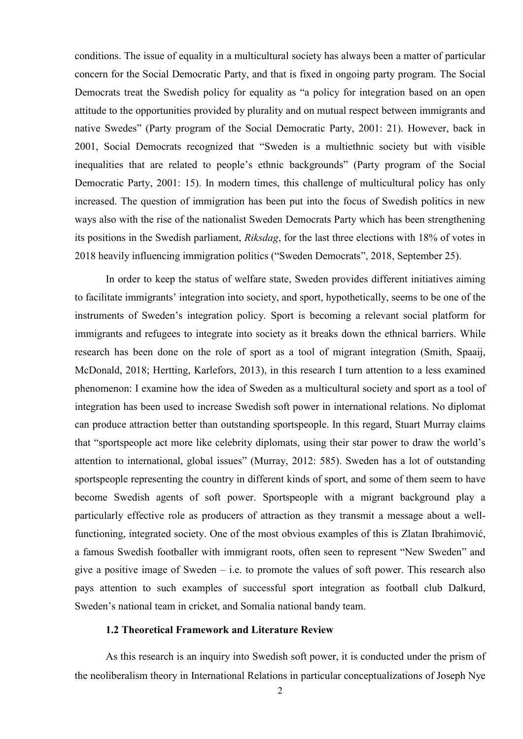conditions. The issue of equality in a multicultural society has always been a matter of particular concern for the Social Democratic Party, and that is fixed in ongoing party program. The Social Democrats treat the Swedish policy for equality as "a policy for integration based on an open attitude to the opportunities provided by plurality and on mutual respect between immigrants and native Swedes" (Party program of the Social Democratic Party, 2001: 21). However, back in 2001, Social Democrats recognized that "Sweden is a multiethnic society but with visible inequalities that are related to people's ethnic backgrounds" (Party program of the Social Democratic Party, 2001: 15). In modern times, this challenge of multicultural policy has only increased. The question of immigration has been put into the focus of Swedish politics in new ways also with the rise of the nationalist Sweden Democrats Party which has been strengthening its positions in the Swedish parliament, *Riksdag*, for the last three elections with 18% of votes in 2018 heavily influencing immigration politics ("Sweden Democrats", 2018, September 25).

In order to keep the status of welfare state, Sweden provides different initiatives aiming to facilitate immigrants' integration into society, and sport, hypothetically, seems to be one of the instruments of Sweden's integration policy. Sport is becoming a relevant social platform for immigrants and refugees to integrate into society as it breaks down the ethnical barriers. While research has been done on the role of sport as a tool of migrant integration (Smith, Spaaij, McDonald, 2018; Hertting, Karlefors, 2013), in this research I turn attention to a less examined phenomenon: I examine how the idea of Sweden as a multicultural society and sport as a tool of integration has been used to increase Swedish soft power in international relations. No diplomat can produce attraction better than outstanding sportspeople. In this regard, Stuart Murray claims that "sportspeople act more like celebrity diplomats, using their star power to draw the world's attention to international, global issues" (Murray, 2012: 585). Sweden has a lot of outstanding sportspeople representing the country in different kinds of sport, and some of them seem to have become Swedish agents of soft power. Sportspeople with a migrant background play a particularly effective role as producers of attraction as they transmit a message about a well-functioning, integrated society. One of the most obvious examples of this is Zlatan Ibrahimović, a famous Swedish footballer with immigrant roots, often seen to represent "New Sweden" and give a positive image of Sweden – i.e. to promote the values of soft power. This research also pays attention to such examples of successful sport integration as football club Dalkurd, Sweden's national team in cricket, and Somalia national bandy team.

### 1.2 Theoretical Framework and Literature Review

As this research is an inquiry into Swedish soft power, it is conducted under the prism of the neoliberalism theory in International Relations in particular conceptualizations of Joseph Nye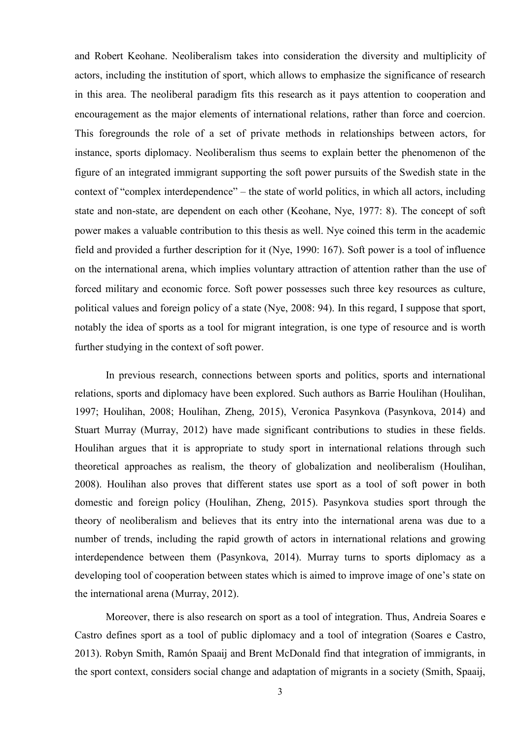and Robert Keohane. Neoliberalism takes into consideration the diversity and multiplicity of actors, including the institution of sport, which allows to emphasize the significance of research in this area. The neoliberal paradigm fits this research as it pays attention to cooperation and encouragement as the major elements of international relations, rather than force and coercion. This foregrounds the role of a set of private methods in relationships between actors, for instance, sports diplomacy. Neoliberalism thus seems to explain better the phenomenon of the figure of an integrated immigrant supporting the soft power pursuits of the Swedish state in the context of "complex interdependence" – the state of world politics, in which all actors, including state and non-state, are dependent on each other (Keohane, Nye, 1977: 8). The concept of soft power makes a valuable contribution to this thesis as well. Nye coined this term in the academic field and provided a further description for it (Nye, 1990: 167). Soft power is a tool of influence on the international arena, which implies voluntary attraction of attention rather than the use of forced military and economic force. Soft power possesses such three key resources as culture, political values and foreign policy of a state (Nye, 2008: 94). In this regard, I suppose that sport, notably the idea of sports as a tool for migrant integration, is one type of resource and is worth further studying in the context of soft power.

In previous research, connections between sports and politics, sports and international relations, sports and diplomacy have been explored. Such authors as Barrie Houlihan (Houlihan, 1997; Houlihan, 2008; Houlihan, Zheng, 2015), Veronica Pasynkova (Pasynkova, 2014) and Stuart Murray (Murray, 2012) have made significant contributions to studies in these fields. Houlihan argues that it is appropriate to study sport in international relations through such theoretical approaches as realism, the theory of globalization and neoliberalism (Houlihan, 2008). Houlihan also proves that different states use sport as a tool of soft power in both domestic and foreign policy (Houlihan, Zheng, 2015). Pasynkova studies sport through the theory of neoliberalism and believes that its entry into the international arena was due to a number of trends, including the rapid growth of actors in international relations and growing interdependence between them (Pasynkova, 2014). Murray turns to sports diplomacy as a developing tool of cooperation between states which is aimed to improve image of one's state on the international arena (Murray, 2012).

Moreover, there is also research on sport as a tool of integration. Thus, Andreia Soares e Castro defines sport as a tool of public diplomacy and a tool of integration (Soares e Castro, 2013). Robyn Smith, Ramón Spaaij and Brent McDonald find that integration of immigrants, in the sport context, considers social change and adaptation of migrants in a society (Smith, Spaaij,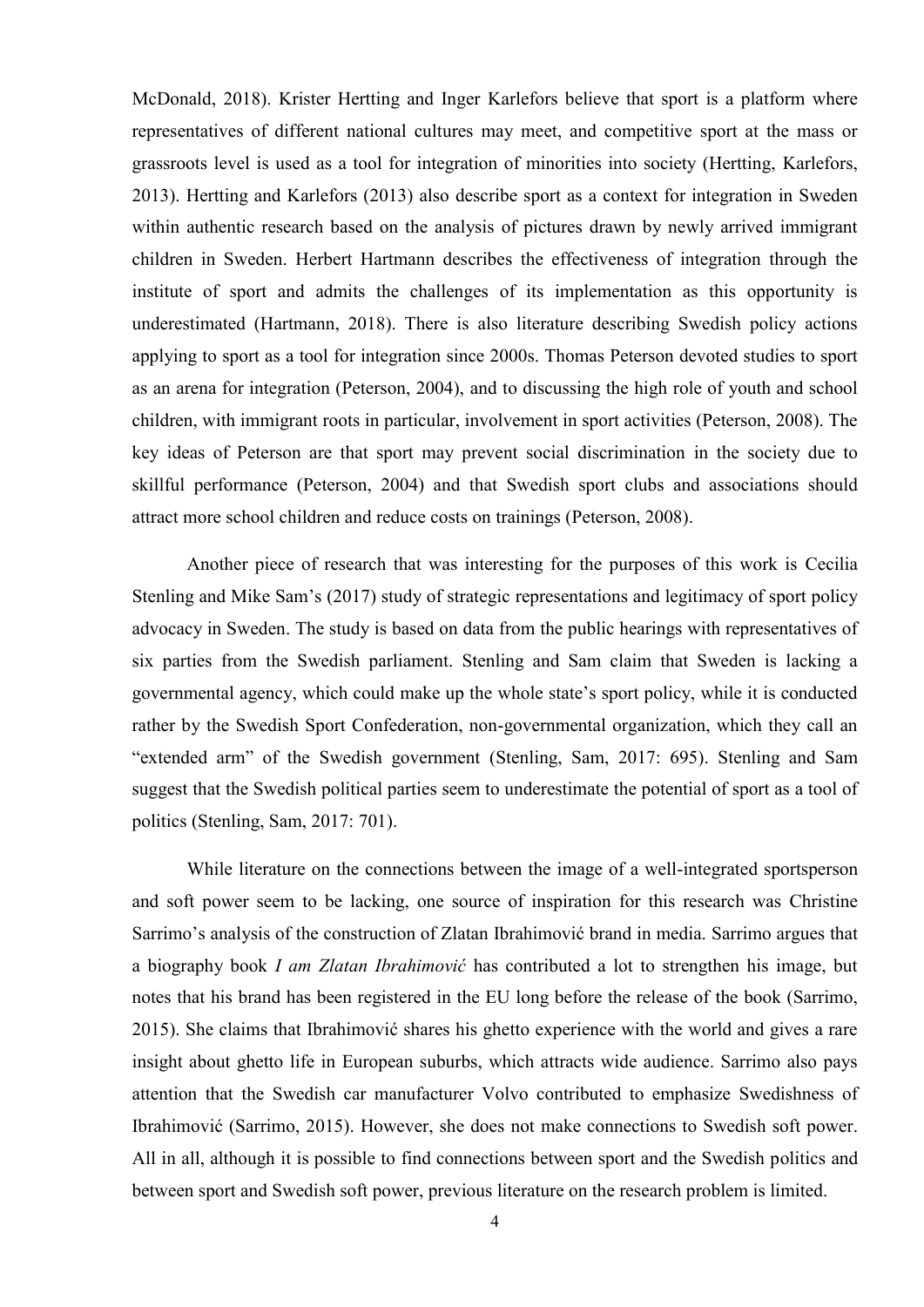McDonald, 2018). Krister Hertting and Inger Karlefors believe that sport is a platform where representatives of different national cultures may meet, and competitive sport at the mass or grassroots level is used as a tool for integration of minorities into society (Hertting, Karlefors, 2013). Hertting and Karlefors (2013) also describe sport as a context for integration in Sweden within authentic research based on the analysis of pictures drawn by newly arrived immigrant children in Sweden. Herbert Hartmann describes the effectiveness of integration through the institute of sport and admits the challenges of its implementation as this opportunity is underestimated (Hartmann, 2018). There is also literature describing Swedish policy actions applying to sport as a tool for integration since 2000s. Thomas Peterson devoted studies to sport as an arena for integration (Peterson, 2004), and to discussing the high role of youth and school children, with immigrant roots in particular, involvement in sport activities (Peterson, 2008). The key ideas of Peterson are that sport may prevent social discrimination in the society due to skillful performance (Peterson, 2004) and that Swedish sport clubs and associations should attract more school children and reduce costs on trainings (Peterson, 2008).

Another piece of research that was interesting for the purposes of this work is Cecilia Stenling and Mike Sam's (2017) study of strategic representations and legitimacy of sport policy advocacy in Sweden. The study is based on data from the public hearings with representatives of six parties from the Swedish parliament. Stenling and Sam claim that Sweden is lacking a governmental agency, which could make up the whole state's sport policy, while it is conducted rather by the Swedish Sport Confederation, non-governmental organization, which they call an "extended arm" of the Swedish government (Stenling, Sam, 2017: 695). Stenling and Sam suggest that the Swedish political parties seem to underestimate the potential of sport as a tool of politics (Stenling, Sam, 2017: 701).

While literature on the connections between the image of a well-integrated sportsperson and soft power seem to be lacking, one source of inspiration for this research was Christine Sarrimo's analysis of the construction of Zlatan Ibrahimović brand in media. Sarrimo argues that a biography book *I am Zlatan Ibrahimović* has contributed a lot to strengthen his image, but notes that his brand has been registered in the EU long before the release of the book (Sarrimo, 2015). She claims that Ibrahimović shares his ghetto experience with the world and gives a rare insight about ghetto life in European suburbs, which attracts wide audience. Sarrimo also pays attention that the Swedish car manufacturer Volvo contributed to emphasize Swedishness of Ibrahimović (Sarrimo, 2015). However, she does not make connections to Swedish soft power. All in all, although it is possible to find connections between sport and the Swedish politics and between sport and Swedish soft power, previous literature on the research problem is limited.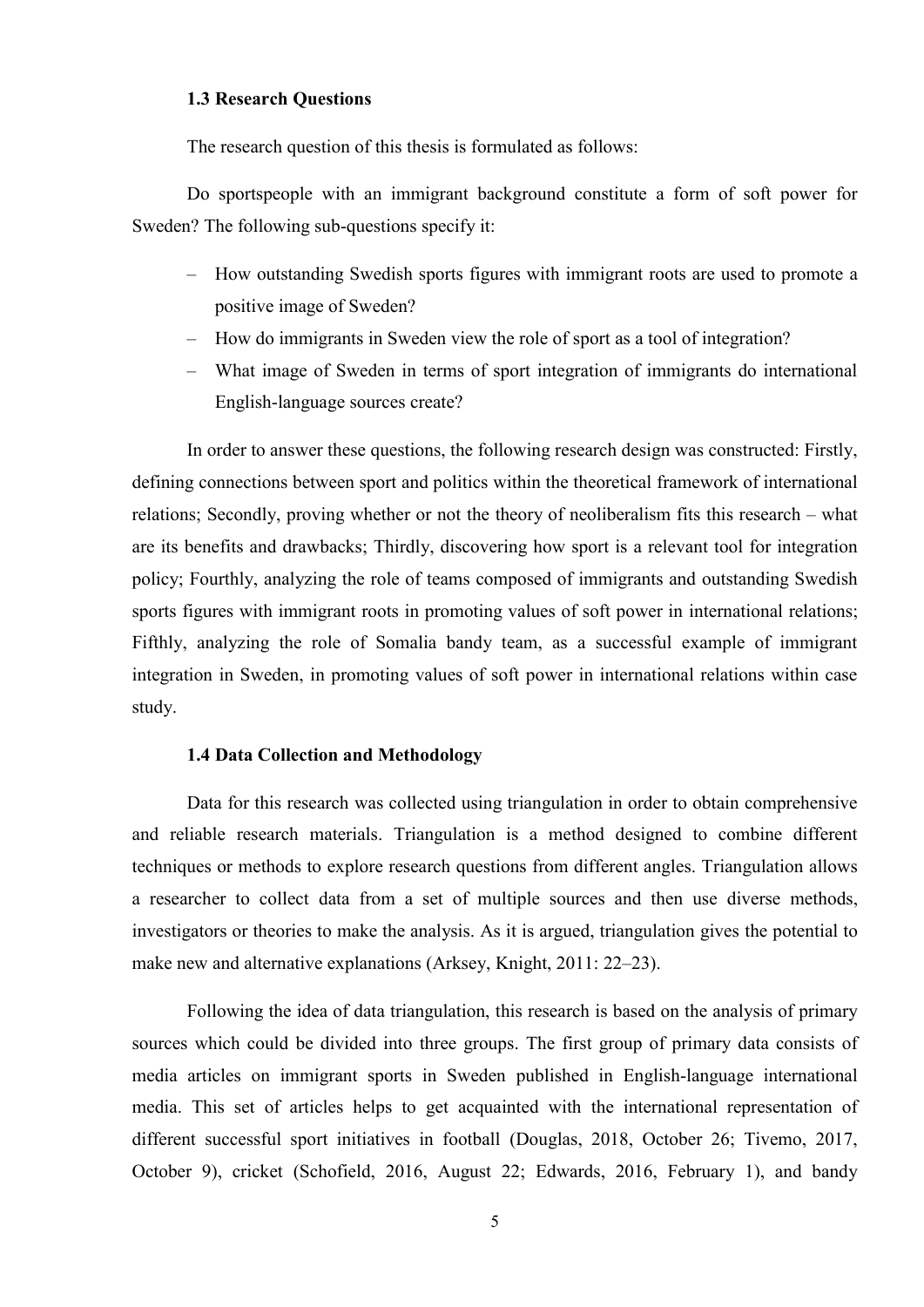### 1.3 Research Questions

The research question of this thesis is formulated as follows:

Do sportspeople with an immigrant background constitute a form of soft power for Sweden? The following sub-questions specify it:

- How outstanding Swedish sports figures with immigrant roots are used to promote a positive image of Sweden?
- How do immigrants in Sweden view the role of sport as a tool of integration?
- What image of Sweden in terms of sport integration of immigrants do international English-language sources create?

In order to answer these questions, the following research design was constructed: Firstly, defining connections between sport and politics within the theoretical framework of international relations; Secondly, proving whether or not the theory of neoliberalism fits this research – what are its benefits and drawbacks; Thirdly, discovering how sport is a relevant tool for integration policy; Fourthly, analyzing the role of teams composed of immigrants and outstanding Swedish sports figures with immigrant roots in promoting values of soft power in international relations; Fifthly, analyzing the role of Somalia bandy team, as a successful example of immigrant integration in Sweden, in promoting values of soft power in international relations within case study.

### 1.4 Data Collection and Methodology

Data for this research was collected using triangulation in order to obtain comprehensive and reliable research materials. Triangulation is a method designed to combine different techniques or methods to explore research questions from different angles. Triangulation allows a researcher to collect data from a set of multiple sources and then use diverse methods, investigators or theories to make the analysis. As it is argued, triangulation gives the potential to make new and alternative explanations (Arksey, Knight, 2011: 22–23).

Following the idea of data triangulation, this research is based on the analysis of primary sources which could be divided into three groups. The first group of primary data consists of media articles on immigrant sports in Sweden published in English-language international media. This set of articles helps to get acquainted with the international representation of different successful sport initiatives in football (Douglas, 2018, October 26; Tivemo, 2017, October 9), cricket (Schofield, 2016, August 22; Edwards, 2016, February 1), and bandy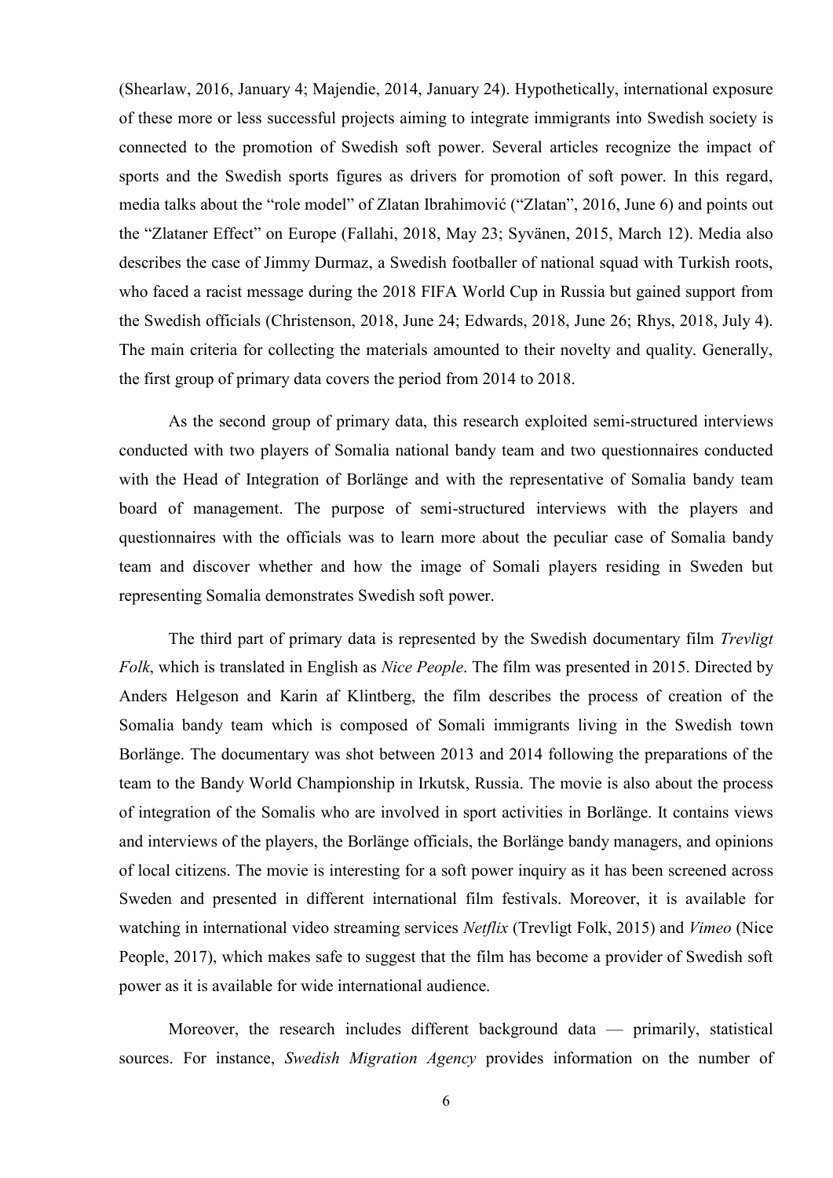(Shearlaw, 2016, January 4; Majendie, 2014, January 24). Hypothetically, international exposure of these more or less successful projects aiming to integrate immigrants into Swedish society is connected to the promotion of Swedish soft power. Several articles recognize the impact of sports and the Swedish sports figures as drivers for promotion of soft power. In this regard, media talks about the "role model" of Zlatan Ibrahimović ("Zlatan", 2016, June 6) and points out the "Zlataner Effect" on Europe (Fallahi, 2018, May 23; Syvänen, 2015, March 12). Media also describes the case of Jimmy Durmaz, a Swedish footballer of national squad with Turkish roots, who faced a racist message during the 2018 FIFA World Cup in Russia but gained support from the Swedish officials (Christenson, 2018, June 24; Edwards, 2018, June 26; Rhys, 2018, July 4). The main criteria for collecting the materials amounted to their novelty and quality. Generally, the first group of primary data covers the period from 2014 to 2018.

As the second group of primary data, this research exploited semi-structured interviews conducted with two players of Somalia national bandy team and two questionnaires conducted with the Head of Integration of Borlänge and with the representative of Somalia bandy team board of management. The purpose of semi-structured interviews with the players and questionnaires with the officials was to learn more about the peculiar case of Somalia bandy team and discover whether and how the image of Somali players residing in Sweden but representing Somalia demonstrates Swedish soft power.

The third part of primary data is represented by the Swedish documentary film *Trevligt Folk*, which is translated in English as *Nice People*. The film was presented in 2015. Directed by Anders Helgeson and Karin af Klintberg, the film describes the process of creation of the Somalia bandy team which is composed of Somali immigrants living in the Swedish town Borlänge. The documentary was shot between 2013 and 2014 following the preparations of the team to the Bandy World Championship in Irkutsk, Russia. The movie is also about the process of integration of the Somalis who are involved in sport activities in Borlänge. It contains views and interviews of the players, the Borlänge officials, the Borlänge bandy managers, and opinions of local citizens. The movie is interesting for a soft power inquiry as it has been screened across Sweden and presented in different international film festivals. Moreover, it is available for watching in international video streaming services *Netflix* (Trevligt Folk, 2015) and *Vimeo* (Nice People, 2017), which makes safe to suggest that the film has become a provider of Swedish soft power as it is available for wide international audience.

Moreover, the research includes different background data — primarily, statistical sources. For instance, *Swedish Migration Agency* provides information on the number of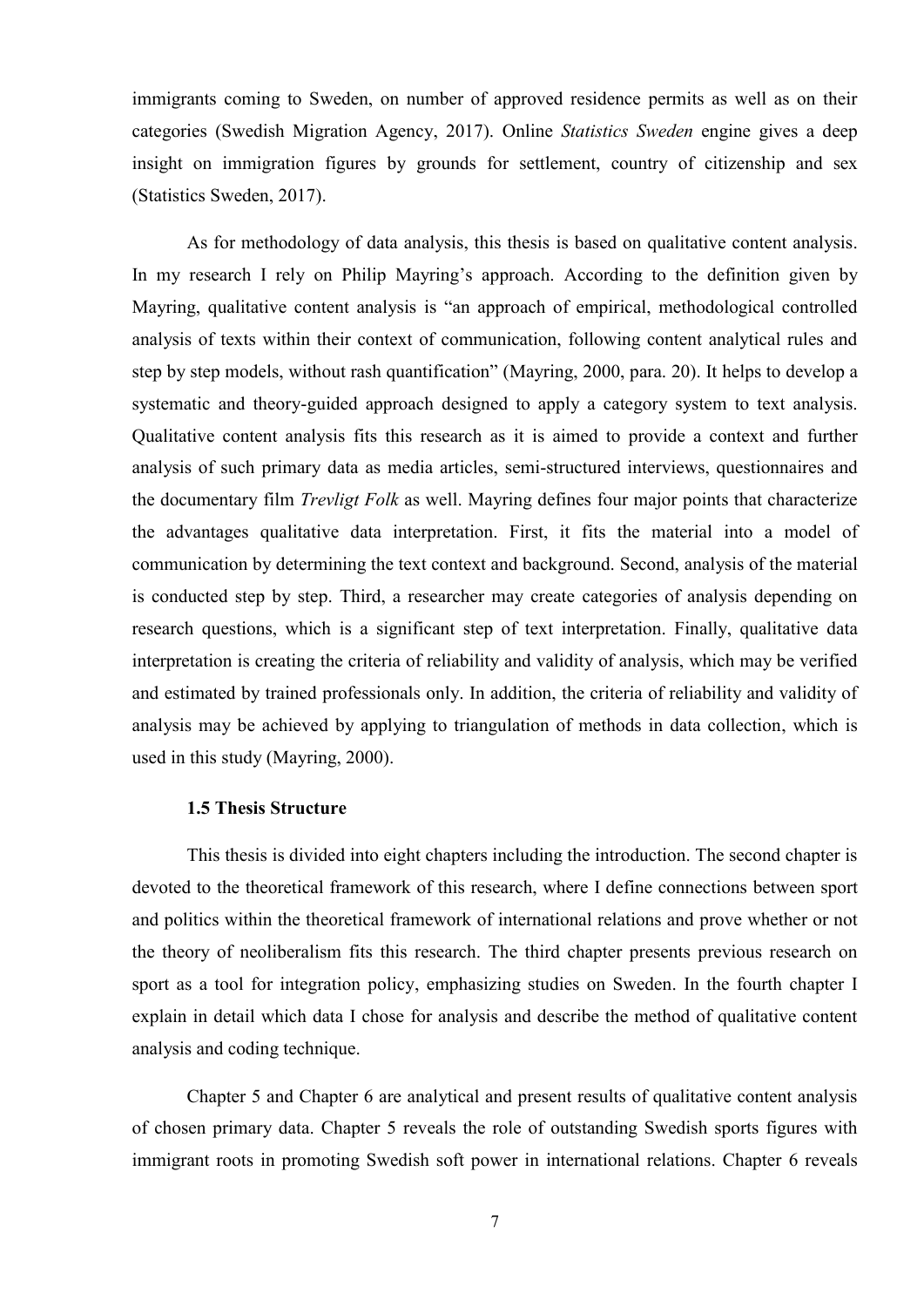immigrants coming to Sweden, on number of approved residence permits as well as on their categories (Swedish Migration Agency, 2017). Online *Statistics Sweden* engine gives a deep insight on immigration figures by grounds for settlement, country of citizenship and sex (Statistics Sweden, 2017).

As for methodology of data analysis, this thesis is based on qualitative content analysis. In my research I rely on Philip Mayring's approach. According to the definition given by Mayring, qualitative content analysis is "an approach of empirical, methodological controlled analysis of texts within their context of communication, following content analytical rules and step by step models, without rash quantification" (Mayring, 2000, para. 20). It helps to develop a systematic and theory-guided approach designed to apply a category system to text analysis. Qualitative content analysis fits this research as it is aimed to provide a context and further analysis of such primary data as media articles, semi-structured interviews, questionnaires and the documentary film *Trevligt Folk* as well. Mayring defines four major points that characterize the advantages qualitative data interpretation. First, it fits the material into a model of communication by determining the text context and background. Second, analysis of the material is conducted step by step. Third, a researcher may create categories of analysis depending on research questions, which is a significant step of text interpretation. Finally, qualitative data interpretation is creating the criteria of reliability and validity of analysis, which may be verified and estimated by trained professionals only. In addition, the criteria of reliability and validity of analysis may be achieved by applying to triangulation of methods in data collection, which is used in this study (Mayring, 2000).

### 1.5 Thesis Structure

This thesis is divided into eight chapters including the introduction. The second chapter is devoted to the theoretical framework of this research, where I define connections between sport and politics within the theoretical framework of international relations and prove whether or not the theory of neoliberalism fits this research. The third chapter presents previous research on sport as a tool for integration policy, emphasizing studies on Sweden. In the fourth chapter I explain in detail which data I chose for analysis and describe the method of qualitative content analysis and coding technique.

Chapter 5 and Chapter 6 are analytical and present results of qualitative content analysis of chosen primary data. Chapter 5 reveals the role of outstanding Swedish sports figures with immigrant roots in promoting Swedish soft power in international relations. Chapter 6 reveals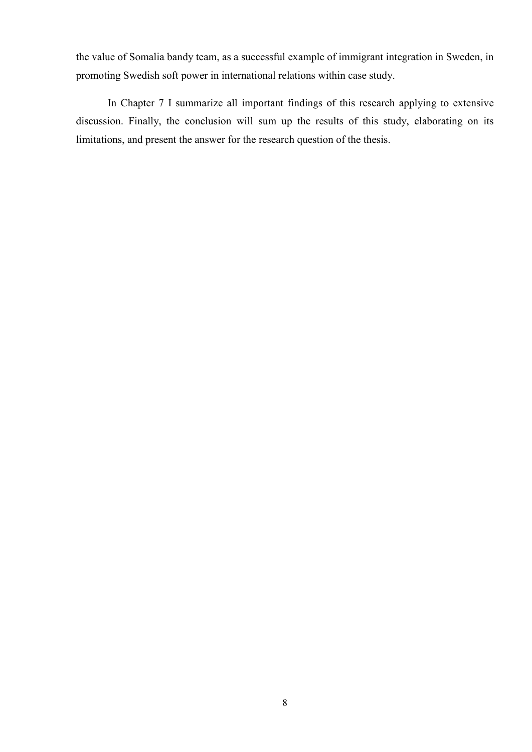the value of Somalia bandy team, as a successful example of immigrant integration in Sweden, in promoting Swedish soft power in international relations within case study.

In Chapter 7 I summarize all important findings of this research applying to extensive discussion. Finally, the conclusion will sum up the results of this study, elaborating on its limitations, and present the answer for the research question of the thesis.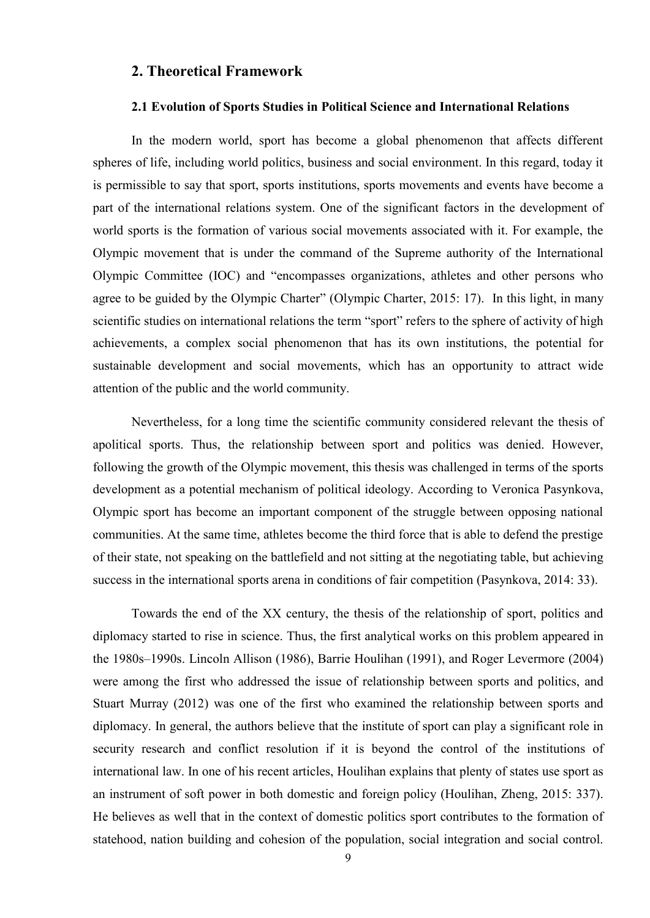## 2. Theoretical Framework

### 2.1 Evolution of Sports Studies in Political Science and International Relations

In the modern world, sport has become a global phenomenon that affects different spheres of life, including world politics, business and social environment. In this regard, today it is permissible to say that sport, sports institutions, sports movements and events have become a part of the international relations system. One of the significant factors in the development of world sports is the formation of various social movements associated with it. For example, the Olympic movement that is under the command of the Supreme authority of the International Olympic Committee (IOC) and "encompasses organizations, athletes and other persons who agree to be guided by the Olympic Charter" (Olympic Charter, 2015: 17). In this light, in many scientific studies on international relations the term "sport" refers to the sphere of activity of high achievements, a complex social phenomenon that has its own institutions, the potential for sustainable development and social movements, which has an opportunity to attract wide attention of the public and the world community.

Nevertheless, for a long time the scientific community considered relevant the thesis of apolitical sports. Thus, the relationship between sport and politics was denied. However, following the growth of the Olympic movement, this thesis was challenged in terms of the sports development as a potential mechanism of political ideology. According to Veronica Pasynkova, Olympic sport has become an important component of the struggle between opposing national communities. At the same time, athletes become the third force that is able to defend the prestige of their state, not speaking on the battlefield and not sitting at the negotiating table, but achieving success in the international sports arena in conditions of fair competition (Pasynkova, 2014: 33).

Towards the end of the XX century, the thesis of the relationship of sport, politics and diplomacy started to rise in science. Thus, the first analytical works on this problem appeared in the 1980s–1990s. Lincoln Allison (1986), Barrie Houlihan (1991), and Roger Levermore (2004) were among the first who addressed the issue of relationship between sports and politics, and Stuart Murray (2012) was one of the first who examined the relationship between sports and diplomacy. In general, the authors believe that the institute of sport can play a significant role in security research and conflict resolution if it is beyond the control of the institutions of international law. In one of his recent articles, Houlihan explains that plenty of states use sport as an instrument of soft power in both domestic and foreign policy (Houlihan, Zheng, 2015: 337). He believes as well that in the context of domestic politics sport contributes to the formation of statehood, nation building and cohesion of the population, social integration and social control.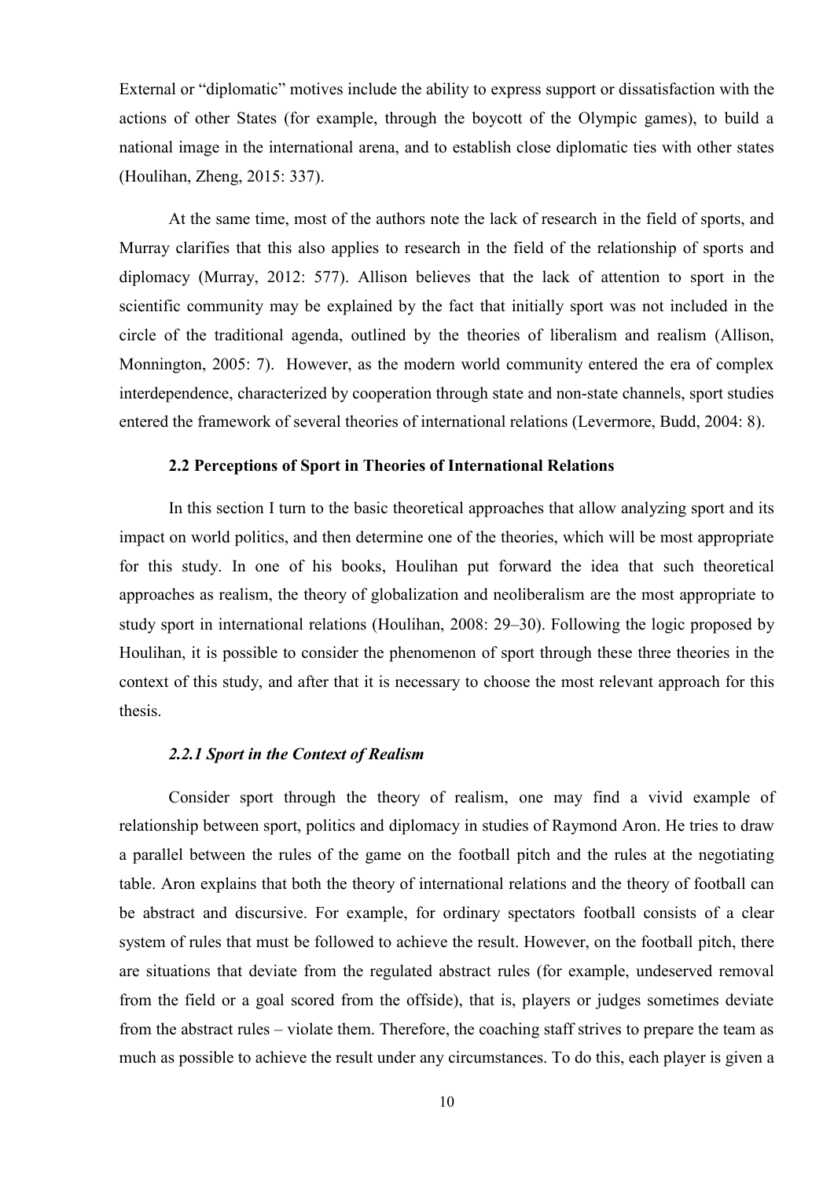External or "diplomatic" motives include the ability to express support or dissatisfaction with the actions of other States (for example, through the boycott of the Olympic games), to build a national image in the international arena, and to establish close diplomatic ties with other states (Houlihan, Zheng, 2015: 337).

At the same time, most of the authors note the lack of research in the field of sports, and Murray clarifies that this also applies to research in the field of the relationship of sports and diplomacy (Murray, 2012: 577). Allison believes that the lack of attention to sport in the scientific community may be explained by the fact that initially sport was not included in the circle of the traditional agenda, outlined by the theories of liberalism and realism (Allison, Monnington, 2005: 7). However, as the modern world community entered the era of complex interdependence, characterized by cooperation through state and non-state channels, sport studies entered the framework of several theories of international relations (Levermore, Budd, 2004: 8).

### 2.2 Perceptions of Sport in Theories of International Relations

In this section I turn to the basic theoretical approaches that allow analyzing sport and its impact on world politics, and then determine one of the theories, which will be most appropriate for this study. In one of his books, Houlihan put forward the idea that such theoretical approaches as realism, the theory of globalization and neoliberalism are the most appropriate to study sport in international relations (Houlihan, 2008: 29–30). Following the logic proposed by Houlihan, it is possible to consider the phenomenon of sport through these three theories in the context of this study, and after that it is necessary to choose the most relevant approach for this thesis.

#### *2.2.1 Sport in the Context of Realism*

Consider sport through the theory of realism, one may find a vivid example of relationship between sport, politics and diplomacy in studies of Raymond Aron. He tries to draw a parallel between the rules of the game on the football pitch and the rules at the negotiating table. Aron explains that both the theory of international relations and the theory of football can be abstract and discursive. For example, for ordinary spectators football consists of a clear system of rules that must be followed to achieve the result. However, on the football pitch, there are situations that deviate from the regulated abstract rules (for example, undeserved removal from the field or a goal scored from the offside), that is, players or judges sometimes deviate from the abstract rules – violate them. Therefore, the coaching staff strives to prepare the team as much as possible to achieve the result under any circumstances. To do this, each player is given a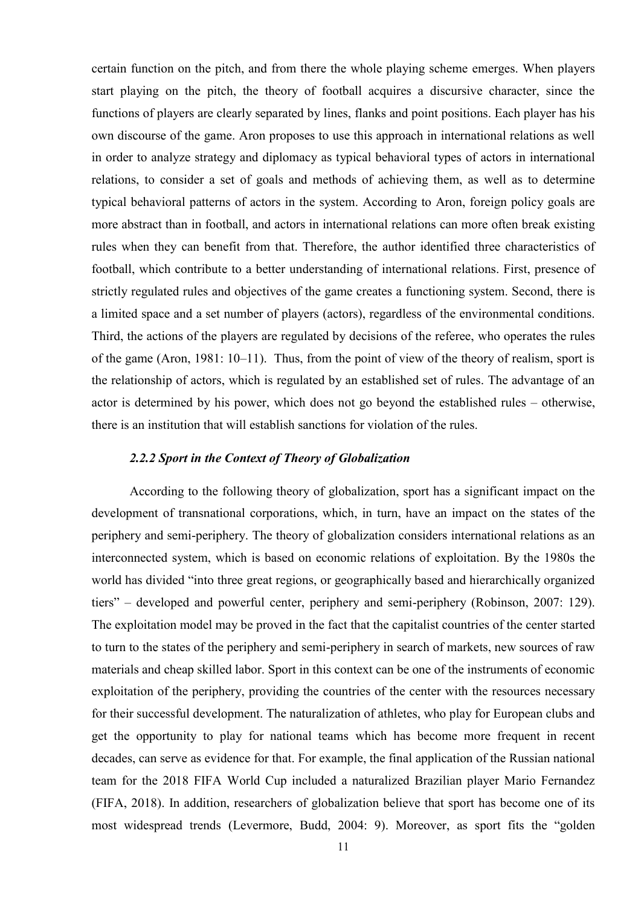certain function on the pitch, and from there the whole playing scheme emerges. When players start playing on the pitch, the theory of football acquires a discursive character, since the functions of players are clearly separated by lines, flanks and point positions. Each player has his own discourse of the game. Aron proposes to use this approach in international relations as well in order to analyze strategy and diplomacy as typical behavioral types of actors in international relations, to consider a set of goals and methods of achieving them, as well as to determine typical behavioral patterns of actors in the system. According to Aron, foreign policy goals are more abstract than in football, and actors in international relations can more often break existing rules when they can benefit from that. Therefore, the author identified three characteristics of football, which contribute to a better understanding of international relations. First, presence of strictly regulated rules and objectives of the game creates a functioning system. Second, there is a limited space and a set number of players (actors), regardless of the environmental conditions. Third, the actions of the players are regulated by decisions of the referee, who operates the rules of the game (Aron, 1981: 10–11). Thus, from the point of view of the theory of realism, sport is the relationship of actors, which is regulated by an established set of rules. The advantage of an actor is determined by his power, which does not go beyond the established rules – otherwise, there is an institution that will establish sanctions for violation of the rules.

#### *2.2.2 Sport in the Context of Theory of Globalization*

According to the following theory of globalization, sport has a significant impact on the development of transnational corporations, which, in turn, have an impact on the states of the periphery and semi-periphery. The theory of globalization considers international relations as an interconnected system, which is based on economic relations of exploitation. By the 1980s the world has divided "into three great regions, or geographically based and hierarchically organized tiers" – developed and powerful center, periphery and semi-periphery (Robinson, 2007: 129). The exploitation model may be proved in the fact that the capitalist countries of the center started to turn to the states of the periphery and semi-periphery in search of markets, new sources of raw materials and cheap skilled labor. Sport in this context can be one of the instruments of economic exploitation of the periphery, providing the countries of the center with the resources necessary for their successful development. The naturalization of athletes, who play for European clubs and get the opportunity to play for national teams which has become more frequent in recent decades, can serve as evidence for that. For example, the final application of the Russian national team for the 2018 FIFA World Cup included a naturalized Brazilian player Mario Fernandez (FIFA, 2018). In addition, researchers of globalization believe that sport has become one of its most widespread trends (Levermore, Budd, 2004: 9). Moreover, as sport fits the "golden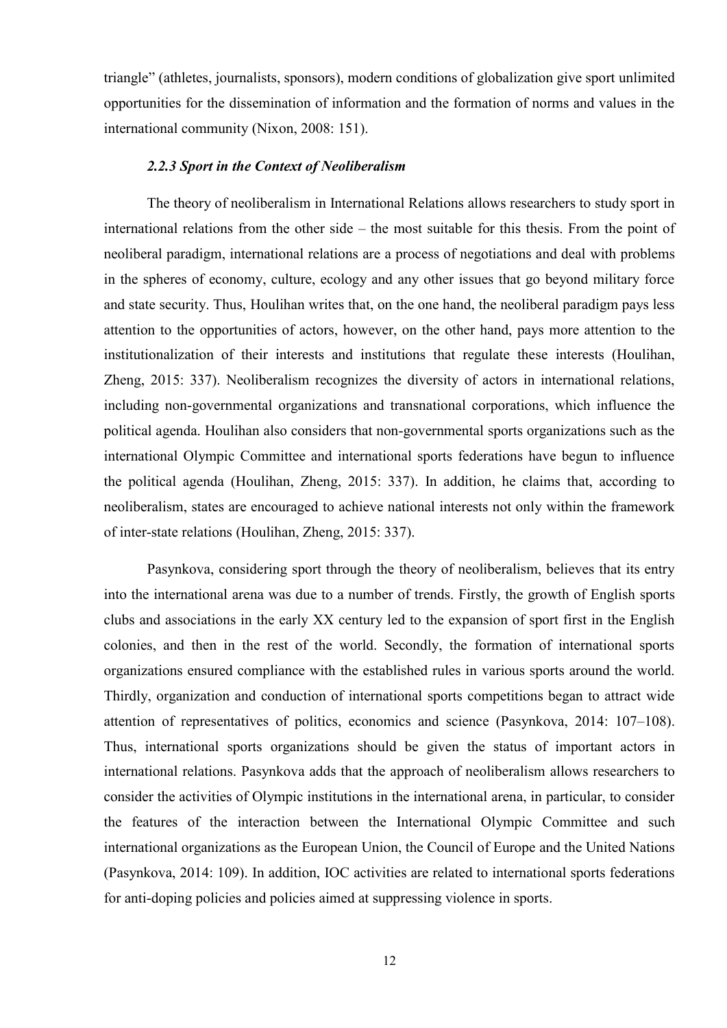triangle" (athletes, journalists, sponsors), modern conditions of globalization give sport unlimited opportunities for the dissemination of information and the formation of norms and values in the international community (Nixon, 2008: 151).

### *2.2.3 Sport in the Context of Neoliberalism*

The theory of neoliberalism in International Relations allows researchers to study sport in international relations from the other side – the most suitable for this thesis. From the point of neoliberal paradigm, international relations are a process of negotiations and deal with problems in the spheres of economy, culture, ecology and any other issues that go beyond military force and state security. Thus, Houlihan writes that, on the one hand, the neoliberal paradigm pays less attention to the opportunities of actors, however, on the other hand, pays more attention to the institutionalization of their interests and institutions that regulate these interests (Houlihan, Zheng, 2015: 337). Neoliberalism recognizes the diversity of actors in international relations, including non-governmental organizations and transnational corporations, which influence the political agenda. Houlihan also considers that non-governmental sports organizations such as the international Olympic Committee and international sports federations have begun to influence the political agenda (Houlihan, Zheng, 2015: 337). In addition, he claims that, according to neoliberalism, states are encouraged to achieve national interests not only within the framework of inter-state relations (Houlihan, Zheng, 2015: 337).

Pasynkova, considering sport through the theory of neoliberalism, believes that its entry into the international arena was due to a number of trends. Firstly, the growth of English sports clubs and associations in the early XX century led to the expansion of sport first in the English colonies, and then in the rest of the world. Secondly, the formation of international sports organizations ensured compliance with the established rules in various sports around the world. Thirdly, organization and conduction of international sports competitions began to attract wide attention of representatives of politics, economics and science (Pasynkova, 2014: 107–108). Thus, international sports organizations should be given the status of important actors in international relations. Pasynkova adds that the approach of neoliberalism allows researchers to consider the activities of Olympic institutions in the international arena, in particular, to consider the features of the interaction between the International Olympic Committee and such international organizations as the European Union, the Council of Europe and the United Nations (Pasynkova, 2014: 109). In addition, IOC activities are related to international sports federations for anti-doping policies and policies aimed at suppressing violence in sports.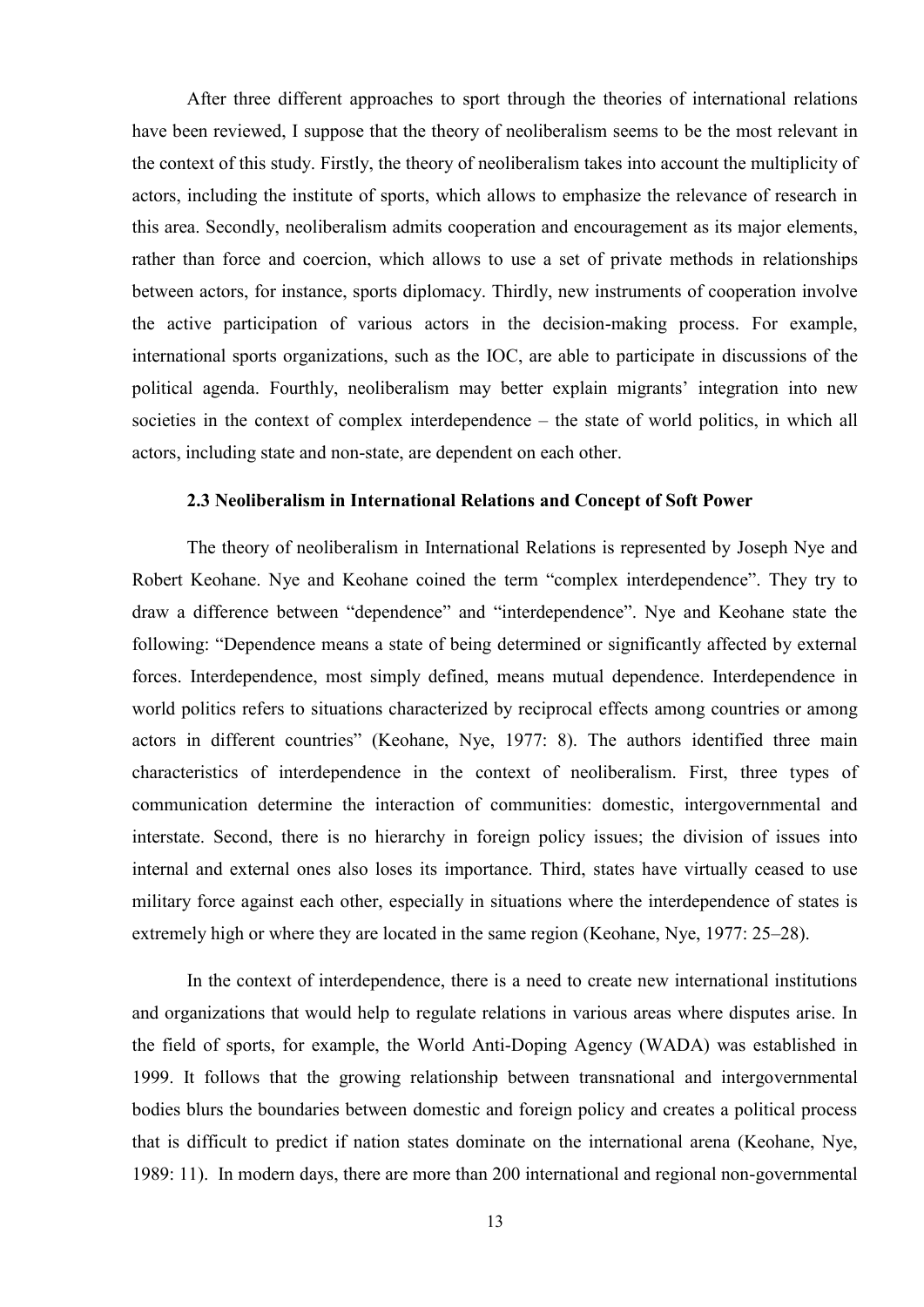After three different approaches to sport through the theories of international relations have been reviewed, I suppose that the theory of neoliberalism seems to be the most relevant in the context of this study. Firstly, the theory of neoliberalism takes into account the multiplicity of actors, including the institute of sports, which allows to emphasize the relevance of research in this area. Secondly, neoliberalism admits cooperation and encouragement as its major elements, rather than force and coercion, which allows to use a set of private methods in relationships between actors, for instance, sports diplomacy. Thirdly, new instruments of cooperation involve the active participation of various actors in the decision-making process. For example, international sports organizations, such as the IOC, are able to participate in discussions of the political agenda. Fourthly, neoliberalism may better explain migrants' integration into new societies in the context of complex interdependence – the state of world politics, in which all actors, including state and non-state, are dependent on each other.

### 2.3 Neoliberalism in International Relations and Concept of Soft Power

The theory of neoliberalism in International Relations is represented by Joseph Nye and Robert Keohane. Nye and Keohane coined the term "complex interdependence". They try to draw a difference between "dependence" and "interdependence". Nye and Keohane state the following: "Dependence means a state of being determined or significantly affected by external forces. Interdependence, most simply defined, means mutual dependence. Interdependence in world politics refers to situations characterized by reciprocal effects among countries or among actors in different countries" (Keohane, Nye, 1977: 8). The authors identified three main characteristics of interdependence in the context of neoliberalism. First, three types of communication determine the interaction of communities: domestic, intergovernmental and interstate. Second, there is no hierarchy in foreign policy issues; the division of issues into internal and external ones also loses its importance. Third, states have virtually ceased to use military force against each other, especially in situations where the interdependence of states is extremely high or where they are located in the same region (Keohane, Nye, 1977: 25–28).

In the context of interdependence, there is a need to create new international institutions and organizations that would help to regulate relations in various areas where disputes arise. In the field of sports, for example, the World Anti-Doping Agency (WADA) was established in 1999. It follows that the growing relationship between transnational and intergovernmental bodies blurs the boundaries between domestic and foreign policy and creates a political process that is difficult to predict if nation states dominate on the international arena (Keohane, Nye, 1989: 11). In modern days, there are more than 200 international and regional non-governmental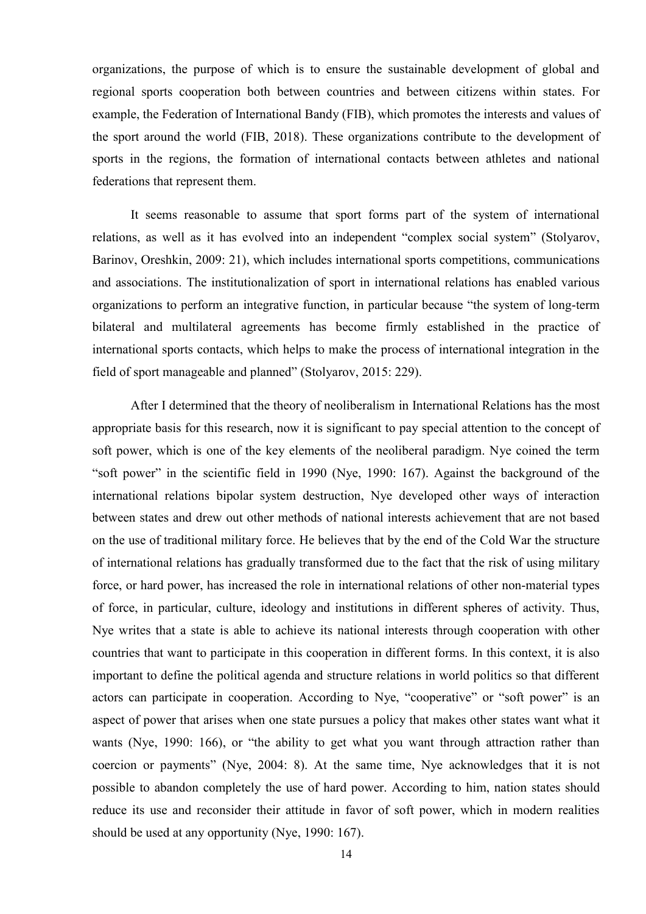organizations, the purpose of which is to ensure the sustainable development of global and regional sports cooperation both between countries and between citizens within states. For example, the Federation of International Bandy (FIB), which promotes the interests and values of the sport around the world (FIB, 2018). These organizations contribute to the development of sports in the regions, the formation of international contacts between athletes and national federations that represent them.

It seems reasonable to assume that sport forms part of the system of international relations, as well as it has evolved into an independent "complex social system" (Stolyarov, Barinov, Oreshkin, 2009: 21), which includes international sports competitions, communications and associations. The institutionalization of sport in international relations has enabled various organizations to perform an integrative function, in particular because "the system of long-term bilateral and multilateral agreements has become firmly established in the practice of international sports contacts, which helps to make the process of international integration in the field of sport manageable and planned" (Stolyarov, 2015: 229).

After I determined that the theory of neoliberalism in International Relations has the most appropriate basis for this research, now it is significant to pay special attention to the concept of soft power, which is one of the key elements of the neoliberal paradigm. Nye coined the term "soft power" in the scientific field in 1990 (Nye, 1990: 167). Against the background of the international relations bipolar system destruction, Nye developed other ways of interaction between states and drew out other methods of national interests achievement that are not based on the use of traditional military force. He believes that by the end of the Cold War the structure of international relations has gradually transformed due to the fact that the risk of using military force, or hard power, has increased the role in international relations of other non-material types of force, in particular, culture, ideology and institutions in different spheres of activity. Thus, Nye writes that a state is able to achieve its national interests through cooperation with other countries that want to participate in this cooperation in different forms. In this context, it is also important to define the political agenda and structure relations in world politics so that different actors can participate in cooperation. According to Nye, "cooperative" or "soft power" is an aspect of power that arises when one state pursues a policy that makes other states want what it wants (Nye, 1990: 166), or "the ability to get what you want through attraction rather than coercion or payments" (Nye, 2004: 8). At the same time, Nye acknowledges that it is not possible to abandon completely the use of hard power. According to him, nation states should reduce its use and reconsider their attitude in favor of soft power, which in modern realities should be used at any opportunity (Nye, 1990: 167).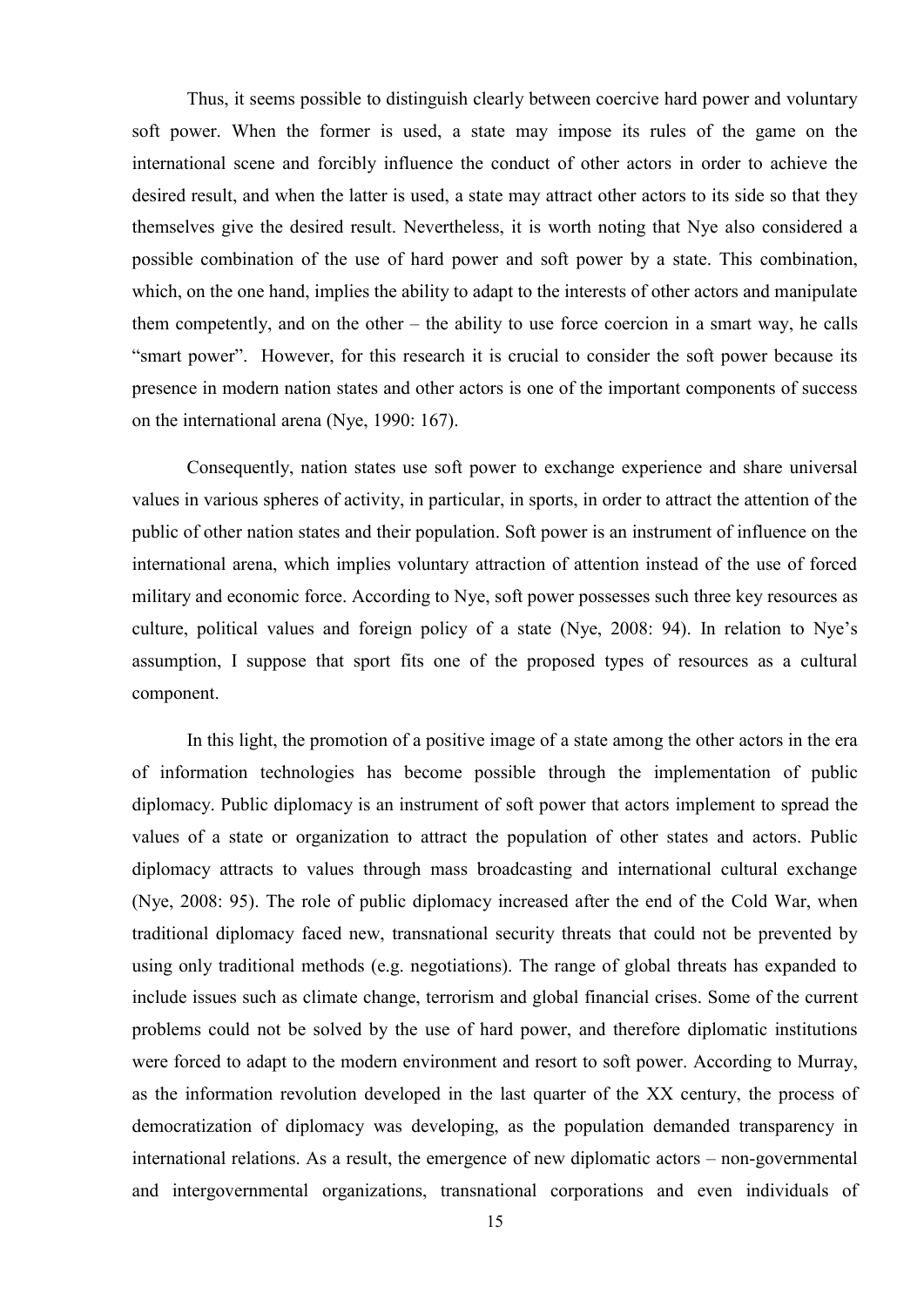Thus, it seems possible to distinguish clearly between coercive hard power and voluntary soft power. When the former is used, a state may impose its rules of the game on the international scene and forcibly influence the conduct of other actors in order to achieve the desired result, and when the latter is used, a state may attract other actors to its side so that they themselves give the desired result. Nevertheless, it is worth noting that Nye also considered a possible combination of the use of hard power and soft power by a state. This combination, which, on the one hand, implies the ability to adapt to the interests of other actors and manipulate them competently, and on the other – the ability to use force coercion in a smart way, he calls "smart power". However, for this research it is crucial to consider the soft power because its presence in modern nation states and other actors is one of the important components of success on the international arena (Nye, 1990: 167).

Consequently, nation states use soft power to exchange experience and share universal values in various spheres of activity, in particular, in sports, in order to attract the attention of the public of other nation states and their population. Soft power is an instrument of influence on the international arena, which implies voluntary attraction of attention instead of the use of forced military and economic force. According to Nye, soft power possesses such three key resources as culture, political values and foreign policy of a state (Nye, 2008: 94). In relation to Nye's assumption, I suppose that sport fits one of the proposed types of resources as a cultural component.

In this light, the promotion of a positive image of a state among the other actors in the era of information technologies has become possible through the implementation of public diplomacy. Public diplomacy is an instrument of soft power that actors implement to spread the values of a state or organization to attract the population of other states and actors. Public diplomacy attracts to values through mass broadcasting and international cultural exchange (Nye, 2008: 95). The role of public diplomacy increased after the end of the Cold War, when traditional diplomacy faced new, transnational security threats that could not be prevented by using only traditional methods (e.g. negotiations). The range of global threats has expanded to include issues such as climate change, terrorism and global financial crises. Some of the current problems could not be solved by the use of hard power, and therefore diplomatic institutions were forced to adapt to the modern environment and resort to soft power. According to Murray, as the information revolution developed in the last quarter of the XX century, the process of democratization of diplomacy was developing, as the population demanded transparency in international relations. As a result, the emergence of new diplomatic actors – non-governmental and intergovernmental organizations, transnational corporations and even individuals of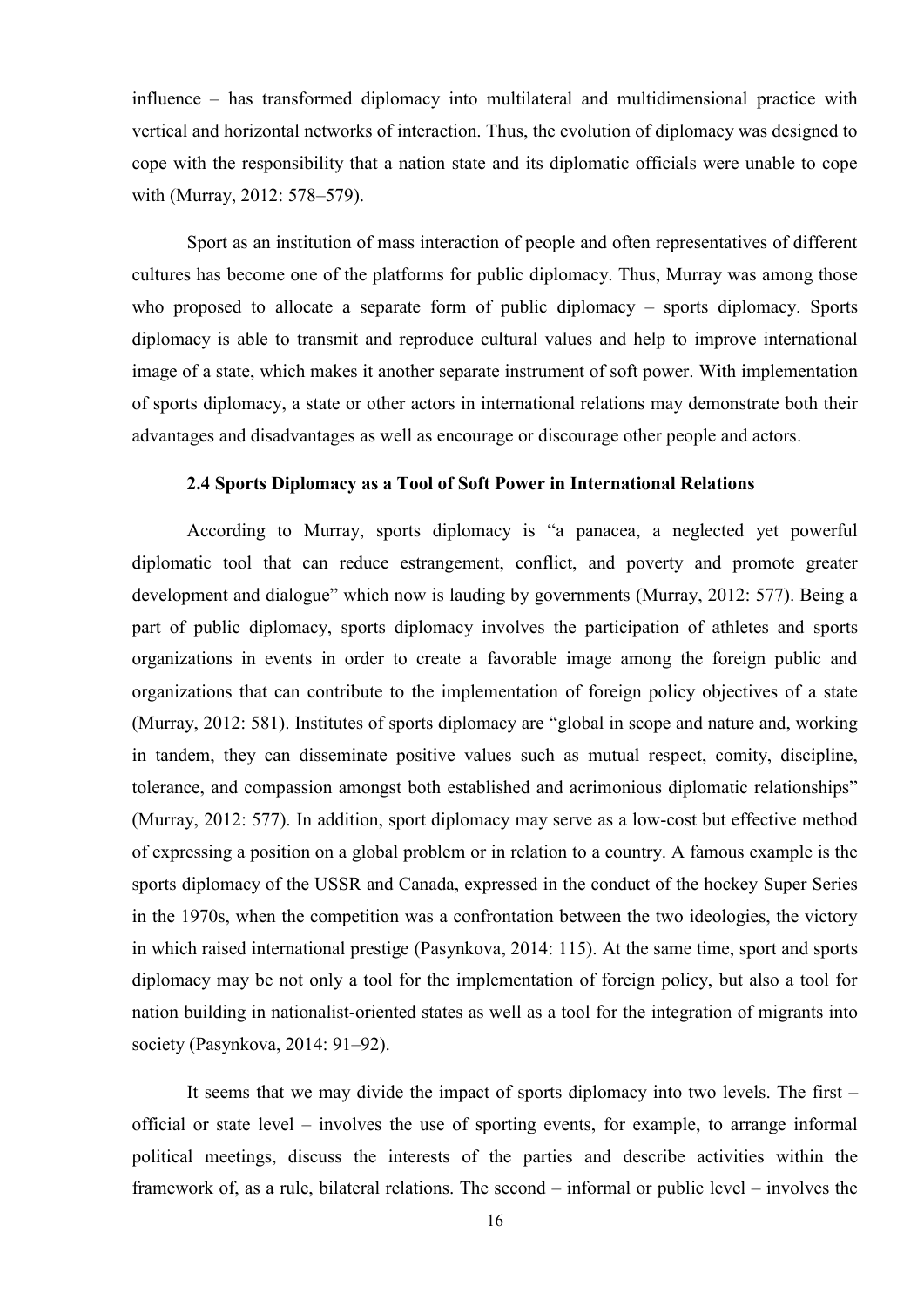influence – has transformed diplomacy into multilateral and multidimensional practice with vertical and horizontal networks of interaction. Thus, the evolution of diplomacy was designed to cope with the responsibility that a nation state and its diplomatic officials were unable to cope with (Murray, 2012: 578–579).

Sport as an institution of mass interaction of people and often representatives of different cultures has become one of the platforms for public diplomacy. Thus, Murray was among those who proposed to allocate a separate form of public diplomacy – sports diplomacy. Sports diplomacy is able to transmit and reproduce cultural values and help to improve international image of a state, which makes it another separate instrument of soft power. With implementation of sports diplomacy, a state or other actors in international relations may demonstrate both their advantages and disadvantages as well as encourage or discourage other people and actors.

### 2.4 Sports Diplomacy as a Tool of Soft Power in International Relations

According to Murray, sports diplomacy is "a panacea, a neglected yet powerful diplomatic tool that can reduce estrangement, conflict, and poverty and promote greater development and dialogue" which now is lauding by governments (Murray, 2012: 577). Being a part of public diplomacy, sports diplomacy involves the participation of athletes and sports organizations in events in order to create a favorable image among the foreign public and organizations that can contribute to the implementation of foreign policy objectives of a state (Murray, 2012: 581). Institutes of sports diplomacy are "global in scope and nature and, working in tandem, they can disseminate positive values such as mutual respect, comity, discipline, tolerance, and compassion amongst both established and acrimonious diplomatic relationships" (Murray, 2012: 577). In addition, sport diplomacy may serve as a low-cost but effective method of expressing a position on a global problem or in relation to a country. A famous example is the sports diplomacy of the USSR and Canada, expressed in the conduct of the hockey Super Series in the 1970s, when the competition was a confrontation between the two ideologies, the victory in which raised international prestige (Pasynkova, 2014: 115). At the same time, sport and sports diplomacy may be not only a tool for the implementation of foreign policy, but also a tool for nation building in nationalist-oriented states as well as a tool for the integration of migrants into society (Pasynkova, 2014: 91–92).

It seems that we may divide the impact of sports diplomacy into two levels. The first – official or state level – involves the use of sporting events, for example, to arrange informal political meetings, discuss the interests of the parties and describe activities within the framework of, as a rule, bilateral relations. The second – informal or public level – involves the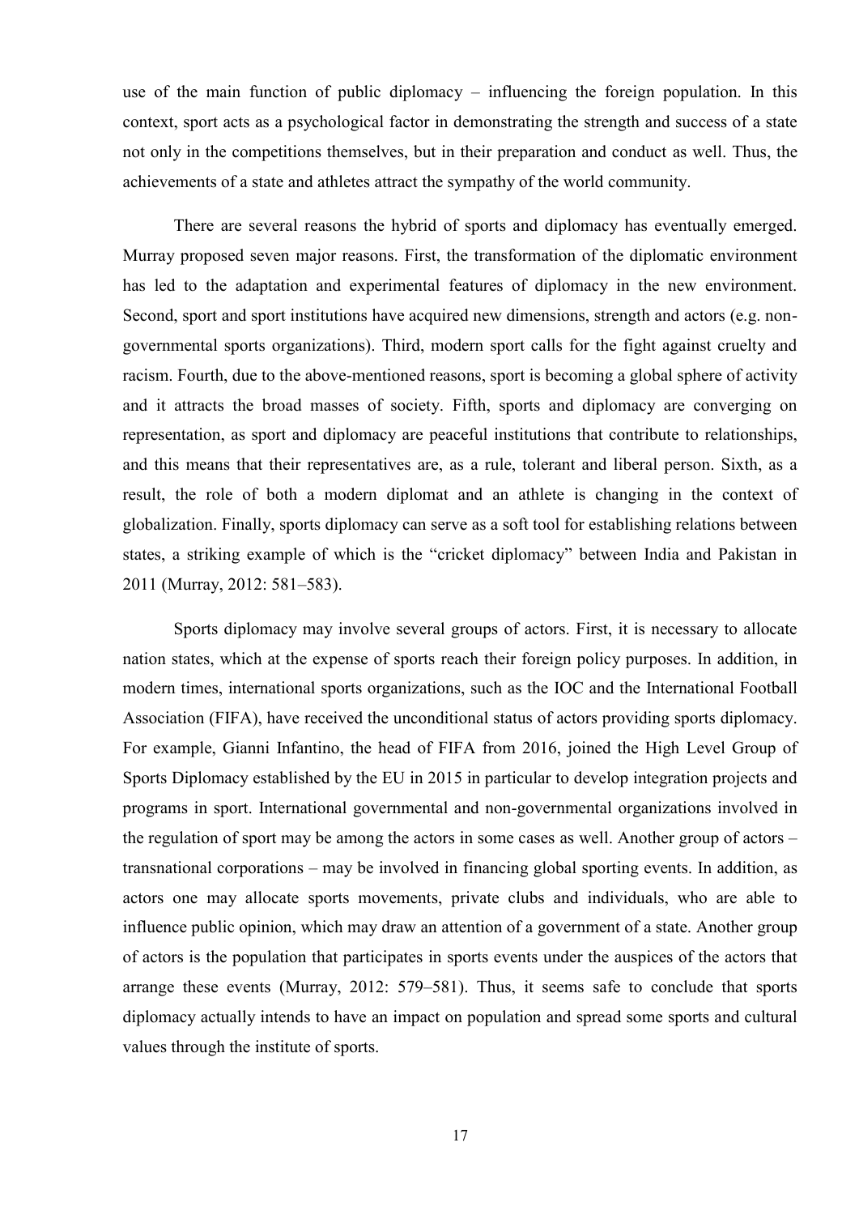use of the main function of public diplomacy – influencing the foreign population. In this context, sport acts as a psychological factor in demonstrating the strength and success of a state not only in the competitions themselves, but in their preparation and conduct as well. Thus, the achievements of a state and athletes attract the sympathy of the world community.

There are several reasons the hybrid of sports and diplomacy has eventually emerged. Murray proposed seven major reasons. First, the transformation of the diplomatic environment has led to the adaptation and experimental features of diplomacy in the new environment. Second, sport and sport institutions have acquired new dimensions, strength and actors (e.g. non-governmental sports organizations). Third, modern sport calls for the fight against cruelty and racism. Fourth, due to the above-mentioned reasons, sport is becoming a global sphere of activity and it attracts the broad masses of society. Fifth, sports and diplomacy are converging on representation, as sport and diplomacy are peaceful institutions that contribute to relationships, and this means that their representatives are, as a rule, tolerant and liberal person. Sixth, as a result, the role of both a modern diplomat and an athlete is changing in the context of globalization. Finally, sports diplomacy can serve as a soft tool for establishing relations between states, a striking example of which is the "cricket diplomacy" between India and Pakistan in 2011 (Murray, 2012: 581–583).

Sports diplomacy may involve several groups of actors. First, it is necessary to allocate nation states, which at the expense of sports reach their foreign policy purposes. In addition, in modern times, international sports organizations, such as the IOC and the International Football Association (FIFA), have received the unconditional status of actors providing sports diplomacy. For example, Gianni Infantino, the head of FIFA from 2016, joined the High Level Group of Sports Diplomacy established by the EU in 2015 in particular to develop integration projects and programs in sport. International governmental and non-governmental organizations involved in the regulation of sport may be among the actors in some cases as well. Another group of actors – transnational corporations – may be involved in financing global sporting events. In addition, as actors one may allocate sports movements, private clubs and individuals, who are able to influence public opinion, which may draw an attention of a government of a state. Another group of actors is the population that participates in sports events under the auspices of the actors that arrange these events (Murray, 2012: 579–581). Thus, it seems safe to conclude that sports diplomacy actually intends to have an impact on population and spread some sports and cultural values through the institute of sports.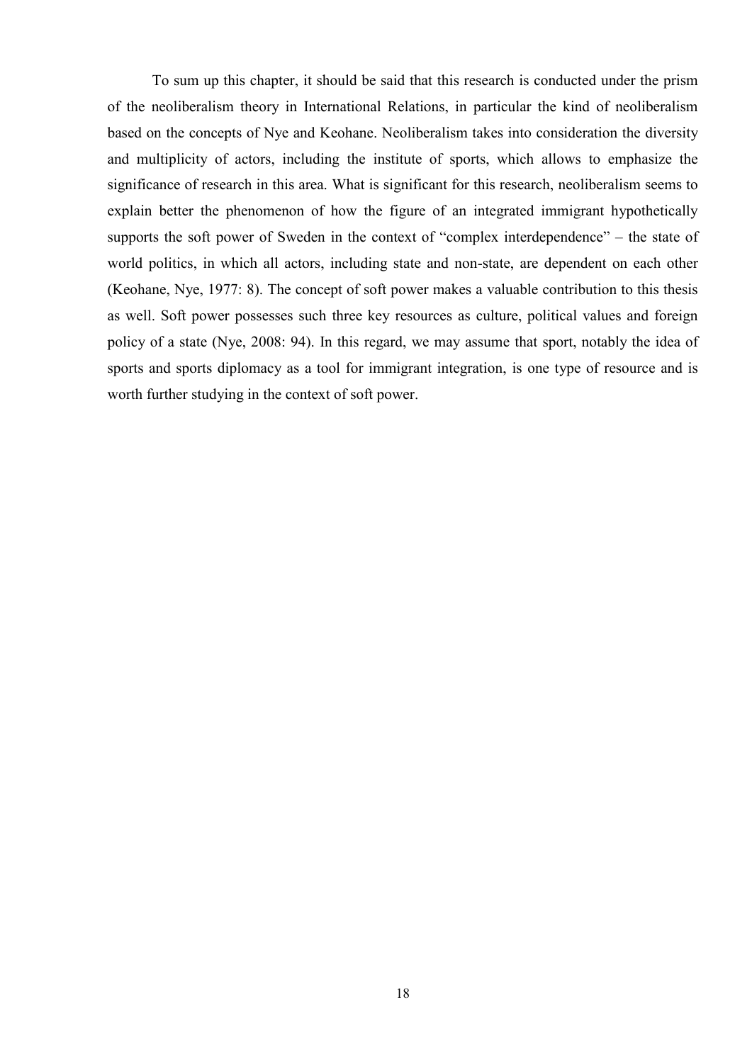To sum up this chapter, it should be said that this research is conducted under the prism of the neoliberalism theory in International Relations, in particular the kind of neoliberalism based on the concepts of Nye and Keohane. Neoliberalism takes into consideration the diversity and multiplicity of actors, including the institute of sports, which allows to emphasize the significance of research in this area. What is significant for this research, neoliberalism seems to explain better the phenomenon of how the figure of an integrated immigrant hypothetically supports the soft power of Sweden in the context of "complex interdependence" – the state of world politics, in which all actors, including state and non-state, are dependent on each other (Keohane, Nye, 1977: 8). The concept of soft power makes a valuable contribution to this thesis as well. Soft power possesses such three key resources as culture, political values and foreign policy of a state (Nye, 2008: 94). In this regard, we may assume that sport, notably the idea of sports and sports diplomacy as a tool for immigrant integration, is one type of resource and is worth further studying in the context of soft power.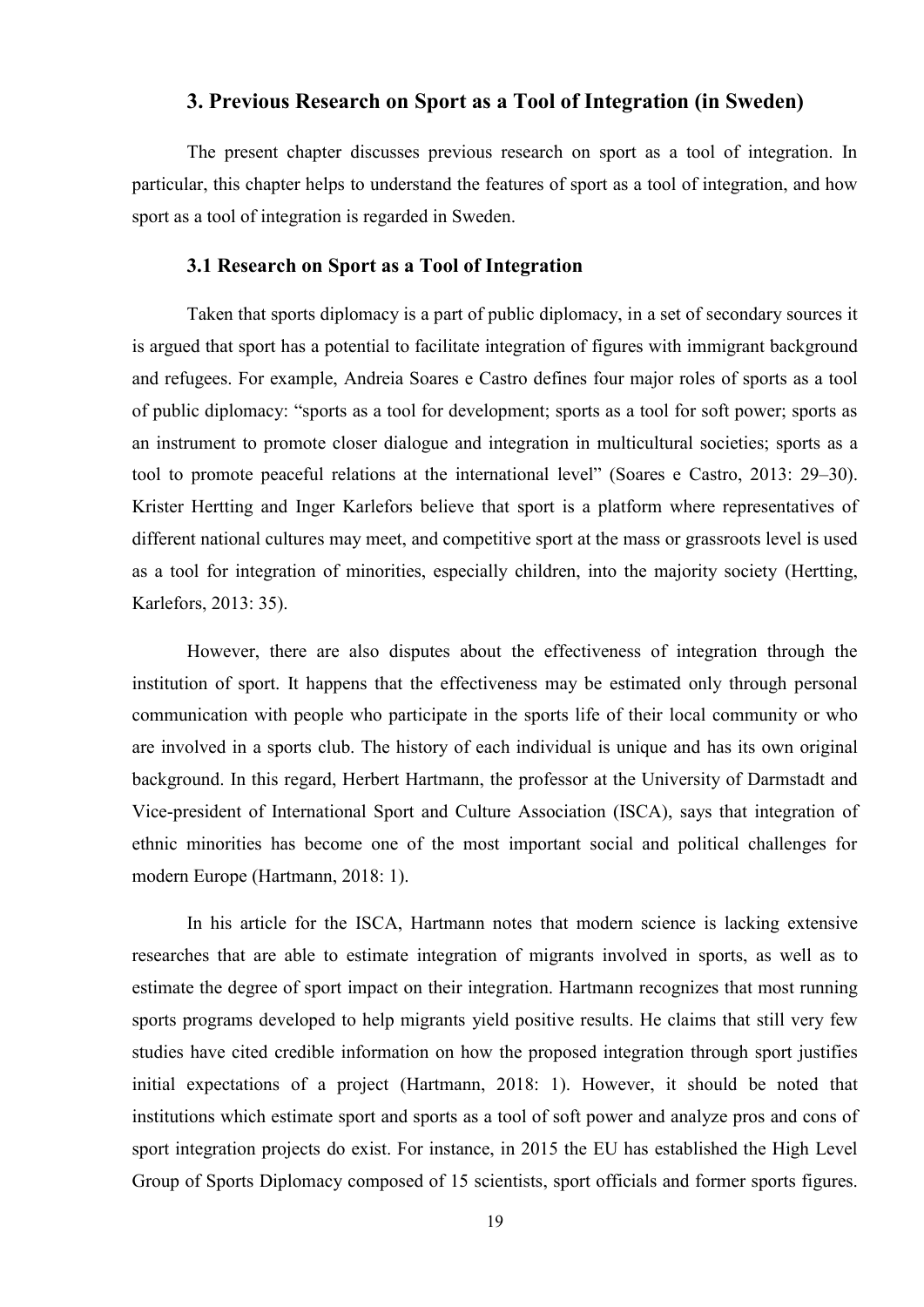## 3. Previous Research on Sport as a Tool of Integration (in Sweden)

The present chapter discusses previous research on sport as a tool of integration. In particular, this chapter helps to understand the features of sport as a tool of integration, and how sport as a tool of integration is regarded in Sweden.

### 3.1 Research on Sport as a Tool of Integration

Taken that sports diplomacy is a part of public diplomacy, in a set of secondary sources it is argued that sport has a potential to facilitate integration of figures with immigrant background and refugees. For example, Andreia Soares e Castro defines four major roles of sports as a tool of public diplomacy: "sports as a tool for development; sports as a tool for soft power; sports as an instrument to promote closer dialogue and integration in multicultural societies; sports as a tool to promote peaceful relations at the international level" (Soares e Castro, 2013: 29–30). Krister Hertting and Inger Karlefors believe that sport is a platform where representatives of different national cultures may meet, and competitive sport at the mass or grassroots level is used as a tool for integration of minorities, especially children, into the majority society (Hertting, Karlefors, 2013: 35).

However, there are also disputes about the effectiveness of integration through the institution of sport. It happens that the effectiveness may be estimated only through personal communication with people who participate in the sports life of their local community or who are involved in a sports club. The history of each individual is unique and has its own original background. In this regard, Herbert Hartmann, the professor at the University of Darmstadt and Vice-president of International Sport and Culture Association (ISCA), says that integration of ethnic minorities has become one of the most important social and political challenges for modern Europe (Hartmann, 2018: 1).

In his article for the ISCA, Hartmann notes that modern science is lacking extensive researches that are able to estimate integration of migrants involved in sports, as well as to estimate the degree of sport impact on their integration. Hartmann recognizes that most running sports programs developed to help migrants yield positive results. He claims that still very few studies have cited credible information on how the proposed integration through sport justifies initial expectations of a project (Hartmann, 2018: 1). However, it should be noted that institutions which estimate sport and sports as a tool of soft power and analyze pros and cons of sport integration projects do exist. For instance, in 2015 the EU has established the High Level Group of Sports Diplomacy composed of 15 scientists, sport officials and former sports figures.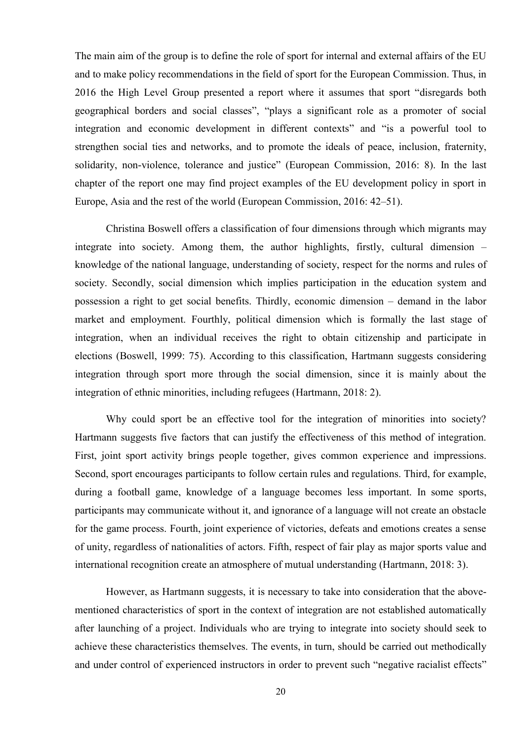The main aim of the group is to define the role of sport for internal and external affairs of the EU and to make policy recommendations in the field of sport for the European Commission. Thus, in 2016 the High Level Group presented a report where it assumes that sport "disregards both geographical borders and social classes", "plays a significant role as a promoter of social integration and economic development in different contexts" and "is a powerful tool to strengthen social ties and networks, and to promote the ideals of peace, inclusion, fraternity, solidarity, non-violence, tolerance and justice" (European Commission, 2016: 8). In the last chapter of the report one may find project examples of the EU development policy in sport in Europe, Asia and the rest of the world (European Commission, 2016: 42–51).

Christina Boswell offers a classification of four dimensions through which migrants may integrate into society. Among them, the author highlights, firstly, cultural dimension – knowledge of the national language, understanding of society, respect for the norms and rules of society. Secondly, social dimension which implies participation in the education system and possession a right to get social benefits. Thirdly, economic dimension – demand in the labor market and employment. Fourthly, political dimension which is formally the last stage of integration, when an individual receives the right to obtain citizenship and participate in elections (Boswell, 1999: 75). According to this classification, Hartmann suggests considering integration through sport more through the social dimension, since it is mainly about the integration of ethnic minorities, including refugees (Hartmann, 2018: 2).

Why could sport be an effective tool for the integration of minorities into society? Hartmann suggests five factors that can justify the effectiveness of this method of integration. First, joint sport activity brings people together, gives common experience and impressions. Second, sport encourages participants to follow certain rules and regulations. Third, for example, during a football game, knowledge of a language becomes less important. In some sports, participants may communicate without it, and ignorance of a language will not create an obstacle for the game process. Fourth, joint experience of victories, defeats and emotions creates a sense of unity, regardless of nationalities of actors. Fifth, respect of fair play as major sports value and international recognition create an atmosphere of mutual understanding (Hartmann, 2018: 3).

However, as Hartmann suggests, it is necessary to take into consideration that the above-mentioned characteristics of sport in the context of integration are not established automatically after launching of a project. Individuals who are trying to integrate into society should seek to achieve these characteristics themselves. The events, in turn, should be carried out methodically and under control of experienced instructors in order to prevent such "negative racialist effects"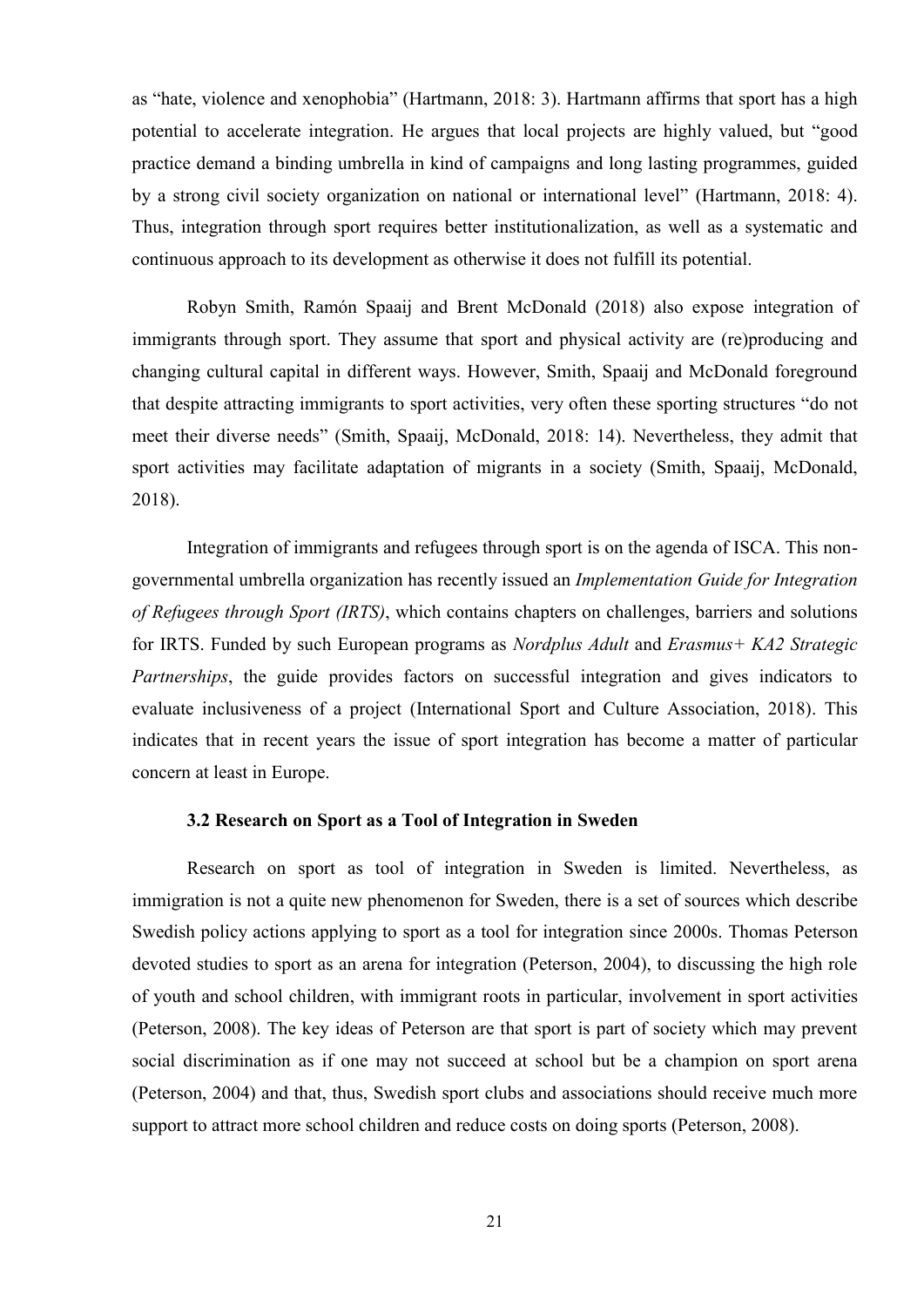as "hate, violence and xenophobia" (Hartmann, 2018: 3). Hartmann affirms that sport has a high potential to accelerate integration. He argues that local projects are highly valued, but "good practice demand a binding umbrella in kind of campaigns and long lasting programmes, guided by a strong civil society organization on national or international level" (Hartmann, 2018: 4). Thus, integration through sport requires better institutionalization, as well as a systematic and continuous approach to its development as otherwise it does not fulfill its potential.

Robyn Smith, Ramón Spaaij and Brent McDonald (2018) also expose integration of immigrants through sport. They assume that sport and physical activity are (re)producing and changing cultural capital in different ways. However, Smith, Spaaij and McDonald foreground that despite attracting immigrants to sport activities, very often these sporting structures "do not meet their diverse needs" (Smith, Spaaij, McDonald, 2018: 14). Nevertheless, they admit that sport activities may facilitate adaptation of migrants in a society (Smith, Spaaij, McDonald, 2018).

Integration of immigrants and refugees through sport is on the agenda of ISCA. This non-governmental umbrella organization has recently issued an *Implementation Guide for Integration of Refugees through Sport (IRTS)*, which contains chapters on challenges, barriers and solutions for IRTS. Funded by such European programs as *Nordplus Adult* and *Erasmus+ KA2 Strategic Partnerships*, the guide provides factors on successful integration and gives indicators to evaluate inclusiveness of a project (International Sport and Culture Association, 2018). This indicates that in recent years the issue of sport integration has become a matter of particular concern at least in Europe.

### 3.2 Research on Sport as a Tool of Integration in Sweden

Research on sport as tool of integration in Sweden is limited. Nevertheless, as immigration is not a quite new phenomenon for Sweden, there is a set of sources which describe Swedish policy actions applying to sport as a tool for integration since 2000s. Thomas Peterson devoted studies to sport as an arena for integration (Peterson, 2004), to discussing the high role of youth and school children, with immigrant roots in particular, involvement in sport activities (Peterson, 2008). The key ideas of Peterson are that sport is part of society which may prevent social discrimination as if one may not succeed at school but be a champion on sport arena (Peterson, 2004) and that, thus, Swedish sport clubs and associations should receive much more support to attract more school children and reduce costs on doing sports (Peterson, 2008).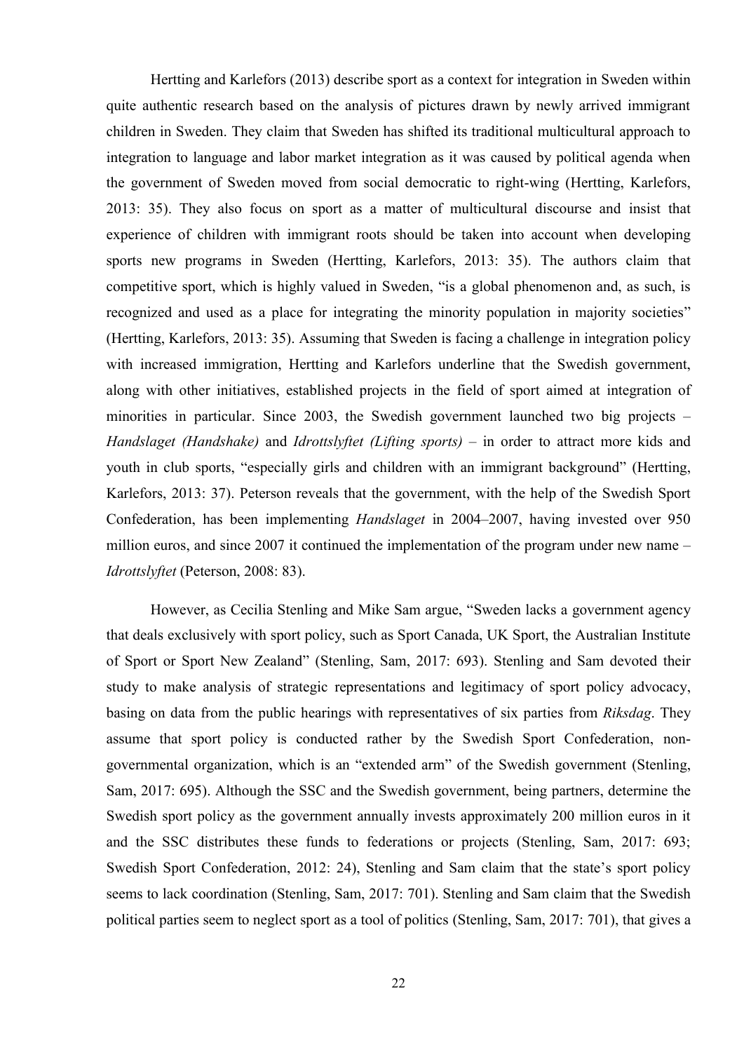Hertting and Karlefors (2013) describe sport as a context for integration in Sweden within quite authentic research based on the analysis of pictures drawn by newly arrived immigrant children in Sweden. They claim that Sweden has shifted its traditional multicultural approach to integration to language and labor market integration as it was caused by political agenda when the government of Sweden moved from social democratic to right-wing (Hertting, Karlefors, 2013: 35). They also focus on sport as a matter of multicultural discourse and insist that experience of children with immigrant roots should be taken into account when developing sports new programs in Sweden (Hertting, Karlefors, 2013: 35). The authors claim that competitive sport, which is highly valued in Sweden, "is a global phenomenon and, as such, is recognized and used as a place for integrating the minority population in majority societies" (Hertting, Karlefors, 2013: 35). Assuming that Sweden is facing a challenge in integration policy with increased immigration, Hertting and Karlefors underline that the Swedish government, along with other initiatives, established projects in the field of sport aimed at integration of minorities in particular. Since 2003, the Swedish government launched two big projects – *Handslaget (Handshake)* and *Idrottslyftet (Lifting sports)* – in order to attract more kids and youth in club sports, "especially girls and children with an immigrant background" (Hertting, Karlefors, 2013: 37). Peterson reveals that the government, with the help of the Swedish Sport Confederation, has been implementing *Handslaget* in 2004–2007, having invested over 950 million euros, and since 2007 it continued the implementation of the program under new name – *Idrottslyftet* (Peterson, 2008: 83).

However, as Cecilia Stenling and Mike Sam argue, "Sweden lacks a government agency that deals exclusively with sport policy, such as Sport Canada, UK Sport, the Australian Institute of Sport or Sport New Zealand" (Stenling, Sam, 2017: 693). Stenling and Sam devoted their study to make analysis of strategic representations and legitimacy of sport policy advocacy, basing on data from the public hearings with representatives of six parties from *Riksdag*. They assume that sport policy is conducted rather by the Swedish Sport Confederation, non-governmental organization, which is an "extended arm" of the Swedish government (Stenling, Sam, 2017: 695). Although the SSC and the Swedish government, being partners, determine the Swedish sport policy as the government annually invests approximately 200 million euros in it and the SSC distributes these funds to federations or projects (Stenling, Sam, 2017: 693; Swedish Sport Confederation, 2012: 24), Stenling and Sam claim that the state's sport policy seems to lack coordination (Stenling, Sam, 2017: 701). Stenling and Sam claim that the Swedish political parties seem to neglect sport as a tool of politics (Stenling, Sam, 2017: 701), that gives a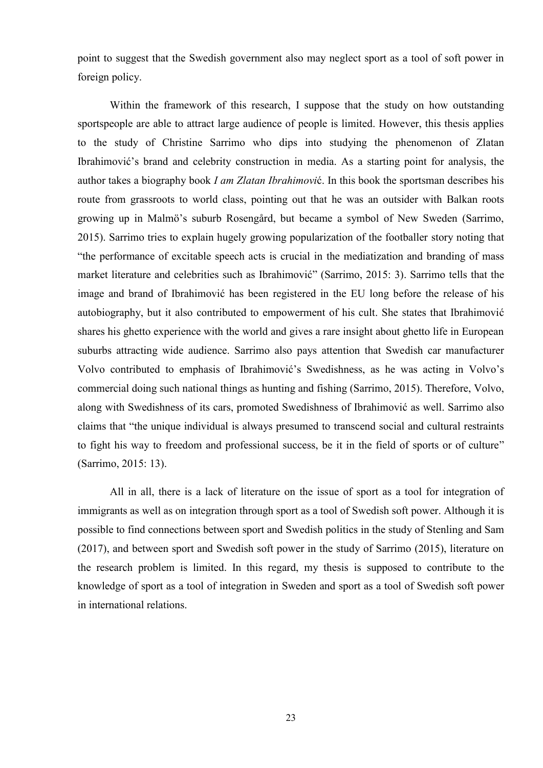point to suggest that the Swedish government also may neglect sport as a tool of soft power in foreign policy.

Within the framework of this research, I suppose that the study on how outstanding sportspeople are able to attract large audience of people is limited. However, this thesis applies to the study of Christine Sarrimo who dips into studying the phenomenon of Zlatan Ibrahimović's brand and celebrity construction in media. As a starting point for analysis, the author takes a biography book *I am Zlatan Ibrahimović*. In this book the sportsman describes his route from grassroots to world class, pointing out that he was an outsider with Balkan roots growing up in Malmö's suburb Rosengård, but became a symbol of New Sweden (Sarrimo, 2015). Sarrimo tries to explain hugely growing popularization of the footballer story noting that "the performance of excitable speech acts is crucial in the mediatization and branding of mass market literature and celebrities such as Ibrahimović" (Sarrimo, 2015: 3). Sarrimo tells that the image and brand of Ibrahimović has been registered in the EU long before the release of his autobiography, but it also contributed to empowerment of his cult. She states that Ibrahimović shares his ghetto experience with the world and gives a rare insight about ghetto life in European suburbs attracting wide audience. Sarrimo also pays attention that Swedish car manufacturer Volvo contributed to emphasis of Ibrahimović's Swedishness, as he was acting in Volvo's commercial doing such national things as hunting and fishing (Sarrimo, 2015). Therefore, Volvo, along with Swedishness of its cars, promoted Swedishness of Ibrahimović as well. Sarrimo also claims that "the unique individual is always presumed to transcend social and cultural restraints to fight his way to freedom and professional success, be it in the field of sports or of culture" (Sarrimo, 2015: 13).

All in all, there is a lack of literature on the issue of sport as a tool for integration of immigrants as well as on integration through sport as a tool of Swedish soft power. Although it is possible to find connections between sport and Swedish politics in the study of Stenling and Sam (2017), and between sport and Swedish soft power in the study of Sarrimo (2015), literature on the research problem is limited. In this regard, my thesis is supposed to contribute to the knowledge of sport as a tool of integration in Sweden and sport as a tool of Swedish soft power in international relations.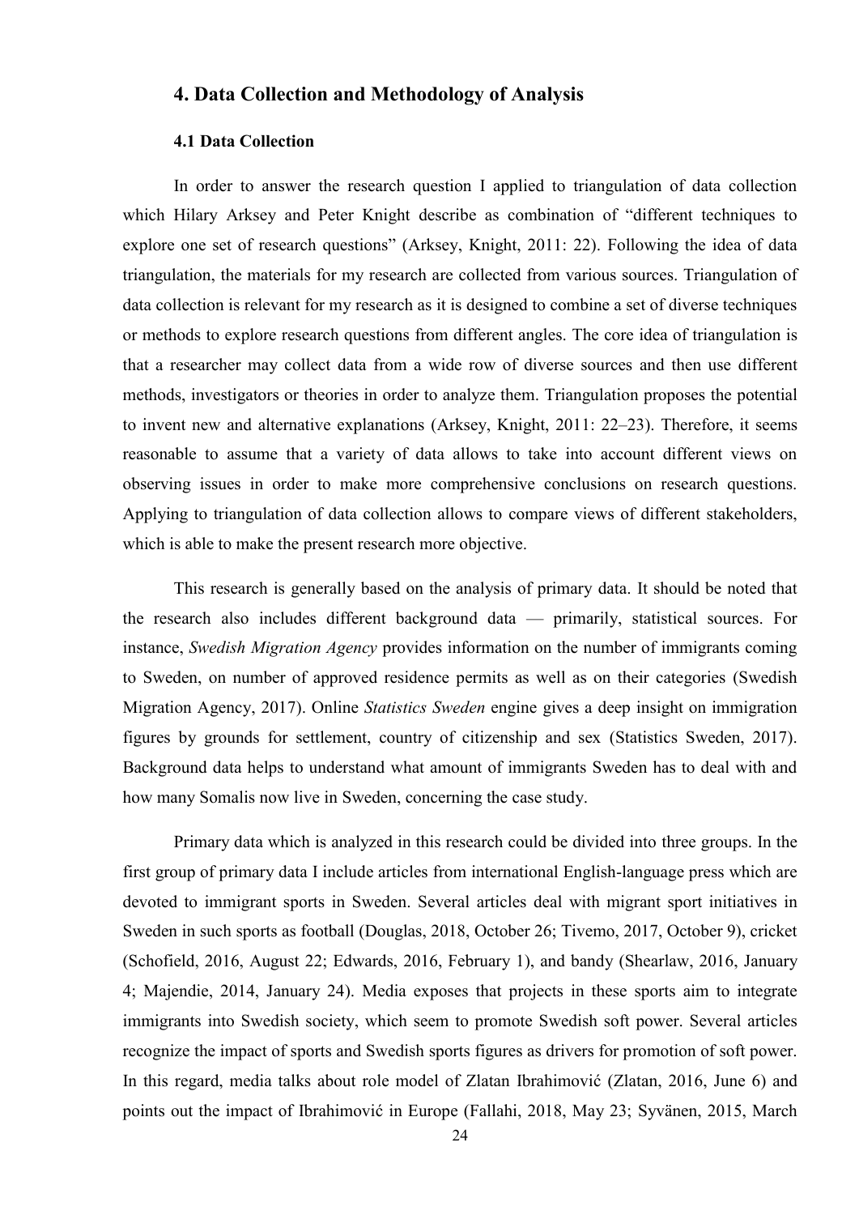## 4. Data Collection and Methodology of Analysis

### 4.1 Data Collection

In order to answer the research question I applied to triangulation of data collection which Hilary Arksey and Peter Knight describe as combination of "different techniques to explore one set of research questions" (Arksey, Knight, 2011: 22). Following the idea of data triangulation, the materials for my research are collected from various sources. Triangulation of data collection is relevant for my research as it is designed to combine a set of diverse techniques or methods to explore research questions from different angles. The core idea of triangulation is that a researcher may collect data from a wide row of diverse sources and then use different methods, investigators or theories in order to analyze them. Triangulation proposes the potential to invent new and alternative explanations (Arksey, Knight, 2011: 22–23). Therefore, it seems reasonable to assume that a variety of data allows to take into account different views on observing issues in order to make more comprehensive conclusions on research questions. Applying to triangulation of data collection allows to compare views of different stakeholders, which is able to make the present research more objective.

This research is generally based on the analysis of primary data. It should be noted that the research also includes different background data — primarily, statistical sources. For instance, *Swedish Migration Agency* provides information on the number of immigrants coming to Sweden, on number of approved residence permits as well as on their categories (Swedish Migration Agency, 2017). Online *Statistics Sweden* engine gives a deep insight on immigration figures by grounds for settlement, country of citizenship and sex (Statistics Sweden, 2017). Background data helps to understand what amount of immigrants Sweden has to deal with and how many Somalis now live in Sweden, concerning the case study.

Primary data which is analyzed in this research could be divided into three groups. In the first group of primary data I include articles from international English-language press which are devoted to immigrant sports in Sweden. Several articles deal with migrant sport initiatives in Sweden in such sports as football (Douglas, 2018, October 26; Tivemo, 2017, October 9), cricket (Schofield, 2016, August 22; Edwards, 2016, February 1), and bandy (Shearlaw, 2016, January 4; Majendie, 2014, January 24). Media exposes that projects in these sports aim to integrate immigrants into Swedish society, which seem to promote Swedish soft power. Several articles recognize the impact of sports and Swedish sports figures as drivers for promotion of soft power. In this regard, media talks about role model of Zlatan Ibrahimović (Zlatan, 2016, June 6) and points out the impact of Ibrahimović in Europe (Fallahi, 2018, May 23; Syvänen, 2015, March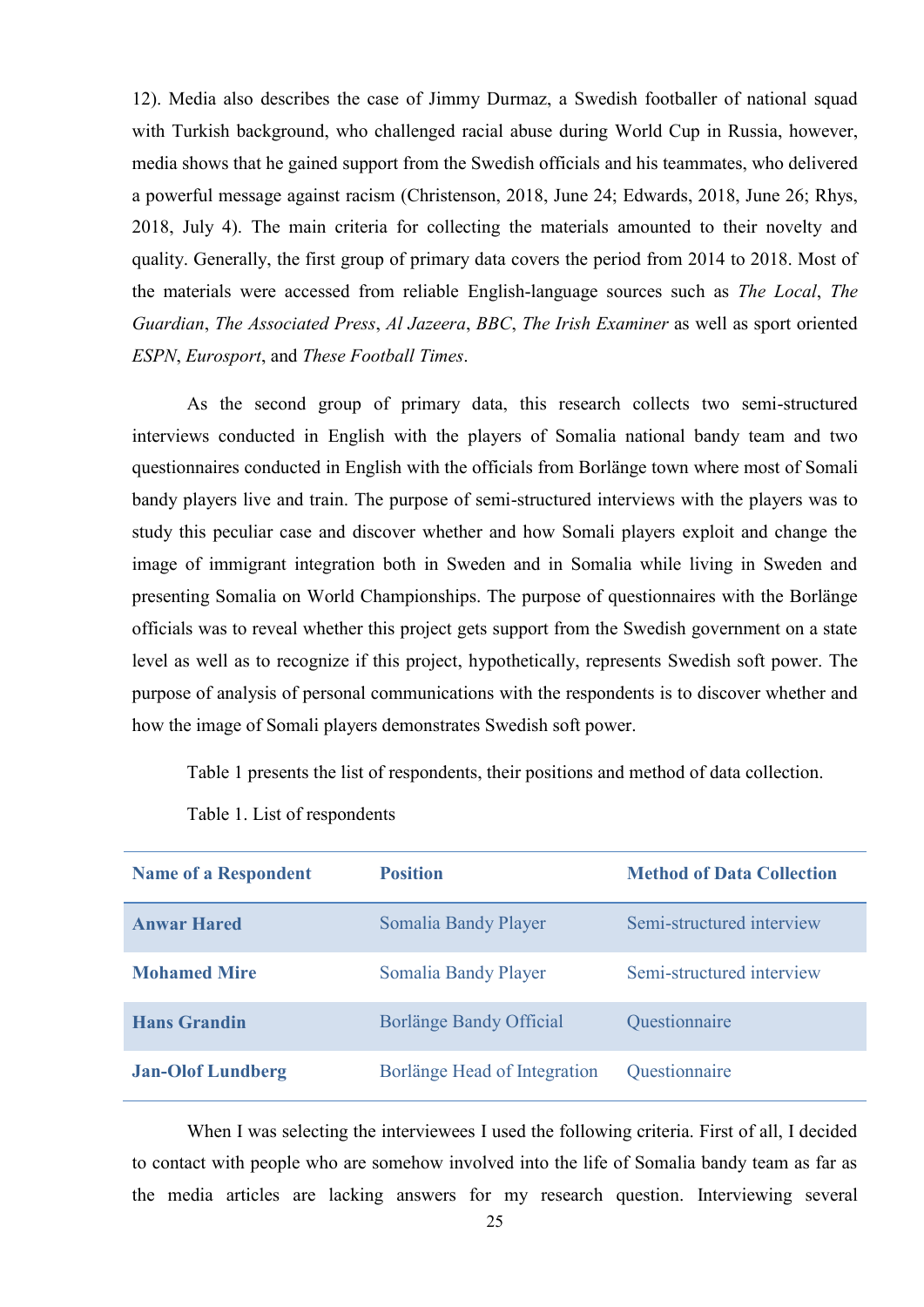12). Media also describes the case of Jimmy Durmaz, a Swedish footballer of national squad with Turkish background, who challenged racial abuse during World Cup in Russia, however, media shows that he gained support from the Swedish officials and his teammates, who delivered a powerful message against racism (Christenson, 2018, June 24; Edwards, 2018, June 26; Rhys, 2018, July 4). The main criteria for collecting the materials amounted to their novelty and quality. Generally, the first group of primary data covers the period from 2014 to 2018. Most of the materials were accessed from reliable English-language sources such as *The Local*, *The Guardian*, *The Associated Press*, *Al Jazeera*, *BBC*, *The Irish Examiner* as well as sport oriented *ESPN*, *Eurosport*, and *These Football Times*.

As the second group of primary data, this research collects two semi-structured interviews conducted in English with the players of Somalia national bandy team and two questionnaires conducted in English with the officials from Borlänge town where most of Somali bandy players live and train. The purpose of semi-structured interviews with the players was to study this peculiar case and discover whether and how Somali players exploit and change the image of immigrant integration both in Sweden and in Somalia while living in Sweden and presenting Somalia on World Championships. The purpose of questionnaires with the Borlänge officials was to reveal whether this project gets support from the Swedish government on a state level as well as to recognize if this project, hypothetically, represents Swedish soft power. The purpose of analysis of personal communications with the respondents is to discover whether and how the image of Somali players demonstrates Swedish soft power.

Table 1 presents the list of respondents, their positions and method of data collection.

Table 1. List of respondents

| Name of a Respondent | Position | Method of Data Collection |
|---|---|---|
| **Anwar Hared** | Somalia Bandy Player | Semi-structured interview |
| **Mohamed Mire** | Somalia Bandy Player | Semi-structured interview |
| **Hans Grandin** | Borlänge Bandy Official | Questionnaire |
| **Jan-Olof Lundberg** | Borlänge Head of Integration | Questionnaire |

When I was selecting the interviewees I used the following criteria. First of all, I decided to contact with people who are somehow involved into the life of Somalia bandy team as far as the media articles are lacking answers for my research question. Interviewing several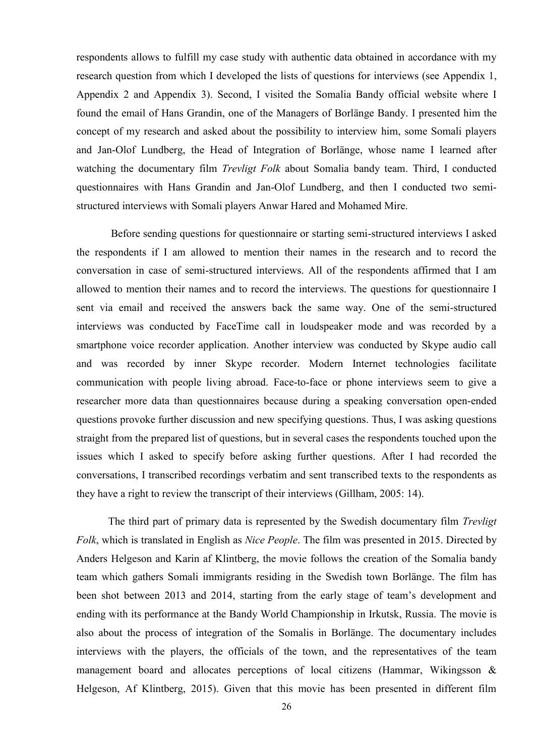respondents allows to fulfill my case study with authentic data obtained in accordance with my research question from which I developed the lists of questions for interviews (see Appendix 1, Appendix 2 and Appendix 3). Second, I visited the Somalia Bandy official website where I found the email of Hans Grandin, one of the Managers of Borlänge Bandy. I presented him the concept of my research and asked about the possibility to interview him, some Somali players and Jan-Olof Lundberg, the Head of Integration of Borlänge, whose name I learned after watching the documentary film *Trevligt Folk* about Somalia bandy team. Third, I conducted questionnaires with Hans Grandin and Jan-Olof Lundberg, and then I conducted two semi-structured interviews with Somali players Anwar Hared and Mohamed Mire.

Before sending questions for questionnaire or starting semi-structured interviews I asked the respondents if I am allowed to mention their names in the research and to record the conversation in case of semi-structured interviews. All of the respondents affirmed that I am allowed to mention their names and to record the interviews. The questions for questionnaire I sent via email and received the answers back the same way. One of the semi-structured interviews was conducted by FaceTime call in loudspeaker mode and was recorded by a smartphone voice recorder application. Another interview was conducted by Skype audio call and was recorded by inner Skype recorder. Modern Internet technologies facilitate communication with people living abroad. Face-to-face or phone interviews seem to give a researcher more data than questionnaires because during a speaking conversation open-ended questions provoke further discussion and new specifying questions. Thus, I was asking questions straight from the prepared list of questions, but in several cases the respondents touched upon the issues which I asked to specify before asking further questions. After I had recorded the conversations, I transcribed recordings verbatim and sent transcribed texts to the respondents as they have a right to review the transcript of their interviews (Gillham, 2005: 14).

The third part of primary data is represented by the Swedish documentary film *Trevligt Folk*, which is translated in English as *Nice People*. The film was presented in 2015. Directed by Anders Helgeson and Karin af Klintberg, the movie follows the creation of the Somalia bandy team which gathers Somali immigrants residing in the Swedish town Borlänge. The film has been shot between 2013 and 2014, starting from the early stage of team's development and ending with its performance at the Bandy World Championship in Irkutsk, Russia. The movie is also about the process of integration of the Somalis in Borlänge. The documentary includes interviews with the players, the officials of the town, and the representatives of the team management board and allocates perceptions of local citizens (Hammar, Wikingsson & Helgeson, Af Klintberg, 2015). Given that this movie has been presented in different film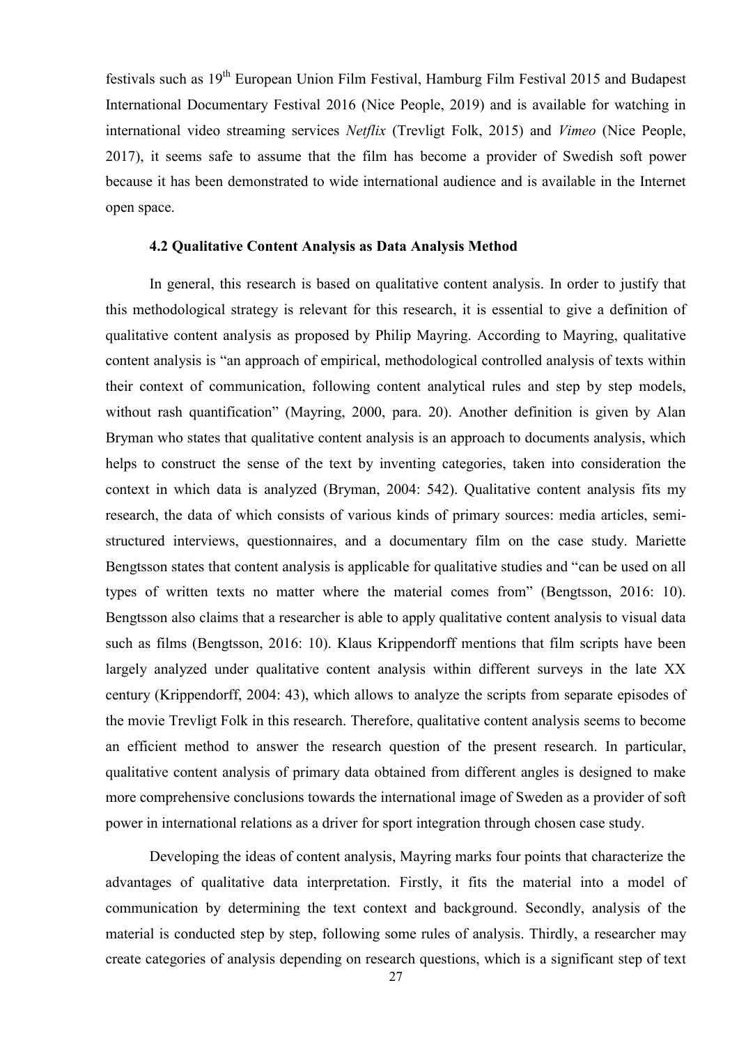festivals such as 19th European Union Film Festival, Hamburg Film Festival 2015 and Budapest International Documentary Festival 2016 (Nice People, 2019) and is available for watching in international video streaming services *Netflix* (Trevligt Folk, 2015) and *Vimeo* (Nice People, 2017), it seems safe to assume that the film has become a provider of Swedish soft power because it has been demonstrated to wide international audience and is available in the Internet open space.

### 4.2 Qualitative Content Analysis as Data Analysis Method

In general, this research is based on qualitative content analysis. In order to justify that this methodological strategy is relevant for this research, it is essential to give a definition of qualitative content analysis as proposed by Philip Mayring. According to Mayring, qualitative content analysis is "an approach of empirical, methodological controlled analysis of texts within their context of communication, following content analytical rules and step by step models, without rash quantification" (Mayring, 2000, para. 20). Another definition is given by Alan Bryman who states that qualitative content analysis is an approach to documents analysis, which helps to construct the sense of the text by inventing categories, taken into consideration the context in which data is analyzed (Bryman, 2004: 542). Qualitative content analysis fits my research, the data of which consists of various kinds of primary sources: media articles, semi-structured interviews, questionnaires, and a documentary film on the case study. Mariette Bengtsson states that content analysis is applicable for qualitative studies and "can be used on all types of written texts no matter where the material comes from" (Bengtsson, 2016: 10). Bengtsson also claims that a researcher is able to apply qualitative content analysis to visual data such as films (Bengtsson, 2016: 10). Klaus Krippendorff mentions that film scripts have been largely analyzed under qualitative content analysis within different surveys in the late XX century (Krippendorff, 2004: 43), which allows to analyze the scripts from separate episodes of the movie Trevligt Folk in this research. Therefore, qualitative content analysis seems to become an efficient method to answer the research question of the present research. In particular, qualitative content analysis of primary data obtained from different angles is designed to make more comprehensive conclusions towards the international image of Sweden as a provider of soft power in international relations as a driver for sport integration through chosen case study.

Developing the ideas of content analysis, Mayring marks four points that characterize the advantages of qualitative data interpretation. Firstly, it fits the material into a model of communication by determining the text context and background. Secondly, analysis of the material is conducted step by step, following some rules of analysis. Thirdly, a researcher may create categories of analysis depending on research questions, which is a significant step of text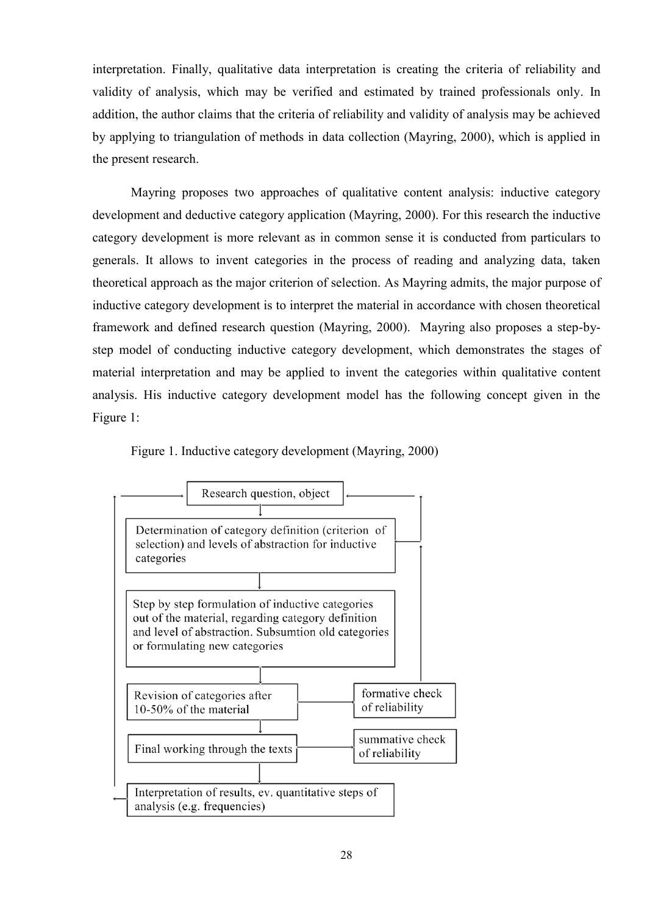interpretation. Finally, qualitative data interpretation is creating the criteria of reliability and validity of analysis, which may be verified and estimated by trained professionals only. In addition, the author claims that the criteria of reliability and validity of analysis may be achieved by applying to triangulation of methods in data collection (Mayring, 2000), which is applied in the present research.

Mayring proposes two approaches of qualitative content analysis: inductive category development and deductive category application (Mayring, 2000). For this research the inductive category development is more relevant as in common sense it is conducted from particulars to generals. It allows to invent categories in the process of reading and analyzing data, taken theoretical approach as the major criterion of selection. As Mayring admits, the major purpose of inductive category development is to interpret the material in accordance with chosen theoretical framework and defined research question (Mayring, 2000). Mayring also proposes a step-by-step model of conducting inductive category development, which demonstrates the stages of material interpretation and may be applied to invent the categories within qualitative content analysis. His inductive category development model has the following concept given in the Figure 1:

Figure 1. Inductive category development (Mayring, 2000)

Research question, object

↓

Determination of category definition (criterion of selection) and levels of abstraction for inductive categories

↓

Step by step formulation of inductive categories out of the material, regarding category definition and level of abstraction. Subsumtion old categories or formulating new categories

↓

Revision of categories after 10-50% of the material → formative check of reliability

↓

Final working through the texts → summative check of reliability

↓

Interpretation of results, ev. quantitative steps of analysis (e.g. frequencies)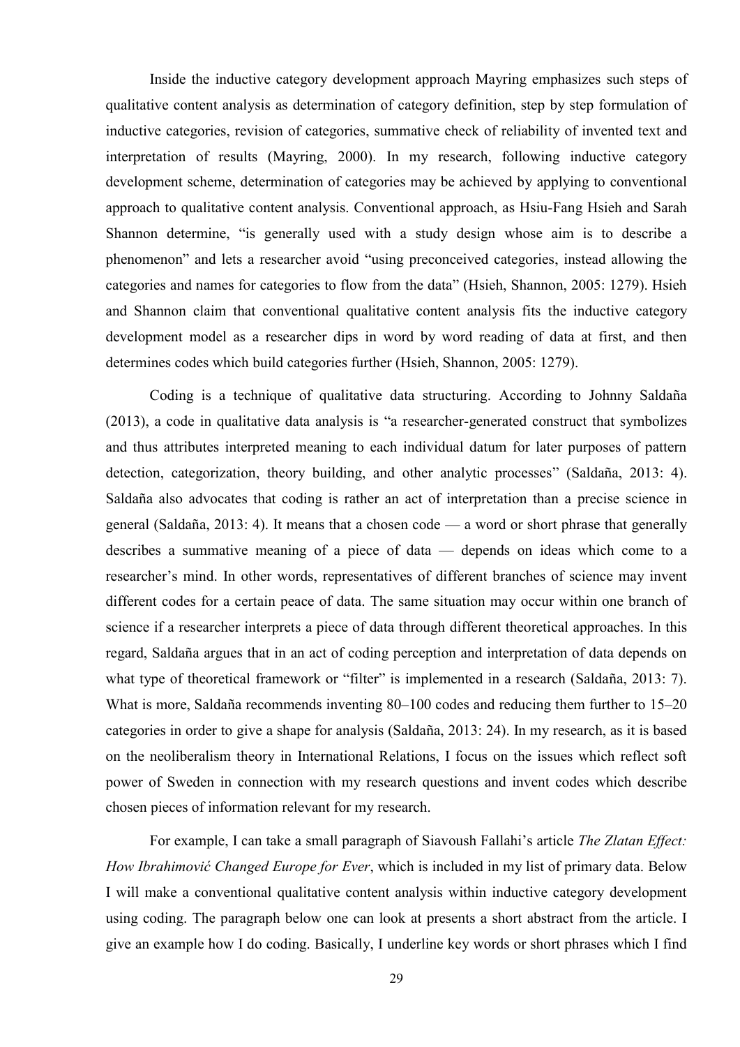Inside the inductive category development approach Mayring emphasizes such steps of qualitative content analysis as determination of category definition, step by step formulation of inductive categories, revision of categories, summative check of reliability of invented text and interpretation of results (Mayring, 2000). In my research, following inductive category development scheme, determination of categories may be achieved by applying to conventional approach to qualitative content analysis. Conventional approach, as Hsiu-Fang Hsieh and Sarah Shannon determine, "is generally used with a study design whose aim is to describe a phenomenon" and lets a researcher avoid "using preconceived categories, instead allowing the categories and names for categories to flow from the data" (Hsieh, Shannon, 2005: 1279). Hsieh and Shannon claim that conventional qualitative content analysis fits the inductive category development model as a researcher dips in word by word reading of data at first, and then determines codes which build categories further (Hsieh, Shannon, 2005: 1279).

Coding is a technique of qualitative data structuring. According to Johnny Saldaña (2013), a code in qualitative data analysis is "a researcher-generated construct that symbolizes and thus attributes interpreted meaning to each individual datum for later purposes of pattern detection, categorization, theory building, and other analytic processes" (Saldaña, 2013: 4). Saldaña also advocates that coding is rather an act of interpretation than a precise science in general (Saldaña, 2013: 4). It means that a chosen code — a word or short phrase that generally describes a summative meaning of a piece of data — depends on ideas which come to a researcher's mind. In other words, representatives of different branches of science may invent different codes for a certain peace of data. The same situation may occur within one branch of science if a researcher interprets a piece of data through different theoretical approaches. In this regard, Saldaña argues that in an act of coding perception and interpretation of data depends on what type of theoretical framework or "filter" is implemented in a research (Saldaña, 2013: 7). What is more, Saldaña recommends inventing 80–100 codes and reducing them further to 15–20 categories in order to give a shape for analysis (Saldaña, 2013: 24). In my research, as it is based on the neoliberalism theory in International Relations, I focus on the issues which reflect soft power of Sweden in connection with my research questions and invent codes which describe chosen pieces of information relevant for my research.

For example, I can take a small paragraph of Siavoush Fallahi's article *The Zlatan Effect: How Ibrahimović Changed Europe for Ever*, which is included in my list of primary data. Below I will make a conventional qualitative content analysis within inductive category development using coding. The paragraph below one can look at presents a short abstract from the article. I give an example how I do coding. Basically, I underline key words or short phrases which I find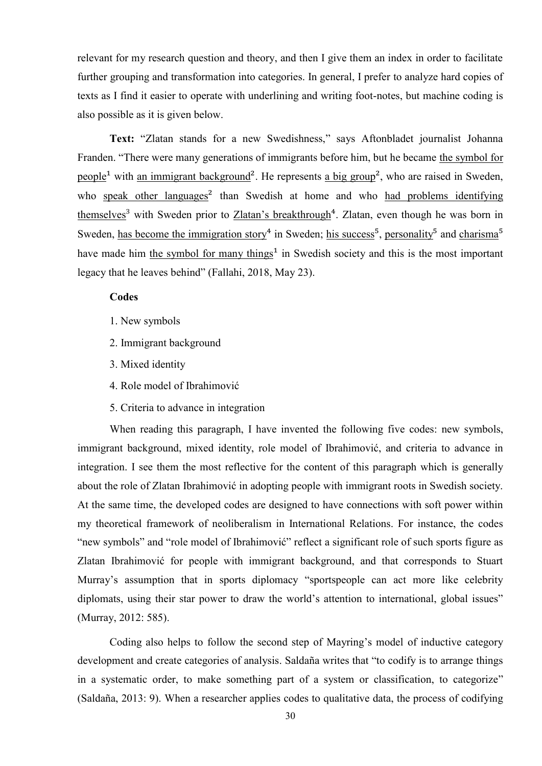relevant for my research question and theory, and then I give them an index in order to facilitate further grouping and transformation into categories. In general, I prefer to analyze hard copies of texts as I find it easier to operate with underlining and writing foot-notes, but machine coding is also possible as it is given below.

**Text:** "Zlatan stands for a new Swedishness," says Aftonbladet journalist Johanna Franden. "There were many generations of immigrants before him, but he became <u>the symbol for people</u>[1] with <u>an immigrant background</u>[2]. He represents <u>a big group</u>[2], who are raised in Sweden, who <u>speak other languages</u>[2] than Swedish at home and who <u>had problems identifying themselves</u>[3] with Sweden prior to <u>Zlatan's breakthrough</u>[4]. Zlatan, even though he was born in Sweden, <u>has become the immigration story</u>[4] in Sweden; <u>his success</u>[5], <u>personality</u>[5] and <u>charisma</u>[5] have made him <u>the symbol for many things</u>[1] in Swedish society and this is the most important legacy that he leaves behind" (Fallahi, 2018, May 23).

**Codes**

1. New symbols
2. Immigrant background
3. Mixed identity
4. Role model of Ibrahimović
5. Criteria to advance in integration

When reading this paragraph, I have invented the following five codes: new symbols, immigrant background, mixed identity, role model of Ibrahimović, and criteria to advance in integration. I see them the most reflective for the content of this paragraph which is generally about the role of Zlatan Ibrahimović in adopting people with immigrant roots in Swedish society. At the same time, the developed codes are designed to have connections with soft power within my theoretical framework of neoliberalism in International Relations. For instance, the codes "new symbols" and "role model of Ibrahimović" reflect a significant role of such sports figure as Zlatan Ibrahimović for people with immigrant background, and that corresponds to Stuart Murray's assumption that in sports diplomacy "sportspeople can act more like celebrity diplomats, using their star power to draw the world's attention to international, global issues" (Murray, 2012: 585).

Coding also helps to follow the second step of Mayring's model of inductive category development and create categories of analysis. Saldaña writes that "to codify is to arrange things in a systematic order, to make something part of a system or classification, to categorize" (Saldaña, 2013: 9). When a researcher applies codes to qualitative data, the process of codifying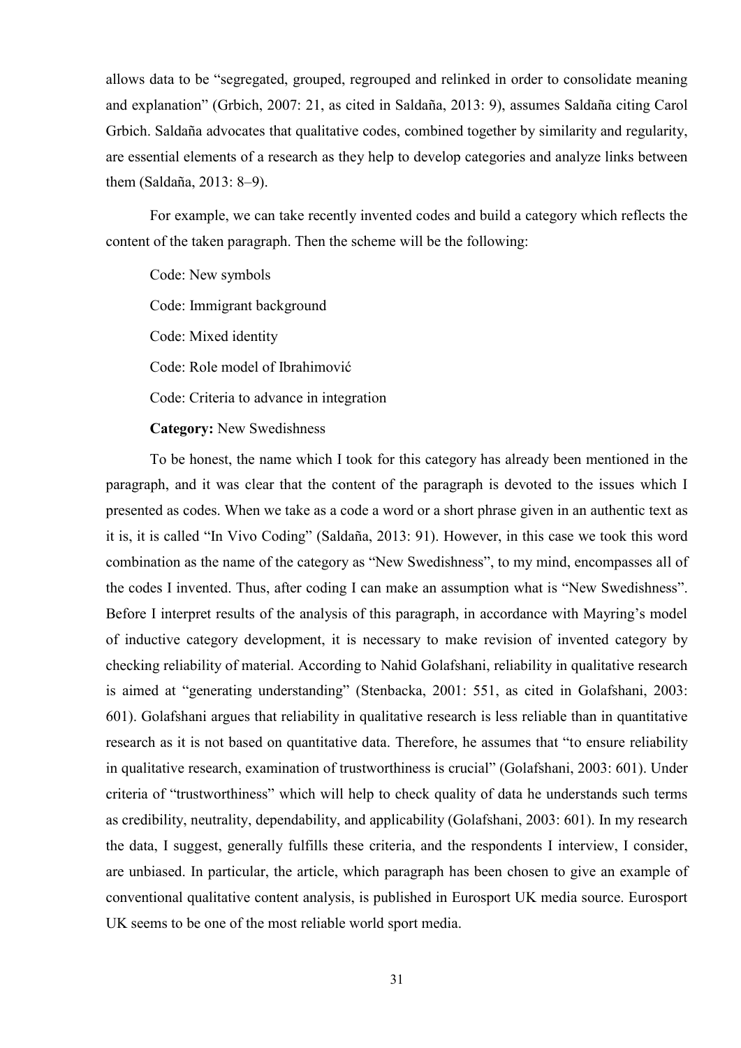allows data to be "segregated, grouped, regrouped and relinked in order to consolidate meaning and explanation" (Grbich, 2007: 21, as cited in Saldaña, 2013: 9), assumes Saldaña citing Carol Grbich. Saldaña advocates that qualitative codes, combined together by similarity and regularity, are essential elements of a research as they help to develop categories and analyze links between them (Saldaña, 2013: 8–9).

For example, we can take recently invented codes and build a category which reflects the content of the taken paragraph. Then the scheme will be the following:

Code: New symbols

Code: Immigrant background

Code: Mixed identity

Code: Role model of Ibrahimović

Code: Criteria to advance in integration

**Category:** New Swedishness

To be honest, the name which I took for this category has already been mentioned in the paragraph, and it was clear that the content of the paragraph is devoted to the issues which I presented as codes. When we take as a code a word or a short phrase given in an authentic text as it is, it is called "In Vivo Coding" (Saldaña, 2013: 91). However, in this case we took this word combination as the name of the category as "New Swedishness", to my mind, encompasses all of the codes I invented. Thus, after coding I can make an assumption what is "New Swedishness". Before I interpret results of the analysis of this paragraph, in accordance with Mayring's model of inductive category development, it is necessary to make revision of invented category by checking reliability of material. According to Nahid Golafshani, reliability in qualitative research is aimed at "generating understanding" (Stenbacka, 2001: 551, as cited in Golafshani, 2003: 601). Golafshani argues that reliability in qualitative research is less reliable than in quantitative research as it is not based on quantitative data. Therefore, he assumes that "to ensure reliability in qualitative research, examination of trustworthiness is crucial" (Golafshani, 2003: 601). Under criteria of "trustworthiness" which will help to check quality of data he understands such terms as credibility, neutrality, dependability, and applicability (Golafshani, 2003: 601). In my research the data, I suggest, generally fulfills these criteria, and the respondents I interview, I consider, are unbiased. In particular, the article, which paragraph has been chosen to give an example of conventional qualitative content analysis, is published in Eurosport UK media source. Eurosport UK seems to be one of the most reliable world sport media.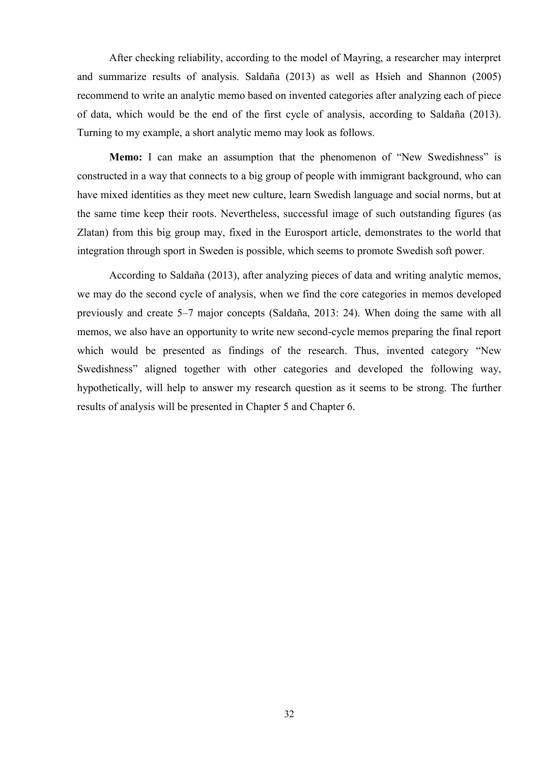After checking reliability, according to the model of Mayring, a researcher may interpret and summarize results of analysis. Saldaña (2013) as well as Hsieh and Shannon (2005) recommend to write an analytic memo based on invented categories after analyzing each of piece of data, which would be the end of the first cycle of analysis, according to Saldaña (2013). Turning to my example, a short analytic memo may look as follows.

**Memo:** I can make an assumption that the phenomenon of "New Swedishness" is constructed in a way that connects to a big group of people with immigrant background, who can have mixed identities as they meet new culture, learn Swedish language and social norms, but at the same time keep their roots. Nevertheless, successful image of such outstanding figures (as Zlatan) from this big group may, fixed in the Eurosport article, demonstrates to the world that integration through sport in Sweden is possible, which seems to promote Swedish soft power.

According to Saldaña (2013), after analyzing pieces of data and writing analytic memos, we may do the second cycle of analysis, when we find the core categories in memos developed previously and create 5–7 major concepts (Saldaña, 2013: 24). When doing the same with all memos, we also have an opportunity to write new second-cycle memos preparing the final report which would be presented as findings of the research. Thus, invented category "New Swedishness" aligned together with other categories and developed the following way, hypothetically, will help to answer my research question as it seems to be strong. The further results of analysis will be presented in Chapter 5 and Chapter 6.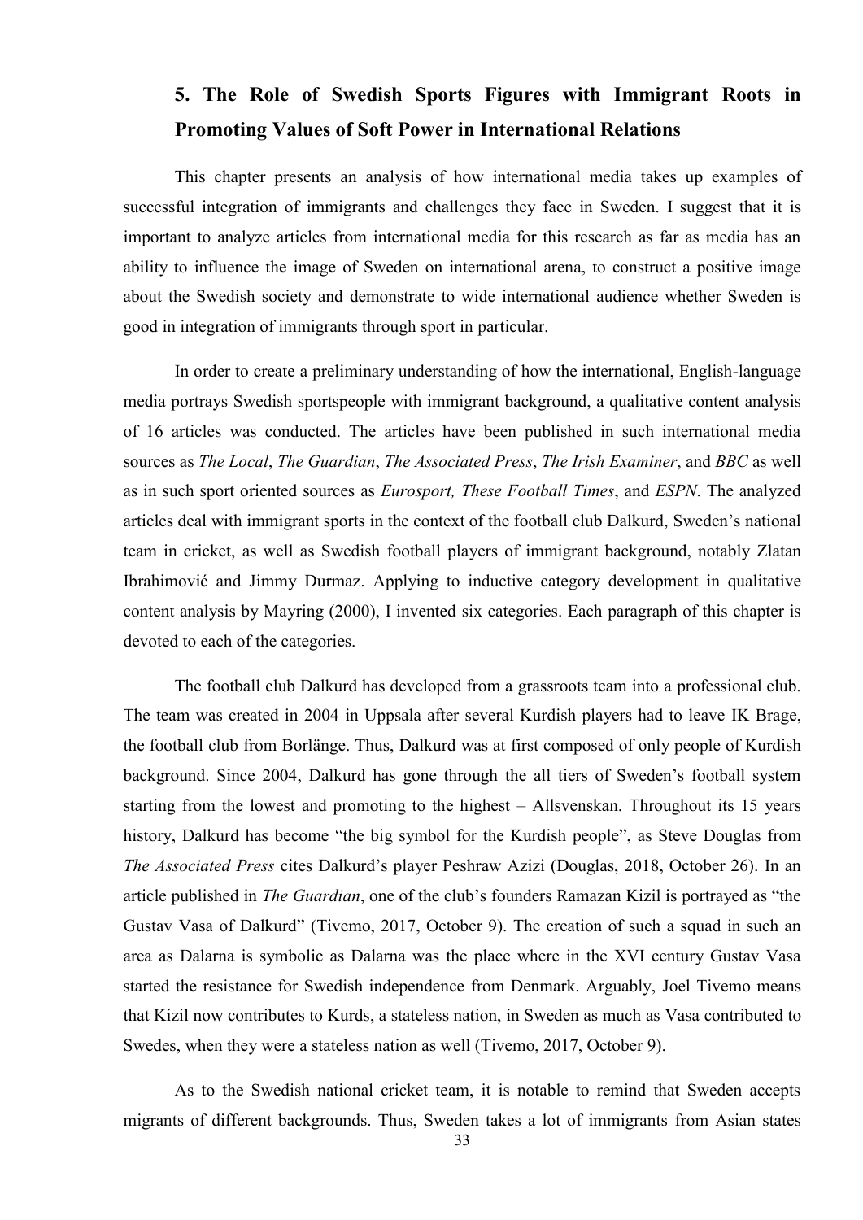## 5. The Role of Swedish Sports Figures with Immigrant Roots in Promoting Values of Soft Power in International Relations

This chapter presents an analysis of how international media takes up examples of successful integration of immigrants and challenges they face in Sweden. I suggest that it is important to analyze articles from international media for this research as far as media has an ability to influence the image of Sweden on international arena, to construct a positive image about the Swedish society and demonstrate to wide international audience whether Sweden is good in integration of immigrants through sport in particular.

In order to create a preliminary understanding of how the international, English-language media portrays Swedish sportspeople with immigrant background, a qualitative content analysis of 16 articles was conducted. The articles have been published in such international media sources as *The Local*, *The Guardian*, *The Associated Press*, *The Irish Examiner*, and *BBC* as well as in such sport oriented sources as *Eurosport, These Football Times*, and *ESPN*. The analyzed articles deal with immigrant sports in the context of the football club Dalkurd, Sweden's national team in cricket, as well as Swedish football players of immigrant background, notably Zlatan Ibrahimović and Jimmy Durmaz. Applying to inductive category development in qualitative content analysis by Mayring (2000), I invented six categories. Each paragraph of this chapter is devoted to each of the categories.

The football club Dalkurd has developed from a grassroots team into a professional club. The team was created in 2004 in Uppsala after several Kurdish players had to leave IK Brage, the football club from Borlänge. Thus, Dalkurd was at first composed of only people of Kurdish background. Since 2004, Dalkurd has gone through the all tiers of Sweden's football system starting from the lowest and promoting to the highest – Allsvenskan. Throughout its 15 years history, Dalkurd has become "the big symbol for the Kurdish people", as Steve Douglas from *The Associated Press* cites Dalkurd's player Peshraw Azizi (Douglas, 2018, October 26). In an article published in *The Guardian*, one of the club's founders Ramazan Kizil is portrayed as "the Gustav Vasa of Dalkurd" (Tivemo, 2017, October 9). The creation of such a squad in such an area as Dalarna is symbolic as Dalarna was the place where in the XVI century Gustav Vasa started the resistance for Swedish independence from Denmark. Arguably, Joel Tivemo means that Kizil now contributes to Kurds, a stateless nation, in Sweden as much as Vasa contributed to Swedes, when they were a stateless nation as well (Tivemo, 2017, October 9).

As to the Swedish national cricket team, it is notable to remind that Sweden accepts migrants of different backgrounds. Thus, Sweden takes a lot of immigrants from Asian states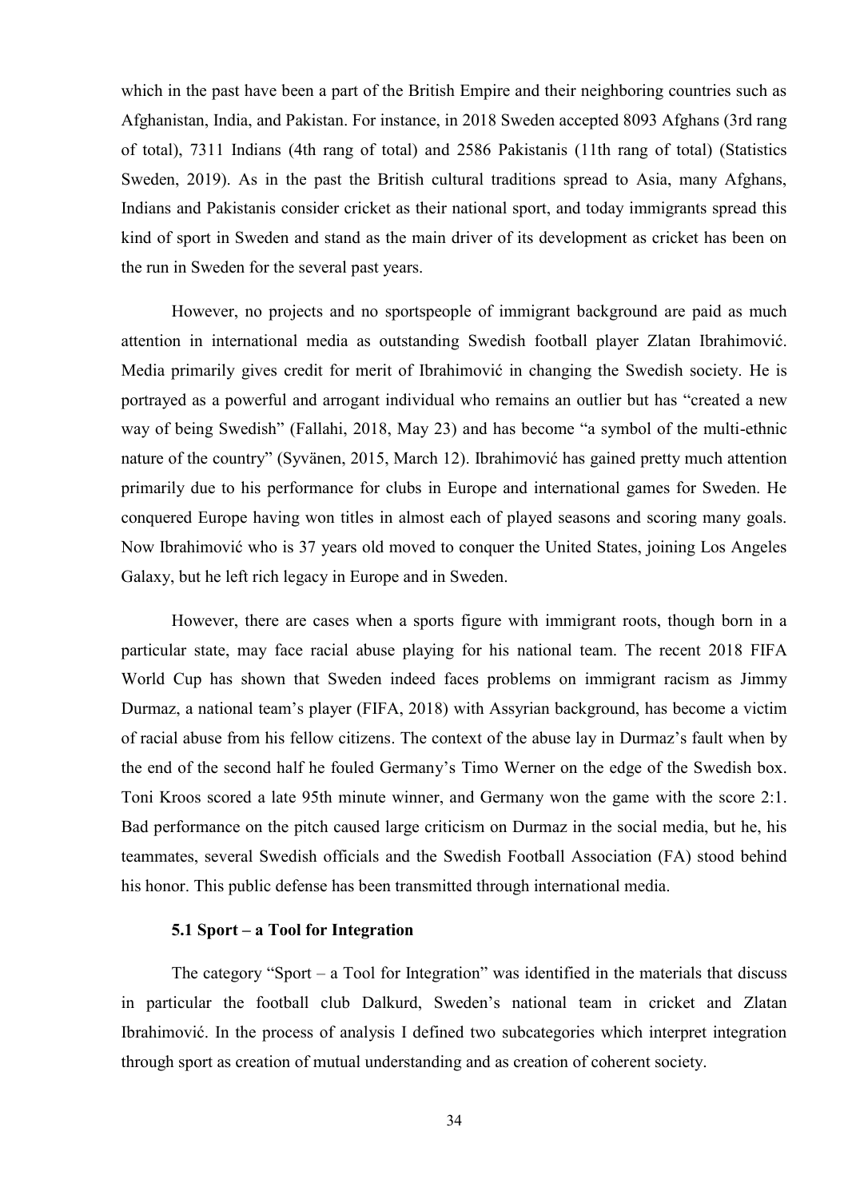which in the past have been a part of the British Empire and their neighboring countries such as Afghanistan, India, and Pakistan. For instance, in 2018 Sweden accepted 8093 Afghans (3rd rang of total), 7311 Indians (4th rang of total) and 2586 Pakistanis (11th rang of total) (Statistics Sweden, 2019). As in the past the British cultural traditions spread to Asia, many Afghans, Indians and Pakistanis consider cricket as their national sport, and today immigrants spread this kind of sport in Sweden and stand as the main driver of its development as cricket has been on the run in Sweden for the several past years.

However, no projects and no sportspeople of immigrant background are paid as much attention in international media as outstanding Swedish football player Zlatan Ibrahimović. Media primarily gives credit for merit of Ibrahimović in changing the Swedish society. He is portrayed as a powerful and arrogant individual who remains an outlier but has "created a new way of being Swedish" (Fallahi, 2018, May 23) and has become "a symbol of the multi-ethnic nature of the country" (Syvänen, 2015, March 12). Ibrahimović has gained pretty much attention primarily due to his performance for clubs in Europe and international games for Sweden. He conquered Europe having won titles in almost each of played seasons and scoring many goals. Now Ibrahimović who is 37 years old moved to conquer the United States, joining Los Angeles Galaxy, but he left rich legacy in Europe and in Sweden.

However, there are cases when a sports figure with immigrant roots, though born in a particular state, may face racial abuse playing for his national team. The recent 2018 FIFA World Cup has shown that Sweden indeed faces problems on immigrant racism as Jimmy Durmaz, a national team's player (FIFA, 2018) with Assyrian background, has become a victim of racial abuse from his fellow citizens. The context of the abuse lay in Durmaz's fault when by the end of the second half he fouled Germany's Timo Werner on the edge of the Swedish box. Toni Kroos scored a late 95th minute winner, and Germany won the game with the score 2:1. Bad performance on the pitch caused large criticism on Durmaz in the social media, but he, his teammates, several Swedish officials and the Swedish Football Association (FA) stood behind his honor. This public defense has been transmitted through international media.

### 5.1 Sport – a Tool for Integration

The category "Sport – a Tool for Integration" was identified in the materials that discuss in particular the football club Dalkurd, Sweden's national team in cricket and Zlatan Ibrahimović. In the process of analysis I defined two subcategories which interpret integration through sport as creation of mutual understanding and as creation of coherent society.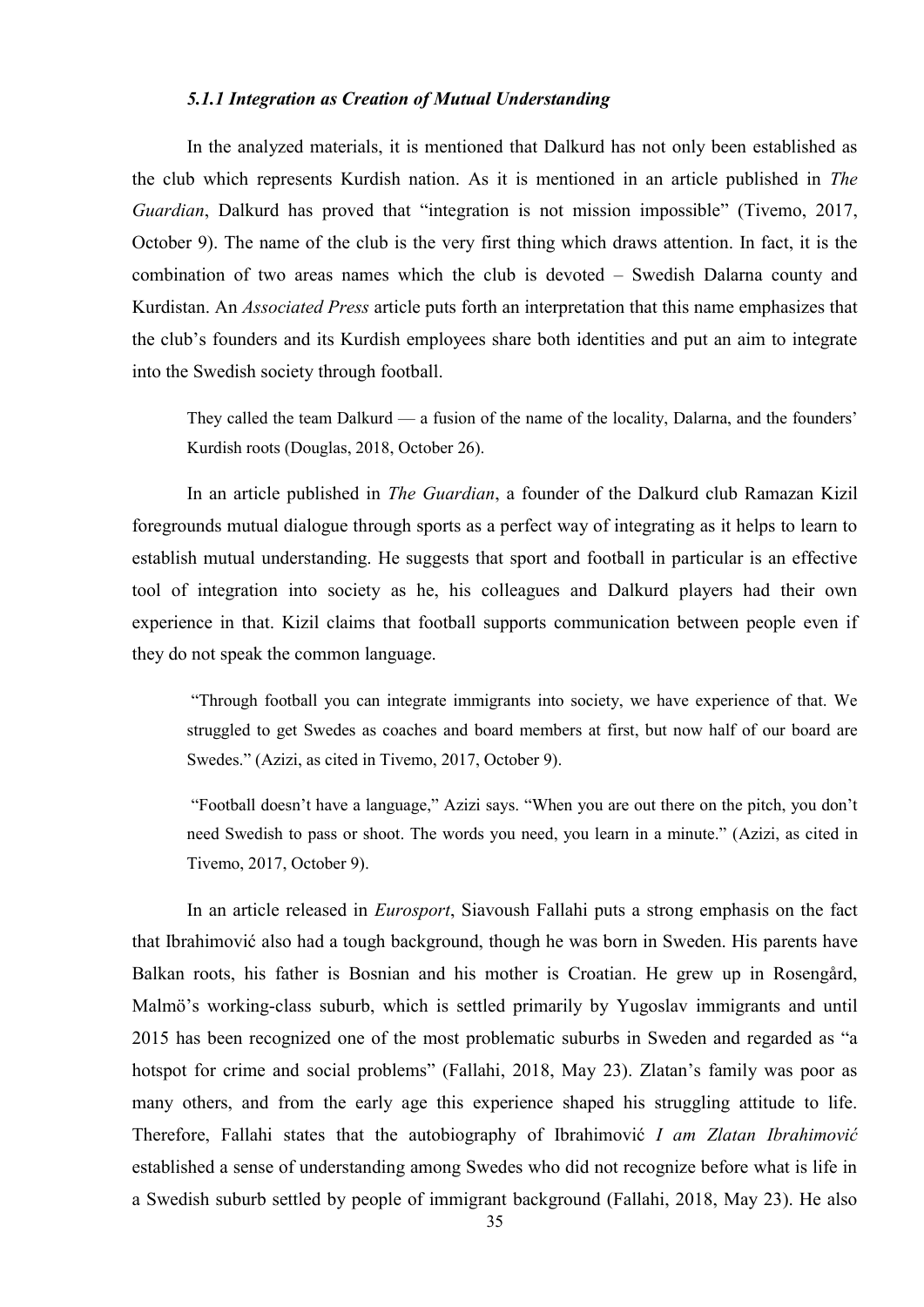#### *5.1.1 Integration as Creation of Mutual Understanding*

In the analyzed materials, it is mentioned that Dalkurd has not only been established as the club which represents Kurdish nation. As it is mentioned in an article published in *The Guardian*, Dalkurd has proved that "integration is not mission impossible" (Tivemo, 2017, October 9). The name of the club is the very first thing which draws attention. In fact, it is the combination of two areas names which the club is devoted – Swedish Dalarna county and Kurdistan. An *Associated Press* article puts forth an interpretation that this name emphasizes that the club's founders and its Kurdish employees share both identities and put an aim to integrate into the Swedish society through football.

> They called the team Dalkurd — a fusion of the name of the locality, Dalarna, and the founders' Kurdish roots (Douglas, 2018, October 26).

In an article published in *The Guardian*, a founder of the Dalkurd club Ramazan Kizil foregrounds mutual dialogue through sports as a perfect way of integrating as it helps to learn to establish mutual understanding. He suggests that sport and football in particular is an effective tool of integration into society as he, his colleagues and Dalkurd players had their own experience in that. Kizil claims that football supports communication between people even if they do not speak the common language.

> "Through football you can integrate immigrants into society, we have experience of that. We struggled to get Swedes as coaches and board members at first, but now half of our board are Swedes." (Azizi, as cited in Tivemo, 2017, October 9).

> "Football doesn't have a language," Azizi says. "When you are out there on the pitch, you don't need Swedish to pass or shoot. The words you need, you learn in a minute." (Azizi, as cited in Tivemo, 2017, October 9).

In an article released in *Eurosport*, Siavoush Fallahi puts a strong emphasis on the fact that Ibrahimović also had a tough background, though he was born in Sweden. His parents have Balkan roots, his father is Bosnian and his mother is Croatian. He grew up in Rosengård, Malmö's working-class suburb, which is settled primarily by Yugoslav immigrants and until 2015 has been recognized one of the most problematic suburbs in Sweden and regarded as "a hotspot for crime and social problems" (Fallahi, 2018, May 23). Zlatan's family was poor as many others, and from the early age this experience shaped his struggling attitude to life. Therefore, Fallahi states that the autobiography of Ibrahimović *I am Zlatan Ibrahimović* established a sense of understanding among Swedes who did not recognize before what is life in a Swedish suburb settled by people of immigrant background (Fallahi, 2018, May 23). He also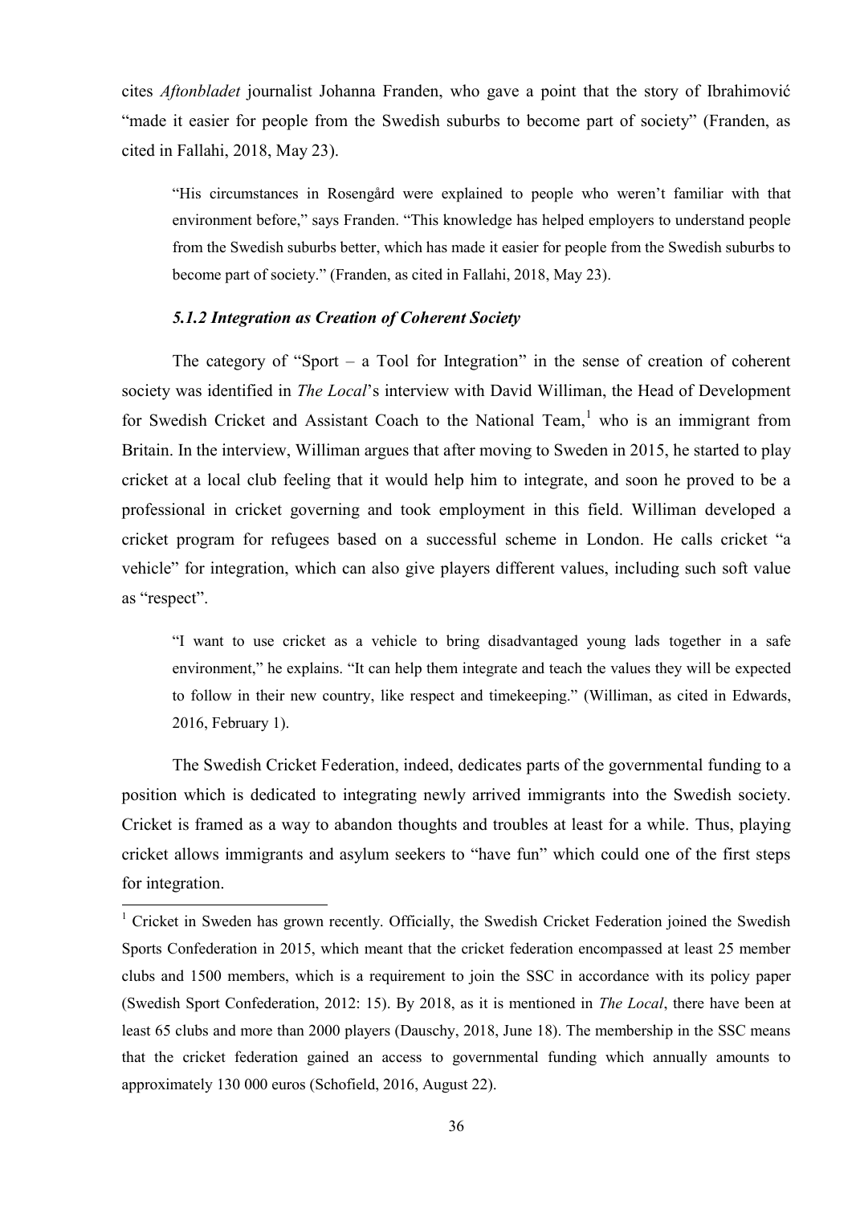cites *Aftonbladet* journalist Johanna Franden, who gave a point that the story of Ibrahimović "made it easier for people from the Swedish suburbs to become part of society" (Franden, as cited in Fallahi, 2018, May 23).

> "His circumstances in Rosengård were explained to people who weren't familiar with that environment before," says Franden. "This knowledge has helped employers to understand people from the Swedish suburbs better, which has made it easier for people from the Swedish suburbs to become part of society." (Franden, as cited in Fallahi, 2018, May 23).

#### *5.1.2 Integration as Creation of Coherent Society*

The category of "Sport – a Tool for Integration" in the sense of creation of coherent society was identified in *The Local*'s interview with David Williman, the Head of Development for Swedish Cricket and Assistant Coach to the National Team,[1] who is an immigrant from Britain. In the interview, Williman argues that after moving to Sweden in 2015, he started to play cricket at a local club feeling that it would help him to integrate, and soon he proved to be a professional in cricket governing and took employment in this field. Williman developed a cricket program for refugees based on a successful scheme in London. He calls cricket "a vehicle" for integration, which can also give players different values, including such soft value as "respect".

> "I want to use cricket as a vehicle to bring disadvantaged young lads together in a safe environment," he explains. "It can help them integrate and teach the values they will be expected to follow in their new country, like respect and timekeeping." (Williman, as cited in Edwards, 2016, February 1).

The Swedish Cricket Federation, indeed, dedicates parts of the governmental funding to a position which is dedicated to integrating newly arrived immigrants into the Swedish society. Cricket is framed as a way to abandon thoughts and troubles at least for a while. Thus, playing cricket allows immigrants and asylum seekers to "have fun" which could one of the first steps for integration.

---

[1] Cricket in Sweden has grown recently. Officially, the Swedish Cricket Federation joined the Swedish Sports Confederation in 2015, which meant that the cricket federation encompassed at least 25 member clubs and 1500 members, which is a requirement to join the SSC in accordance with its policy paper (Swedish Sport Confederation, 2012: 15). By 2018, as it is mentioned in *The Local*, there have been at least 65 clubs and more than 2000 players (Dauschy, 2018, June 18). The membership in the SSC means that the cricket federation gained an access to governmental funding which annually amounts to approximately 130 000 euros (Schofield, 2016, August 22).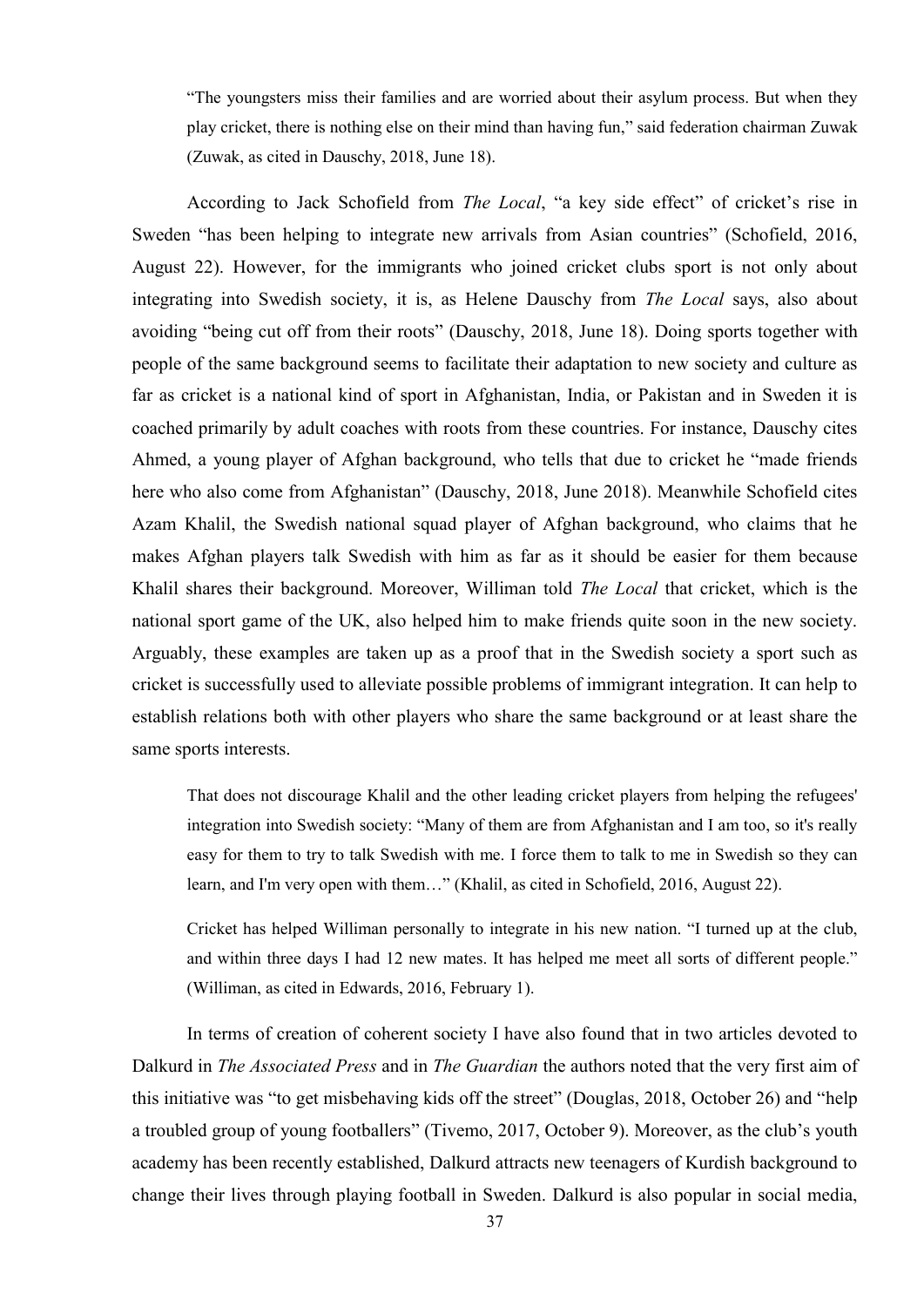> "The youngsters miss their families and are worried about their asylum process. But when they play cricket, there is nothing else on their mind than having fun," said federation chairman Zuwak (Zuwak, as cited in Dauschy, 2018, June 18).

According to Jack Schofield from *The Local*, "a key side effect" of cricket's rise in Sweden "has been helping to integrate new arrivals from Asian countries" (Schofield, 2016, August 22). However, for the immigrants who joined cricket clubs sport is not only about integrating into Swedish society, it is, as Helene Dauschy from *The Local* says, also about avoiding "being cut off from their roots" (Dauschy, 2018, June 18). Doing sports together with people of the same background seems to facilitate their adaptation to new society and culture as far as cricket is a national kind of sport in Afghanistan, India, or Pakistan and in Sweden it is coached primarily by adult coaches with roots from these countries. For instance, Dauschy cites Ahmed, a young player of Afghan background, who tells that due to cricket he "made friends here who also come from Afghanistan" (Dauschy, 2018, June 2018). Meanwhile Schofield cites Azam Khalil, the Swedish national squad player of Afghan background, who claims that he makes Afghan players talk Swedish with him as far as it should be easier for them because Khalil shares their background. Moreover, Williman told *The Local* that cricket, which is the national sport game of the UK, also helped him to make friends quite soon in the new society. Arguably, these examples are taken up as a proof that in the Swedish society a sport such as cricket is successfully used to alleviate possible problems of immigrant integration. It can help to establish relations both with other players who share the same background or at least share the same sports interests.

> That does not discourage Khalil and the other leading cricket players from helping the refugees' integration into Swedish society: "Many of them are from Afghanistan and I am too, so it's really easy for them to try to talk Swedish with me. I force them to talk to me in Swedish so they can learn, and I'm very open with them…" (Khalil, as cited in Schofield, 2016, August 22).

> Cricket has helped Williman personally to integrate in his new nation. "I turned up at the club, and within three days I had 12 new mates. It has helped me meet all sorts of different people." (Williman, as cited in Edwards, 2016, February 1).

In terms of creation of coherent society I have also found that in two articles devoted to Dalkurd in *The Associated Press* and in *The Guardian* the authors noted that the very first aim of this initiative was "to get misbehaving kids off the street" (Douglas, 2018, October 26) and "help a troubled group of young footballers" (Tivemo, 2017, October 9). Moreover, as the club's youth academy has been recently established, Dalkurd attracts new teenagers of Kurdish background to change their lives through playing football in Sweden. Dalkurd is also popular in social media,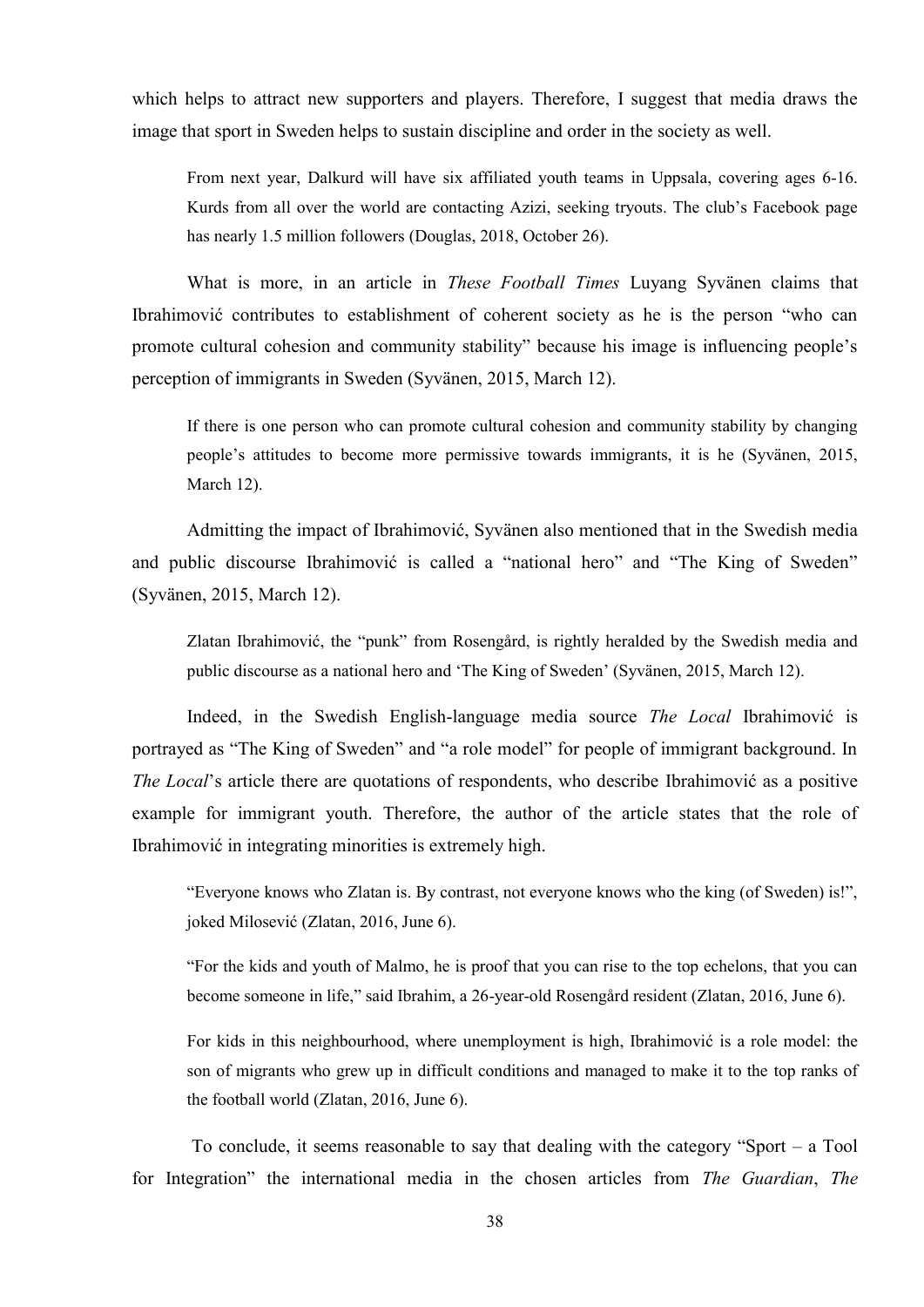which helps to attract new supporters and players. Therefore, I suggest that media draws the image that sport in Sweden helps to sustain discipline and order in the society as well.

> From next year, Dalkurd will have six affiliated youth teams in Uppsala, covering ages 6-16. Kurds from all over the world are contacting Azizi, seeking tryouts. The club's Facebook page has nearly 1.5 million followers (Douglas, 2018, October 26).

What is more, in an article in *These Football Times* Luyang Syvänen claims that Ibrahimović contributes to establishment of coherent society as he is the person "who can promote cultural cohesion and community stability" because his image is influencing people's perception of immigrants in Sweden (Syvänen, 2015, March 12).

> If there is one person who can promote cultural cohesion and community stability by changing people's attitudes to become more permissive towards immigrants, it is he (Syvänen, 2015, March 12).

Admitting the impact of Ibrahimović, Syvänen also mentioned that in the Swedish media and public discourse Ibrahimović is called a "national hero" and "The King of Sweden" (Syvänen, 2015, March 12).

> Zlatan Ibrahimović, the "punk" from Rosengård, is rightly heralded by the Swedish media and public discourse as a national hero and 'The King of Sweden' (Syvänen, 2015, March 12).

Indeed, in the Swedish English-language media source *The Local* Ibrahimović is portrayed as "The King of Sweden" and "a role model" for people of immigrant background. In *The Local*'s article there are quotations of respondents, who describe Ibrahimović as a positive example for immigrant youth. Therefore, the author of the article states that the role of Ibrahimović in integrating minorities is extremely high.

> "Everyone knows who Zlatan is. By contrast, not everyone knows who the king (of Sweden) is!", joked Milosević (Zlatan, 2016, June 6).

> "For the kids and youth of Malmo, he is proof that you can rise to the top echelons, that you can become someone in life," said Ibrahim, a 26-year-old Rosengård resident (Zlatan, 2016, June 6).

> For kids in this neighbourhood, where unemployment is high, Ibrahimović is a role model: the son of migrants who grew up in difficult conditions and managed to make it to the top ranks of the football world (Zlatan, 2016, June 6).

To conclude, it seems reasonable to say that dealing with the category "Sport – a Tool for Integration" the international media in the chosen articles from *The Guardian*, *The*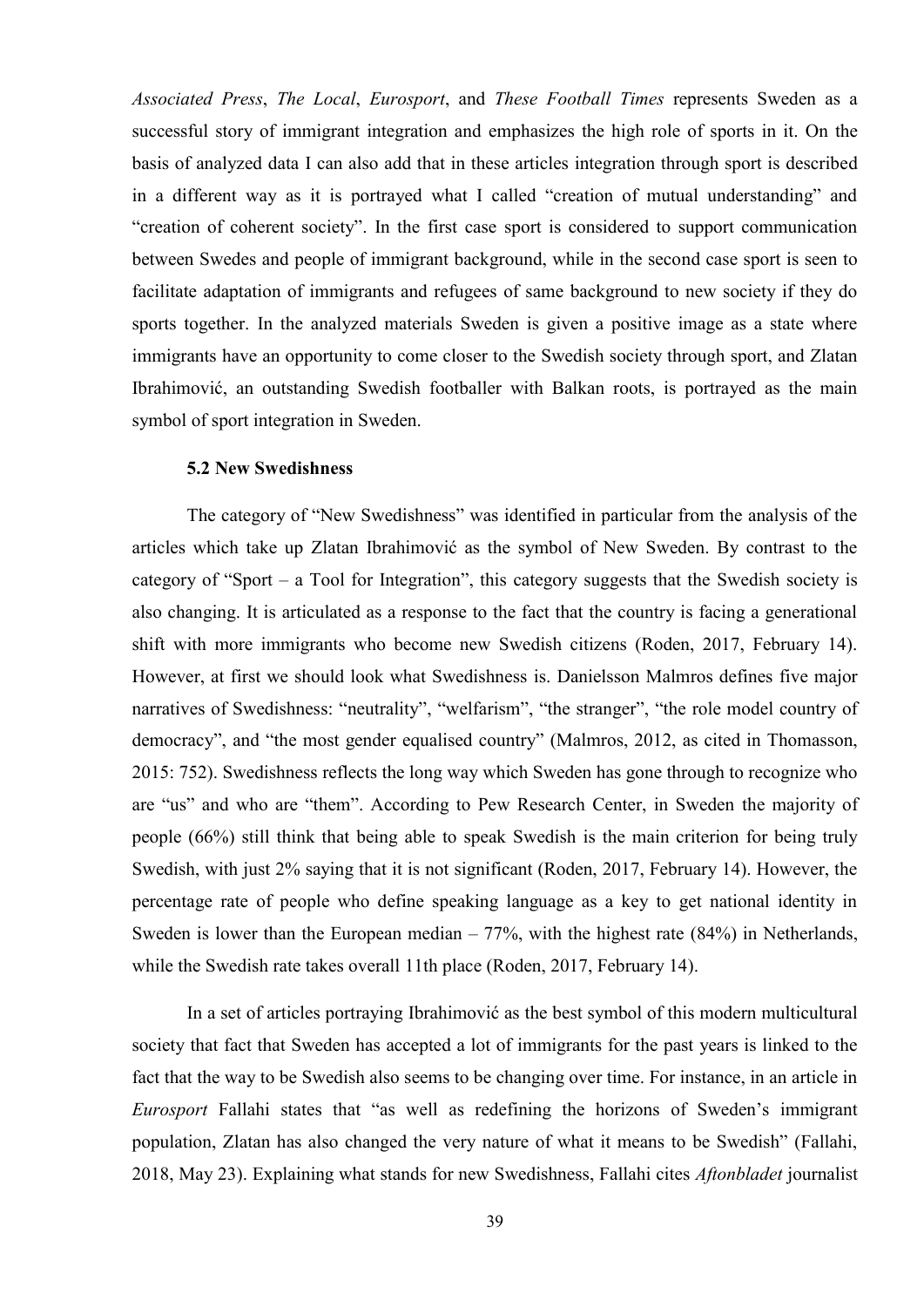*Associated Press*, *The Local*, *Eurosport*, and *These Football Times* represents Sweden as a successful story of immigrant integration and emphasizes the high role of sports in it. On the basis of analyzed data I can also add that in these articles integration through sport is described in a different way as it is portrayed what I called "creation of mutual understanding" and "creation of coherent society". In the first case sport is considered to support communication between Swedes and people of immigrant background, while in the second case sport is seen to facilitate adaptation of immigrants and refugees of same background to new society if they do sports together. In the analyzed materials Sweden is given a positive image as a state where immigrants have an opportunity to come closer to the Swedish society through sport, and Zlatan Ibrahimović, an outstanding Swedish footballer with Balkan roots, is portrayed as the main symbol of sport integration in Sweden.

### 5.2 New Swedishness

The category of "New Swedishness" was identified in particular from the analysis of the articles which take up Zlatan Ibrahimović as the symbol of New Sweden. By contrast to the category of "Sport – a Tool for Integration", this category suggests that the Swedish society is also changing. It is articulated as a response to the fact that the country is facing a generational shift with more immigrants who become new Swedish citizens (Roden, 2017, February 14). However, at first we should look what Swedishness is. Danielsson Malmros defines five major narratives of Swedishness: "neutrality", "welfarism", "the stranger", "the role model country of democracy", and "the most gender equalised country" (Malmros, 2012, as cited in Thomasson, 2015: 752). Swedishness reflects the long way which Sweden has gone through to recognize who are "us" and who are "them". According to Pew Research Center, in Sweden the majority of people (66%) still think that being able to speak Swedish is the main criterion for being truly Swedish, with just 2% saying that it is not significant (Roden, 2017, February 14). However, the percentage rate of people who define speaking language as a key to get national identity in Sweden is lower than the European median – 77%, with the highest rate (84%) in Netherlands, while the Swedish rate takes overall 11th place (Roden, 2017, February 14).

In a set of articles portraying Ibrahimović as the best symbol of this modern multicultural society that fact that Sweden has accepted a lot of immigrants for the past years is linked to the fact that the way to be Swedish also seems to be changing over time. For instance, in an article in *Eurosport* Fallahi states that "as well as redefining the horizons of Sweden's immigrant population, Zlatan has also changed the very nature of what it means to be Swedish" (Fallahi, 2018, May 23). Explaining what stands for new Swedishness, Fallahi cites *Aftonbladet* journalist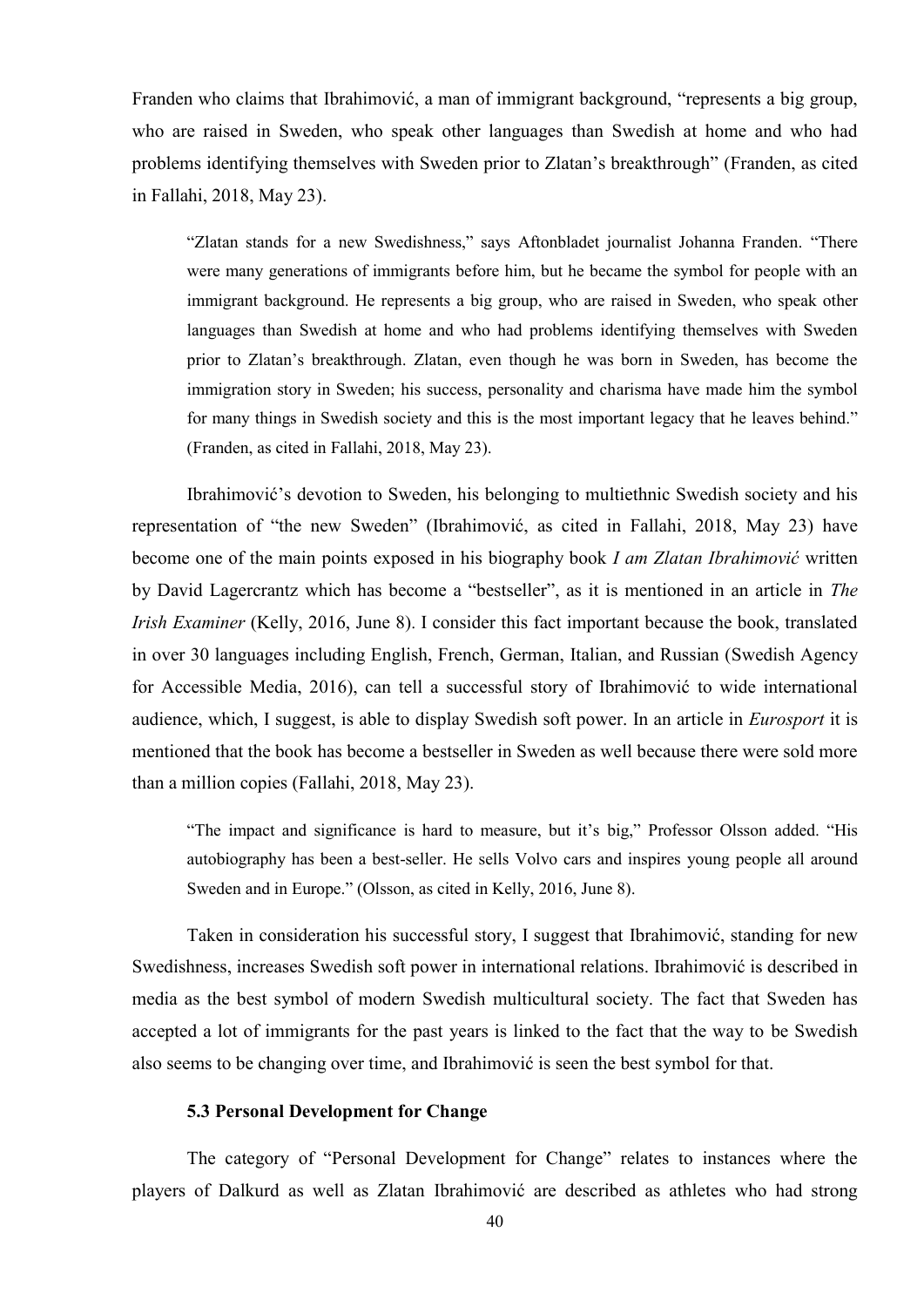Franden who claims that Ibrahimović, a man of immigrant background, "represents a big group, who are raised in Sweden, who speak other languages than Swedish at home and who had problems identifying themselves with Sweden prior to Zlatan's breakthrough" (Franden, as cited in Fallahi, 2018, May 23).

> "Zlatan stands for a new Swedishness," says Aftonbladet journalist Johanna Franden. "There were many generations of immigrants before him, but he became the symbol for people with an immigrant background. He represents a big group, who are raised in Sweden, who speak other languages than Swedish at home and who had problems identifying themselves with Sweden prior to Zlatan's breakthrough. Zlatan, even though he was born in Sweden, has become the immigration story in Sweden; his success, personality and charisma have made him the symbol for many things in Swedish society and this is the most important legacy that he leaves behind." (Franden, as cited in Fallahi, 2018, May 23).

Ibrahimović's devotion to Sweden, his belonging to multiethnic Swedish society and his representation of "the new Sweden" (Ibrahimović, as cited in Fallahi, 2018, May 23) have become one of the main points exposed in his biography book *I am Zlatan Ibrahimović* written by David Lagercrantz which has become a "bestseller", as it is mentioned in an article in *The Irish Examiner* (Kelly, 2016, June 8). I consider this fact important because the book, translated in over 30 languages including English, French, German, Italian, and Russian (Swedish Agency for Accessible Media, 2016), can tell a successful story of Ibrahimović to wide international audience, which, I suggest, is able to display Swedish soft power. In an article in *Eurosport* it is mentioned that the book has become a bestseller in Sweden as well because there were sold more than a million copies (Fallahi, 2018, May 23).

> "The impact and significance is hard to measure, but it's big," Professor Olsson added. "His autobiography has been a best-seller. He sells Volvo cars and inspires young people all around Sweden and in Europe." (Olsson, as cited in Kelly, 2016, June 8).

Taken in consideration his successful story, I suggest that Ibrahimović, standing for new Swedishness, increases Swedish soft power in international relations. Ibrahimović is described in media as the best symbol of modern Swedish multicultural society. The fact that Sweden has accepted a lot of immigrants for the past years is linked to the fact that the way to be Swedish also seems to be changing over time, and Ibrahimović is seen the best symbol for that.

### 5.3 Personal Development for Change

The category of "Personal Development for Change" relates to instances where the players of Dalkurd as well as Zlatan Ibrahimović are described as athletes who had strong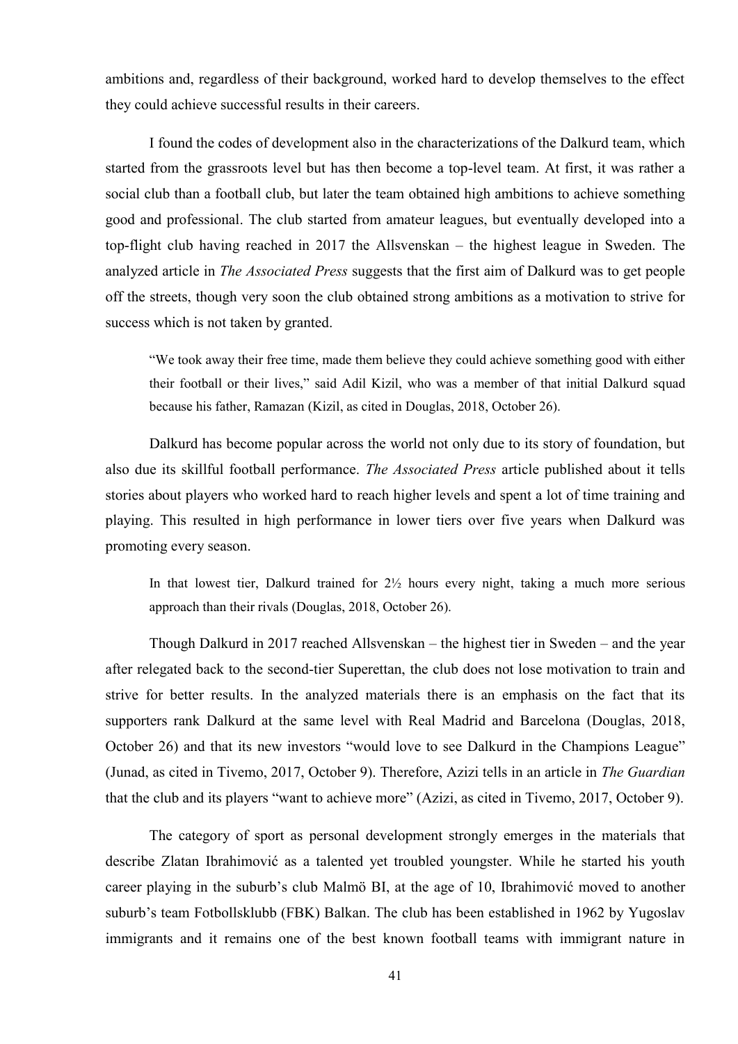ambitions and, regardless of their background, worked hard to develop themselves to the effect they could achieve successful results in their careers.

I found the codes of development also in the characterizations of the Dalkurd team, which started from the grassroots level but has then become a top-level team. At first, it was rather a social club than a football club, but later the team obtained high ambitions to achieve something good and professional. The club started from amateur leagues, but eventually developed into a top-flight club having reached in 2017 the Allsvenskan – the highest league in Sweden. The analyzed article in *The Associated Press* suggests that the first aim of Dalkurd was to get people off the streets, though very soon the club obtained strong ambitions as a motivation to strive for success which is not taken by granted.

> "We took away their free time, made them believe they could achieve something good with either their football or their lives," said Adil Kizil, who was a member of that initial Dalkurd squad because his father, Ramazan (Kizil, as cited in Douglas, 2018, October 26).

Dalkurd has become popular across the world not only due to its story of foundation, but also due its skillful football performance. *The Associated Press* article published about it tells stories about players who worked hard to reach higher levels and spent a lot of time training and playing. This resulted in high performance in lower tiers over five years when Dalkurd was promoting every season.

> In that lowest tier, Dalkurd trained for 2½ hours every night, taking a much more serious approach than their rivals (Douglas, 2018, October 26).

Though Dalkurd in 2017 reached Allsvenskan – the highest tier in Sweden – and the year after relegated back to the second-tier Superettan, the club does not lose motivation to train and strive for better results. In the analyzed materials there is an emphasis on the fact that its supporters rank Dalkurd at the same level with Real Madrid and Barcelona (Douglas, 2018, October 26) and that its new investors "would love to see Dalkurd in the Champions League" (Junad, as cited in Tivemo, 2017, October 9). Therefore, Azizi tells in an article in *The Guardian* that the club and its players "want to achieve more" (Azizi, as cited in Tivemo, 2017, October 9).

The category of sport as personal development strongly emerges in the materials that describe Zlatan Ibrahimović as a talented yet troubled youngster. While he started his youth career playing in the suburb's club Malmö BI, at the age of 10, Ibrahimović moved to another suburb's team Fotbollsklubb (FBK) Balkan. The club has been established in 1962 by Yugoslav immigrants and it remains one of the best known football teams with immigrant nature in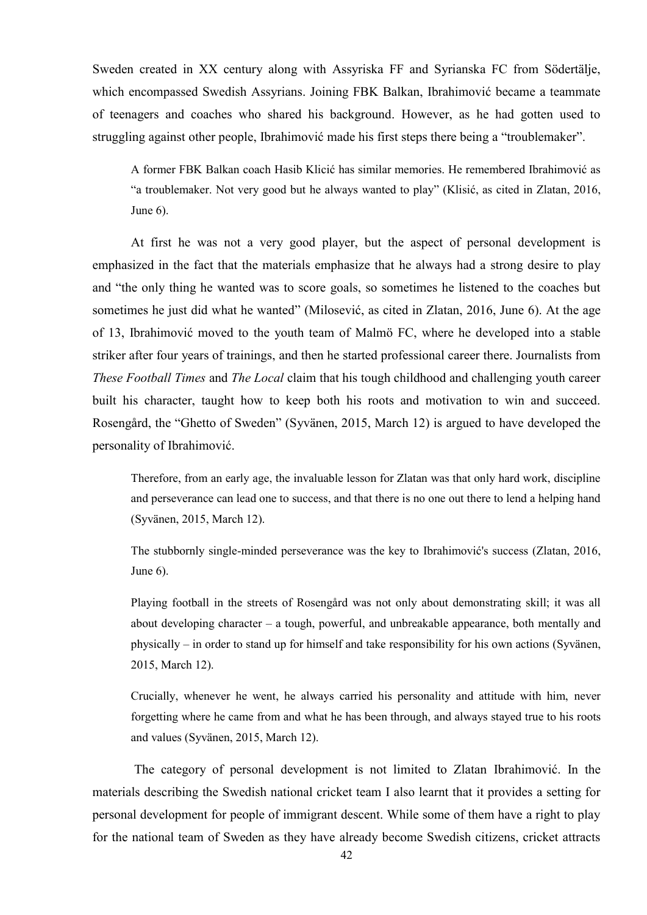Sweden created in XX century along with Assyriska FF and Syrianska FC from Södertälje, which encompassed Swedish Assyrians. Joining FBK Balkan, Ibrahimović became a teammate of teenagers and coaches who shared his background. However, as he had gotten used to struggling against other people, Ibrahimović made his first steps there being a "troublemaker".

> A former FBK Balkan coach Hasib Klicić has similar memories. He remembered Ibrahimović as "a troublemaker. Not very good but he always wanted to play" (Klisić, as cited in Zlatan, 2016, June 6).

At first he was not a very good player, but the aspect of personal development is emphasized in the fact that the materials emphasize that he always had a strong desire to play and "the only thing he wanted was to score goals, so sometimes he listened to the coaches but sometimes he just did what he wanted" (Milosević, as cited in Zlatan, 2016, June 6). At the age of 13, Ibrahimović moved to the youth team of Malmö FC, where he developed into a stable striker after four years of trainings, and then he started professional career there. Journalists from *These Football Times* and *The Local* claim that his tough childhood and challenging youth career built his character, taught how to keep both his roots and motivation to win and succeed. Rosengård, the "Ghetto of Sweden" (Syvänen, 2015, March 12) is argued to have developed the personality of Ibrahimović.

> Therefore, from an early age, the invaluable lesson for Zlatan was that only hard work, discipline and perseverance can lead one to success, and that there is no one out there to lend a helping hand (Syvänen, 2015, March 12).

> The stubbornly single-minded perseverance was the key to Ibrahimović's success (Zlatan, 2016, June 6).

> Playing football in the streets of Rosengård was not only about demonstrating skill; it was all about developing character – a tough, powerful, and unbreakable appearance, both mentally and physically – in order to stand up for himself and take responsibility for his own actions (Syvänen, 2015, March 12).

> Crucially, whenever he went, he always carried his personality and attitude with him, never forgetting where he came from and what he has been through, and always stayed true to his roots and values (Syvänen, 2015, March 12).

The category of personal development is not limited to Zlatan Ibrahimović. In the materials describing the Swedish national cricket team I also learnt that it provides a setting for personal development for people of immigrant descent. While some of them have a right to play for the national team of Sweden as they have already become Swedish citizens, cricket attracts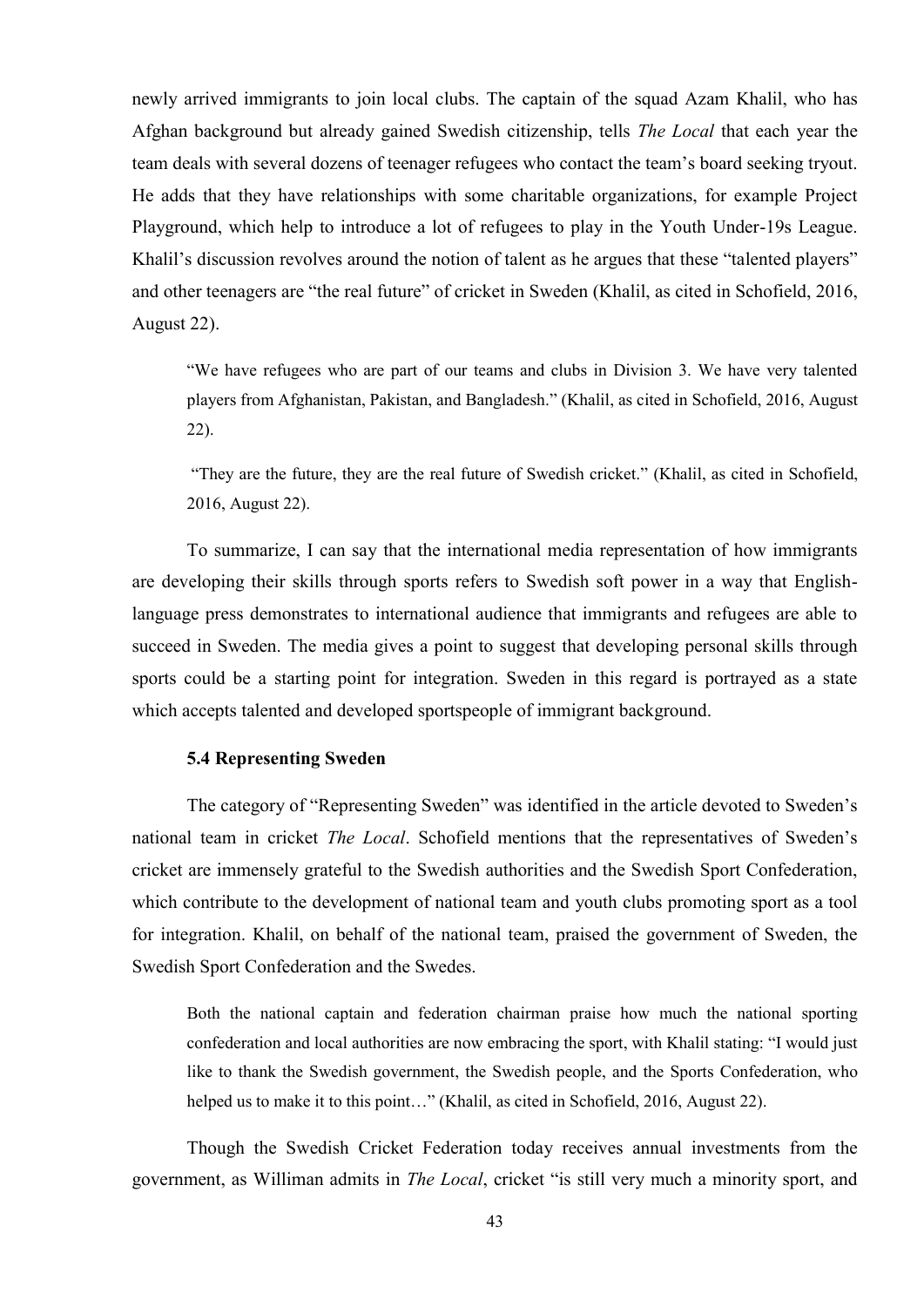newly arrived immigrants to join local clubs. The captain of the squad Azam Khalil, who has Afghan background but already gained Swedish citizenship, tells *The Local* that each year the team deals with several dozens of teenager refugees who contact the team's board seeking tryout. He adds that they have relationships with some charitable organizations, for example Project Playground, which help to introduce a lot of refugees to play in the Youth Under-19s League. Khalil's discussion revolves around the notion of talent as he argues that these "talented players" and other teenagers are "the real future" of cricket in Sweden (Khalil, as cited in Schofield, 2016, August 22).

> "We have refugees who are part of our teams and clubs in Division 3. We have very talented players from Afghanistan, Pakistan, and Bangladesh." (Khalil, as cited in Schofield, 2016, August 22).
>
> "They are the future, they are the real future of Swedish cricket." (Khalil, as cited in Schofield, 2016, August 22).

To summarize, I can say that the international media representation of how immigrants are developing their skills through sports refers to Swedish soft power in a way that English-language press demonstrates to international audience that immigrants and refugees are able to succeed in Sweden. The media gives a point to suggest that developing personal skills through sports could be a starting point for integration. Sweden in this regard is portrayed as a state which accepts talented and developed sportspeople of immigrant background.

### 5.4 Representing Sweden

The category of "Representing Sweden" was identified in the article devoted to Sweden's national team in cricket *The Local*. Schofield mentions that the representatives of Sweden's cricket are immensely grateful to the Swedish authorities and the Swedish Sport Confederation, which contribute to the development of national team and youth clubs promoting sport as a tool for integration. Khalil, on behalf of the national team, praised the government of Sweden, the Swedish Sport Confederation and the Swedes.

> Both the national captain and federation chairman praise how much the national sporting confederation and local authorities are now embracing the sport, with Khalil stating: "I would just like to thank the Swedish government, the Swedish people, and the Sports Confederation, who helped us to make it to this point…" (Khalil, as cited in Schofield, 2016, August 22).

Though the Swedish Cricket Federation today receives annual investments from the government, as Williman admits in *The Local*, cricket "is still very much a minority sport, and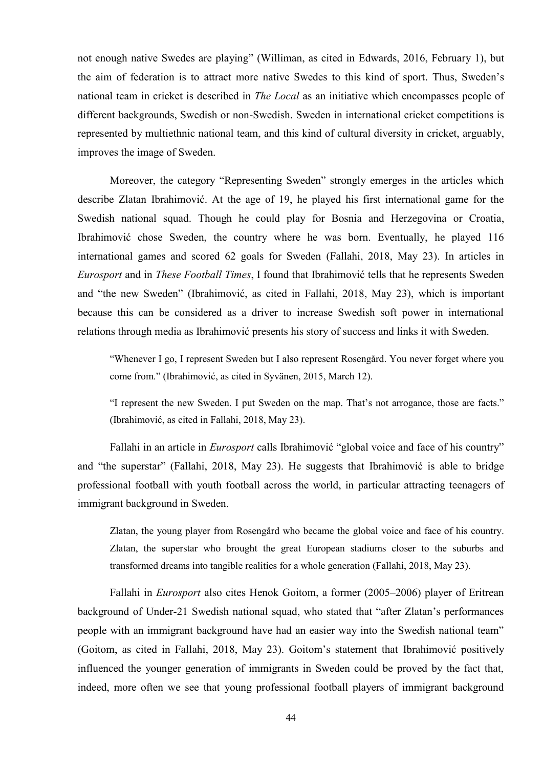not enough native Swedes are playing" (Williman, as cited in Edwards, 2016, February 1), but the aim of federation is to attract more native Swedes to this kind of sport. Thus, Sweden's national team in cricket is described in *The Local* as an initiative which encompasses people of different backgrounds, Swedish or non-Swedish. Sweden in international cricket competitions is represented by multiethnic national team, and this kind of cultural diversity in cricket, arguably, improves the image of Sweden.

Moreover, the category "Representing Sweden" strongly emerges in the articles which describe Zlatan Ibrahimović. At the age of 19, he played his first international game for the Swedish national squad. Though he could play for Bosnia and Herzegovina or Croatia, Ibrahimović chose Sweden, the country where he was born. Eventually, he played 116 international games and scored 62 goals for Sweden (Fallahi, 2018, May 23). In articles in *Eurosport* and in *These Football Times*, I found that Ibrahimović tells that he represents Sweden and "the new Sweden" (Ibrahimović, as cited in Fallahi, 2018, May 23), which is important because this can be considered as a driver to increase Swedish soft power in international relations through media as Ibrahimović presents his story of success and links it with Sweden.

> "Whenever I go, I represent Sweden but I also represent Rosengård. You never forget where you come from." (Ibrahimović, as cited in Syvänen, 2015, March 12).

> "I represent the new Sweden. I put Sweden on the map. That's not arrogance, those are facts." (Ibrahimović, as cited in Fallahi, 2018, May 23).

Fallahi in an article in *Eurosport* calls Ibrahimović "global voice and face of his country" and "the superstar" (Fallahi, 2018, May 23). He suggests that Ibrahimović is able to bridge professional football with youth football across the world, in particular attracting teenagers of immigrant background in Sweden.

> Zlatan, the young player from Rosengård who became the global voice and face of his country. Zlatan, the superstar who brought the great European stadiums closer to the suburbs and transformed dreams into tangible realities for a whole generation (Fallahi, 2018, May 23).

Fallahi in *Eurosport* also cites Henok Goitom, a former (2005–2006) player of Eritrean background of Under-21 Swedish national squad, who stated that "after Zlatan's performances people with an immigrant background have had an easier way into the Swedish national team" (Goitom, as cited in Fallahi, 2018, May 23). Goitom's statement that Ibrahimović positively influenced the younger generation of immigrants in Sweden could be proved by the fact that, indeed, more often we see that young professional football players of immigrant background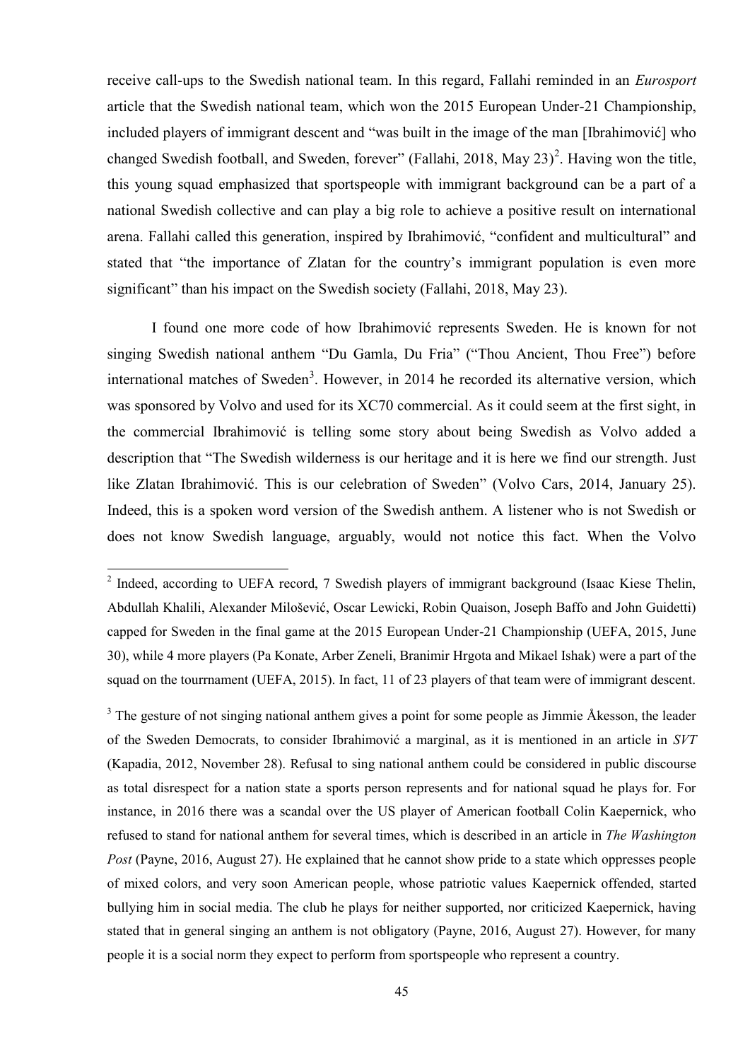receive call-ups to the Swedish national team. In this regard, Fallahi reminded in an *Eurosport* article that the Swedish national team, which won the 2015 European Under-21 Championship, included players of immigrant descent and "was built in the image of the man [Ibrahimović] who changed Swedish football, and Sweden, forever" (Fallahi, 2018, May 23)[2]. Having won the title, this young squad emphasized that sportspeople with immigrant background can be a part of a national Swedish collective and can play a big role to achieve a positive result on international arena. Fallahi called this generation, inspired by Ibrahimović, "confident and multicultural" and stated that "the importance of Zlatan for the country's immigrant population is even more significant" than his impact on the Swedish society (Fallahi, 2018, May 23).

I found one more code of how Ibrahimović represents Sweden. He is known for not singing Swedish national anthem "Du Gamla, Du Fria" ("Thou Ancient, Thou Free") before international matches of Sweden[3]. However, in 2014 he recorded its alternative version, which was sponsored by Volvo and used for its XC70 commercial. As it could seem at the first sight, in the commercial Ibrahimović is telling some story about being Swedish as Volvo added a description that "The Swedish wilderness is our heritage and it is here we find our strength. Just like Zlatan Ibrahimović. This is our celebration of Sweden" (Volvo Cars, 2014, January 25). Indeed, this is a spoken word version of the Swedish anthem. A listener who is not Swedish or does not know Swedish language, arguably, would not notice this fact. When the Volvo

[2] Indeed, according to UEFA record, 7 Swedish players of immigrant background (Isaac Kiese Thelin, Abdullah Khalili, Alexander Milošević, Oscar Lewicki, Robin Quaison, Joseph Baffo and John Guidetti) capped for Sweden in the final game at the 2015 European Under-21 Championship (UEFA, 2015, June 30), while 4 more players (Pa Konate, Arber Zeneli, Branimir Hrgota and Mikael Ishak) were a part of the squad on the tourrnament (UEFA, 2015). In fact, 11 of 23 players of that team were of immigrant descent.

[3] The gesture of not singing national anthem gives a point for some people as Jimmie Åkesson, the leader of the Sweden Democrats, to consider Ibrahimović a marginal, as it is mentioned in an article in *SVT* (Kapadia, 2012, November 28). Refusal to sing national anthem could be considered in public discourse as total disrespect for a nation state a sports person represents and for national squad he plays for. For instance, in 2016 there was a scandal over the US player of American football Colin Kaepernick, who refused to stand for national anthem for several times, which is described in an article in *The Washington Post* (Payne, 2016, August 27). He explained that he cannot show pride to a state which oppresses people of mixed colors, and very soon American people, whose patriotic values Kaepernick offended, started bullying him in social media. The club he plays for neither supported, nor criticized Kaepernick, having stated that in general singing an anthem is not obligatory (Payne, 2016, August 27). However, for many people it is a social norm they expect to perform from sportspeople who represent a country.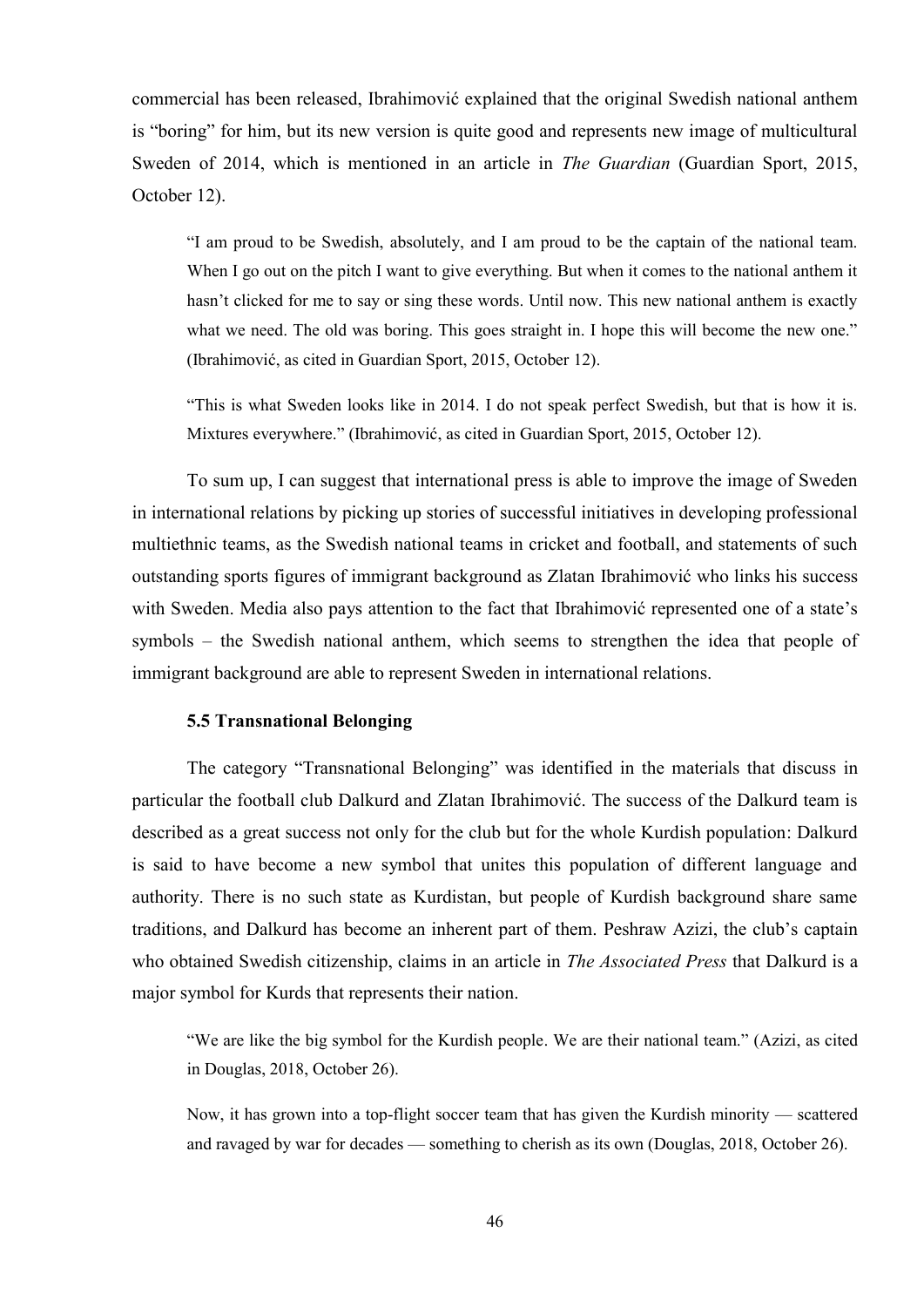commercial has been released, Ibrahimović explained that the original Swedish national anthem is "boring" for him, but its new version is quite good and represents new image of multicultural Sweden of 2014, which is mentioned in an article in *The Guardian* (Guardian Sport, 2015, October 12).

> "I am proud to be Swedish, absolutely, and I am proud to be the captain of the national team. When I go out on the pitch I want to give everything. But when it comes to the national anthem it hasn't clicked for me to say or sing these words. Until now. This new national anthem is exactly what we need. The old was boring. This goes straight in. I hope this will become the new one." (Ibrahimović, as cited in Guardian Sport, 2015, October 12).

> "This is what Sweden looks like in 2014. I do not speak perfect Swedish, but that is how it is. Mixtures everywhere." (Ibrahimović, as cited in Guardian Sport, 2015, October 12).

To sum up, I can suggest that international press is able to improve the image of Sweden in international relations by picking up stories of successful initiatives in developing professional multiethnic teams, as the Swedish national teams in cricket and football, and statements of such outstanding sports figures of immigrant background as Zlatan Ibrahimović who links his success with Sweden. Media also pays attention to the fact that Ibrahimović represented one of a state's symbols – the Swedish national anthem, which seems to strengthen the idea that people of immigrant background are able to represent Sweden in international relations.

### 5.5 Transnational Belonging

The category "Transnational Belonging" was identified in the materials that discuss in particular the football club Dalkurd and Zlatan Ibrahimović. The success of the Dalkurd team is described as a great success not only for the club but for the whole Kurdish population: Dalkurd is said to have become a new symbol that unites this population of different language and authority. There is no such state as Kurdistan, but people of Kurdish background share same traditions, and Dalkurd has become an inherent part of them. Peshraw Azizi, the club's captain who obtained Swedish citizenship, claims in an article in *The Associated Press* that Dalkurd is a major symbol for Kurds that represents their nation.

> "We are like the big symbol for the Kurdish people. We are their national team." (Azizi, as cited in Douglas, 2018, October 26).

> Now, it has grown into a top-flight soccer team that has given the Kurdish minority — scattered and ravaged by war for decades — something to cherish as its own (Douglas, 2018, October 26).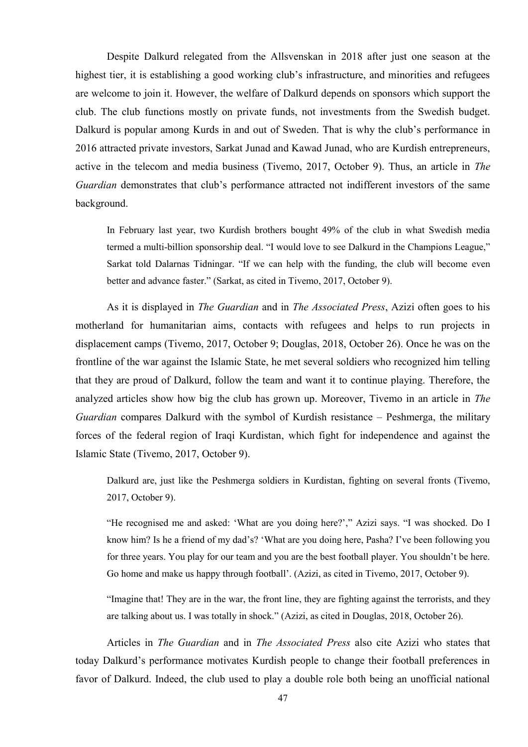Despite Dalkurd relegated from the Allsvenskan in 2018 after just one season at the highest tier, it is establishing a good working club's infrastructure, and minorities and refugees are welcome to join it. However, the welfare of Dalkurd depends on sponsors which support the club. The club functions mostly on private funds, not investments from the Swedish budget. Dalkurd is popular among Kurds in and out of Sweden. That is why the club's performance in 2016 attracted private investors, Sarkat Junad and Kawad Junad, who are Kurdish entrepreneurs, active in the telecom and media business (Tivemo, 2017, October 9). Thus, an article in *The Guardian* demonstrates that club's performance attracted not indifferent investors of the same background.

> In February last year, two Kurdish brothers bought 49% of the club in what Swedish media termed a multi-billion sponsorship deal. "I would love to see Dalkurd in the Champions League," Sarkat told Dalarnas Tidningar. "If we can help with the funding, the club will become even better and advance faster." (Sarkat, as cited in Tivemo, 2017, October 9).

As it is displayed in *The Guardian* and in *The Associated Press*, Azizi often goes to his motherland for humanitarian aims, contacts with refugees and helps to run projects in displacement camps (Tivemo, 2017, October 9; Douglas, 2018, October 26). Once he was on the frontline of the war against the Islamic State, he met several soldiers who recognized him telling that they are proud of Dalkurd, follow the team and want it to continue playing. Therefore, the analyzed articles show how big the club has grown up. Moreover, Tivemo in an article in *The Guardian* compares Dalkurd with the symbol of Kurdish resistance – Peshmerga, the military forces of the federal region of Iraqi Kurdistan, which fight for independence and against the Islamic State (Tivemo, 2017, October 9).

> Dalkurd are, just like the Peshmerga soldiers in Kurdistan, fighting on several fronts (Tivemo, 2017, October 9).

> "He recognised me and asked: 'What are you doing here?'," Azizi says. "I was shocked. Do I know him? Is he a friend of my dad's? 'What are you doing here, Pasha? I've been following you for three years. You play for our team and you are the best football player. You shouldn't be here. Go home and make us happy through football'. (Azizi, as cited in Tivemo, 2017, October 9).

> "Imagine that! They are in the war, the front line, they are fighting against the terrorists, and they are talking about us. I was totally in shock." (Azizi, as cited in Douglas, 2018, October 26).

Articles in *The Guardian* and in *The Associated Press* also cite Azizi who states that today Dalkurd's performance motivates Kurdish people to change their football preferences in favor of Dalkurd. Indeed, the club used to play a double role both being an unofficial national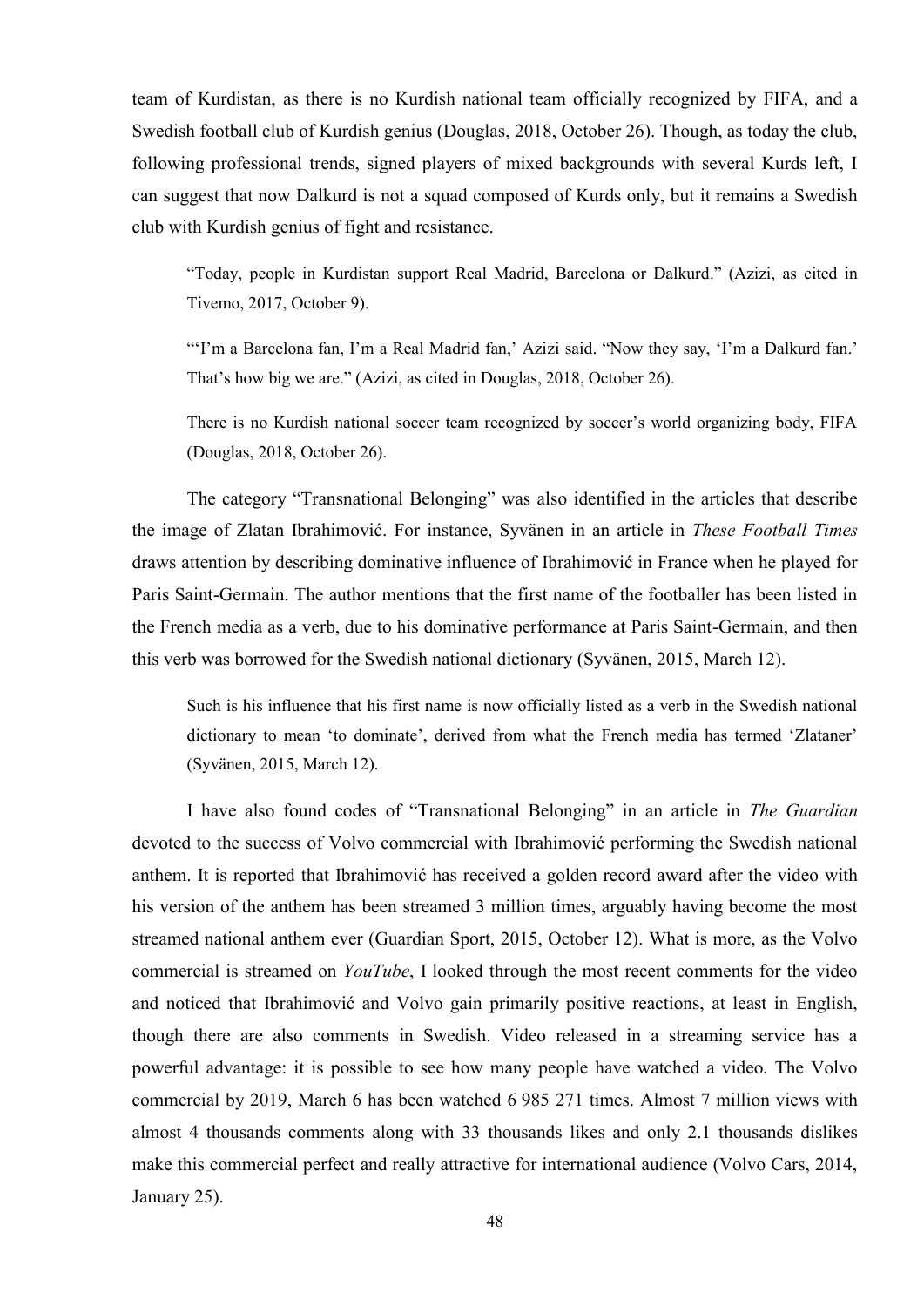team of Kurdistan, as there is no Kurdish national team officially recognized by FIFA, and a Swedish football club of Kurdish genius (Douglas, 2018, October 26). Though, as today the club, following professional trends, signed players of mixed backgrounds with several Kurds left, I can suggest that now Dalkurd is not a squad composed of Kurds only, but it remains a Swedish club with Kurdish genius of fight and resistance.

> "Today, people in Kurdistan support Real Madrid, Barcelona or Dalkurd." (Azizi, as cited in Tivemo, 2017, October 9).

> "'I'm a Barcelona fan, I'm a Real Madrid fan,' Azizi said. "Now they say, 'I'm a Dalkurd fan.' That's how big we are." (Azizi, as cited in Douglas, 2018, October 26).

> There is no Kurdish national soccer team recognized by soccer's world organizing body, FIFA (Douglas, 2018, October 26).

The category "Transnational Belonging" was also identified in the articles that describe the image of Zlatan Ibrahimović. For instance, Syvänen in an article in *These Football Times* draws attention by describing dominative influence of Ibrahimović in France when he played for Paris Saint-Germain. The author mentions that the first name of the footballer has been listed in the French media as a verb, due to his dominative performance at Paris Saint-Germain, and then this verb was borrowed for the Swedish national dictionary (Syvänen, 2015, March 12).

> Such is his influence that his first name is now officially listed as a verb in the Swedish national dictionary to mean 'to dominate', derived from what the French media has termed 'Zlataner' (Syvänen, 2015, March 12).

I have also found codes of "Transnational Belonging" in an article in *The Guardian* devoted to the success of Volvo commercial with Ibrahimović performing the Swedish national anthem. It is reported that Ibrahimović has received a golden record award after the video with his version of the anthem has been streamed 3 million times, arguably having become the most streamed national anthem ever (Guardian Sport, 2015, October 12). What is more, as the Volvo commercial is streamed on *YouTube*, I looked through the most recent comments for the video and noticed that Ibrahimović and Volvo gain primarily positive reactions, at least in English, though there are also comments in Swedish. Video released in a streaming service has a powerful advantage: it is possible to see how many people have watched a video. The Volvo commercial by 2019, March 6 has been watched 6 985 271 times. Almost 7 million views with almost 4 thousands comments along with 33 thousands likes and only 2.1 thousands dislikes make this commercial perfect and really attractive for international audience (Volvo Cars, 2014, January 25).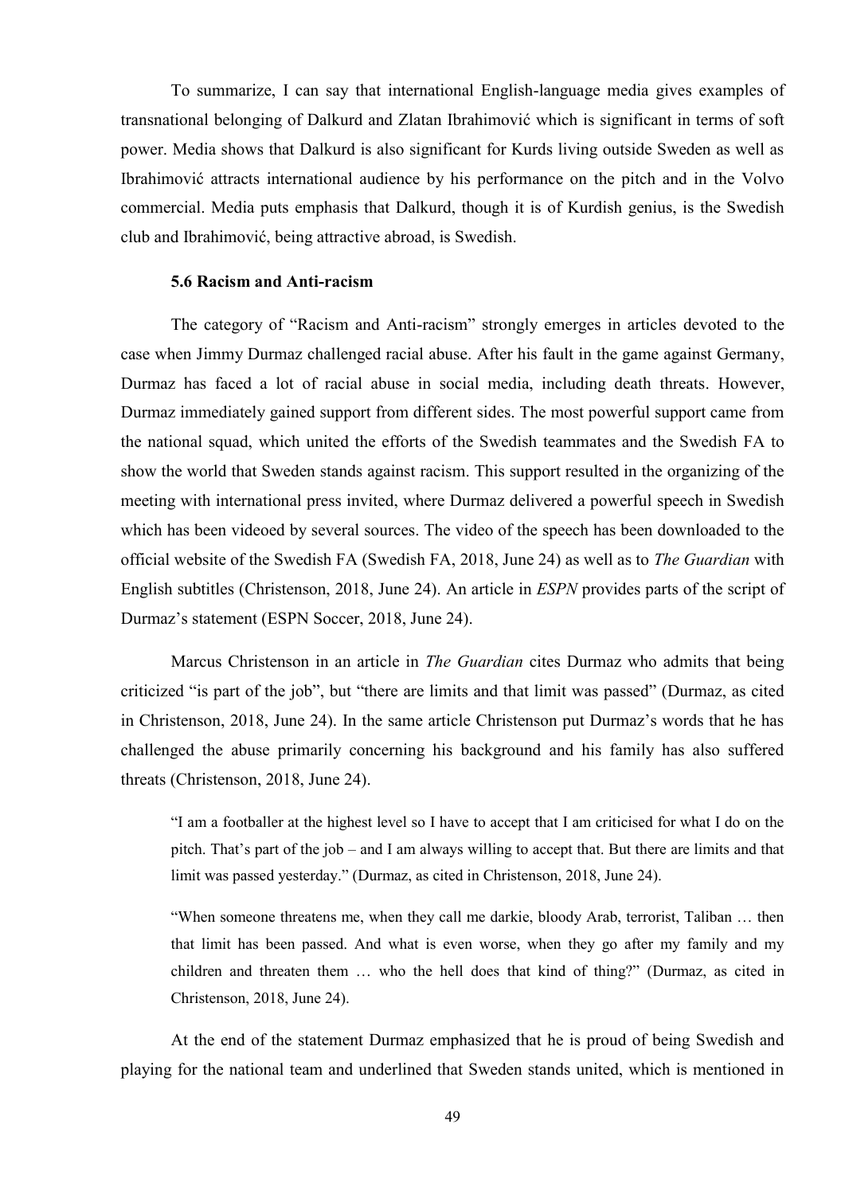To summarize, I can say that international English-language media gives examples of transnational belonging of Dalkurd and Zlatan Ibrahimović which is significant in terms of soft power. Media shows that Dalkurd is also significant for Kurds living outside Sweden as well as Ibrahimović attracts international audience by his performance on the pitch and in the Volvo commercial. Media puts emphasis that Dalkurd, though it is of Kurdish genius, is the Swedish club and Ibrahimović, being attractive abroad, is Swedish.

### 5.6 Racism and Anti-racism

The category of "Racism and Anti-racism" strongly emerges in articles devoted to the case when Jimmy Durmaz challenged racial abuse. After his fault in the game against Germany, Durmaz has faced a lot of racial abuse in social media, including death threats. However, Durmaz immediately gained support from different sides. The most powerful support came from the national squad, which united the efforts of the Swedish teammates and the Swedish FA to show the world that Sweden stands against racism. This support resulted in the organizing of the meeting with international press invited, where Durmaz delivered a powerful speech in Swedish which has been videoed by several sources. The video of the speech has been downloaded to the official website of the Swedish FA (Swedish FA, 2018, June 24) as well as to *The Guardian* with English subtitles (Christenson, 2018, June 24). An article in *ESPN* provides parts of the script of Durmaz's statement (ESPN Soccer, 2018, June 24).

Marcus Christenson in an article in *The Guardian* cites Durmaz who admits that being criticized "is part of the job", but "there are limits and that limit was passed" (Durmaz, as cited in Christenson, 2018, June 24). In the same article Christenson put Durmaz's words that he has challenged the abuse primarily concerning his background and his family has also suffered threats (Christenson, 2018, June 24).

> "I am a footballer at the highest level so I have to accept that I am criticised for what I do on the pitch. That's part of the job – and I am always willing to accept that. But there are limits and that limit was passed yesterday." (Durmaz, as cited in Christenson, 2018, June 24).

> "When someone threatens me, when they call me darkie, bloody Arab, terrorist, Taliban … then that limit has been passed. And what is even worse, when they go after my family and my children and threaten them … who the hell does that kind of thing?" (Durmaz, as cited in Christenson, 2018, June 24).

At the end of the statement Durmaz emphasized that he is proud of being Swedish and playing for the national team and underlined that Sweden stands united, which is mentioned in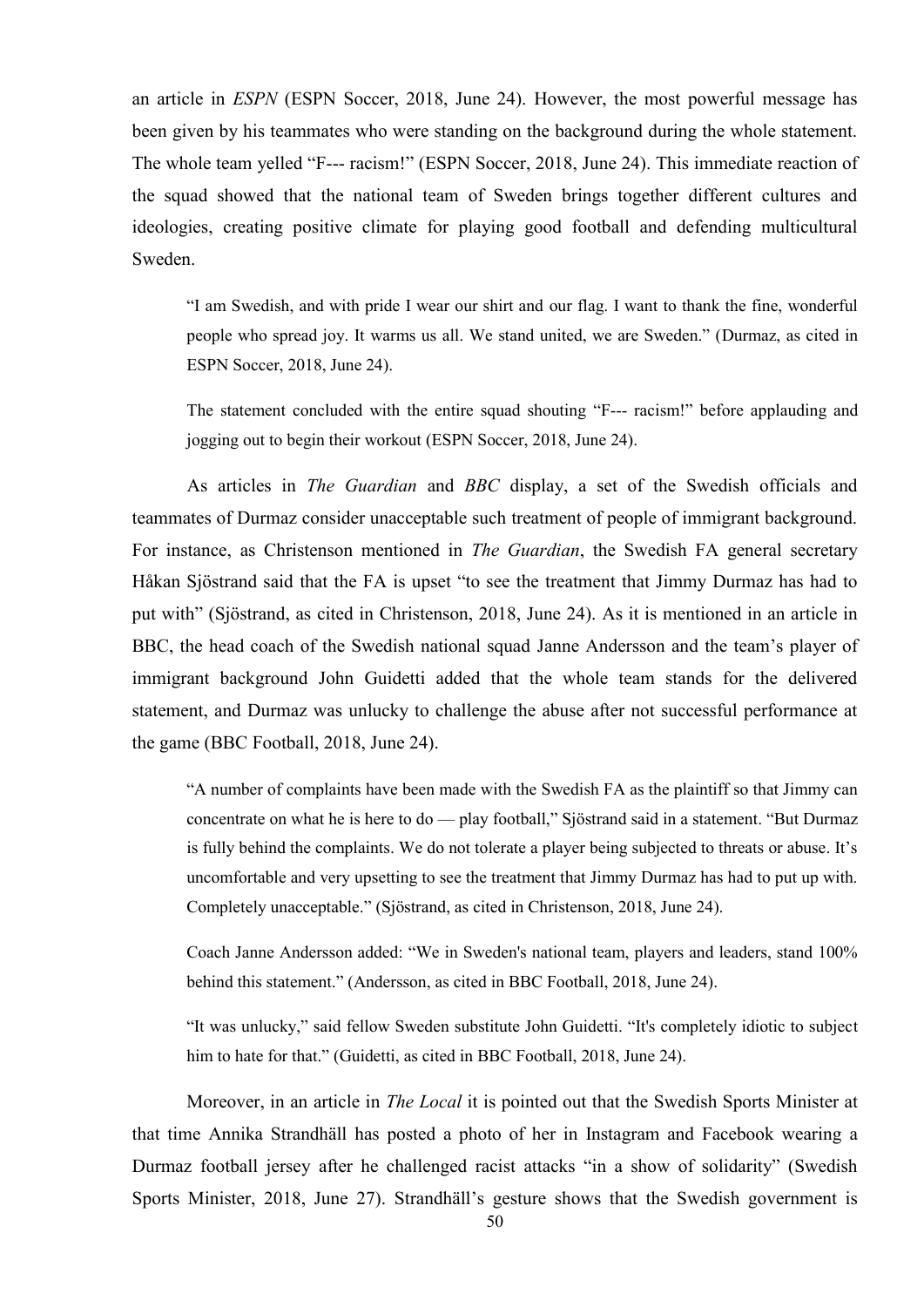an article in *ESPN* (ESPN Soccer, 2018, June 24). However, the most powerful message has been given by his teammates who were standing on the background during the whole statement. The whole team yelled "F--- racism!" (ESPN Soccer, 2018, June 24). This immediate reaction of the squad showed that the national team of Sweden brings together different cultures and ideologies, creating positive climate for playing good football and defending multicultural Sweden.

> "I am Swedish, and with pride I wear our shirt and our flag. I want to thank the fine, wonderful people who spread joy. It warms us all. We stand united, we are Sweden." (Durmaz, as cited in ESPN Soccer, 2018, June 24).
>
> The statement concluded with the entire squad shouting "F--- racism!" before applauding and jogging out to begin their workout (ESPN Soccer, 2018, June 24).

As articles in *The Guardian* and *BBC* display, a set of the Swedish officials and teammates of Durmaz consider unacceptable such treatment of people of immigrant background. For instance, as Christenson mentioned in *The Guardian*, the Swedish FA general secretary Håkan Sjöstrand said that the FA is upset "to see the treatment that Jimmy Durmaz has had to put with" (Sjöstrand, as cited in Christenson, 2018, June 24). As it is mentioned in an article in BBC, the head coach of the Swedish national squad Janne Andersson and the team's player of immigrant background John Guidetti added that the whole team stands for the delivered statement, and Durmaz was unlucky to challenge the abuse after not successful performance at the game (BBC Football, 2018, June 24).

> "A number of complaints have been made with the Swedish FA as the plaintiff so that Jimmy can concentrate on what he is here to do — play football," Sjöstrand said in a statement. "But Durmaz is fully behind the complaints. We do not tolerate a player being subjected to threats or abuse. It's uncomfortable and very upsetting to see the treatment that Jimmy Durmaz has had to put up with. Completely unacceptable." (Sjöstrand, as cited in Christenson, 2018, June 24).
>
> Coach Janne Andersson added: "We in Sweden's national team, players and leaders, stand 100% behind this statement." (Andersson, as cited in BBC Football, 2018, June 24).
>
> "It was unlucky," said fellow Sweden substitute John Guidetti. "It's completely idiotic to subject him to hate for that." (Guidetti, as cited in BBC Football, 2018, June 24).

Moreover, in an article in *The Local* it is pointed out that the Swedish Sports Minister at that time Annika Strandhäll has posted a photo of her in Instagram and Facebook wearing a Durmaz football jersey after he challenged racist attacks "in a show of solidarity" (Swedish Sports Minister, 2018, June 27). Strandhäll's gesture shows that the Swedish government is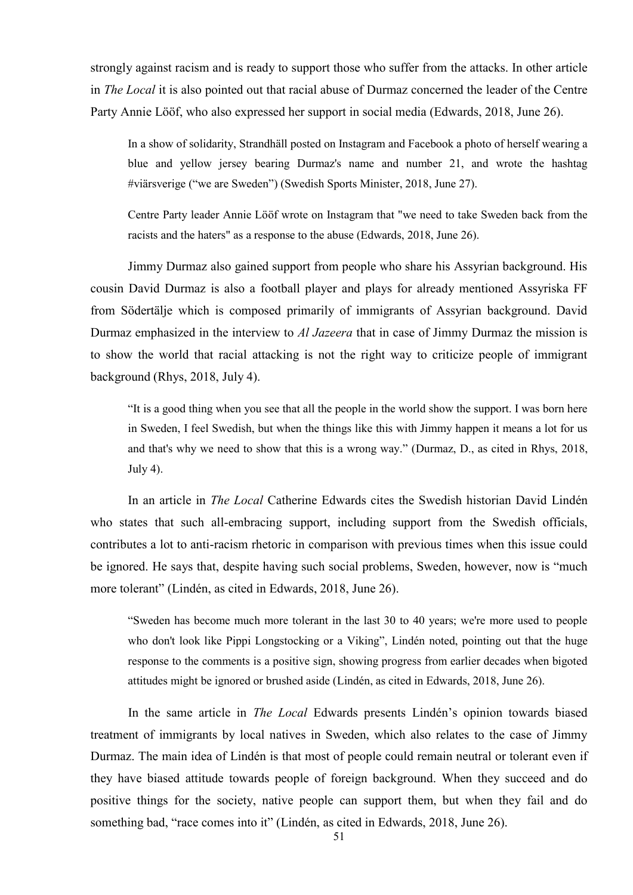strongly against racism and is ready to support those who suffer from the attacks. In other article in *The Local* it is also pointed out that racial abuse of Durmaz concerned the leader of the Centre Party Annie Lööf, who also expressed her support in social media (Edwards, 2018, June 26).

> In a show of solidarity, Strandhäll posted on Instagram and Facebook a photo of herself wearing a blue and yellow jersey bearing Durmaz's name and number 21, and wrote the hashtag #viärsverige ("we are Sweden") (Swedish Sports Minister, 2018, June 27).

> Centre Party leader Annie Lööf wrote on Instagram that "we need to take Sweden back from the racists and the haters" as a response to the abuse (Edwards, 2018, June 26).

Jimmy Durmaz also gained support from people who share his Assyrian background. His cousin David Durmaz is also a football player and plays for already mentioned Assyriska FF from Södertälje which is composed primarily of immigrants of Assyrian background. David Durmaz emphasized in the interview to *Al Jazeera* that in case of Jimmy Durmaz the mission is to show the world that racial attacking is not the right way to criticize people of immigrant background (Rhys, 2018, July 4).

> "It is a good thing when you see that all the people in the world show the support. I was born here in Sweden, I feel Swedish, but when the things like this with Jimmy happen it means a lot for us and that's why we need to show that this is a wrong way." (Durmaz, D., as cited in Rhys, 2018, July 4).

In an article in *The Local* Catherine Edwards cites the Swedish historian David Lindén who states that such all-embracing support, including support from the Swedish officials, contributes a lot to anti-racism rhetoric in comparison with previous times when this issue could be ignored. He says that, despite having such social problems, Sweden, however, now is "much more tolerant" (Lindén, as cited in Edwards, 2018, June 26).

> "Sweden has become much more tolerant in the last 30 to 40 years; we're more used to people who don't look like Pippi Longstocking or a Viking", Lindén noted, pointing out that the huge response to the comments is a positive sign, showing progress from earlier decades when bigoted attitudes might be ignored or brushed aside (Lindén, as cited in Edwards, 2018, June 26).

In the same article in *The Local* Edwards presents Lindén's opinion towards biased treatment of immigrants by local natives in Sweden, which also relates to the case of Jimmy Durmaz. The main idea of Lindén is that most of people could remain neutral or tolerant even if they have biased attitude towards people of foreign background. When they succeed and do positive things for the society, native people can support them, but when they fail and do something bad, "race comes into it" (Lindén, as cited in Edwards, 2018, June 26).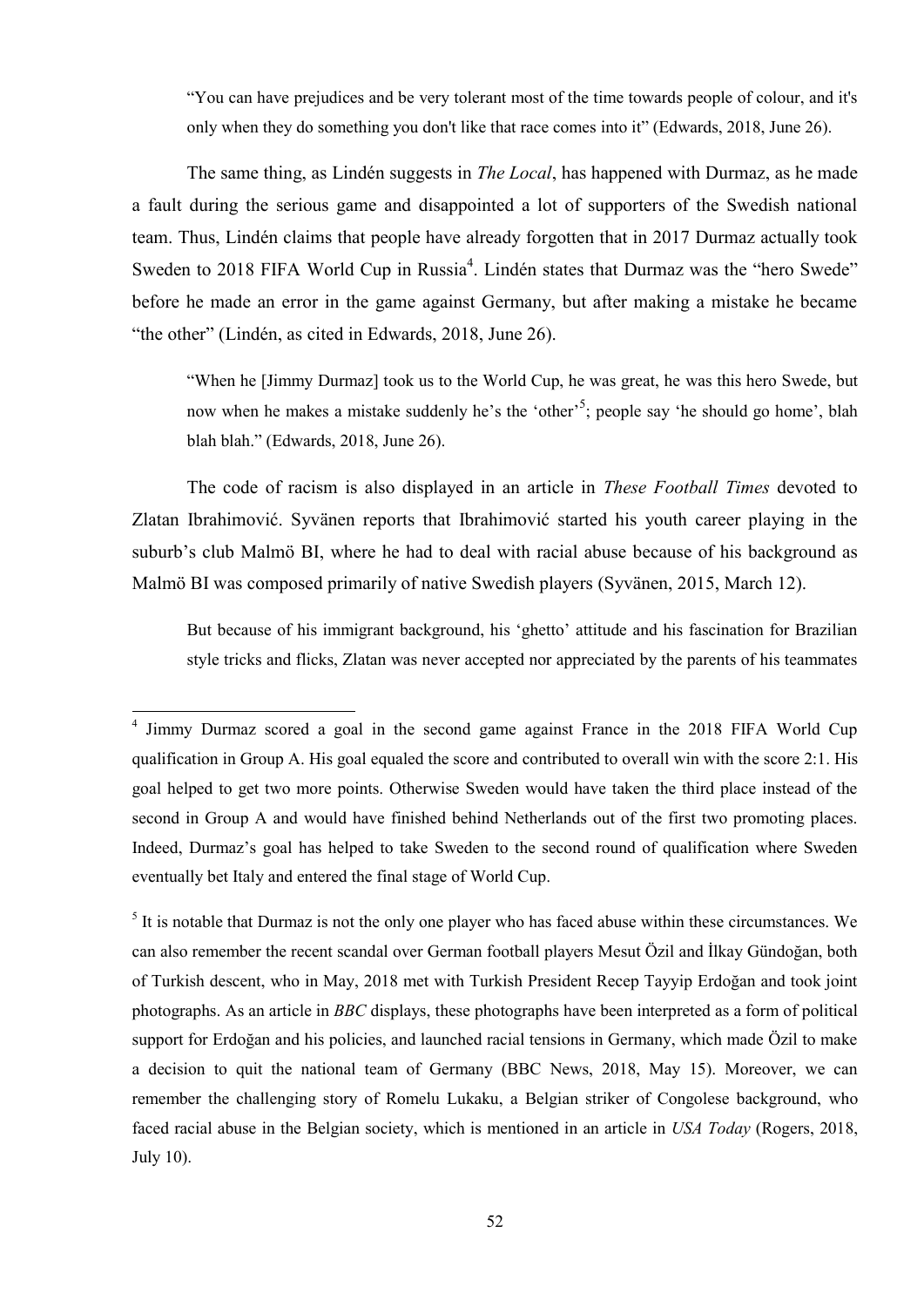> “You can have prejudices and be very tolerant most of the time towards people of colour, and it's only when they do something you don't like that race comes into it” (Edwards, 2018, June 26).

The same thing, as Lindén suggests in *The Local*, has happened with Durmaz, as he made a fault during the serious game and disappointed a lot of supporters of the Swedish national team. Thus, Lindén claims that people have already forgotten that in 2017 Durmaz actually took Sweden to 2018 FIFA World Cup in Russia[4]. Lindén states that Durmaz was the “hero Swede” before he made an error in the game against Germany, but after making a mistake he became “the other” (Lindén, as cited in Edwards, 2018, June 26).

> “When he [Jimmy Durmaz] took us to the World Cup, he was great, he was this hero Swede, but now when he makes a mistake suddenly he’s the ‘other’[5]; people say ‘he should go home’, blah blah blah.” (Edwards, 2018, June 26).

The code of racism is also displayed in an article in *These Football Times* devoted to Zlatan Ibrahimović. Syvänen reports that Ibrahimović started his youth career playing in the suburb’s club Malmö BI, where he had to deal with racial abuse because of his background as Malmö BI was composed primarily of native Swedish players (Syvänen, 2015, March 12).

> But because of his immigrant background, his ‘ghetto’ attitude and his fascination for Brazilian style tricks and flicks, Zlatan was never accepted nor appreciated by the parents of his teammates

---

[4] Jimmy Durmaz scored a goal in the second game against France in the 2018 FIFA World Cup qualification in Group A. His goal equaled the score and contributed to overall win with the score 2:1. His goal helped to get two more points. Otherwise Sweden would have taken the third place instead of the second in Group A and would have finished behind Netherlands out of the first two promoting places. Indeed, Durmaz’s goal has helped to take Sweden to the second round of qualification where Sweden eventually bet Italy and entered the final stage of World Cup.

[5] It is notable that Durmaz is not the only one player who has faced abuse within these circumstances. We can also remember the recent scandal over German football players Mesut Özil and İlkay Gündoğan, both of Turkish descent, who in May, 2018 met with Turkish President Recep Tayyip Erdoğan and took joint photographs. As an article in *BBC* displays, these photographs have been interpreted as a form of political support for Erdoğan and his policies, and launched racial tensions in Germany, which made Özil to make a decision to quit the national team of Germany (BBC News, 2018, May 15). Moreover, we can remember the challenging story of Romelu Lukaku, a Belgian striker of Congolese background, who faced racial abuse in the Belgian society, which is mentioned in an article in *USA Today* (Rogers, 2018, July 10).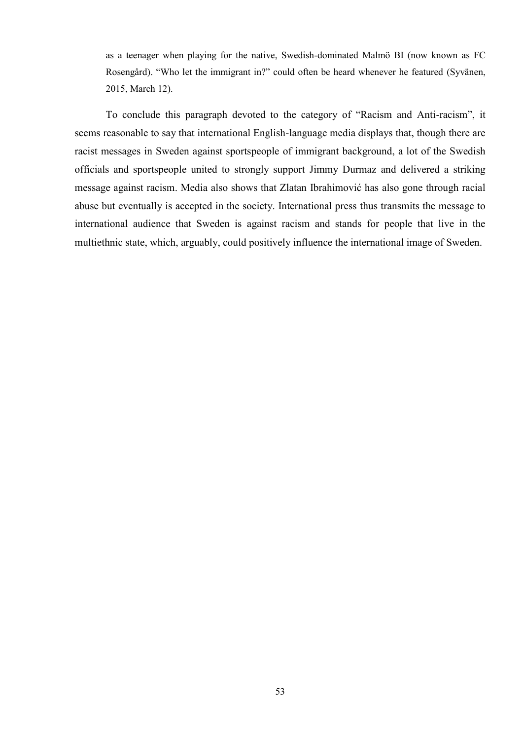> as a teenager when playing for the native, Swedish-dominated Malmö BI (now known as FC Rosengård). "Who let the immigrant in?" could often be heard whenever he featured (Syvänen, 2015, March 12).

To conclude this paragraph devoted to the category of "Racism and Anti-racism", it seems reasonable to say that international English-language media displays that, though there are racist messages in Sweden against sportspeople of immigrant background, a lot of the Swedish officials and sportspeople united to strongly support Jimmy Durmaz and delivered a striking message against racism. Media also shows that Zlatan Ibrahimović has also gone through racial abuse but eventually is accepted in the society. International press thus transmits the message to international audience that Sweden is against racism and stands for people that live in the multiethnic state, which, arguably, could positively influence the international image of Sweden.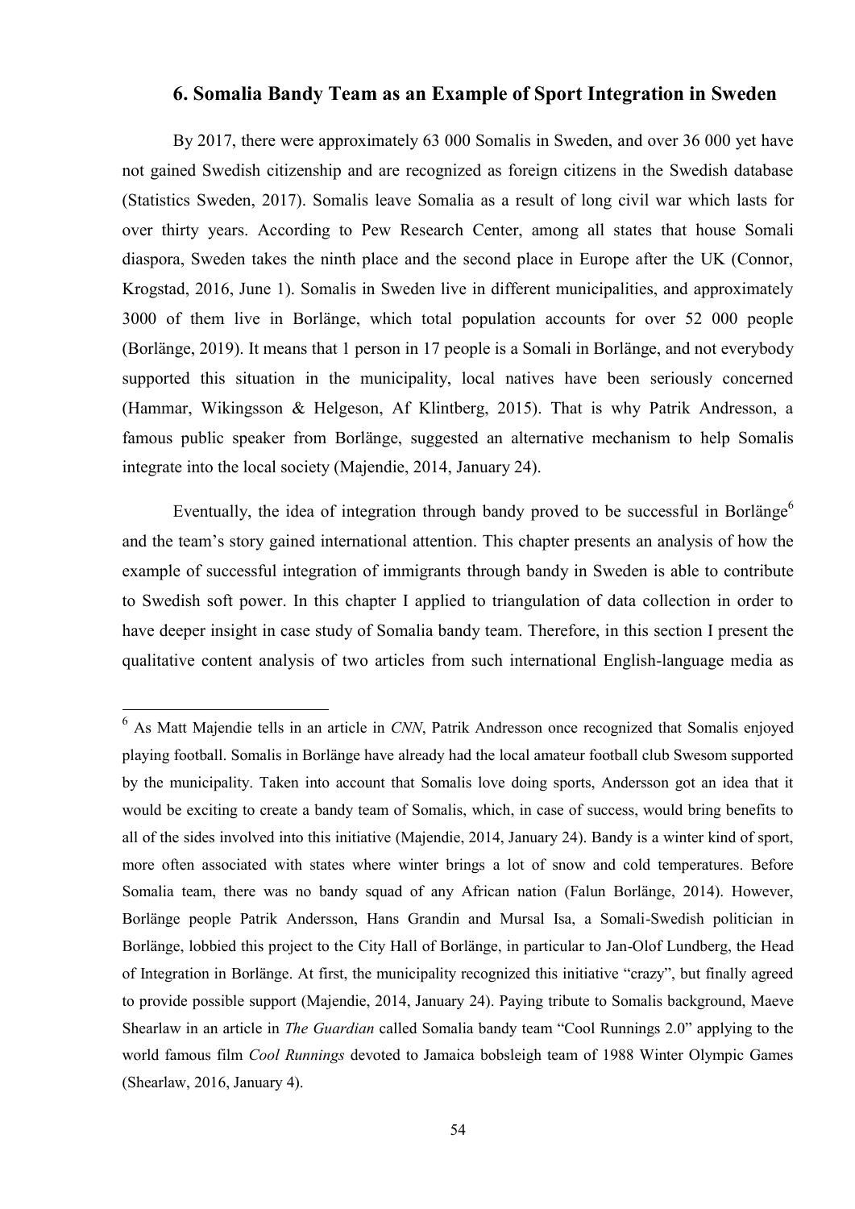## 6. Somalia Bandy Team as an Example of Sport Integration in Sweden

By 2017, there were approximately 63 000 Somalis in Sweden, and over 36 000 yet have not gained Swedish citizenship and are recognized as foreign citizens in the Swedish database (Statistics Sweden, 2017). Somalis leave Somalia as a result of long civil war which lasts for over thirty years. According to Pew Research Center, among all states that house Somali diaspora, Sweden takes the ninth place and the second place in Europe after the UK (Connor, Krogstad, 2016, June 1). Somalis in Sweden live in different municipalities, and approximately 3000 of them live in Borlänge, which total population accounts for over 52 000 people (Borlänge, 2019). It means that 1 person in 17 people is a Somali in Borlänge, and not everybody supported this situation in the municipality, local natives have been seriously concerned (Hammar, Wikingsson & Helgeson, Af Klintberg, 2015). That is why Patrik Andresson, a famous public speaker from Borlänge, suggested an alternative mechanism to help Somalis integrate into the local society (Majendie, 2014, January 24).

Eventually, the idea of integration through bandy proved to be successful in Borlänge[6] and the team's story gained international attention. This chapter presents an analysis of how the example of successful integration of immigrants through bandy in Sweden is able to contribute to Swedish soft power. In this chapter I applied to triangulation of data collection in order to have deeper insight in case study of Somalia bandy team. Therefore, in this section I present the qualitative content analysis of two articles from such international English-language media as

[6] As Matt Majendie tells in an article in *CNN*, Patrik Andresson once recognized that Somalis enjoyed playing football. Somalis in Borlänge have already had the local amateur football club Swesom supported by the municipality. Taken into account that Somalis love doing sports, Andersson got an idea that it would be exciting to create a bandy team of Somalis, which, in case of success, would bring benefits to all of the sides involved into this initiative (Majendie, 2014, January 24). Bandy is a winter kind of sport, more often associated with states where winter brings a lot of snow and cold temperatures. Before Somalia team, there was no bandy squad of any African nation (Falun Borlänge, 2014). However, Borlänge people Patrik Andersson, Hans Grandin and Mursal Isa, a Somali-Swedish politician in Borlänge, lobbied this project to the City Hall of Borlänge, in particular to Jan-Olof Lundberg, the Head of Integration in Borlänge. At first, the municipality recognized this initiative "crazy", but finally agreed to provide possible support (Majendie, 2014, January 24). Paying tribute to Somalis background, Maeve Shearlaw in an article in *The Guardian* called Somalia bandy team "Cool Runnings 2.0" applying to the world famous film *Cool Runnings* devoted to Jamaica bobsleigh team of 1988 Winter Olympic Games (Shearlaw, 2016, January 4).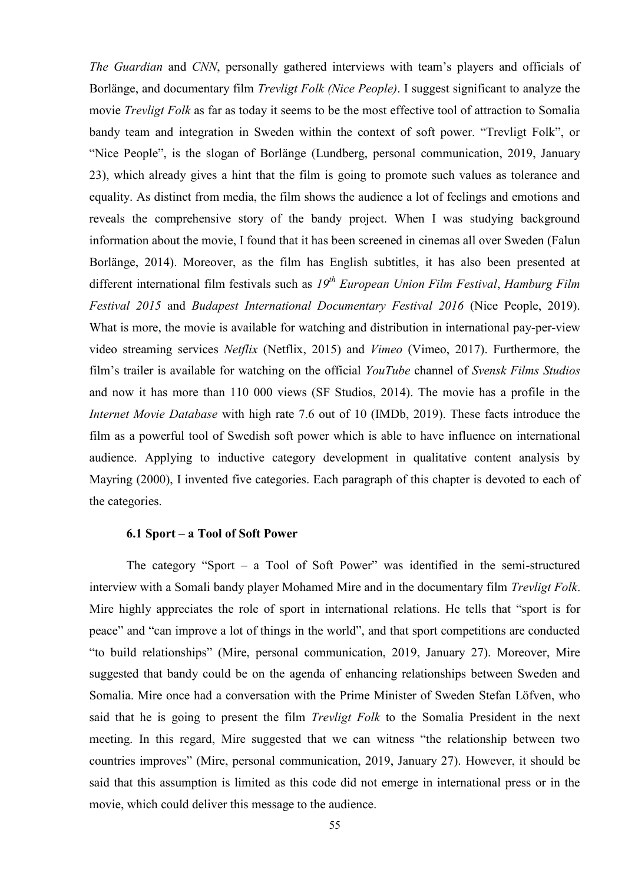*The Guardian* and *CNN*, personally gathered interviews with team's players and officials of Borlänge, and documentary film *Trevligt Folk (Nice People)*. I suggest significant to analyze the movie *Trevligt Folk* as far as today it seems to be the most effective tool of attraction to Somalia bandy team and integration in Sweden within the context of soft power. "Trevligt Folk", or "Nice People", is the slogan of Borlänge (Lundberg, personal communication, 2019, January 23), which already gives a hint that the film is going to promote such values as tolerance and equality. As distinct from media, the film shows the audience a lot of feelings and emotions and reveals the comprehensive story of the bandy project. When I was studying background information about the movie, I found that it has been screened in cinemas all over Sweden (Falun Borlänge, 2014). Moreover, as the film has English subtitles, it has also been presented at different international film festivals such as *19th European Union Film Festival*, *Hamburg Film Festival 2015* and *Budapest International Documentary Festival 2016* (Nice People, 2019). What is more, the movie is available for watching and distribution in international pay-per-view video streaming services *Netflix* (Netflix, 2015) and *Vimeo* (Vimeo, 2017). Furthermore, the film's trailer is available for watching on the official *YouTube* channel of *Svensk Films Studios* and now it has more than 110 000 views (SF Studios, 2014). The movie has a profile in the *Internet Movie Database* with high rate 7.6 out of 10 (IMDb, 2019). These facts introduce the film as a powerful tool of Swedish soft power which is able to have influence on international audience. Applying to inductive category development in qualitative content analysis by Mayring (2000), I invented five categories. Each paragraph of this chapter is devoted to each of the categories.

### 6.1 Sport – a Tool of Soft Power

The category "Sport – a Tool of Soft Power" was identified in the semi-structured interview with a Somali bandy player Mohamed Mire and in the documentary film *Trevligt Folk*. Mire highly appreciates the role of sport in international relations. He tells that "sport is for peace" and "can improve a lot of things in the world", and that sport competitions are conducted "to build relationships" (Mire, personal communication, 2019, January 27). Moreover, Mire suggested that bandy could be on the agenda of enhancing relationships between Sweden and Somalia. Mire once had a conversation with the Prime Minister of Sweden Stefan Löfven, who said that he is going to present the film *Trevligt Folk* to the Somalia President in the next meeting. In this regard, Mire suggested that we can witness "the relationship between two countries improves" (Mire, personal communication, 2019, January 27). However, it should be said that this assumption is limited as this code did not emerge in international press or in the movie, which could deliver this message to the audience.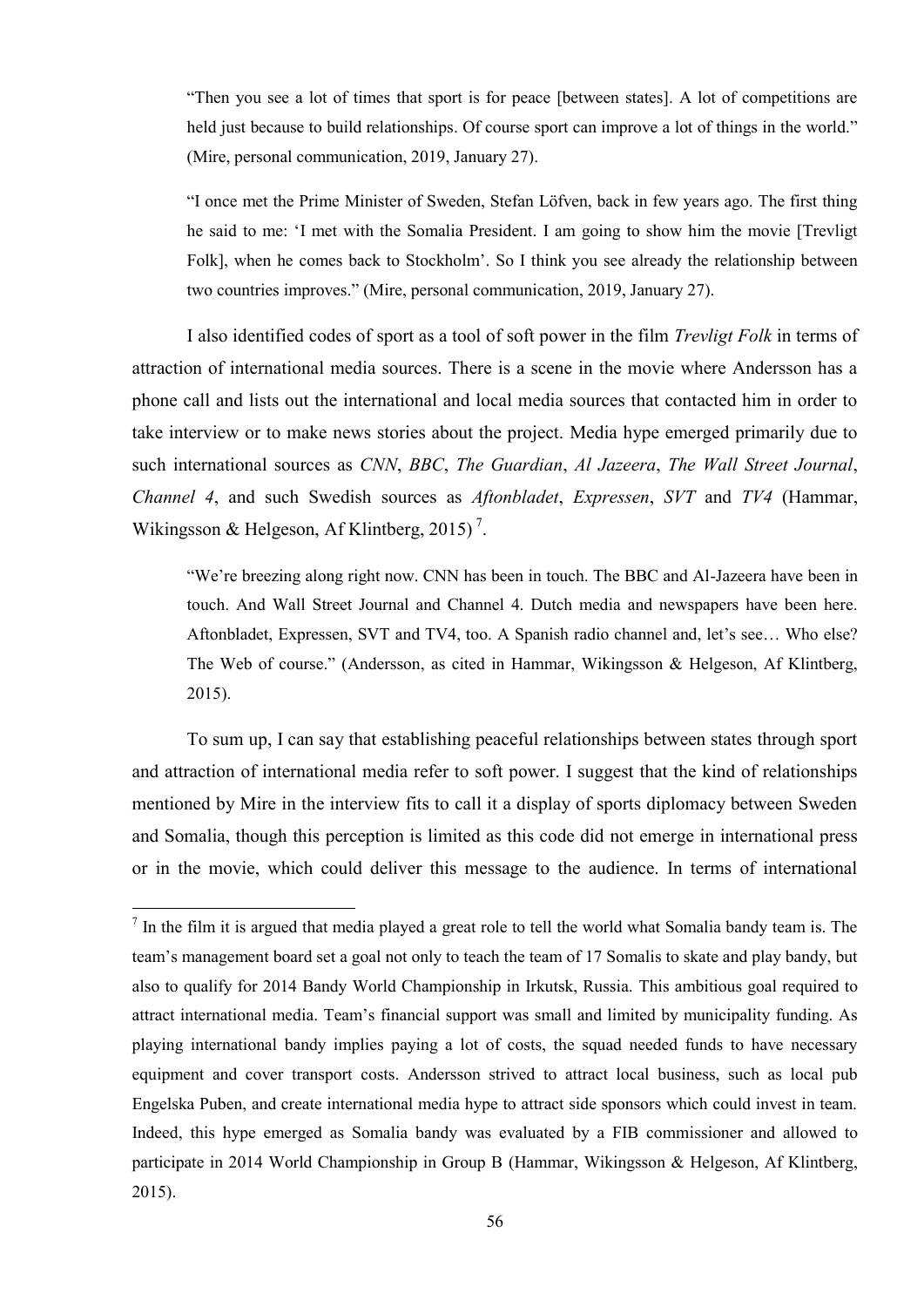> "Then you see a lot of times that sport is for peace [between states]. A lot of competitions are held just because to build relationships. Of course sport can improve a lot of things in the world." (Mire, personal communication, 2019, January 27).

> "I once met the Prime Minister of Sweden, Stefan Löfven, back in few years ago. The first thing he said to me: 'I met with the Somalia President. I am going to show him the movie [Trevligt Folk], when he comes back to Stockholm'. So I think you see already the relationship between two countries improves." (Mire, personal communication, 2019, January 27).

I also identified codes of sport as a tool of soft power in the film *Trevligt Folk* in terms of attraction of international media sources. There is a scene in the movie where Andersson has a phone call and lists out the international and local media sources that contacted him in order to take interview or to make news stories about the project. Media hype emerged primarily due to such international sources as *CNN*, *BBC*, *The Guardian*, *Al Jazeera*, *The Wall Street Journal*, *Channel 4*, and such Swedish sources as *Aftonbladet*, *Expressen*, *SVT* and *TV4* (Hammar, Wikingsson & Helgeson, Af Klintberg, 2015) [7].

> "We're breezing along right now. CNN has been in touch. The BBC and Al-Jazeera have been in touch. And Wall Street Journal and Channel 4. Dutch media and newspapers have been here. Aftonbladet, Expressen, SVT and TV4, too. A Spanish radio channel and, let's see… Who else? The Web of course." (Andersson, as cited in Hammar, Wikingsson & Helgeson, Af Klintberg, 2015).

To sum up, I can say that establishing peaceful relationships between states through sport and attraction of international media refer to soft power. I suggest that the kind of relationships mentioned by Mire in the interview fits to call it a display of sports diplomacy between Sweden and Somalia, though this perception is limited as this code did not emerge in international press or in the movie, which could deliver this message to the audience. In terms of international

---

[7] In the film it is argued that media played a great role to tell the world what Somalia bandy team is. The team's management board set a goal not only to teach the team of 17 Somalis to skate and play bandy, but also to qualify for 2014 Bandy World Championship in Irkutsk, Russia. This ambitious goal required to attract international media. Team's financial support was small and limited by municipality funding. As playing international bandy implies paying a lot of costs, the squad needed funds to have necessary equipment and cover transport costs. Andersson strived to attract local business, such as local pub Engelska Puben, and create international media hype to attract side sponsors which could invest in team. Indeed, this hype emerged as Somalia bandy was evaluated by a FIB commissioner and allowed to participate in 2014 World Championship in Group B (Hammar, Wikingsson & Helgeson, Af Klintberg, 2015).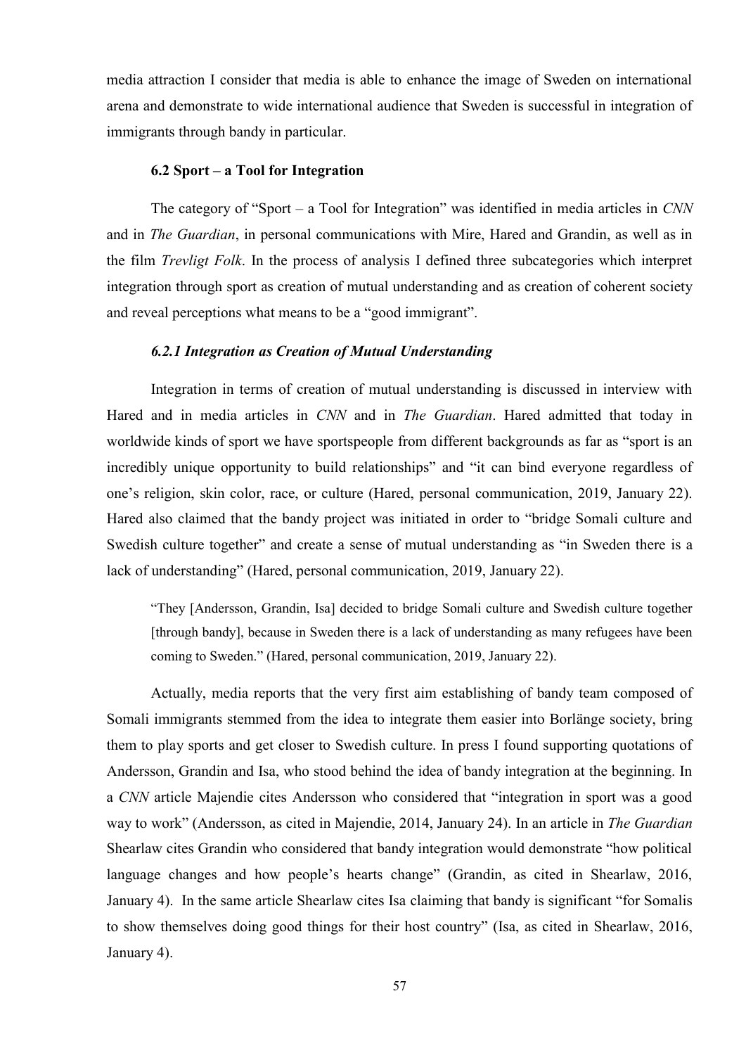media attraction I consider that media is able to enhance the image of Sweden on international arena and demonstrate to wide international audience that Sweden is successful in integration of immigrants through bandy in particular.

### 6.2 Sport – a Tool for Integration

The category of "Sport – a Tool for Integration" was identified in media articles in *CNN* and in *The Guardian*, in personal communications with Mire, Hared and Grandin, as well as in the film *Trevligt Folk*. In the process of analysis I defined three subcategories which interpret integration through sport as creation of mutual understanding and as creation of coherent society and reveal perceptions what means to be a "good immigrant".

#### *6.2.1 Integration as Creation of Mutual Understanding*

Integration in terms of creation of mutual understanding is discussed in interview with Hared and in media articles in *CNN* and in *The Guardian*. Hared admitted that today in worldwide kinds of sport we have sportspeople from different backgrounds as far as "sport is an incredibly unique opportunity to build relationships" and "it can bind everyone regardless of one's religion, skin color, race, or culture (Hared, personal communication, 2019, January 22). Hared also claimed that the bandy project was initiated in order to "bridge Somali culture and Swedish culture together" and create a sense of mutual understanding as "in Sweden there is a lack of understanding" (Hared, personal communication, 2019, January 22).

> "They [Andersson, Grandin, Isa] decided to bridge Somali culture and Swedish culture together [through bandy], because in Sweden there is a lack of understanding as many refugees have been coming to Sweden." (Hared, personal communication, 2019, January 22).

Actually, media reports that the very first aim establishing of bandy team composed of Somali immigrants stemmed from the idea to integrate them easier into Borlänge society, bring them to play sports and get closer to Swedish culture. In press I found supporting quotations of Andersson, Grandin and Isa, who stood behind the idea of bandy integration at the beginning. In a *CNN* article Majendie cites Andersson who considered that "integration in sport was a good way to work" (Andersson, as cited in Majendie, 2014, January 24). In an article in *The Guardian* Shearlaw cites Grandin who considered that bandy integration would demonstrate "how political language changes and how people's hearts change" (Grandin, as cited in Shearlaw, 2016, January 4). In the same article Shearlaw cites Isa claiming that bandy is significant "for Somalis to show themselves doing good things for their host country" (Isa, as cited in Shearlaw, 2016, January 4).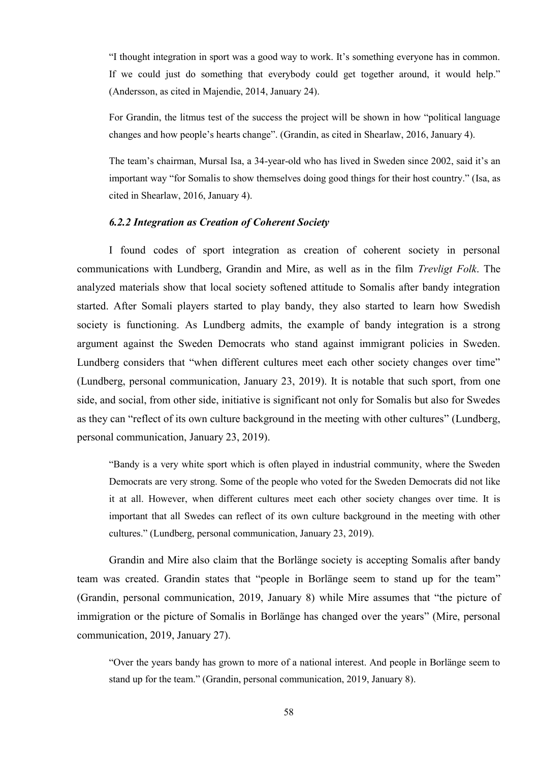> "I thought integration in sport was a good way to work. It's something everyone has in common. If we could just do something that everybody could get together around, it would help." (Andersson, as cited in Majendie, 2014, January 24).

> For Grandin, the litmus test of the success the project will be shown in how "political language changes and how people's hearts change". (Grandin, as cited in Shearlaw, 2016, January 4).

> The team's chairman, Mursal Isa, a 34-year-old who has lived in Sweden since 2002, said it's an important way "for Somalis to show themselves doing good things for their host country." (Isa, as cited in Shearlaw, 2016, January 4).

#### *6.2.2 Integration as Creation of Coherent Society*

I found codes of sport integration as creation of coherent society in personal communications with Lundberg, Grandin and Mire, as well as in the film *Trevligt Folk*. The analyzed materials show that local society softened attitude to Somalis after bandy integration started. After Somali players started to play bandy, they also started to learn how Swedish society is functioning. As Lundberg admits, the example of bandy integration is a strong argument against the Sweden Democrats who stand against immigrant policies in Sweden. Lundberg considers that "when different cultures meet each other society changes over time" (Lundberg, personal communication, January 23, 2019). It is notable that such sport, from one side, and social, from other side, initiative is significant not only for Somalis but also for Swedes as they can "reflect of its own culture background in the meeting with other cultures" (Lundberg, personal communication, January 23, 2019).

> "Bandy is a very white sport which is often played in industrial community, where the Sweden Democrats are very strong. Some of the people who voted for the Sweden Democrats did not like it at all. However, when different cultures meet each other society changes over time. It is important that all Swedes can reflect of its own culture background in the meeting with other cultures." (Lundberg, personal communication, January 23, 2019).

Grandin and Mire also claim that the Borlänge society is accepting Somalis after bandy team was created. Grandin states that "people in Borlänge seem to stand up for the team" (Grandin, personal communication, 2019, January 8) while Mire assumes that "the picture of immigration or the picture of Somalis in Borlänge has changed over the years" (Mire, personal communication, 2019, January 27).

> "Over the years bandy has grown to more of a national interest. And people in Borlänge seem to stand up for the team." (Grandin, personal communication, 2019, January 8).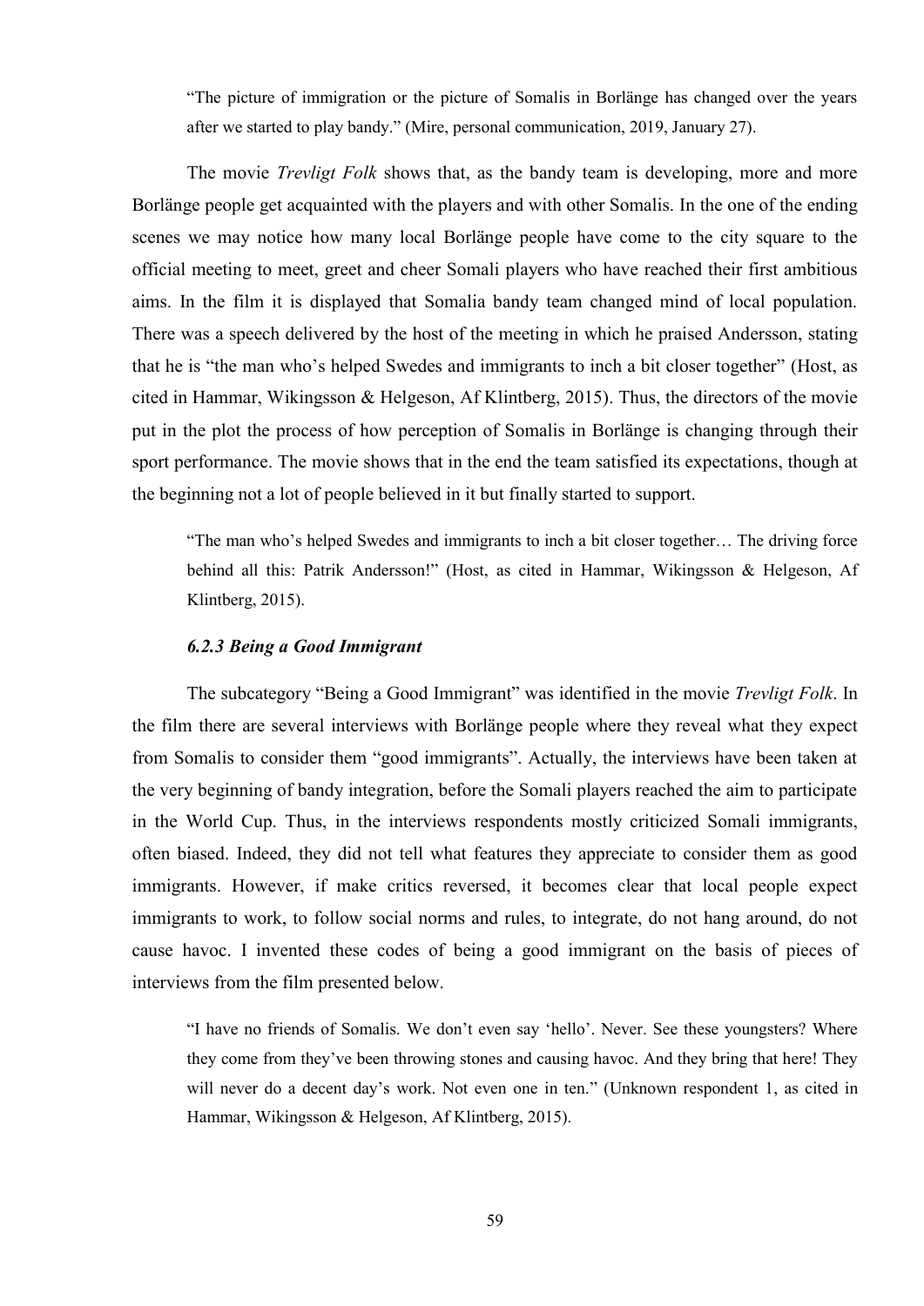> “The picture of immigration or the picture of Somalis in Borlänge has changed over the years after we started to play bandy.” (Mire, personal communication, 2019, January 27).

The movie *Trevligt Folk* shows that, as the bandy team is developing, more and more Borlänge people get acquainted with the players and with other Somalis. In the one of the ending scenes we may notice how many local Borlänge people have come to the city square to the official meeting to meet, greet and cheer Somali players who have reached their first ambitious aims. In the film it is displayed that Somalia bandy team changed mind of local population. There was a speech delivered by the host of the meeting in which he praised Andersson, stating that he is “the man who’s helped Swedes and immigrants to inch a bit closer together” (Host, as cited in Hammar, Wikingsson & Helgeson, Af Klintberg, 2015). Thus, the directors of the movie put in the plot the process of how perception of Somalis in Borlänge is changing through their sport performance. The movie shows that in the end the team satisfied its expectations, though at the beginning not a lot of people believed in it but finally started to support.

> “The man who’s helped Swedes and immigrants to inch a bit closer together… The driving force behind all this: Patrik Andersson!” (Host, as cited in Hammar, Wikingsson & Helgeson, Af Klintberg, 2015).

### *6.2.3 Being a Good Immigrant*

The subcategory “Being a Good Immigrant” was identified in the movie *Trevligt Folk*. In the film there are several interviews with Borlänge people where they reveal what they expect from Somalis to consider them “good immigrants”. Actually, the interviews have been taken at the very beginning of bandy integration, before the Somali players reached the aim to participate in the World Cup. Thus, in the interviews respondents mostly criticized Somali immigrants, often biased. Indeed, they did not tell what features they appreciate to consider them as good immigrants. However, if make critics reversed, it becomes clear that local people expect immigrants to work, to follow social norms and rules, to integrate, do not hang around, do not cause havoc. I invented these codes of being a good immigrant on the basis of pieces of interviews from the film presented below.

> “I have no friends of Somalis. We don’t even say ‘hello’. Never. See these youngsters? Where they come from they’ve been throwing stones and causing havoc. And they bring that here! They will never do a decent day’s work. Not even one in ten.” (Unknown respondent 1, as cited in Hammar, Wikingsson & Helgeson, Af Klintberg, 2015).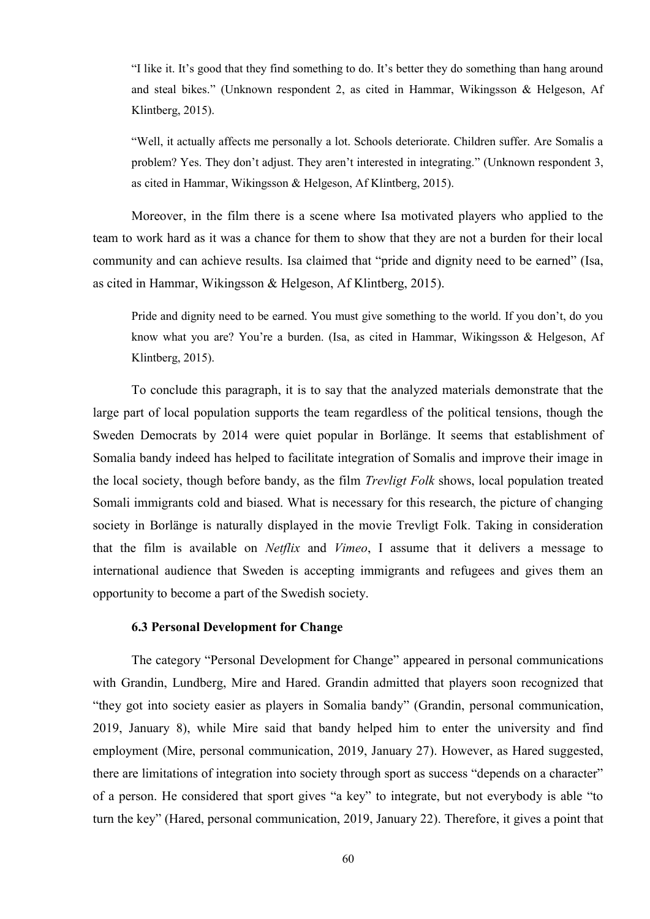> "I like it. It's good that they find something to do. It's better they do something than hang around and steal bikes." (Unknown respondent 2, as cited in Hammar, Wikingsson & Helgeson, Af Klintberg, 2015).

> "Well, it actually affects me personally a lot. Schools deteriorate. Children suffer. Are Somalis a problem? Yes. They don't adjust. They aren't interested in integrating." (Unknown respondent 3, as cited in Hammar, Wikingsson & Helgeson, Af Klintberg, 2015).

Moreover, in the film there is a scene where Isa motivated players who applied to the team to work hard as it was a chance for them to show that they are not a burden for their local community and can achieve results. Isa claimed that "pride and dignity need to be earned" (Isa, as cited in Hammar, Wikingsson & Helgeson, Af Klintberg, 2015).

> Pride and dignity need to be earned. You must give something to the world. If you don't, do you know what you are? You're a burden. (Isa, as cited in Hammar, Wikingsson & Helgeson, Af Klintberg, 2015).

To conclude this paragraph, it is to say that the analyzed materials demonstrate that the large part of local population supports the team regardless of the political tensions, though the Sweden Democrats by 2014 were quiet popular in Borlänge. It seems that establishment of Somalia bandy indeed has helped to facilitate integration of Somalis and improve their image in the local society, though before bandy, as the film *Trevligt Folk* shows, local population treated Somali immigrants cold and biased. What is necessary for this research, the picture of changing society in Borlänge is naturally displayed in the movie Trevligt Folk. Taking in consideration that the film is available on *Netflix* and *Vimeo*, I assume that it delivers a message to international audience that Sweden is accepting immigrants and refugees and gives them an opportunity to become a part of the Swedish society.

### 6.3 Personal Development for Change

The category "Personal Development for Change" appeared in personal communications with Grandin, Lundberg, Mire and Hared. Grandin admitted that players soon recognized that "they got into society easier as players in Somalia bandy" (Grandin, personal communication, 2019, January 8), while Mire said that bandy helped him to enter the university and find employment (Mire, personal communication, 2019, January 27). However, as Hared suggested, there are limitations of integration into society through sport as success "depends on a character" of a person. He considered that sport gives "a key" to integrate, but not everybody is able "to turn the key" (Hared, personal communication, 2019, January 22). Therefore, it gives a point that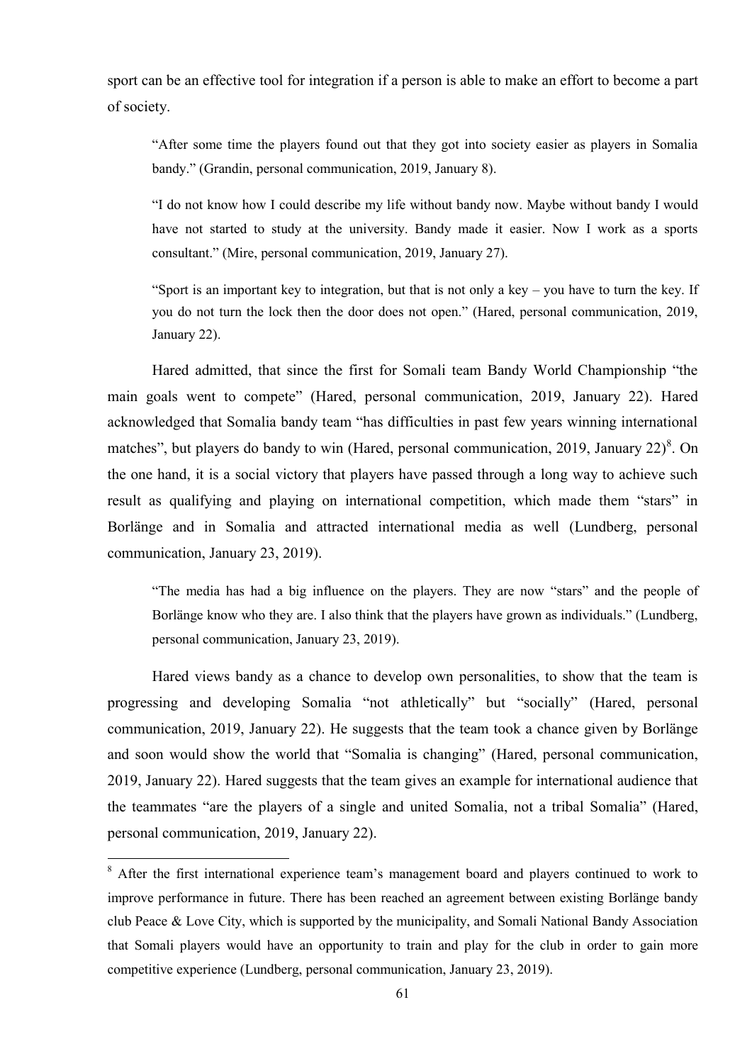sport can be an effective tool for integration if a person is able to make an effort to become a part of society.

> "After some time the players found out that they got into society easier as players in Somalia bandy." (Grandin, personal communication, 2019, January 8).

> "I do not know how I could describe my life without bandy now. Maybe without bandy I would have not started to study at the university. Bandy made it easier. Now I work as a sports consultant." (Mire, personal communication, 2019, January 27).

> "Sport is an important key to integration, but that is not only a key – you have to turn the key. If you do not turn the lock then the door does not open." (Hared, personal communication, 2019, January 22).

Hared admitted, that since the first for Somali team Bandy World Championship "the main goals went to compete" (Hared, personal communication, 2019, January 22). Hared acknowledged that Somalia bandy team "has difficulties in past few years winning international matches", but players do bandy to win (Hared, personal communication, 2019, January 22)[8]. On the one hand, it is a social victory that players have passed through a long way to achieve such result as qualifying and playing on international competition, which made them "stars" in Borlänge and in Somalia and attracted international media as well (Lundberg, personal communication, January 23, 2019).

> "The media has had a big influence on the players. They are now "stars" and the people of Borlänge know who they are. I also think that the players have grown as individuals." (Lundberg, personal communication, January 23, 2019).

Hared views bandy as a chance to develop own personalities, to show that the team is progressing and developing Somalia "not athletically" but "socially" (Hared, personal communication, 2019, January 22). He suggests that the team took a chance given by Borlänge and soon would show the world that "Somalia is changing" (Hared, personal communication, 2019, January 22). Hared suggests that the team gives an example for international audience that the teammates "are the players of a single and united Somalia, not a tribal Somalia" (Hared, personal communication, 2019, January 22).

---

[8] After the first international experience team's management board and players continued to work to improve performance in future. There has been reached an agreement between existing Borlänge bandy club Peace & Love City, which is supported by the municipality, and Somali National Bandy Association that Somali players would have an opportunity to train and play for the club in order to gain more competitive experience (Lundberg, personal communication, January 23, 2019).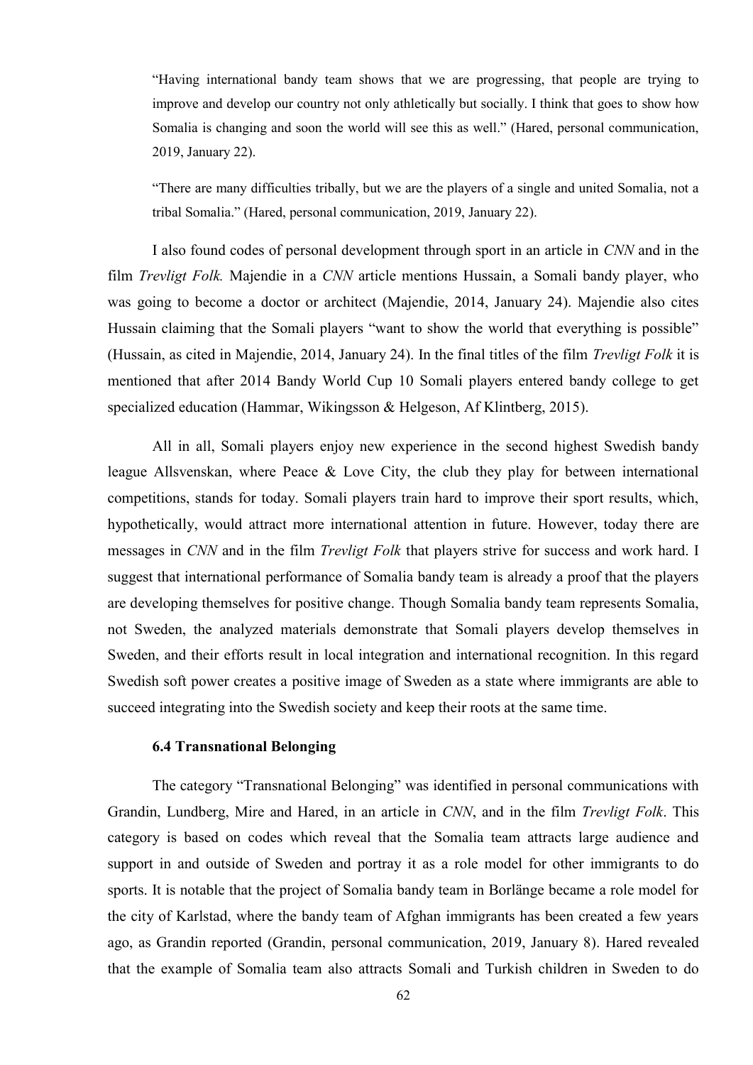> "Having international bandy team shows that we are progressing, that people are trying to improve and develop our country not only athletically but socially. I think that goes to show how Somalia is changing and soon the world will see this as well." (Hared, personal communication, 2019, January 22).

> "There are many difficulties tribally, but we are the players of a single and united Somalia, not a tribal Somalia." (Hared, personal communication, 2019, January 22).

I also found codes of personal development through sport in an article in *CNN* and in the film *Trevligt Folk.* Majendie in a *CNN* article mentions Hussain, a Somali bandy player, who was going to become a doctor or architect (Majendie, 2014, January 24). Majendie also cites Hussain claiming that the Somali players "want to show the world that everything is possible" (Hussain, as cited in Majendie, 2014, January 24). In the final titles of the film *Trevligt Folk* it is mentioned that after 2014 Bandy World Cup 10 Somali players entered bandy college to get specialized education (Hammar, Wikingsson & Helgeson, Af Klintberg, 2015).

All in all, Somali players enjoy new experience in the second highest Swedish bandy league Allsvenskan, where Peace & Love City, the club they play for between international competitions, stands for today. Somali players train hard to improve their sport results, which, hypothetically, would attract more international attention in future. However, today there are messages in *CNN* and in the film *Trevligt Folk* that players strive for success and work hard. I suggest that international performance of Somalia bandy team is already a proof that the players are developing themselves for positive change. Though Somalia bandy team represents Somalia, not Sweden, the analyzed materials demonstrate that Somali players develop themselves in Sweden, and their efforts result in local integration and international recognition. In this regard Swedish soft power creates a positive image of Sweden as a state where immigrants are able to succeed integrating into the Swedish society and keep their roots at the same time.

### 6.4 Transnational Belonging

The category "Transnational Belonging" was identified in personal communications with Grandin, Lundberg, Mire and Hared, in an article in *CNN*, and in the film *Trevligt Folk*. This category is based on codes which reveal that the Somalia team attracts large audience and support in and outside of Sweden and portray it as a role model for other immigrants to do sports. It is notable that the project of Somalia bandy team in Borlänge became a role model for the city of Karlstad, where the bandy team of Afghan immigrants has been created a few years ago, as Grandin reported (Grandin, personal communication, 2019, January 8). Hared revealed that the example of Somalia team also attracts Somali and Turkish children in Sweden to do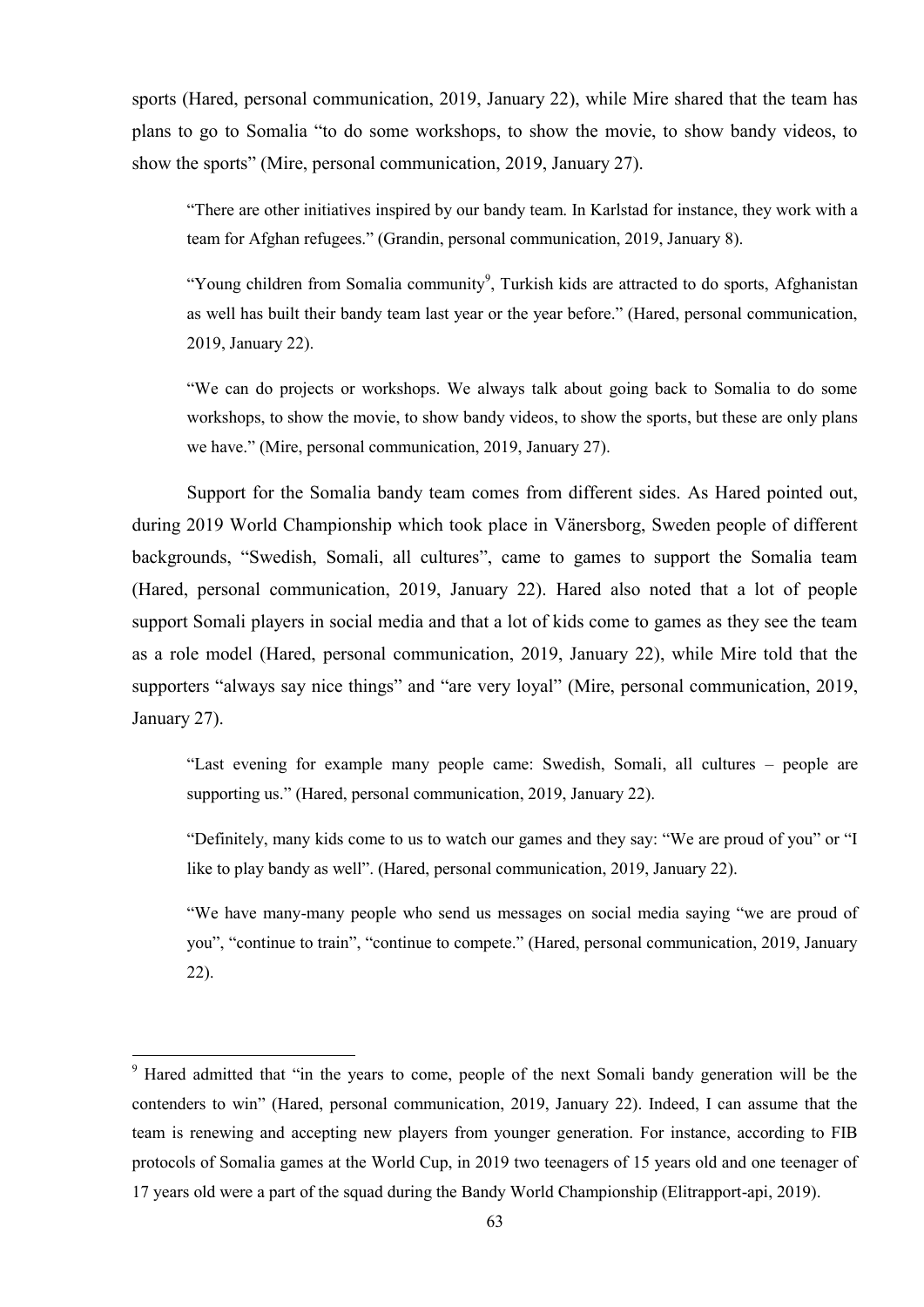sports (Hared, personal communication, 2019, January 22), while Mire shared that the team has plans to go to Somalia "to do some workshops, to show the movie, to show bandy videos, to show the sports" (Mire, personal communication, 2019, January 27).

> "There are other initiatives inspired by our bandy team. In Karlstad for instance, they work with a team for Afghan refugees." (Grandin, personal communication, 2019, January 8).

> "Young children from Somalia community[9], Turkish kids are attracted to do sports, Afghanistan as well has built their bandy team last year or the year before." (Hared, personal communication, 2019, January 22).

> "We can do projects or workshops. We always talk about going back to Somalia to do some workshops, to show the movie, to show bandy videos, to show the sports, but these are only plans we have." (Mire, personal communication, 2019, January 27).

Support for the Somalia bandy team comes from different sides. As Hared pointed out, during 2019 World Championship which took place in Vänersborg, Sweden people of different backgrounds, "Swedish, Somali, all cultures", came to games to support the Somalia team (Hared, personal communication, 2019, January 22). Hared also noted that a lot of people support Somali players in social media and that a lot of kids come to games as they see the team as a role model (Hared, personal communication, 2019, January 22), while Mire told that the supporters "always say nice things" and "are very loyal" (Mire, personal communication, 2019, January 27).

> "Last evening for example many people came: Swedish, Somali, all cultures – people are supporting us." (Hared, personal communication, 2019, January 22).

> "Definitely, many kids come to us to watch our games and they say: "We are proud of you" or "I like to play bandy as well". (Hared, personal communication, 2019, January 22).

> "We have many-many people who send us messages on social media saying "we are proud of you", "continue to train", "continue to compete." (Hared, personal communication, 2019, January 22).

---

[9] Hared admitted that "in the years to come, people of the next Somali bandy generation will be the contenders to win" (Hared, personal communication, 2019, January 22). Indeed, I can assume that the team is renewing and accepting new players from younger generation. For instance, according to FIB protocols of Somalia games at the World Cup, in 2019 two teenagers of 15 years old and one teenager of 17 years old were a part of the squad during the Bandy World Championship (Elitrapport-api, 2019).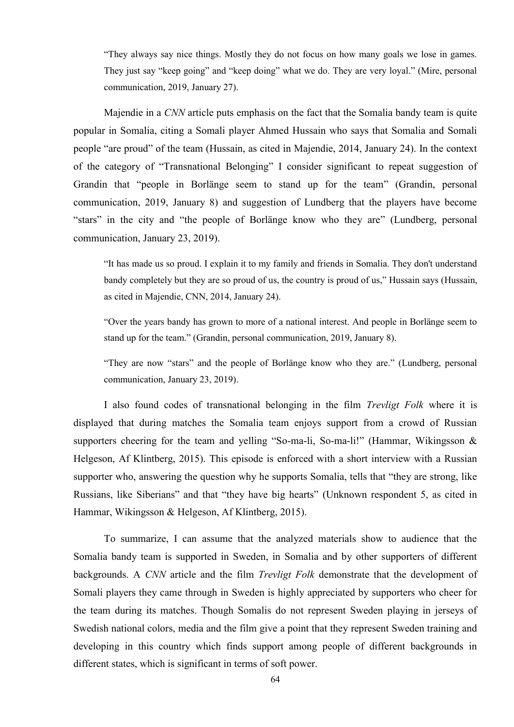> “They always say nice things. Mostly they do not focus on how many goals we lose in games. They just say “keep going” and “keep doing” what we do. They are very loyal.” (Mire, personal communication, 2019, January 27).

Majendie in a *CNN* article puts emphasis on the fact that the Somalia bandy team is quite popular in Somalia, citing a Somali player Ahmed Hussain who says that Somalia and Somali people “are proud” of the team (Hussain, as cited in Majendie, 2014, January 24). In the context of the category of “Transnational Belonging” I consider significant to repeat suggestion of Grandin that “people in Borlänge seem to stand up for the team” (Grandin, personal communication, 2019, January 8) and suggestion of Lundberg that the players have become “stars” in the city and “the people of Borlänge know who they are” (Lundberg, personal communication, January 23, 2019).

> “It has made us so proud. I explain it to my family and friends in Somalia. They don't understand bandy completely but they are so proud of us, the country is proud of us,” Hussain says (Hussain, as cited in Majendie, CNN, 2014, January 24).

> “Over the years bandy has grown to more of a national interest. And people in Borlänge seem to stand up for the team.” (Grandin, personal communication, 2019, January 8).

> “They are now “stars” and the people of Borlänge know who they are.” (Lundberg, personal communication, January 23, 2019).

I also found codes of transnational belonging in the film *Trevligt Folk* where it is displayed that during matches the Somalia team enjoys support from a crowd of Russian supporters cheering for the team and yelling “So-ma-li, So-ma-li!” (Hammar, Wikingsson & Helgeson, Af Klintberg, 2015). This episode is enforced with a short interview with a Russian supporter who, answering the question why he supports Somalia, tells that “they are strong, like Russians, like Siberians” and that “they have big hearts” (Unknown respondent 5, as cited in Hammar, Wikingsson & Helgeson, Af Klintberg, 2015).

To summarize, I can assume that the analyzed materials show to audience that the Somalia bandy team is supported in Sweden, in Somalia and by other supporters of different backgrounds. A *CNN* article and the film *Trevligt Folk* demonstrate that the development of Somali players they came through in Sweden is highly appreciated by supporters who cheer for the team during its matches. Though Somalis do not represent Sweden playing in jerseys of Swedish national colors, media and the film give a point that they represent Sweden training and developing in this country which finds support among people of different backgrounds in different states, which is significant in terms of soft power.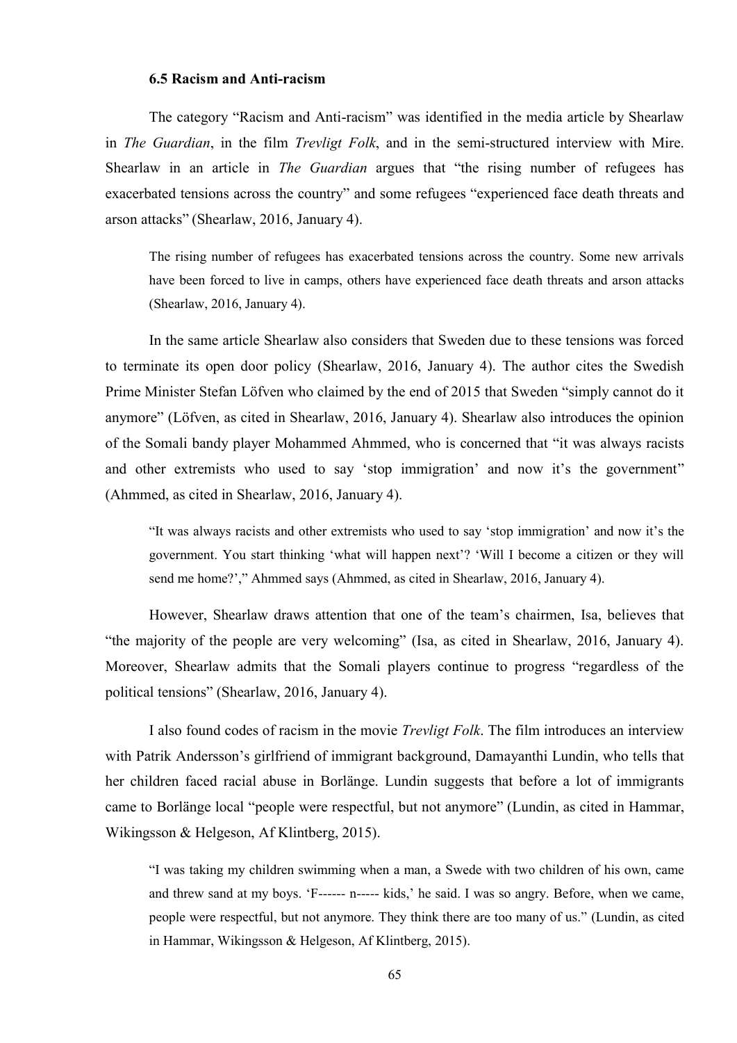### 6.5 Racism and Anti-racism

The category "Racism and Anti-racism" was identified in the media article by Shearlaw in *The Guardian*, in the film *Trevligt Folk*, and in the semi-structured interview with Mire. Shearlaw in an article in *The Guardian* argues that "the rising number of refugees has exacerbated tensions across the country" and some refugees "experienced face death threats and arson attacks" (Shearlaw, 2016, January 4).

> The rising number of refugees has exacerbated tensions across the country. Some new arrivals have been forced to live in camps, others have experienced face death threats and arson attacks (Shearlaw, 2016, January 4).

In the same article Shearlaw also considers that Sweden due to these tensions was forced to terminate its open door policy (Shearlaw, 2016, January 4). The author cites the Swedish Prime Minister Stefan Löfven who claimed by the end of 2015 that Sweden "simply cannot do it anymore" (Löfven, as cited in Shearlaw, 2016, January 4). Shearlaw also introduces the opinion of the Somali bandy player Mohammed Ahmmed, who is concerned that "it was always racists and other extremists who used to say 'stop immigration' and now it's the government" (Ahmmed, as cited in Shearlaw, 2016, January 4).

> "It was always racists and other extremists who used to say 'stop immigration' and now it's the government. You start thinking 'what will happen next'? 'Will I become a citizen or they will send me home?'," Ahmmed says (Ahmmed, as cited in Shearlaw, 2016, January 4).

However, Shearlaw draws attention that one of the team's chairmen, Isa, believes that "the majority of the people are very welcoming" (Isa, as cited in Shearlaw, 2016, January 4). Moreover, Shearlaw admits that the Somali players continue to progress "regardless of the political tensions" (Shearlaw, 2016, January 4).

I also found codes of racism in the movie *Trevligt Folk*. The film introduces an interview with Patrik Andersson's girlfriend of immigrant background, Damayanthi Lundin, who tells that her children faced racial abuse in Borlänge. Lundin suggests that before a lot of immigrants came to Borlänge local "people were respectful, but not anymore" (Lundin, as cited in Hammar, Wikingsson & Helgeson, Af Klintberg, 2015).

> "I was taking my children swimming when a man, a Swede with two children of his own, came and threw sand at my boys. 'F------ n----- kids,' he said. I was so angry. Before, when we came, people were respectful, but not anymore. They think there are too many of us." (Lundin, as cited in Hammar, Wikingsson & Helgeson, Af Klintberg, 2015).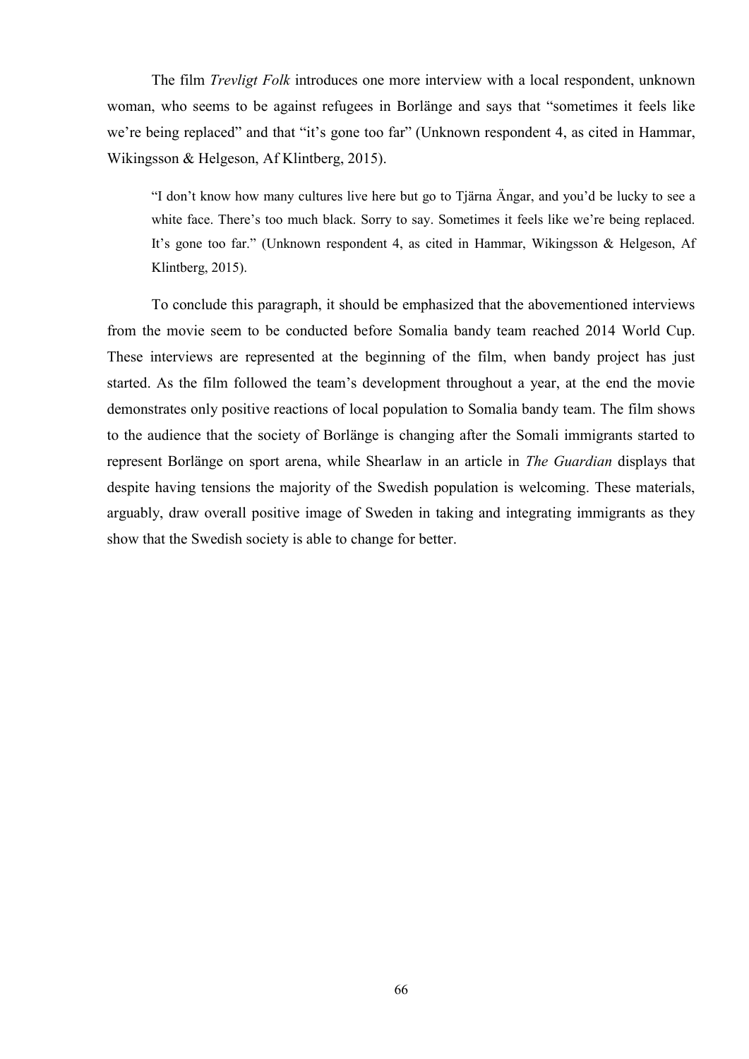The film *Trevligt Folk* introduces one more interview with a local respondent, unknown woman, who seems to be against refugees in Borlänge and says that "sometimes it feels like we're being replaced" and that "it's gone too far" (Unknown respondent 4, as cited in Hammar, Wikingsson & Helgeson, Af Klintberg, 2015).

> "I don't know how many cultures live here but go to Tjärna Ängar, and you'd be lucky to see a white face. There's too much black. Sorry to say. Sometimes it feels like we're being replaced. It's gone too far." (Unknown respondent 4, as cited in Hammar, Wikingsson & Helgeson, Af Klintberg, 2015).

To conclude this paragraph, it should be emphasized that the abovementioned interviews from the movie seem to be conducted before Somalia bandy team reached 2014 World Cup. These interviews are represented at the beginning of the film, when bandy project has just started. As the film followed the team's development throughout a year, at the end the movie demonstrates only positive reactions of local population to Somalia bandy team. The film shows to the audience that the society of Borlänge is changing after the Somali immigrants started to represent Borlänge on sport arena, while Shearlaw in an article in *The Guardian* displays that despite having tensions the majority of the Swedish population is welcoming. These materials, arguably, draw overall positive image of Sweden in taking and integrating immigrants as they show that the Swedish society is able to change for better.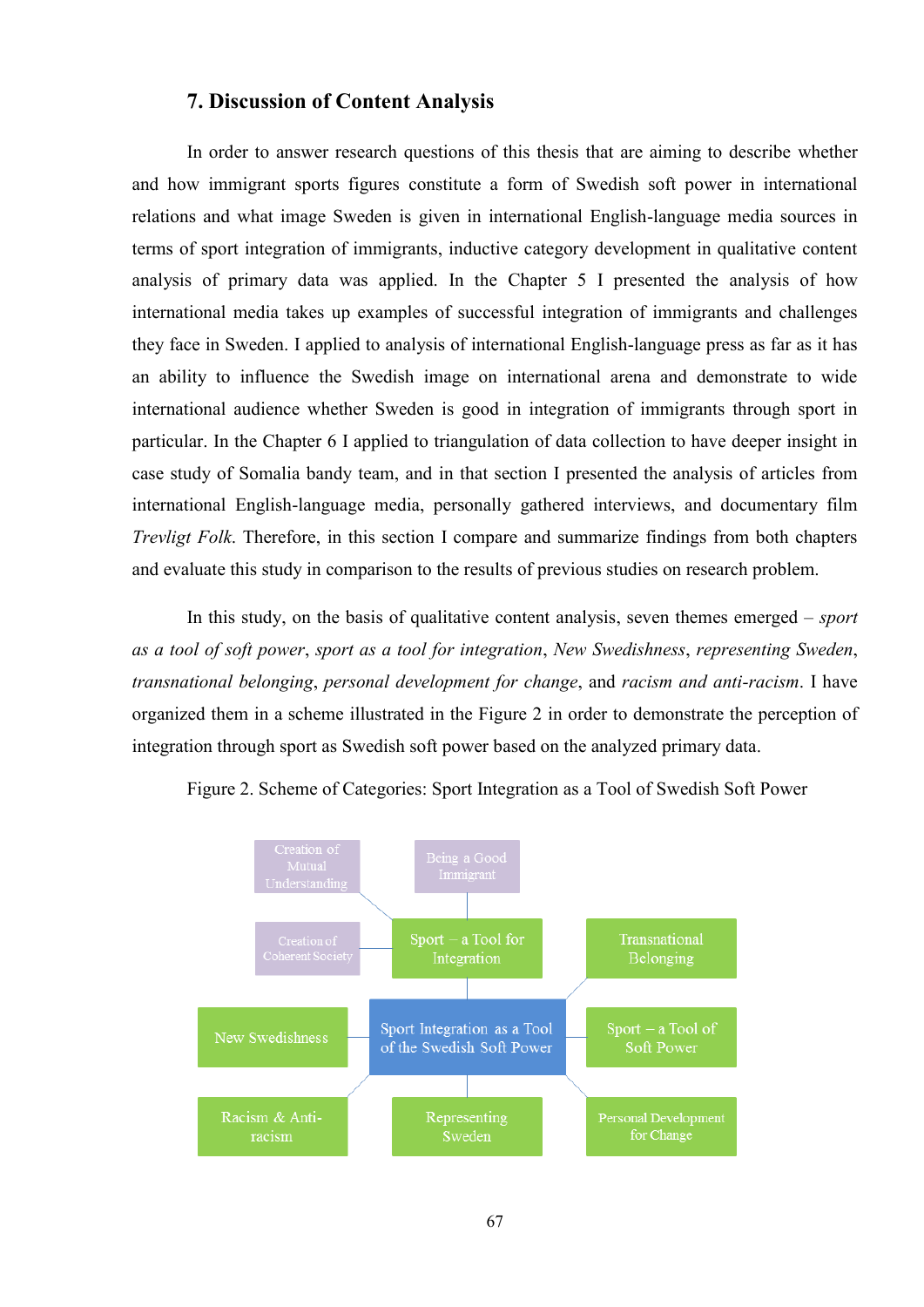## 7. Discussion of Content Analysis

In order to answer research questions of this thesis that are aiming to describe whether and how immigrant sports figures constitute a form of Swedish soft power in international relations and what image Sweden is given in international English-language media sources in terms of sport integration of immigrants, inductive category development in qualitative content analysis of primary data was applied. In the Chapter 5 I presented the analysis of how international media takes up examples of successful integration of immigrants and challenges they face in Sweden. I applied to analysis of international English-language press as far as it has an ability to influence the Swedish image on international arena and demonstrate to wide international audience whether Sweden is good in integration of immigrants through sport in particular. In the Chapter 6 I applied to triangulation of data collection to have deeper insight in case study of Somalia bandy team, and in that section I presented the analysis of articles from international English-language media, personally gathered interviews, and documentary film *Trevligt Folk*. Therefore, in this section I compare and summarize findings from both chapters and evaluate this study in comparison to the results of previous studies on research problem.

In this study, on the basis of qualitative content analysis, seven themes emerged – *sport as a tool of soft power*, *sport as a tool for integration*, *New Swedishness*, *representing Sweden*, *transnational belonging*, *personal development for change*, and *racism and anti-racism*. I have organized them in a scheme illustrated in the Figure 2 in order to demonstrate the perception of integration through sport as Swedish soft power based on the analyzed primary data.

Figure 2. Scheme of Categories: Sport Integration as a Tool of Swedish Soft Power

- Sport Integration as a Tool of the Swedish Soft Power
  - Sport – a Tool for Integration
    - Creation of Mutual Understanding
    - Being a Good Immigrant
    - Creation of Coherent Society
  - Transnational Belonging
  - New Swedishness
  - Sport – a Tool of Soft Power
  - Racism & Anti-racism
  - Representing Sweden
  - Personal Development for Change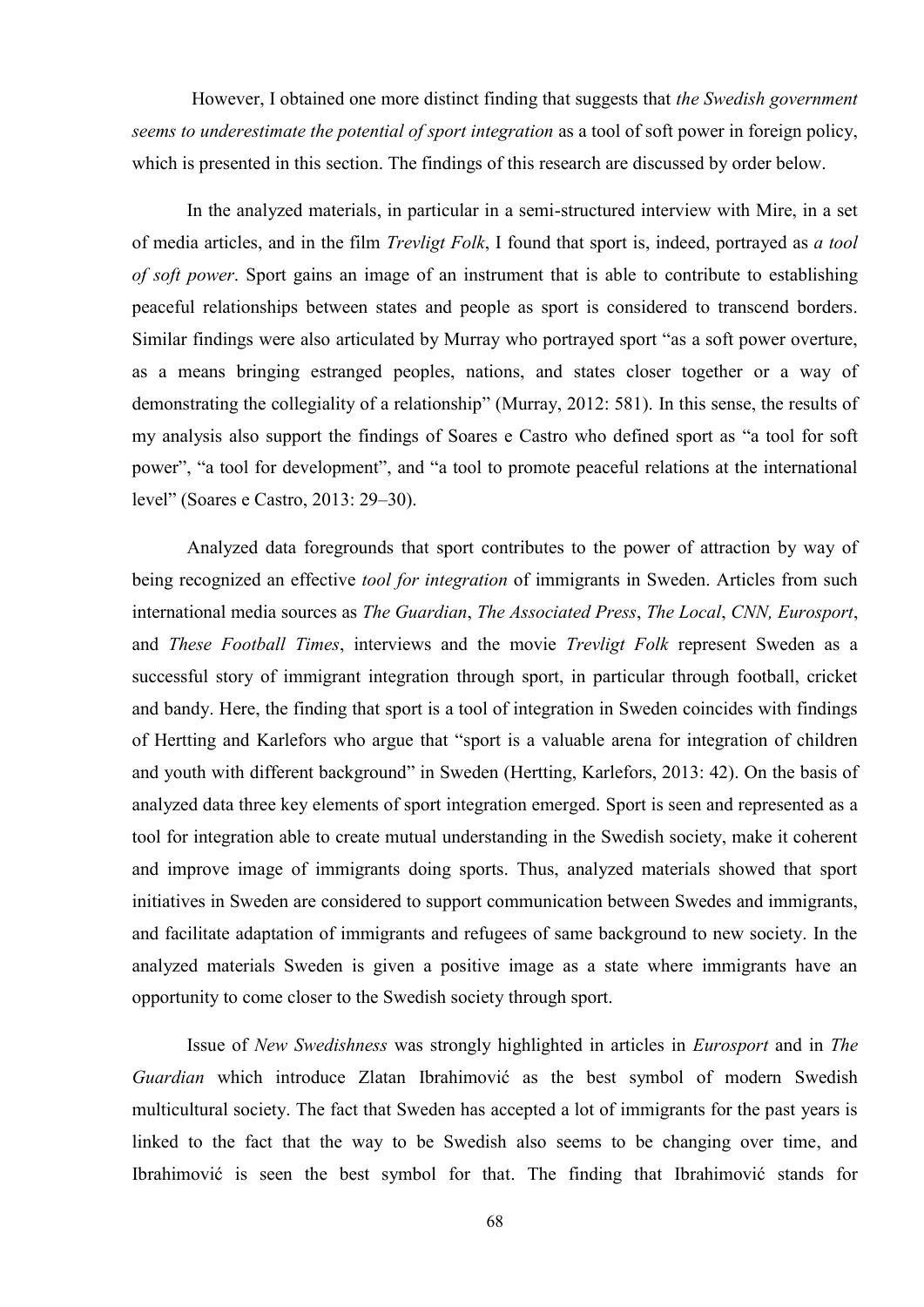However, I obtained one more distinct finding that suggests that *the Swedish government seems to underestimate the potential of sport integration* as a tool of soft power in foreign policy, which is presented in this section. The findings of this research are discussed by order below.

In the analyzed materials, in particular in a semi-structured interview with Mire, in a set of media articles, and in the film *Trevligt Folk*, I found that sport is, indeed, portrayed as *a tool of soft power*. Sport gains an image of an instrument that is able to contribute to establishing peaceful relationships between states and people as sport is considered to transcend borders. Similar findings were also articulated by Murray who portrayed sport "as a soft power overture, as a means bringing estranged peoples, nations, and states closer together or a way of demonstrating the collegiality of a relationship" (Murray, 2012: 581). In this sense, the results of my analysis also support the findings of Soares e Castro who defined sport as "a tool for soft power", "a tool for development", and "a tool to promote peaceful relations at the international level" (Soares e Castro, 2013: 29–30).

Analyzed data foregrounds that sport contributes to the power of attraction by way of being recognized an effective *tool for integration* of immigrants in Sweden. Articles from such international media sources as *The Guardian*, *The Associated Press*, *The Local*, *CNN, Eurosport*, and *These Football Times*, interviews and the movie *Trevligt Folk* represent Sweden as a successful story of immigrant integration through sport, in particular through football, cricket and bandy. Here, the finding that sport is a tool of integration in Sweden coincides with findings of Hertting and Karlefors who argue that "sport is a valuable arena for integration of children and youth with different background" in Sweden (Hertting, Karlefors, 2013: 42). On the basis of analyzed data three key elements of sport integration emerged. Sport is seen and represented as a tool for integration able to create mutual understanding in the Swedish society, make it coherent and improve image of immigrants doing sports. Thus, analyzed materials showed that sport initiatives in Sweden are considered to support communication between Swedes and immigrants, and facilitate adaptation of immigrants and refugees of same background to new society. In the analyzed materials Sweden is given a positive image as a state where immigrants have an opportunity to come closer to the Swedish society through sport.

Issue of *New Swedishness* was strongly highlighted in articles in *Eurosport* and in *The Guardian* which introduce Zlatan Ibrahimović as the best symbol of modern Swedish multicultural society. The fact that Sweden has accepted a lot of immigrants for the past years is linked to the fact that the way to be Swedish also seems to be changing over time, and Ibrahimović is seen the best symbol for that. The finding that Ibrahimović stands for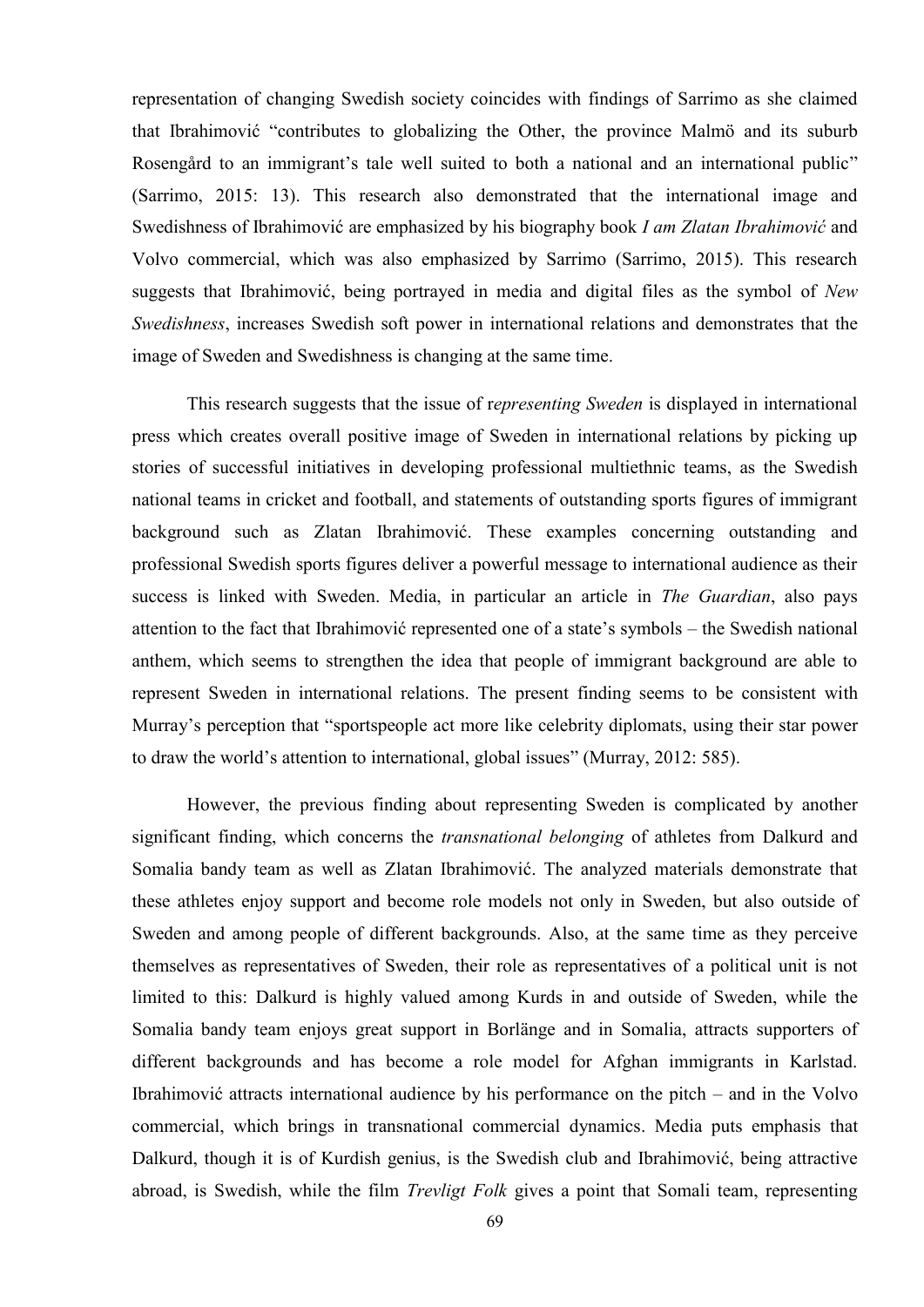representation of changing Swedish society coincides with findings of Sarrimo as she claimed that Ibrahimović "contributes to globalizing the Other, the province Malmö and its suburb Rosengård to an immigrant's tale well suited to both a national and an international public" (Sarrimo, 2015: 13). This research also demonstrated that the international image and Swedishness of Ibrahimović are emphasized by his biography book *I am Zlatan Ibrahimović* and Volvo commercial, which was also emphasized by Sarrimo (Sarrimo, 2015). This research suggests that Ibrahimović, being portrayed in media and digital files as the symbol of *New Swedishness*, increases Swedish soft power in international relations and demonstrates that the image of Sweden and Swedishness is changing at the same time.

This research suggests that the issue of r*epresenting Sweden* is displayed in international press which creates overall positive image of Sweden in international relations by picking up stories of successful initiatives in developing professional multiethnic teams, as the Swedish national teams in cricket and football, and statements of outstanding sports figures of immigrant background such as Zlatan Ibrahimović. These examples concerning outstanding and professional Swedish sports figures deliver a powerful message to international audience as their success is linked with Sweden. Media, in particular an article in *The Guardian*, also pays attention to the fact that Ibrahimović represented one of a state's symbols – the Swedish national anthem, which seems to strengthen the idea that people of immigrant background are able to represent Sweden in international relations. The present finding seems to be consistent with Murray's perception that "sportspeople act more like celebrity diplomats, using their star power to draw the world's attention to international, global issues" (Murray, 2012: 585).

However, the previous finding about representing Sweden is complicated by another significant finding, which concerns the *transnational belonging* of athletes from Dalkurd and Somalia bandy team as well as Zlatan Ibrahimović. The analyzed materials demonstrate that these athletes enjoy support and become role models not only in Sweden, but also outside of Sweden and among people of different backgrounds. Also, at the same time as they perceive themselves as representatives of Sweden, their role as representatives of a political unit is not limited to this: Dalkurd is highly valued among Kurds in and outside of Sweden, while the Somalia bandy team enjoys great support in Borlänge and in Somalia, attracts supporters of different backgrounds and has become a role model for Afghan immigrants in Karlstad. Ibrahimović attracts international audience by his performance on the pitch – and in the Volvo commercial, which brings in transnational commercial dynamics. Media puts emphasis that Dalkurd, though it is of Kurdish genius, is the Swedish club and Ibrahimović, being attractive abroad, is Swedish, while the film *Trevligt Folk* gives a point that Somali team, representing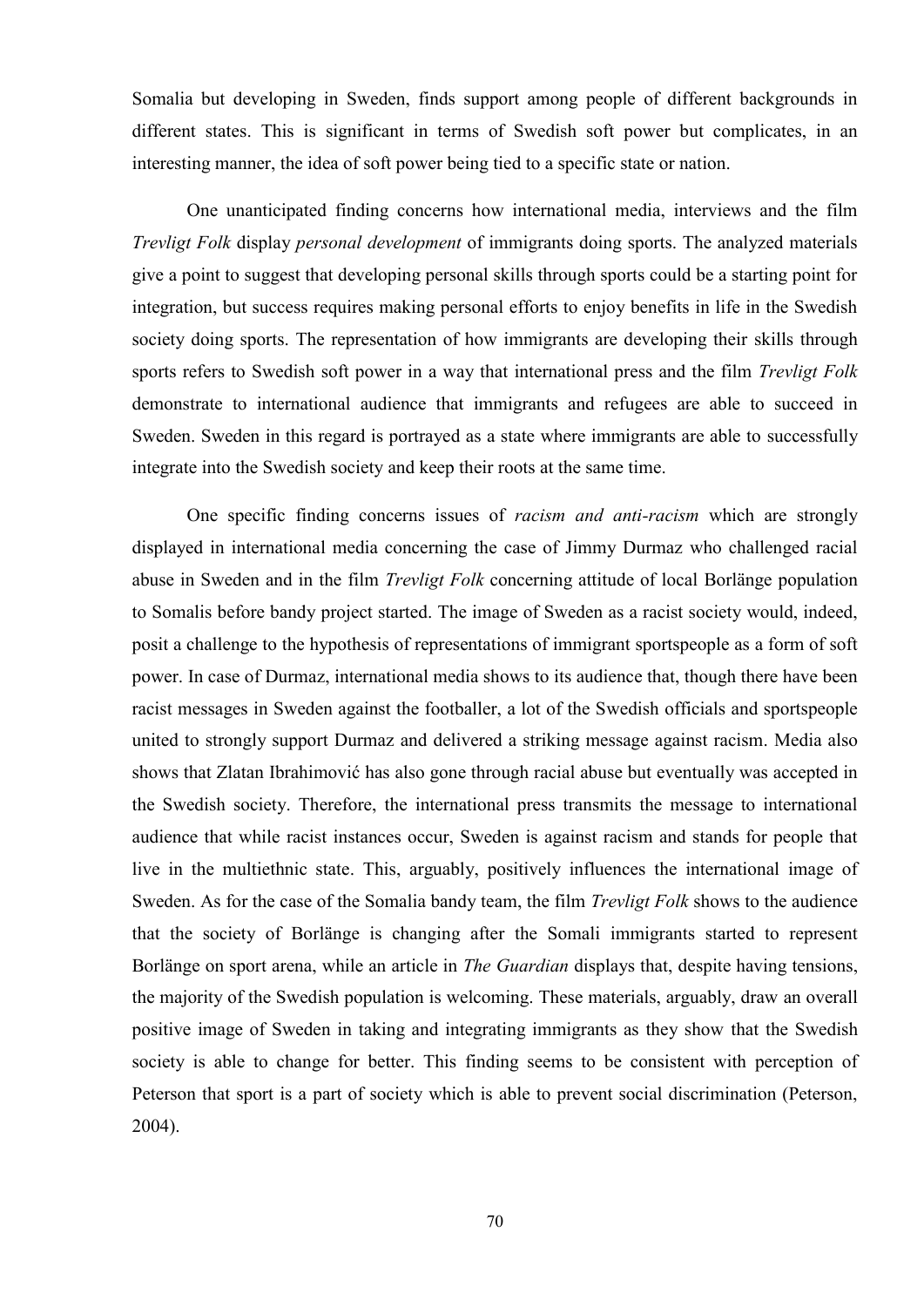Somalia but developing in Sweden, finds support among people of different backgrounds in different states. This is significant in terms of Swedish soft power but complicates, in an interesting manner, the idea of soft power being tied to a specific state or nation.

One unanticipated finding concerns how international media, interviews and the film *Trevligt Folk* display *personal development* of immigrants doing sports. The analyzed materials give a point to suggest that developing personal skills through sports could be a starting point for integration, but success requires making personal efforts to enjoy benefits in life in the Swedish society doing sports. The representation of how immigrants are developing their skills through sports refers to Swedish soft power in a way that international press and the film *Trevligt Folk* demonstrate to international audience that immigrants and refugees are able to succeed in Sweden. Sweden in this regard is portrayed as a state where immigrants are able to successfully integrate into the Swedish society and keep their roots at the same time.

One specific finding concerns issues of *racism and anti-racism* which are strongly displayed in international media concerning the case of Jimmy Durmaz who challenged racial abuse in Sweden and in the film *Trevligt Folk* concerning attitude of local Borlänge population to Somalis before bandy project started. The image of Sweden as a racist society would, indeed, posit a challenge to the hypothesis of representations of immigrant sportspeople as a form of soft power. In case of Durmaz, international media shows to its audience that, though there have been racist messages in Sweden against the footballer, a lot of the Swedish officials and sportspeople united to strongly support Durmaz and delivered a striking message against racism. Media also shows that Zlatan Ibrahimović has also gone through racial abuse but eventually was accepted in the Swedish society. Therefore, the international press transmits the message to international audience that while racist instances occur, Sweden is against racism and stands for people that live in the multiethnic state. This, arguably, positively influences the international image of Sweden. As for the case of the Somalia bandy team, the film *Trevligt Folk* shows to the audience that the society of Borlänge is changing after the Somali immigrants started to represent Borlänge on sport arena, while an article in *The Guardian* displays that, despite having tensions, the majority of the Swedish population is welcoming. These materials, arguably, draw an overall positive image of Sweden in taking and integrating immigrants as they show that the Swedish society is able to change for better. This finding seems to be consistent with perception of Peterson that sport is a part of society which is able to prevent social discrimination (Peterson, 2004).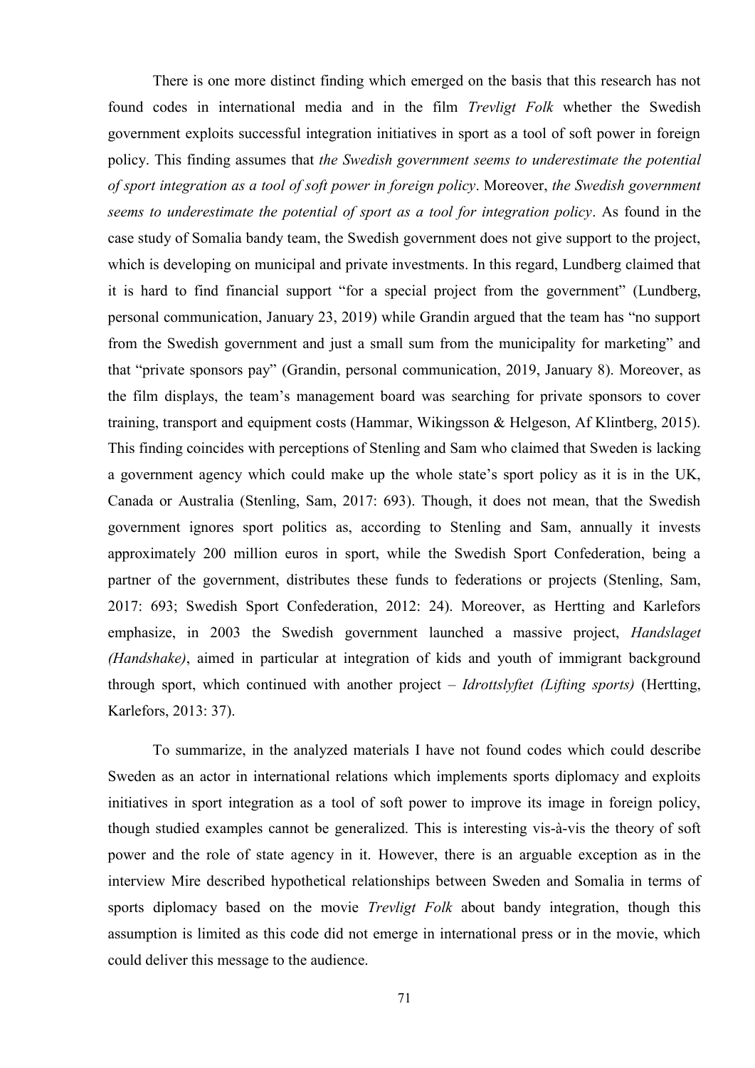There is one more distinct finding which emerged on the basis that this research has not found codes in international media and in the film *Trevligt Folk* whether the Swedish government exploits successful integration initiatives in sport as a tool of soft power in foreign policy. This finding assumes that *the Swedish government seems to underestimate the potential of sport integration as a tool of soft power in foreign policy*. Moreover, *the Swedish government seems to underestimate the potential of sport as a tool for integration policy*. As found in the case study of Somalia bandy team, the Swedish government does not give support to the project, which is developing on municipal and private investments. In this regard, Lundberg claimed that it is hard to find financial support "for a special project from the government" (Lundberg, personal communication, January 23, 2019) while Grandin argued that the team has "no support from the Swedish government and just a small sum from the municipality for marketing" and that "private sponsors pay" (Grandin, personal communication, 2019, January 8). Moreover, as the film displays, the team's management board was searching for private sponsors to cover training, transport and equipment costs (Hammar, Wikingsson & Helgeson, Af Klintberg, 2015). This finding coincides with perceptions of Stenling and Sam who claimed that Sweden is lacking a government agency which could make up the whole state's sport policy as it is in the UK, Canada or Australia (Stenling, Sam, 2017: 693). Though, it does not mean, that the Swedish government ignores sport politics as, according to Stenling and Sam, annually it invests approximately 200 million euros in sport, while the Swedish Sport Confederation, being a partner of the government, distributes these funds to federations or projects (Stenling, Sam, 2017: 693; Swedish Sport Confederation, 2012: 24). Moreover, as Hertting and Karlefors emphasize, in 2003 the Swedish government launched a massive project, *Handslaget (Handshake)*, aimed in particular at integration of kids and youth of immigrant background through sport, which continued with another project – *Idrottslyftet (Lifting sports)* (Hertting, Karlefors, 2013: 37).

To summarize, in the analyzed materials I have not found codes which could describe Sweden as an actor in international relations which implements sports diplomacy and exploits initiatives in sport integration as a tool of soft power to improve its image in foreign policy, though studied examples cannot be generalized. This is interesting vis-à-vis the theory of soft power and the role of state agency in it. However, there is an arguable exception as in the interview Mire described hypothetical relationships between Sweden and Somalia in terms of sports diplomacy based on the movie *Trevligt Folk* about bandy integration, though this assumption is limited as this code did not emerge in international press or in the movie, which could deliver this message to the audience.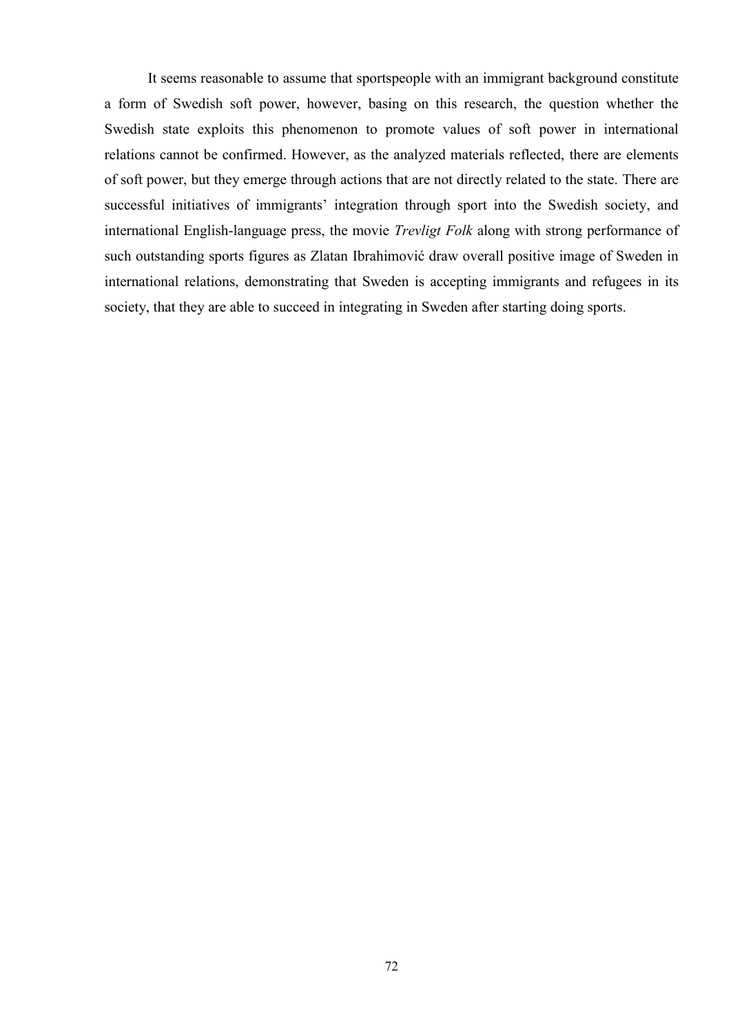It seems reasonable to assume that sportspeople with an immigrant background constitute a form of Swedish soft power, however, basing on this research, the question whether the Swedish state exploits this phenomenon to promote values of soft power in international relations cannot be confirmed. However, as the analyzed materials reflected, there are elements of soft power, but they emerge through actions that are not directly related to the state. There are successful initiatives of immigrants' integration through sport into the Swedish society, and international English-language press, the movie *Trevligt Folk* along with strong performance of such outstanding sports figures as Zlatan Ibrahimović draw overall positive image of Sweden in international relations, demonstrating that Sweden is accepting immigrants and refugees in its society, that they are able to succeed in integrating in Sweden after starting doing sports.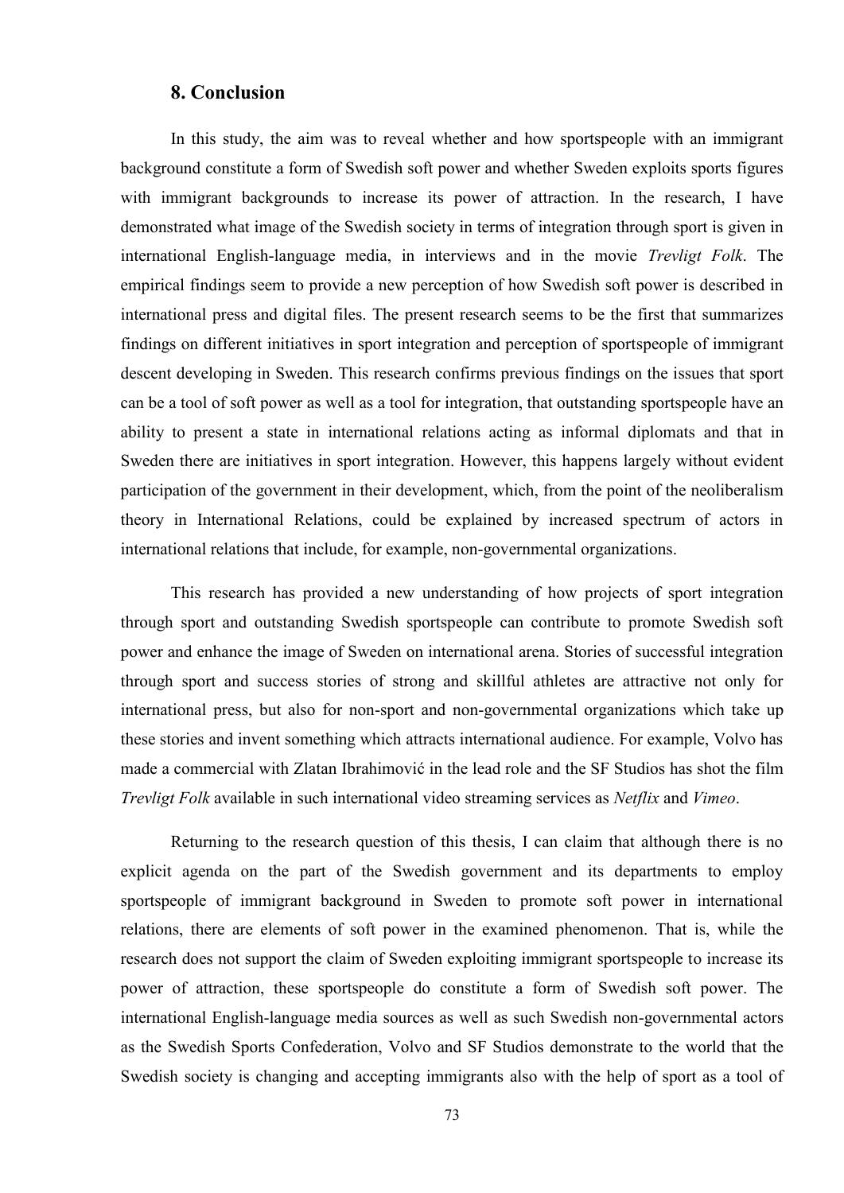## 8. Conclusion

In this study, the aim was to reveal whether and how sportspeople with an immigrant background constitute a form of Swedish soft power and whether Sweden exploits sports figures with immigrant backgrounds to increase its power of attraction. In the research, I have demonstrated what image of the Swedish society in terms of integration through sport is given in international English-language media, in interviews and in the movie *Trevligt Folk*. The empirical findings seem to provide a new perception of how Swedish soft power is described in international press and digital files. The present research seems to be the first that summarizes findings on different initiatives in sport integration and perception of sportspeople of immigrant descent developing in Sweden. This research confirms previous findings on the issues that sport can be a tool of soft power as well as a tool for integration, that outstanding sportspeople have an ability to present a state in international relations acting as informal diplomats and that in Sweden there are initiatives in sport integration. However, this happens largely without evident participation of the government in their development, which, from the point of the neoliberalism theory in International Relations, could be explained by increased spectrum of actors in international relations that include, for example, non-governmental organizations.

This research has provided a new understanding of how projects of sport integration through sport and outstanding Swedish sportspeople can contribute to promote Swedish soft power and enhance the image of Sweden on international arena. Stories of successful integration through sport and success stories of strong and skillful athletes are attractive not only for international press, but also for non-sport and non-governmental organizations which take up these stories and invent something which attracts international audience. For example, Volvo has made a commercial with Zlatan Ibrahimović in the lead role and the SF Studios has shot the film *Trevligt Folk* available in such international video streaming services as *Netflix* and *Vimeo*.

Returning to the research question of this thesis, I can claim that although there is no explicit agenda on the part of the Swedish government and its departments to employ sportspeople of immigrant background in Sweden to promote soft power in international relations, there are elements of soft power in the examined phenomenon. That is, while the research does not support the claim of Sweden exploiting immigrant sportspeople to increase its power of attraction, these sportspeople do constitute a form of Swedish soft power. The international English-language media sources as well as such Swedish non-governmental actors as the Swedish Sports Confederation, Volvo and SF Studios demonstrate to the world that the Swedish society is changing and accepting immigrants also with the help of sport as a tool of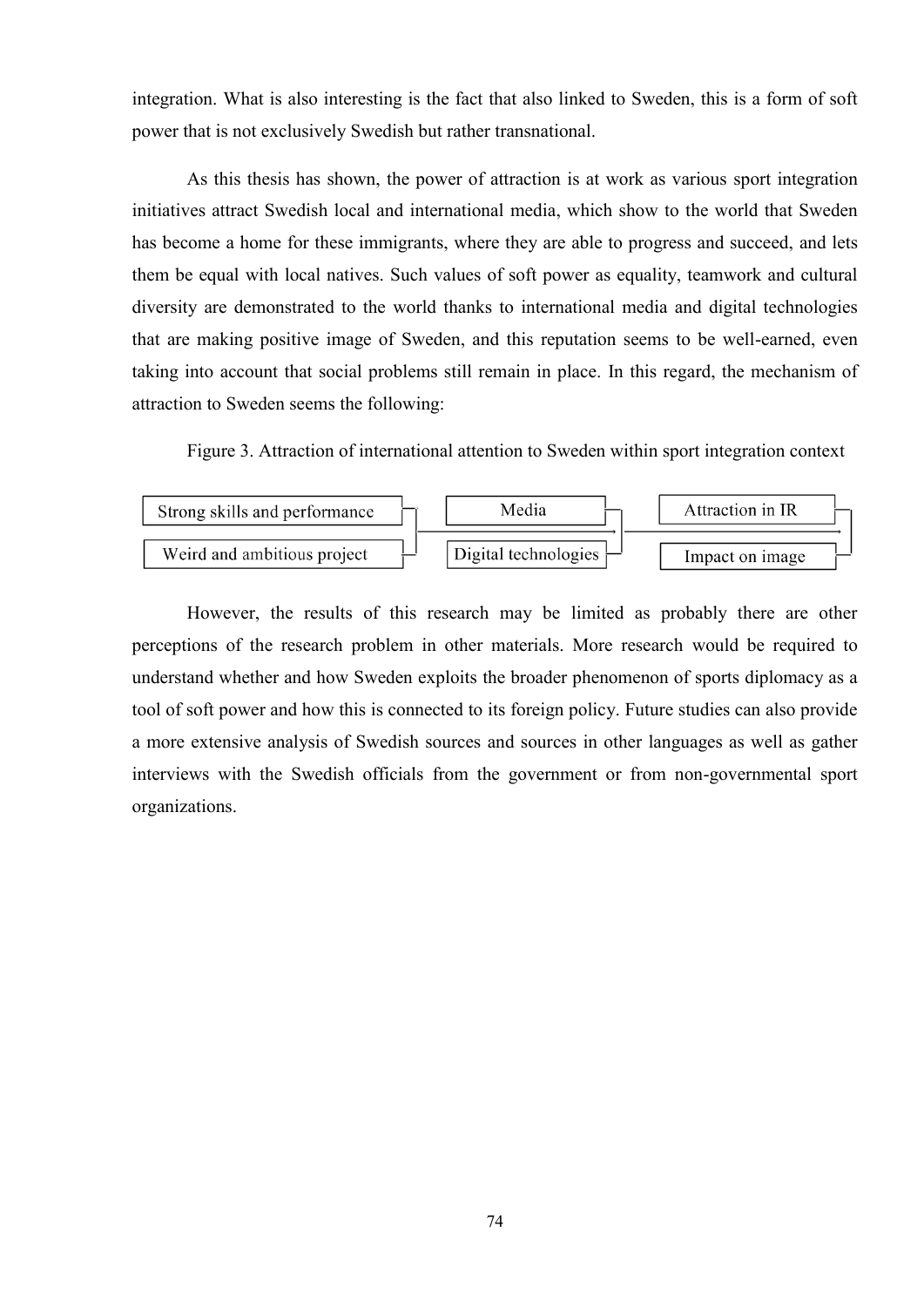integration. What is also interesting is the fact that also linked to Sweden, this is a form of soft power that is not exclusively Swedish but rather transnational.

As this thesis has shown, the power of attraction is at work as various sport integration initiatives attract Swedish local and international media, which show to the world that Sweden has become a home for these immigrants, where they are able to progress and succeed, and lets them be equal with local natives. Such values of soft power as equality, teamwork and cultural diversity are demonstrated to the world thanks to international media and digital technologies that are making positive image of Sweden, and this reputation seems to be well-earned, even taking into account that social problems still remain in place. In this regard, the mechanism of attraction to Sweden seems the following:

Figure 3. Attraction of international attention to Sweden within sport integration context

| | | | | |
|---|---|---|---|---|
| Strong skills and performance | → | Media | → | Attraction in IR |
| Weird and ambitious project | | Digital technologies | | Impact on image |

However, the results of this research may be limited as probably there are other perceptions of the research problem in other materials. More research would be required to understand whether and how Sweden exploits the broader phenomenon of sports diplomacy as a tool of soft power and how this is connected to its foreign policy. Future studies can also provide a more extensive analysis of Swedish sources and sources in other languages as well as gather interviews with the Swedish officials from the government or from non-governmental sport organizations.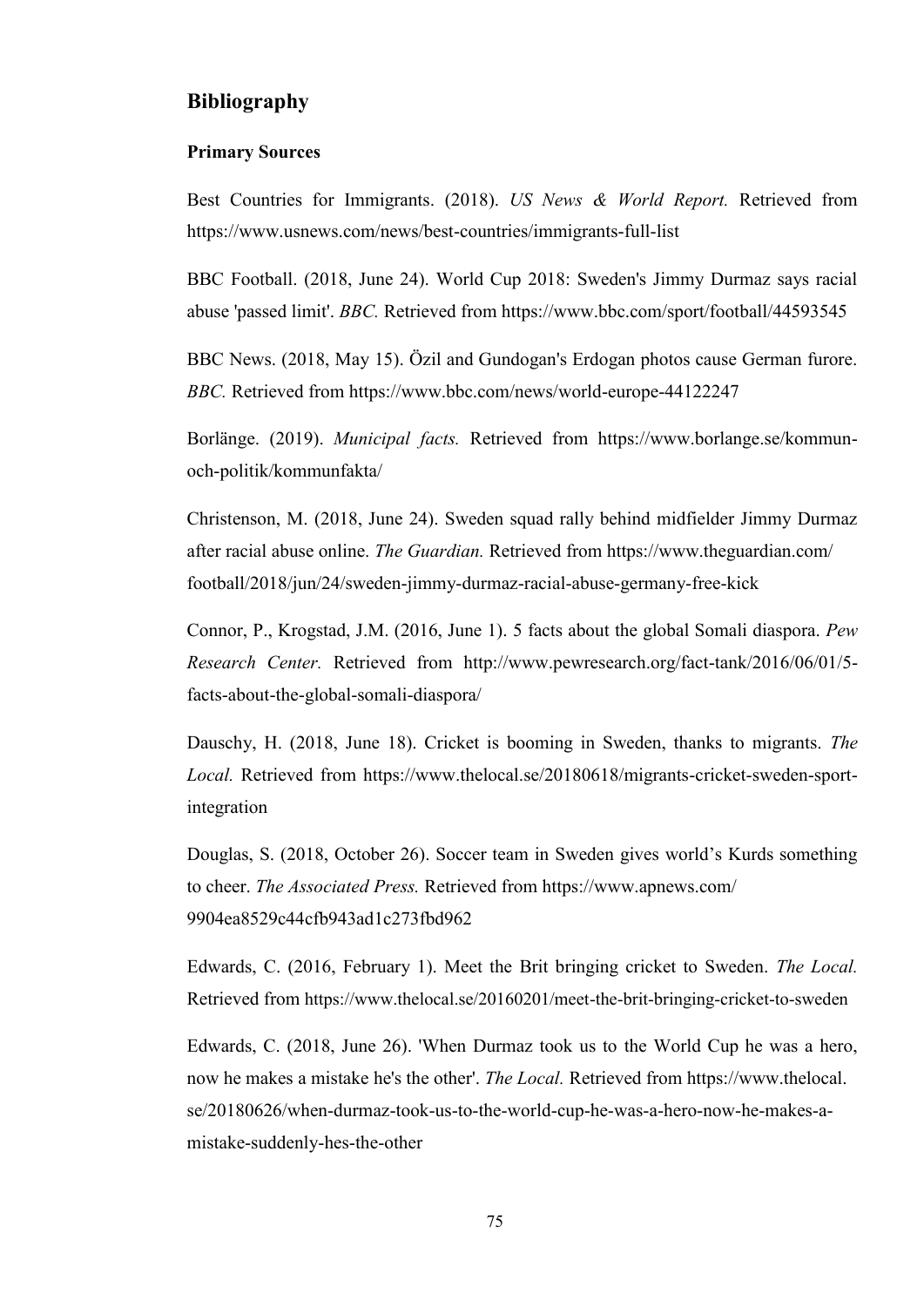## Bibliography

### Primary Sources

Best Countries for Immigrants. (2018). *US News & World Report.* Retrieved from https://www.usnews.com/news/best-countries/immigrants-full-list

BBC Football. (2018, June 24). World Cup 2018: Sweden's Jimmy Durmaz says racial abuse 'passed limit'. *BBC.* Retrieved from https://www.bbc.com/sport/football/44593545

BBC News. (2018, May 15). Özil and Gundogan's Erdogan photos cause German furore. *BBC.* Retrieved from https://www.bbc.com/news/world-europe-44122247

Borlänge. (2019). *Municipal facts.* Retrieved from https://www.borlange.se/kommun-och-politik/kommunfakta/

Christenson, M. (2018, June 24). Sweden squad rally behind midfielder Jimmy Durmaz after racial abuse online. *The Guardian.* Retrieved from https://www.theguardian.com/football/2018/jun/24/sweden-jimmy-durmaz-racial-abuse-germany-free-kick

Connor, P., Krogstad, J.M. (2016, June 1). 5 facts about the global Somali diaspora. *Pew Research Center.* Retrieved from http://www.pewresearch.org/fact-tank/2016/06/01/5-facts-about-the-global-somali-diaspora/

Dauschy, H. (2018, June 18). Cricket is booming in Sweden, thanks to migrants. *The Local.* Retrieved from https://www.thelocal.se/20180618/migrants-cricket-sweden-sport-integration

Douglas, S. (2018, October 26). Soccer team in Sweden gives world's Kurds something to cheer. *The Associated Press.* Retrieved from https://www.apnews.com/9904ea8529c44cfb943ad1c273fbd962

Edwards, C. (2016, February 1). Meet the Brit bringing cricket to Sweden. *The Local.* Retrieved from https://www.thelocal.se/20160201/meet-the-brit-bringing-cricket-to-sweden

Edwards, C. (2018, June 26). 'When Durmaz took us to the World Cup he was a hero, now he makes a mistake he's the other'. *The Local.* Retrieved from https://www.thelocal.se/20180626/when-durmaz-took-us-to-the-world-cup-he-was-a-hero-now-he-makes-a-mistake-suddenly-hes-the-other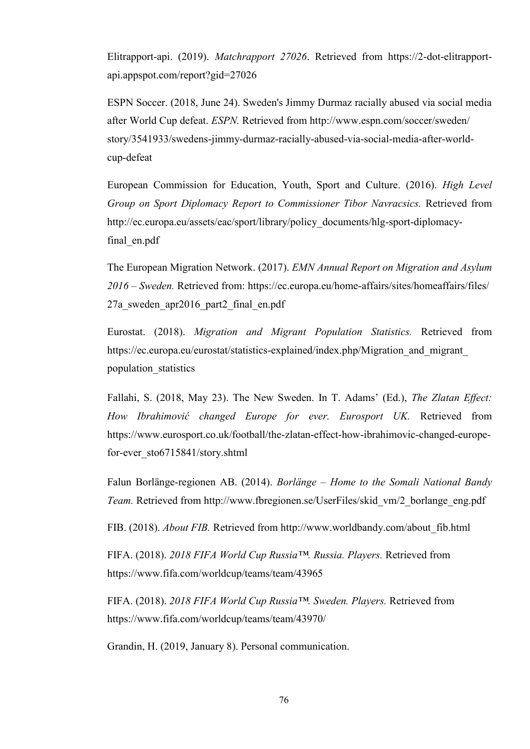Elitrapport-api. (2019). *Matchrapport 27026*. Retrieved from https://2-dot-elitrapport-api.appspot.com/report?gid=27026

ESPN Soccer. (2018, June 24). Sweden's Jimmy Durmaz racially abused via social media after World Cup defeat. *ESPN.* Retrieved from http://www.espn.com/soccer/sweden/story/3541933/swedens-jimmy-durmaz-racially-abused-via-social-media-after-world-cup-defeat

European Commission for Education, Youth, Sport and Culture. (2016). *High Level Group on Sport Diplomacy Report to Commissioner Tibor Navracsics.* Retrieved from http://ec.europa.eu/assets/eac/sport/library/policy_documents/hlg-sport-diplomacy-final_en.pdf

The European Migration Network. (2017). *EMN Annual Report on Migration and Asylum 2016 – Sweden.* Retrieved from: https://ec.europa.eu/home-affairs/sites/homeaffairs/files/27a_sweden_apr2016_part2_final_en.pdf

Eurostat. (2018). *Migration and Migrant Population Statistics.* Retrieved from https://ec.europa.eu/eurostat/statistics-explained/index.php/Migration_and_migrant_population_statistics

Fallahi, S. (2018, May 23). The New Sweden. In T. Adams' (Ed.), *The Zlatan Effect: How Ibrahimović changed Europe for ever. Eurosport UK.* Retrieved from https://www.eurosport.co.uk/football/the-zlatan-effect-how-ibrahimovic-changed-europe-for-ever_sto6715841/story.shtml

Falun Borlänge-regionen AB. (2014). *Borlänge – Home to the Somali National Bandy Team.* Retrieved from http://www.fbregionen.se/UserFiles/skid_vm/2_borlange_eng.pdf

FIB. (2018). *About FIB.* Retrieved from http://www.worldbandy.com/about_fib.html

FIFA. (2018). *2018 FIFA World Cup Russia™. Russia. Players.* Retrieved from https://www.fifa.com/worldcup/teams/team/43965

FIFA. (2018). *2018 FIFA World Cup Russia™. Sweden. Players.* Retrieved from https://www.fifa.com/worldcup/teams/team/43970/

Grandin, H. (2019, January 8). Personal communication.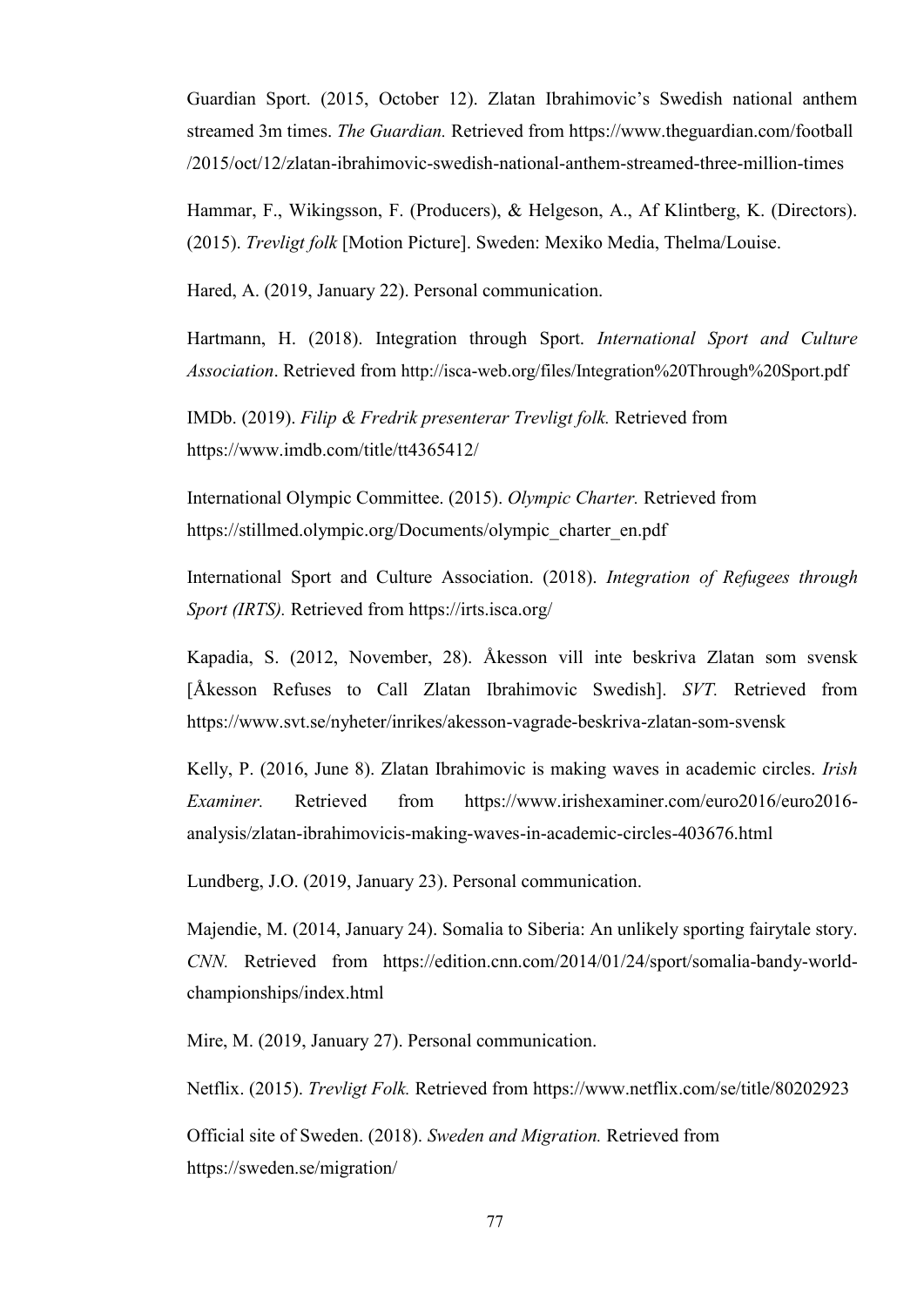Guardian Sport. (2015, October 12). Zlatan Ibrahimovic's Swedish national anthem streamed 3m times. *The Guardian.* Retrieved from https://www.theguardian.com/football/2015/oct/12/zlatan-ibrahimovic-swedish-national-anthem-streamed-three-million-times

Hammar, F., Wikingsson, F. (Producers), & Helgeson, A., Af Klintberg, K. (Directors). (2015). *Trevligt folk* [Motion Picture]. Sweden: Mexiko Media, Thelma/Louise.

Hared, A. (2019, January 22). Personal communication.

Hartmann, H. (2018). Integration through Sport. *International Sport and Culture Association*. Retrieved from http://isca-web.org/files/Integration%20Through%20Sport.pdf

IMDb. (2019). *Filip & Fredrik presenterar Trevligt folk.* Retrieved from https://www.imdb.com/title/tt4365412/

International Olympic Committee. (2015). *Olympic Charter.* Retrieved from https://stillmed.olympic.org/Documents/olympic_charter_en.pdf

International Sport and Culture Association. (2018). *Integration of Refugees through Sport (IRTS).* Retrieved from https://irts.isca.org/

Kapadia, S. (2012, November, 28). Åkesson vill inte beskriva Zlatan som svensk [Åkesson Refuses to Call Zlatan Ibrahimovic Swedish]. *SVT.* Retrieved from https://www.svt.se/nyheter/inrikes/akesson-vagrade-beskriva-zlatan-som-svensk

Kelly, P. (2016, June 8). Zlatan Ibrahimovic is making waves in academic circles. *Irish Examiner.* Retrieved from https://www.irishexaminer.com/euro2016/euro2016-analysis/zlatan-ibrahimovicis-making-waves-in-academic-circles-403676.html

Lundberg, J.O. (2019, January 23). Personal communication.

Majendie, M. (2014, January 24). Somalia to Siberia: An unlikely sporting fairytale story. *CNN.* Retrieved from https://edition.cnn.com/2014/01/24/sport/somalia-bandy-world-championships/index.html

Mire, M. (2019, January 27). Personal communication.

Netflix. (2015). *Trevligt Folk.* Retrieved from https://www.netflix.com/se/title/80202923

Official site of Sweden. (2018). *Sweden and Migration.* Retrieved from https://sweden.se/migration/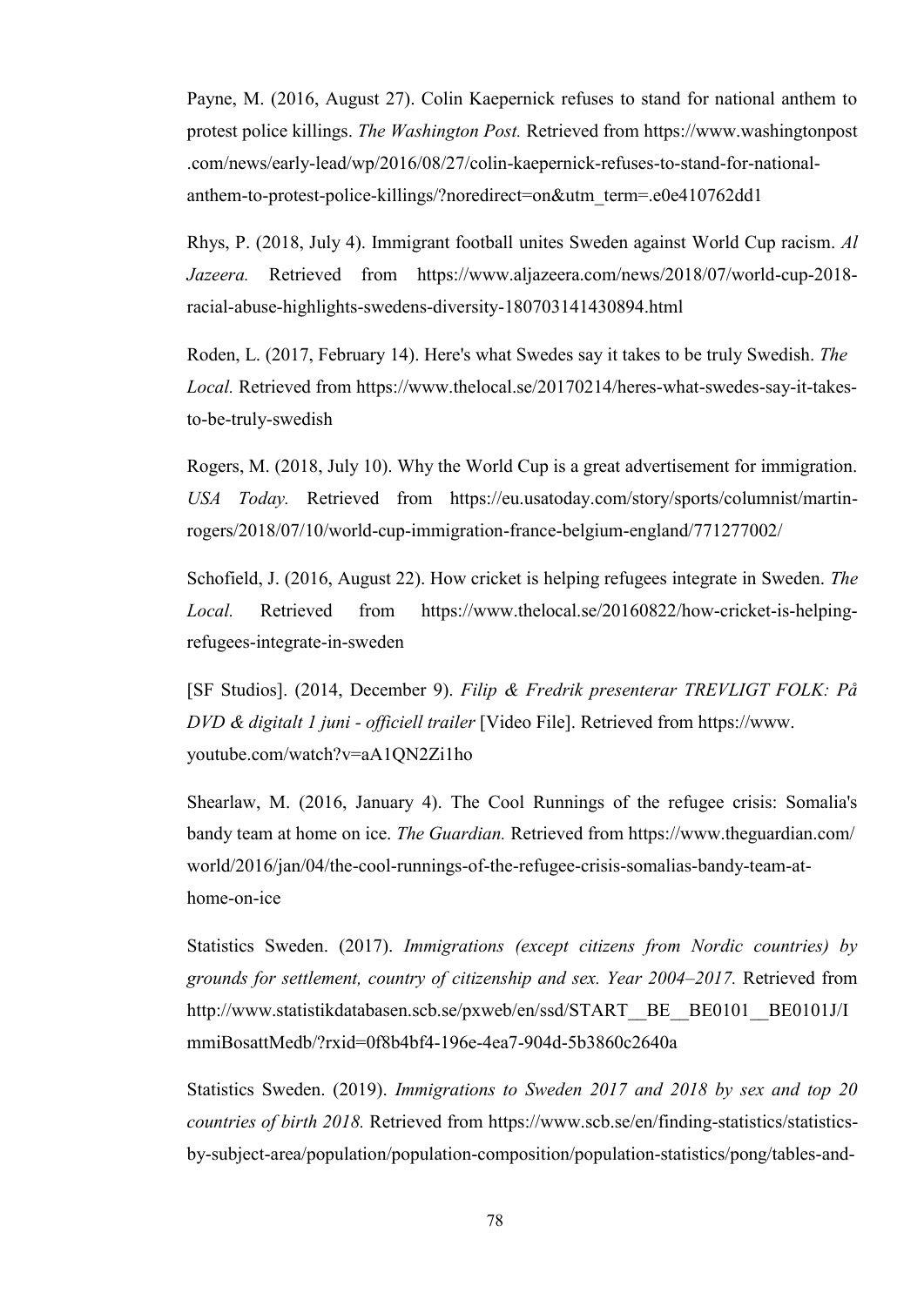Payne, M. (2016, August 27). Colin Kaepernick refuses to stand for national anthem to protest police killings. *The Washington Post.* Retrieved from https://www.washingtonpost.com/news/early-lead/wp/2016/08/27/colin-kaepernick-refuses-to-stand-for-national-anthem-to-protest-police-killings/?noredirect=on&utm_term=.e0e410762dd1

Rhys, P. (2018, July 4). Immigrant football unites Sweden against World Cup racism. *Al Jazeera.* Retrieved from https://www.aljazeera.com/news/2018/07/world-cup-2018-racial-abuse-highlights-swedens-diversity-180703141430894.html

Roden, L. (2017, February 14). Here's what Swedes say it takes to be truly Swedish. *The Local.* Retrieved from https://www.thelocal.se/20170214/heres-what-swedes-say-it-takes-to-be-truly-swedish

Rogers, M. (2018, July 10). Why the World Cup is a great advertisement for immigration. *USA Today.* Retrieved from https://eu.usatoday.com/story/sports/columnist/martin-rogers/2018/07/10/world-cup-immigration-france-belgium-england/771277002/

Schofield, J. (2016, August 22). How cricket is helping refugees integrate in Sweden. *The Local.* Retrieved from https://www.thelocal.se/20160822/how-cricket-is-helping-refugees-integrate-in-sweden

[SF Studios]. (2014, December 9). *Filip & Fredrik presenterar TREVLIGT FOLK: På DVD & digitalt 1 juni - officiell trailer* [Video File]. Retrieved from https://www.youtube.com/watch?v=aA1QN2Zi1ho

Shearlaw, M. (2016, January 4). The Cool Runnings of the refugee crisis: Somalia's bandy team at home on ice. *The Guardian.* Retrieved from https://www.theguardian.com/world/2016/jan/04/the-cool-runnings-of-the-refugee-crisis-somalias-bandy-team-at-home-on-ice

Statistics Sweden. (2017). *Immigrations (except citizens from Nordic countries) by grounds for settlement, country of citizenship and sex. Year 2004–2017.* Retrieved from http://www.statistikdatabasen.scb.se/pxweb/en/ssd/START__BE__BE0101__BE0101J/ImmiBosattMedb/?rxid=0f8b4bf4-196e-4ea7-904d-5b3860c2640a

Statistics Sweden. (2019). *Immigrations to Sweden 2017 and 2018 by sex and top 20 countries of birth 2018.* Retrieved from https://www.scb.se/en/finding-statistics/statistics-by-subject-area/population/population-composition/population-statistics/pong/tables-and-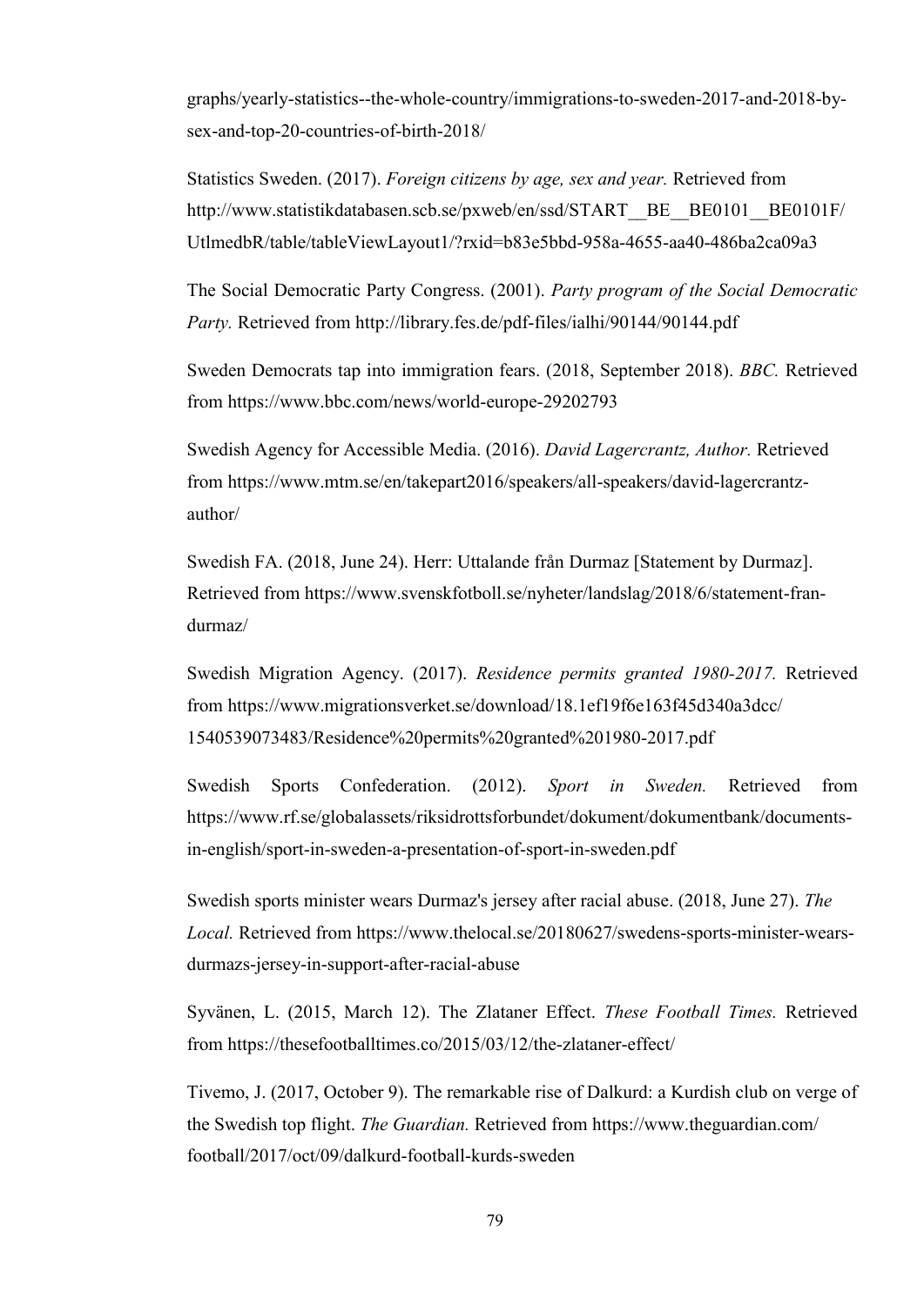graphs/yearly-statistics--the-whole-country/immigrations-to-sweden-2017-and-2018-by-sex-and-top-20-countries-of-birth-2018/

Statistics Sweden. (2017). *Foreign citizens by age, sex and year.* Retrieved from http://www.statistikdatabasen.scb.se/pxweb/en/ssd/START__BE__BE0101__BE0101F/UtlmedbR/table/tableViewLayout1/?rxid=b83e5bbd-958a-4655-aa40-486ba2ca09a3

The Social Democratic Party Congress. (2001). *Party program of the Social Democratic Party.* Retrieved from http://library.fes.de/pdf-files/ialhi/90144/90144.pdf

Sweden Democrats tap into immigration fears. (2018, September 2018). *BBC.* Retrieved from https://www.bbc.com/news/world-europe-29202793

Swedish Agency for Accessible Media. (2016). *David Lagercrantz, Author.* Retrieved from https://www.mtm.se/en/takepart2016/speakers/all-speakers/david-lagercrantz-author/

Swedish FA. (2018, June 24). Herr: Uttalande från Durmaz [Statement by Durmaz]. Retrieved from https://www.svenskfotboll.se/nyheter/landslag/2018/6/statement-fran-durmaz/

Swedish Migration Agency. (2017). *Residence permits granted 1980-2017.* Retrieved from https://www.migrationsverket.se/download/18.1ef19f6e163f45d340a3dcc/1540539073483/Residence%20permits%20granted%201980-2017.pdf

Swedish Sports Confederation. (2012). *Sport in Sweden.* Retrieved from https://www.rf.se/globalassets/riksidrottsforbundet/dokument/dokumentbank/documents-in-english/sport-in-sweden-a-presentation-of-sport-in-sweden.pdf

Swedish sports minister wears Durmaz's jersey after racial abuse. (2018, June 27). *The Local.* Retrieved from https://www.thelocal.se/20180627/swedens-sports-minister-wears-durmazs-jersey-in-support-after-racial-abuse

Syvänen, L. (2015, March 12). The Zlataner Effect. *These Football Times.* Retrieved from https://thesefootballtimes.co/2015/03/12/the-zlataner-effect/

Tivemo, J. (2017, October 9). The remarkable rise of Dalkurd: a Kurdish club on verge of the Swedish top flight. *The Guardian.* Retrieved from https://www.theguardian.com/football/2017/oct/09/dalkurd-football-kurds-sweden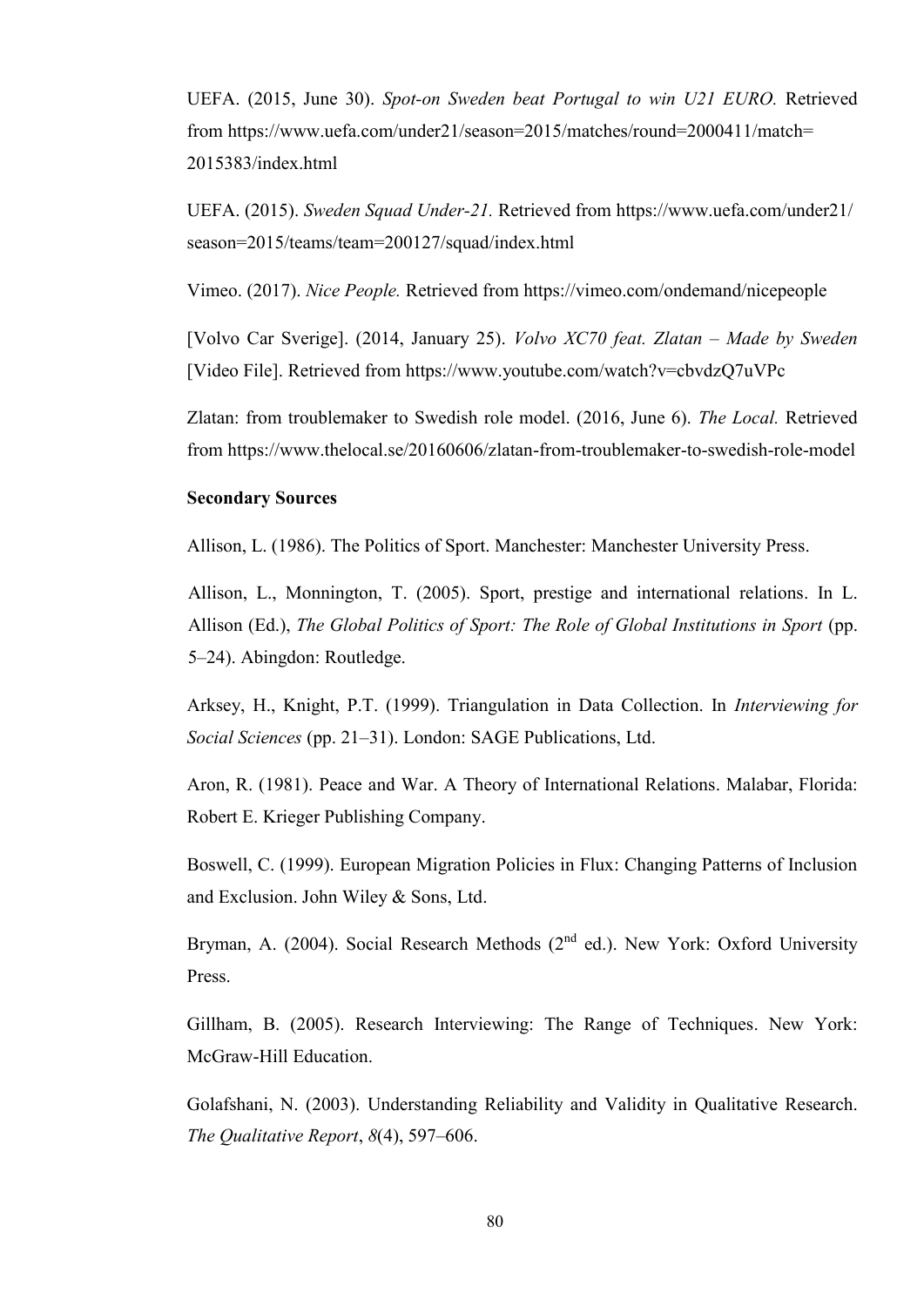UEFA. (2015, June 30). *Spot-on Sweden beat Portugal to win U21 EURO.* Retrieved from https://www.uefa.com/under21/season=2015/matches/round=2000411/match=2015383/index.html

UEFA. (2015). *Sweden Squad Under-21.* Retrieved from https://www.uefa.com/under21/season=2015/teams/team=200127/squad/index.html

Vimeo. (2017). *Nice People.* Retrieved from https://vimeo.com/ondemand/nicepeople

[Volvo Car Sverige]. (2014, January 25). *Volvo XC70 feat. Zlatan – Made by Sweden* [Video File]. Retrieved from https://www.youtube.com/watch?v=cbvdzQ7uVPc

Zlatan: from troublemaker to Swedish role model. (2016, June 6). *The Local.* Retrieved from https://www.thelocal.se/20160606/zlatan-from-troublemaker-to-swedish-role-model

**Secondary Sources**

Allison, L. (1986). The Politics of Sport. Manchester: Manchester University Press.

Allison, L., Monnington, T. (2005). Sport, prestige and international relations. In L. Allison (Ed.), *The Global Politics of Sport: The Role of Global Institutions in Sport* (pp. 5–24). Abingdon: Routledge.

Arksey, H., Knight, P.T. (1999). Triangulation in Data Collection. In *Interviewing for Social Sciences* (pp. 21–31). London: SAGE Publications, Ltd.

Aron, R. (1981). Peace and War. A Theory of International Relations. Malabar, Florida: Robert E. Krieger Publishing Company.

Boswell, C. (1999). European Migration Policies in Flux: Changing Patterns of Inclusion and Exclusion. John Wiley & Sons, Ltd.

Bryman, A. (2004). Social Research Methods (2nd ed.). New York: Oxford University Press.

Gillham, B. (2005). Research Interviewing: The Range of Techniques. New York: McGraw-Hill Education.

Golafshani, N. (2003). Understanding Reliability and Validity in Qualitative Research. *The Qualitative Report*, *8*(4), 597–606.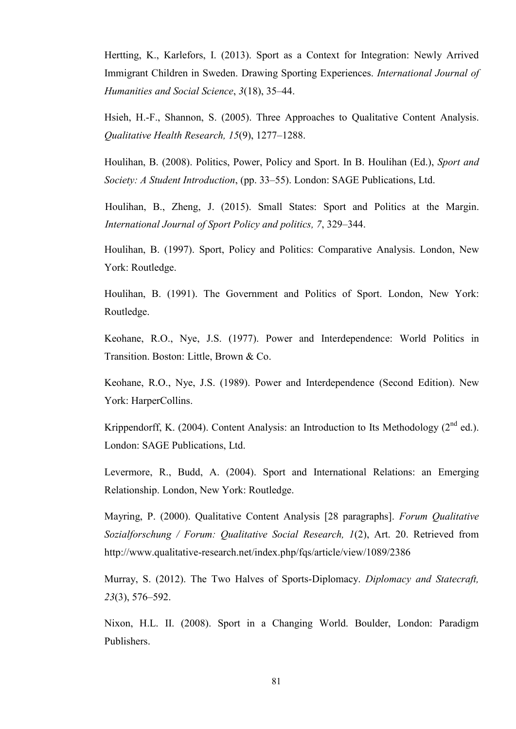Hertting, K., Karlefors, I. (2013). Sport as a Context for Integration: Newly Arrived Immigrant Children in Sweden. Drawing Sporting Experiences. *International Journal of Humanities and Social Science*, *3*(18), 35–44.

Hsieh, H.-F., Shannon, S. (2005). Three Approaches to Qualitative Content Analysis. *Qualitative Health Research, 15*(9), 1277–1288.

Houlihan, B. (2008). Politics, Power, Policy and Sport. In B. Houlihan (Ed.), *Sport and Society: A Student Introduction*, (pp. 33–55). London: SAGE Publications, Ltd.

Houlihan, B., Zheng, J. (2015). Small States: Sport and Politics at the Margin. *International Journal of Sport Policy and politics, 7*, 329–344.

Houlihan, B. (1997). Sport, Policy and Politics: Comparative Analysis. London, New York: Routledge.

Houlihan, B. (1991). The Government and Politics of Sport. London, New York: Routledge.

Keohane, R.O., Nye, J.S. (1977). Power and Interdependence: World Politics in Transition. Boston: Little, Brown & Co.

Keohane, R.O., Nye, J.S. (1989). Power and Interdependence (Second Edition). New York: HarperCollins.

Krippendorff, K. (2004). Content Analysis: an Introduction to Its Methodology (2nd ed.). London: SAGE Publications, Ltd.

Levermore, R., Budd, A. (2004). Sport and International Relations: an Emerging Relationship. London, New York: Routledge.

Mayring, P. (2000). Qualitative Content Analysis [28 paragraphs]. *Forum Qualitative Sozialforschung / Forum: Qualitative Social Research, 1*(2), Art. 20. Retrieved from http://www.qualitative-research.net/index.php/fqs/article/view/1089/2386

Murray, S. (2012). The Two Halves of Sports-Diplomacy. *Diplomacy and Statecraft, 23*(3), 576–592.

Nixon, H.L. II. (2008). Sport in a Changing World. Boulder, London: Paradigm Publishers.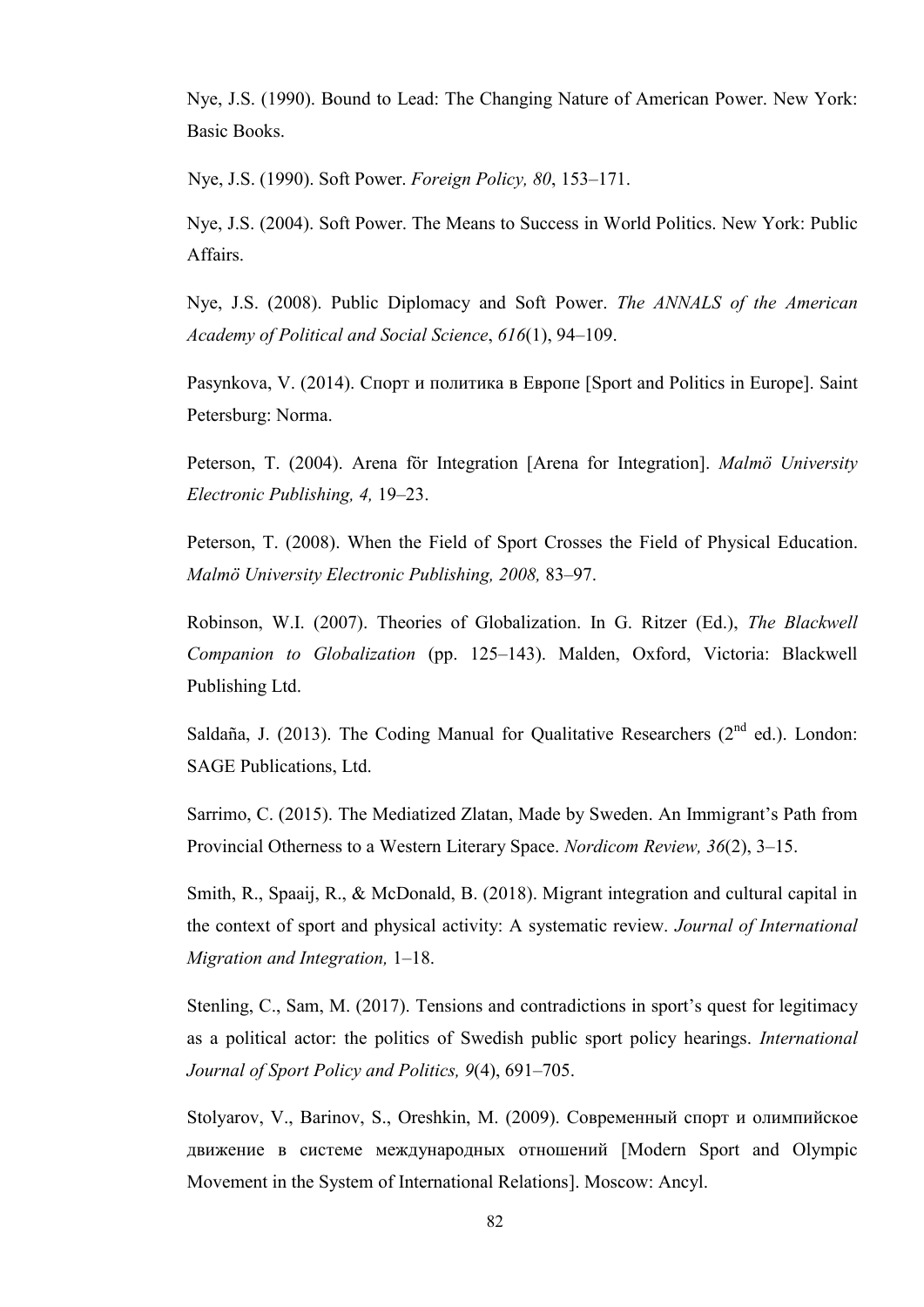Nye, J.S. (1990). Bound to Lead: The Changing Nature of American Power. New York: Basic Books.

Nye, J.S. (1990). Soft Power. *Foreign Policy, 80*, 153–171.

Nye, J.S. (2004). Soft Power. The Means to Success in World Politics. New York: Public Affairs.

Nye, J.S. (2008). Public Diplomacy and Soft Power. *The ANNALS of the American Academy of Political and Social Science*, *616*(1), 94–109.

Pasynkova, V. (2014). Спорт и политика в Европе [Sport and Politics in Europe]. Saint Petersburg: Norma.

Peterson, T. (2004). Arena för Integration [Arena for Integration]. *Malmö University Electronic Publishing, 4,* 19–23.

Peterson, T. (2008). When the Field of Sport Crosses the Field of Physical Education. *Malmö University Electronic Publishing, 2008,* 83–97.

Robinson, W.I. (2007). Theories of Globalization. In G. Ritzer (Ed.), *The Blackwell Companion to Globalization* (pp. 125–143). Malden, Oxford, Victoria: Blackwell Publishing Ltd.

Saldaña, J. (2013). The Coding Manual for Qualitative Researchers (2nd ed.). London: SAGE Publications, Ltd.

Sarrimo, C. (2015). The Mediatized Zlatan, Made by Sweden. An Immigrant's Path from Provincial Otherness to a Western Literary Space. *Nordicom Review, 36*(2), 3–15.

Smith, R., Spaaij, R., & McDonald, B. (2018). Migrant integration and cultural capital in the context of sport and physical activity: A systematic review. *Journal of International Migration and Integration,* 1–18.

Stenling, C., Sam, M. (2017). Tensions and contradictions in sport's quest for legitimacy as a political actor: the politics of Swedish public sport policy hearings. *International Journal of Sport Policy and Politics, 9*(4), 691–705.

Stolyarov, V., Barinov, S., Oreshkin, M. (2009). Современный спорт и олимпийское движение в системе международных отношений [Modern Sport and Olympic Movement in the System of International Relations]. Moscow: Ancyl.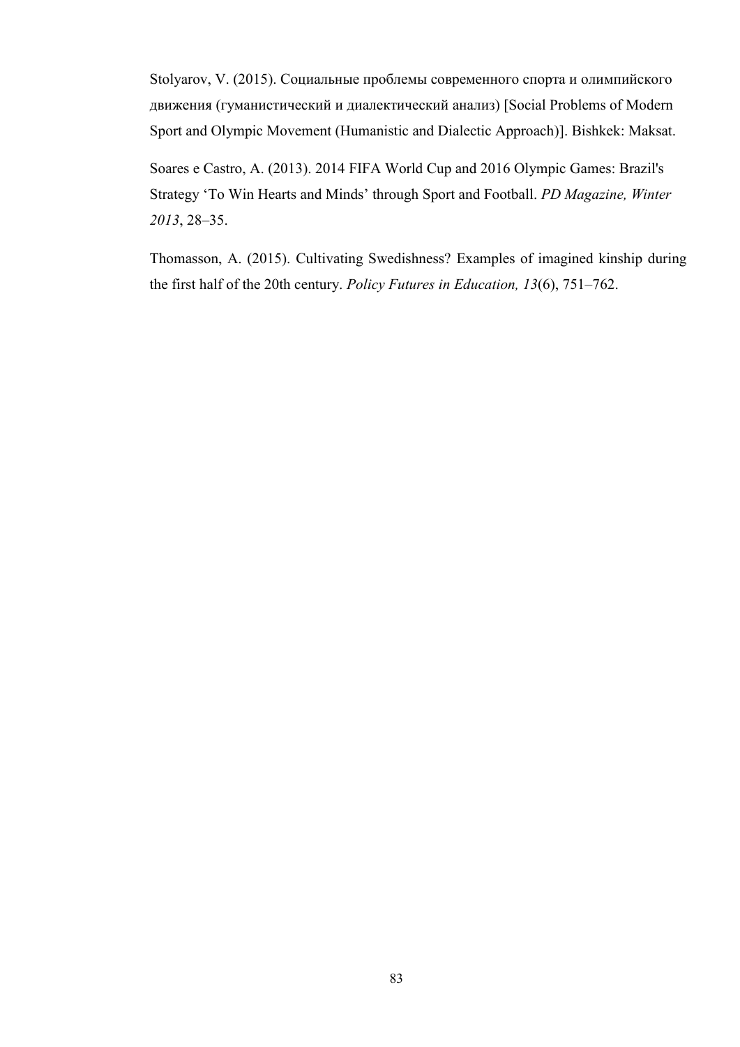Stolyarov, V. (2015). Социальные проблемы современного спорта и олимпийского движения (гуманистический и диалектический анализ) [Social Problems of Modern Sport and Olympic Movement (Humanistic and Dialectic Approach)]. Bishkek: Maksat.

Soares e Castro, A. (2013). 2014 FIFA World Cup and 2016 Olympic Games: Brazil's Strategy 'To Win Hearts and Minds' through Sport and Football. *PD Magazine, Winter 2013*, 28–35.

Thomasson, A. (2015). Cultivating Swedishness? Examples of imagined kinship during the first half of the 20th century. *Policy Futures in Education, 13*(6), 751–762.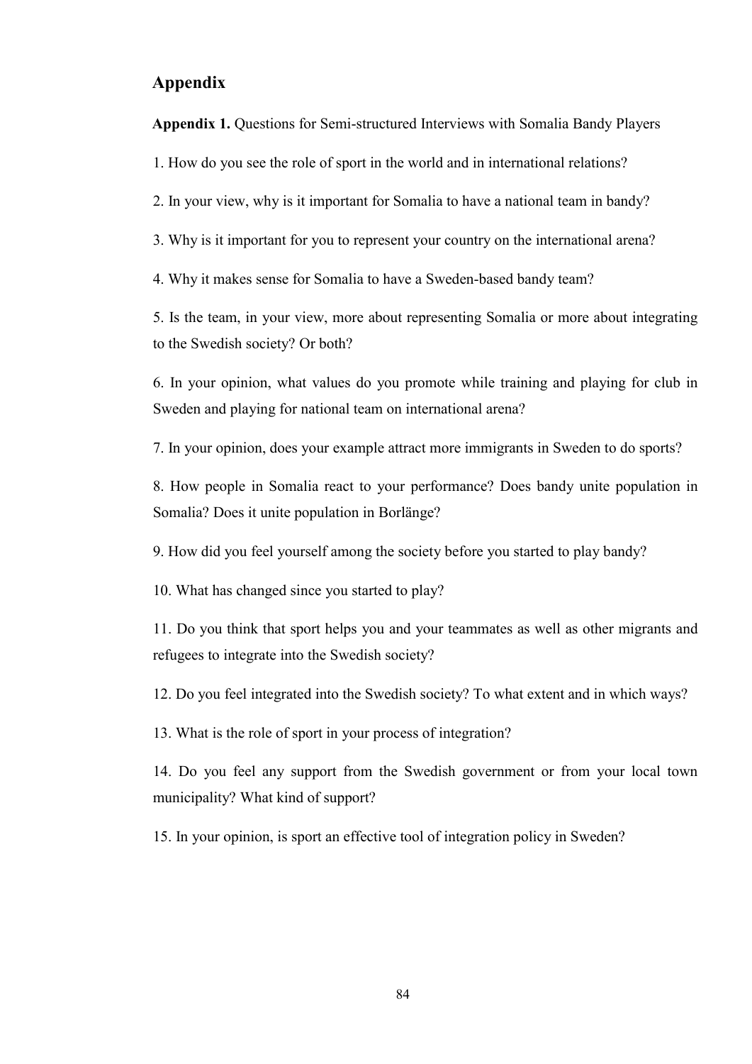# Appendix

**Appendix 1.** Questions for Semi-structured Interviews with Somalia Bandy Players

1. How do you see the role of sport in the world and in international relations?

2. In your view, why is it important for Somalia to have a national team in bandy?

3. Why is it important for you to represent your country on the international arena?

4. Why it makes sense for Somalia to have a Sweden-based bandy team?

5. Is the team, in your view, more about representing Somalia or more about integrating to the Swedish society? Or both?

6. In your opinion, what values do you promote while training and playing for club in Sweden and playing for national team on international arena?

7. In your opinion, does your example attract more immigrants in Sweden to do sports?

8. How people in Somalia react to your performance? Does bandy unite population in Somalia? Does it unite population in Borlänge?

9. How did you feel yourself among the society before you started to play bandy?

10. What has changed since you started to play?

11. Do you think that sport helps you and your teammates as well as other migrants and refugees to integrate into the Swedish society?

12. Do you feel integrated into the Swedish society? To what extent and in which ways?

13. What is the role of sport in your process of integration?

14. Do you feel any support from the Swedish government or from your local town municipality? What kind of support?

15. In your opinion, is sport an effective tool of integration policy in Sweden?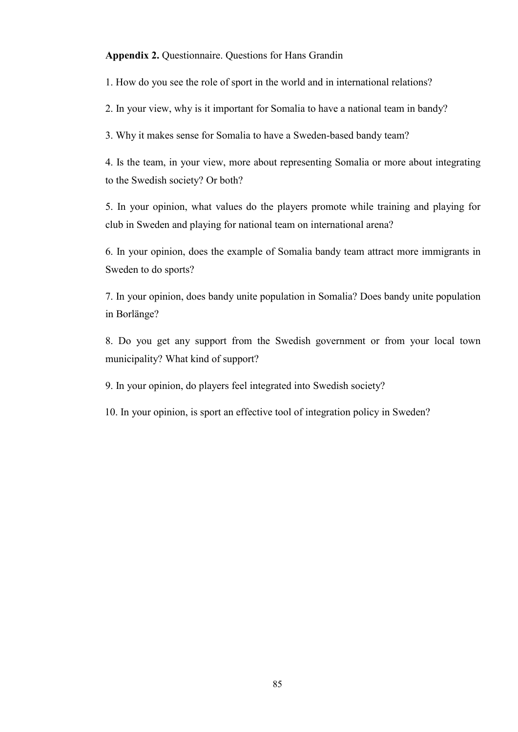**Appendix 2.** Questionnaire. Questions for Hans Grandin

1. How do you see the role of sport in the world and in international relations?

2. In your view, why is it important for Somalia to have a national team in bandy?

3. Why it makes sense for Somalia to have a Sweden-based bandy team?

4. Is the team, in your view, more about representing Somalia or more about integrating to the Swedish society? Or both?

5. In your opinion, what values do the players promote while training and playing for club in Sweden and playing for national team on international arena?

6. In your opinion, does the example of Somalia bandy team attract more immigrants in Sweden to do sports?

7. In your opinion, does bandy unite population in Somalia? Does bandy unite population in Borlänge?

8. Do you get any support from the Swedish government or from your local town municipality? What kind of support?

9. In your opinion, do players feel integrated into Swedish society?

10. In your opinion, is sport an effective tool of integration policy in Sweden?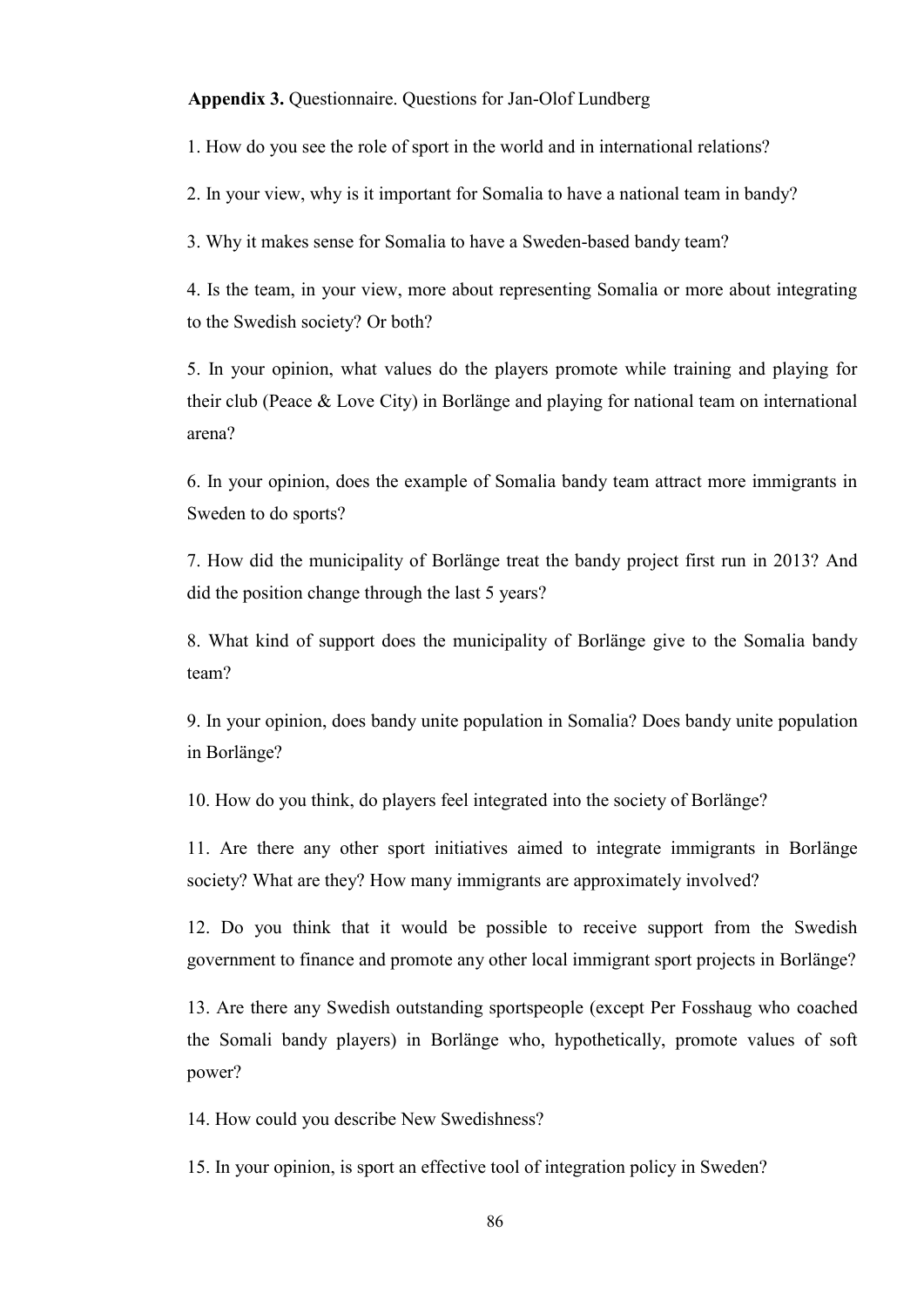**Appendix 3.** Questionnaire. Questions for Jan-Olof Lundberg

1. How do you see the role of sport in the world and in international relations?

2. In your view, why is it important for Somalia to have a national team in bandy?

3. Why it makes sense for Somalia to have a Sweden-based bandy team?

4. Is the team, in your view, more about representing Somalia or more about integrating to the Swedish society? Or both?

5. In your opinion, what values do the players promote while training and playing for their club (Peace & Love City) in Borlänge and playing for national team on international arena?

6. In your opinion, does the example of Somalia bandy team attract more immigrants in Sweden to do sports?

7. How did the municipality of Borlänge treat the bandy project first run in 2013? And did the position change through the last 5 years?

8. What kind of support does the municipality of Borlänge give to the Somalia bandy team?

9. In your opinion, does bandy unite population in Somalia? Does bandy unite population in Borlänge?

10. How do you think, do players feel integrated into the society of Borlänge?

11. Are there any other sport initiatives aimed to integrate immigrants in Borlänge society? What are they? How many immigrants are approximately involved?

12. Do you think that it would be possible to receive support from the Swedish government to finance and promote any other local immigrant sport projects in Borlänge?

13. Are there any Swedish outstanding sportspeople (except Per Fosshaug who coached the Somali bandy players) in Borlänge who, hypothetically, promote values of soft power?

14. How could you describe New Swedishness?

15. In your opinion, is sport an effective tool of integration policy in Sweden?